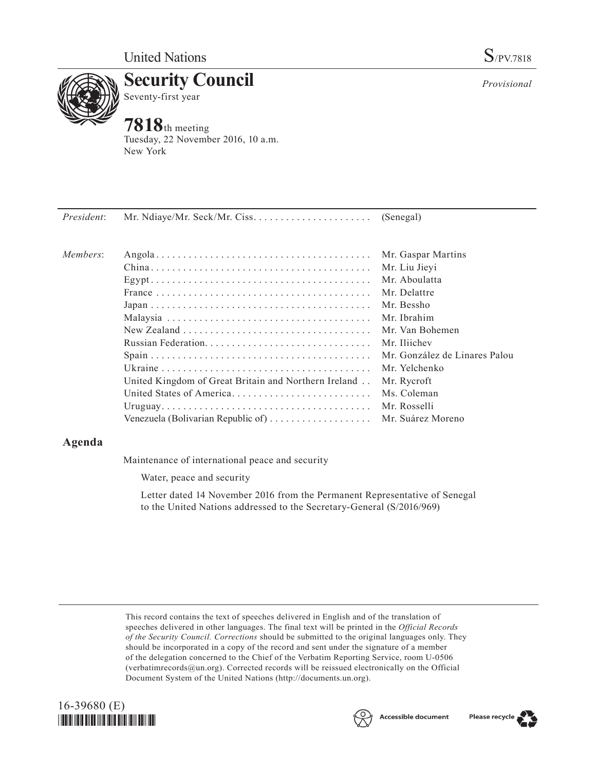United Nations

S/PV.7818

# Security Council

Seventy-first year

*Provisional*

## 7818th meeting

Tuesday, 22 November 2016, 10 a.m.
New York

| | | |
|---|---|---|
| *President*: | Mr. Ndiaye/Mr. Seck/Mr. Ciss | (Senegal) |
| *Members*: | Angola | Mr. Gaspar Martins |
| | China | Mr. Liu Jieyi |
| | Egypt | Mr. Aboulatta |
| | France | Mr. Delattre |
| | Japan | Mr. Bessho |
| | Malaysia | Mr. Ibrahim |
| | New Zealand | Mr. Van Bohemen |
| | Russian Federation | Mr. Iliichev |
| | Spain | Mr. González de Linares Palou |
| | Ukraine | Mr. Yelchenko |
| | United Kingdom of Great Britain and Northern Ireland | Mr. Rycroft |
| | United States of America | Ms. Coleman |
| | Uruguay | Mr. Rosselli |
| | Venezuela (Bolivarian Republic of) | Mr. Suárez Moreno |

## Agenda

Maintenance of international peace and security

Water, peace and security

Letter dated 14 November 2016 from the Permanent Representative of Senegal to the United Nations addressed to the Secretary-General (S/2016/969)

This record contains the text of speeches delivered in English and of the translation of speeches delivered in other languages. The final text will be printed in the *Official Records of the Security Council. Corrections* should be submitted to the original languages only. They should be incorporated in a copy of the record and sent under the signature of a member of the delegation concerned to the Chief of the Verbatim Reporting Service, room U-0506 (verbatimrecords@un.org). Corrected records will be reissued electronically on the Official Document System of the United Nations (http://documents.un.org).

16-39680 (E)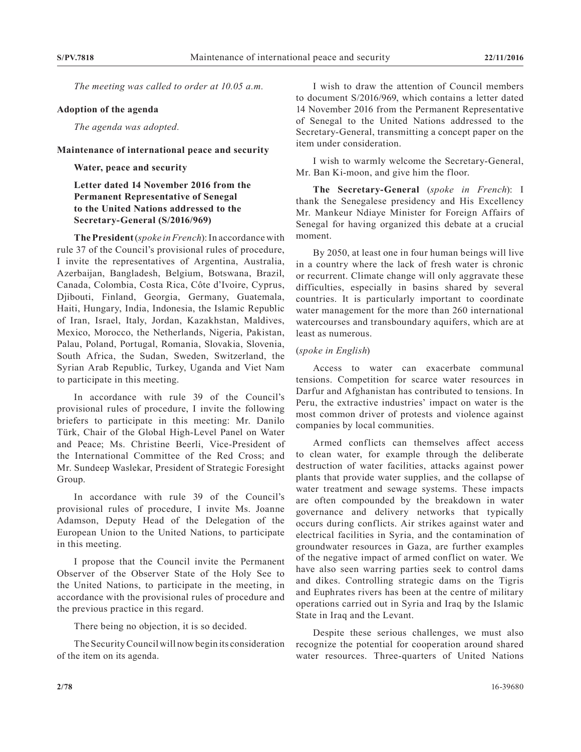*The meeting was called to order at 10.05 a.m.*

**Adoption of the agenda**

*The agenda was adopted.*

**Maintenance of international peace and security**

**Water, peace and security**

**Letter dated 14 November 2016 from the Permanent Representative of Senegal to the United Nations addressed to the Secretary-General (S/2016/969)**

**The President** (*spoke in French*): In accordance with rule 37 of the Council's provisional rules of procedure, I invite the representatives of Argentina, Australia, Azerbaijan, Bangladesh, Belgium, Botswana, Brazil, Canada, Colombia, Costa Rica, Côte d'Ivoire, Cyprus, Djibouti, Finland, Georgia, Germany, Guatemala, Haiti, Hungary, India, Indonesia, the Islamic Republic of Iran, Israel, Italy, Jordan, Kazakhstan, Maldives, Mexico, Morocco, the Netherlands, Nigeria, Pakistan, Palau, Poland, Portugal, Romania, Slovakia, Slovenia, South Africa, the Sudan, Sweden, Switzerland, the Syrian Arab Republic, Turkey, Uganda and Viet Nam to participate in this meeting.

In accordance with rule 39 of the Council's provisional rules of procedure, I invite the following briefers to participate in this meeting: Mr. Danilo Türk, Chair of the Global High-Level Panel on Water and Peace; Ms. Christine Beerli, Vice-President of the International Committee of the Red Cross; and Mr. Sundeep Waslekar, President of Strategic Foresight Group.

In accordance with rule 39 of the Council's provisional rules of procedure, I invite Ms. Joanne Adamson, Deputy Head of the Delegation of the European Union to the United Nations, to participate in this meeting.

I propose that the Council invite the Permanent Observer of the Observer State of the Holy See to the United Nations, to participate in the meeting, in accordance with the provisional rules of procedure and the previous practice in this regard.

There being no objection, it is so decided.

The Security Council will now begin its consideration of the item on its agenda.

I wish to draw the attention of Council members to document S/2016/969, which contains a letter dated 14 November 2016 from the Permanent Representative of Senegal to the United Nations addressed to the Secretary-General, transmitting a concept paper on the item under consideration.

I wish to warmly welcome the Secretary-General, Mr. Ban Ki-moon, and give him the floor.

**The Secretary-General** (*spoke in French*): I thank the Senegalese presidency and His Excellency Mr. Mankeur Ndiaye Minister for Foreign Affairs of Senegal for having organized this debate at a crucial moment.

By 2050, at least one in four human beings will live in a country where the lack of fresh water is chronic or recurrent. Climate change will only aggravate these difficulties, especially in basins shared by several countries. It is particularly important to coordinate water management for the more than 260 international watercourses and transboundary aquifers, which are at least as numerous.

(*spoke in English*)

Access to water can exacerbate communal tensions. Competition for scarce water resources in Darfur and Afghanistan has contributed to tensions. In Peru, the extractive industries' impact on water is the most common driver of protests and violence against companies by local communities.

Armed conflicts can themselves affect access to clean water, for example through the deliberate destruction of water facilities, attacks against power plants that provide water supplies, and the collapse of water treatment and sewage systems. These impacts are often compounded by the breakdown in water governance and delivery networks that typically occurs during conflicts. Air strikes against water and electrical facilities in Syria, and the contamination of groundwater resources in Gaza, are further examples of the negative impact of armed conflict on water. We have also seen warring parties seek to control dams and dikes. Controlling strategic dams on the Tigris and Euphrates rivers has been at the centre of military operations carried out in Syria and Iraq by the Islamic State in Iraq and the Levant.

Despite these serious challenges, we must also recognize the potential for cooperation around shared water resources. Three-quarters of United Nations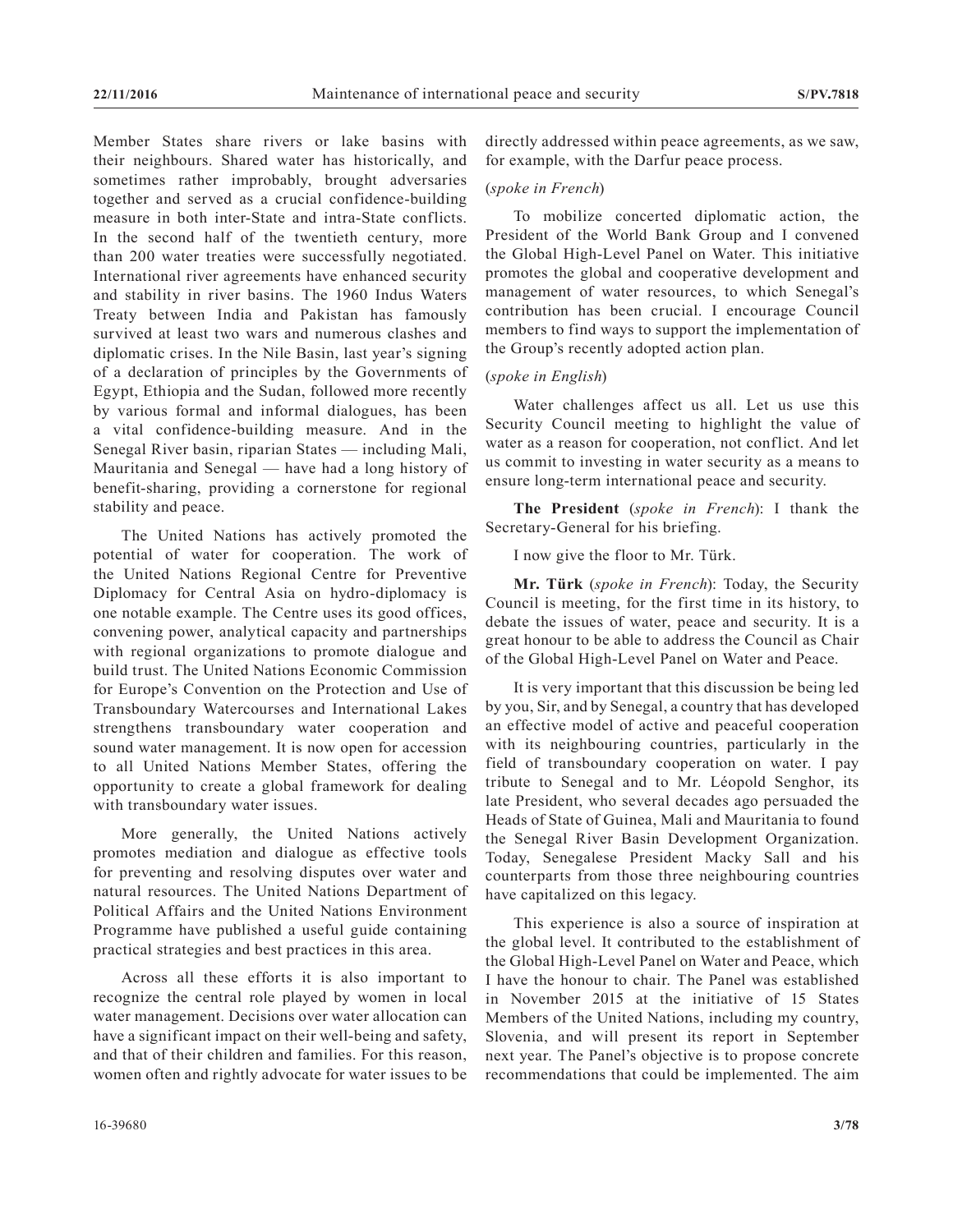Member States share rivers or lake basins with their neighbours. Shared water has historically, and sometimes rather improbably, brought adversaries together and served as a crucial confidence-building measure in both inter-State and intra-State conflicts. In the second half of the twentieth century, more than 200 water treaties were successfully negotiated. International river agreements have enhanced security and stability in river basins. The 1960 Indus Waters Treaty between India and Pakistan has famously survived at least two wars and numerous clashes and diplomatic crises. In the Nile Basin, last year's signing of a declaration of principles by the Governments of Egypt, Ethiopia and the Sudan, followed more recently by various formal and informal dialogues, has been a vital confidence-building measure. And in the Senegal River basin, riparian States — including Mali, Mauritania and Senegal — have had a long history of benefit-sharing, providing a cornerstone for regional stability and peace.

The United Nations has actively promoted the potential of water for cooperation. The work of the United Nations Regional Centre for Preventive Diplomacy for Central Asia on hydro-diplomacy is one notable example. The Centre uses its good offices, convening power, analytical capacity and partnerships with regional organizations to promote dialogue and build trust. The United Nations Economic Commission for Europe's Convention on the Protection and Use of Transboundary Watercourses and International Lakes strengthens transboundary water cooperation and sound water management. It is now open for accession to all United Nations Member States, offering the opportunity to create a global framework for dealing with transboundary water issues.

More generally, the United Nations actively promotes mediation and dialogue as effective tools for preventing and resolving disputes over water and natural resources. The United Nations Department of Political Affairs and the United Nations Environment Programme have published a useful guide containing practical strategies and best practices in this area.

Across all these efforts it is also important to recognize the central role played by women in local water management. Decisions over water allocation can have a significant impact on their well-being and safety, and that of their children and families. For this reason, women often and rightly advocate for water issues to be directly addressed within peace agreements, as we saw, for example, with the Darfur peace process.

(*spoke in French*)

To mobilize concerted diplomatic action, the President of the World Bank Group and I convened the Global High-Level Panel on Water. This initiative promotes the global and cooperative development and management of water resources, to which Senegal's contribution has been crucial. I encourage Council members to find ways to support the implementation of the Group's recently adopted action plan.

(*spoke in English*)

Water challenges affect us all. Let us use this Security Council meeting to highlight the value of water as a reason for cooperation, not conflict. And let us commit to investing in water security as a means to ensure long-term international peace and security.

**The President** (*spoke in French*): I thank the Secretary-General for his briefing.

I now give the floor to Mr. Türk.

**Mr. Türk** (*spoke in French*): Today, the Security Council is meeting, for the first time in its history, to debate the issues of water, peace and security. It is a great honour to be able to address the Council as Chair of the Global High-Level Panel on Water and Peace.

It is very important that this discussion be being led by you, Sir, and by Senegal, a country that has developed an effective model of active and peaceful cooperation with its neighbouring countries, particularly in the field of transboundary cooperation on water. I pay tribute to Senegal and to Mr. Léopold Senghor, its late President, who several decades ago persuaded the Heads of State of Guinea, Mali and Mauritania to found the Senegal River Basin Development Organization. Today, Senegalese President Macky Sall and his counterparts from those three neighbouring countries have capitalized on this legacy.

This experience is also a source of inspiration at the global level. It contributed to the establishment of the Global High-Level Panel on Water and Peace, which I have the honour to chair. The Panel was established in November 2015 at the initiative of 15 States Members of the United Nations, including my country, Slovenia, and will present its report in September next year. The Panel's objective is to propose concrete recommendations that could be implemented. The aim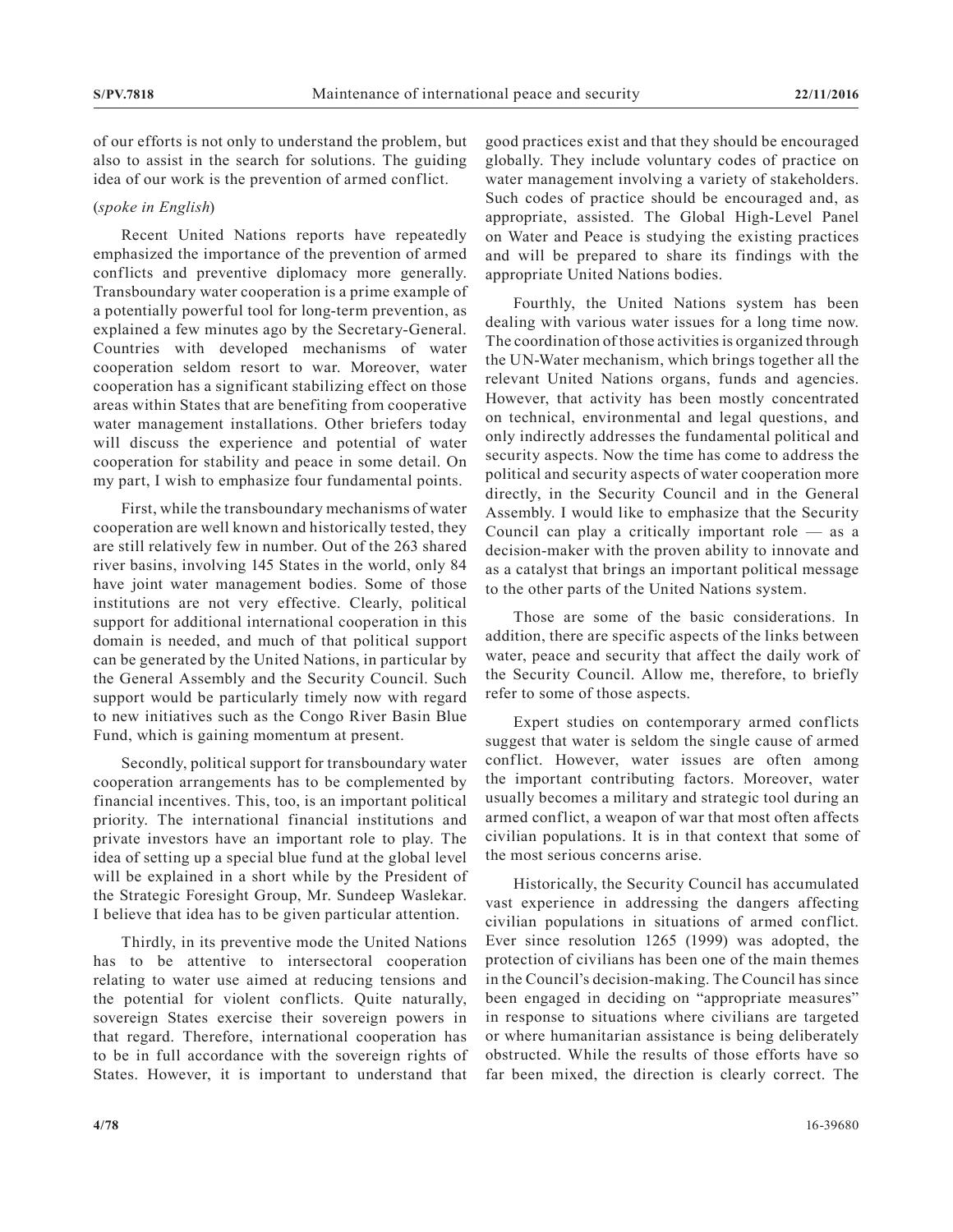of our efforts is not only to understand the problem, but also to assist in the search for solutions. The guiding idea of our work is the prevention of armed conflict.

(*spoke in English*)

Recent United Nations reports have repeatedly emphasized the importance of the prevention of armed conflicts and preventive diplomacy more generally. Transboundary water cooperation is a prime example of a potentially powerful tool for long-term prevention, as explained a few minutes ago by the Secretary-General. Countries with developed mechanisms of water cooperation seldom resort to war. Moreover, water cooperation has a significant stabilizing effect on those areas within States that are benefiting from cooperative water management installations. Other briefers today will discuss the experience and potential of water cooperation for stability and peace in some detail. On my part, I wish to emphasize four fundamental points.

First, while the transboundary mechanisms of water cooperation are well known and historically tested, they are still relatively few in number. Out of the 263 shared river basins, involving 145 States in the world, only 84 have joint water management bodies. Some of those institutions are not very effective. Clearly, political support for additional international cooperation in this domain is needed, and much of that political support can be generated by the United Nations, in particular by the General Assembly and the Security Council. Such support would be particularly timely now with regard to new initiatives such as the Congo River Basin Blue Fund, which is gaining momentum at present.

Secondly, political support for transboundary water cooperation arrangements has to be complemented by financial incentives. This, too, is an important political priority. The international financial institutions and private investors have an important role to play. The idea of setting up a special blue fund at the global level will be explained in a short while by the President of the Strategic Foresight Group, Mr. Sundeep Waslekar. I believe that idea has to be given particular attention.

Thirdly, in its preventive mode the United Nations has to be attentive to intersectoral cooperation relating to water use aimed at reducing tensions and the potential for violent conflicts. Quite naturally, sovereign States exercise their sovereign powers in that regard. Therefore, international cooperation has to be in full accordance with the sovereign rights of States. However, it is important to understand that good practices exist and that they should be encouraged globally. They include voluntary codes of practice on water management involving a variety of stakeholders. Such codes of practice should be encouraged and, as appropriate, assisted. The Global High-Level Panel on Water and Peace is studying the existing practices and will be prepared to share its findings with the appropriate United Nations bodies.

Fourthly, the United Nations system has been dealing with various water issues for a long time now. The coordination of those activities is organized through the UN-Water mechanism, which brings together all the relevant United Nations organs, funds and agencies. However, that activity has been mostly concentrated on technical, environmental and legal questions, and only indirectly addresses the fundamental political and security aspects. Now the time has come to address the political and security aspects of water cooperation more directly, in the Security Council and in the General Assembly. I would like to emphasize that the Security Council can play a critically important role — as a decision-maker with the proven ability to innovate and as a catalyst that brings an important political message to the other parts of the United Nations system.

Those are some of the basic considerations. In addition, there are specific aspects of the links between water, peace and security that affect the daily work of the Security Council. Allow me, therefore, to briefly refer to some of those aspects.

Expert studies on contemporary armed conflicts suggest that water is seldom the single cause of armed conflict. However, water issues are often among the important contributing factors. Moreover, water usually becomes a military and strategic tool during an armed conflict, a weapon of war that most often affects civilian populations. It is in that context that some of the most serious concerns arise.

Historically, the Security Council has accumulated vast experience in addressing the dangers affecting civilian populations in situations of armed conflict. Ever since resolution 1265 (1999) was adopted, the protection of civilians has been one of the main themes in the Council's decision-making. The Council has since been engaged in deciding on "appropriate measures" in response to situations where civilians are targeted or where humanitarian assistance is being deliberately obstructed. While the results of those efforts have so far been mixed, the direction is clearly correct. The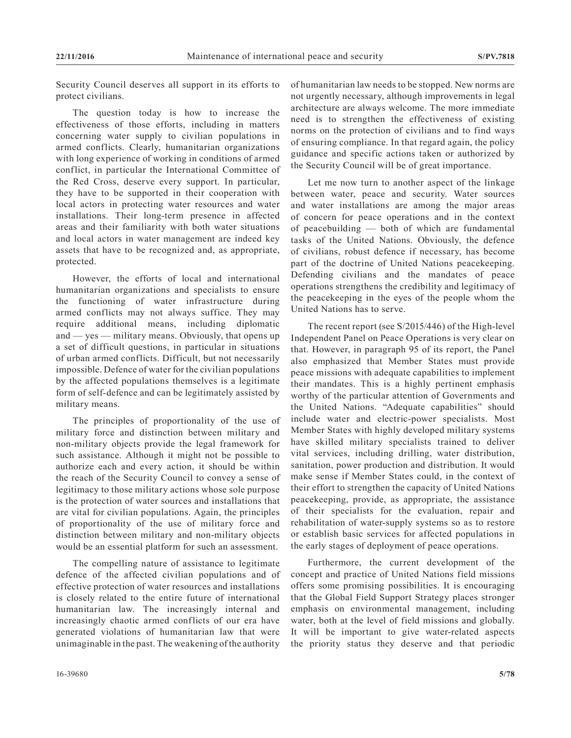Security Council deserves all support in its efforts to protect civilians.

The question today is how to increase the effectiveness of those efforts, including in matters concerning water supply to civilian populations in armed conflicts. Clearly, humanitarian organizations with long experience of working in conditions of armed conflict, in particular the International Committee of the Red Cross, deserve every support. In particular, they have to be supported in their cooperation with local actors in protecting water resources and water installations. Their long-term presence in affected areas and their familiarity with both water situations and local actors in water management are indeed key assets that have to be recognized and, as appropriate, protected.

However, the efforts of local and international humanitarian organizations and specialists to ensure the functioning of water infrastructure during armed conflicts may not always suffice. They may require additional means, including diplomatic and — yes — military means. Obviously, that opens up a set of difficult questions, in particular in situations of urban armed conflicts. Difficult, but not necessarily impossible. Defence of water for the civilian populations by the affected populations themselves is a legitimate form of self-defence and can be legitimately assisted by military means.

The principles of proportionality of the use of military force and distinction between military and non-military objects provide the legal framework for such assistance. Although it might not be possible to authorize each and every action, it should be within the reach of the Security Council to convey a sense of legitimacy to those military actions whose sole purpose is the protection of water sources and installations that are vital for civilian populations. Again, the principles of proportionality of the use of military force and distinction between military and non-military objects would be an essential platform for such an assessment.

The compelling nature of assistance to legitimate defence of the affected civilian populations and of effective protection of water resources and installations is closely related to the entire future of international humanitarian law. The increasingly internal and increasingly chaotic armed conflicts of our era have generated violations of humanitarian law that were unimaginable in the past. The weakening of the authority of humanitarian law needs to be stopped. New norms are not urgently necessary, although improvements in legal architecture are always welcome. The more immediate need is to strengthen the effectiveness of existing norms on the protection of civilians and to find ways of ensuring compliance. In that regard again, the policy guidance and specific actions taken or authorized by the Security Council will be of great importance.

Let me now turn to another aspect of the linkage between water, peace and security. Water sources and water installations are among the major areas of concern for peace operations and in the context of peacebuilding — both of which are fundamental tasks of the United Nations. Obviously, the defence of civilians, robust defence if necessary, has become part of the doctrine of United Nations peacekeeping. Defending civilians and the mandates of peace operations strengthens the credibility and legitimacy of the peacekeeping in the eyes of the people whom the United Nations has to serve.

The recent report (see S/2015/446) of the High-level Independent Panel on Peace Operations is very clear on that. However, in paragraph 95 of its report, the Panel also emphasized that Member States must provide peace missions with adequate capabilities to implement their mandates. This is a highly pertinent emphasis worthy of the particular attention of Governments and the United Nations. "Adequate capabilities" should include water and electric-power specialists. Most Member States with highly developed military systems have skilled military specialists trained to deliver vital services, including drilling, water distribution, sanitation, power production and distribution. It would make sense if Member States could, in the context of their effort to strengthen the capacity of United Nations peacekeeping, provide, as appropriate, the assistance of their specialists for the evaluation, repair and rehabilitation of water-supply systems so as to restore or establish basic services for affected populations in the early stages of deployment of peace operations.

Furthermore, the current development of the concept and practice of United Nations field missions offers some promising possibilities. It is encouraging that the Global Field Support Strategy places stronger emphasis on environmental management, including water, both at the level of field missions and globally. It will be important to give water-related aspects the priority status they deserve and that periodic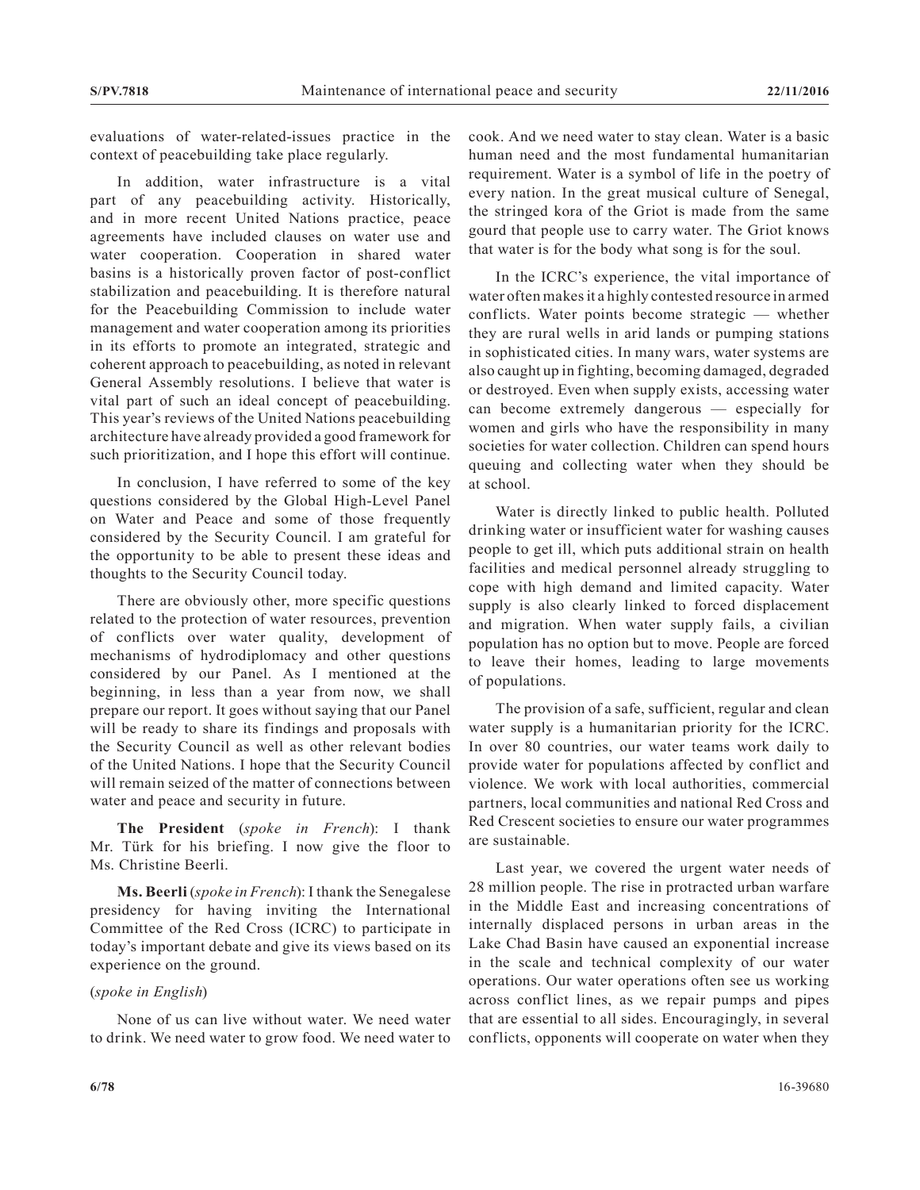evaluations of water-related-issues practice in the context of peacebuilding take place regularly.

In addition, water infrastructure is a vital part of any peacebuilding activity. Historically, and in more recent United Nations practice, peace agreements have included clauses on water use and water cooperation. Cooperation in shared water basins is a historically proven factor of post-conflict stabilization and peacebuilding. It is therefore natural for the Peacebuilding Commission to include water management and water cooperation among its priorities in its efforts to promote an integrated, strategic and coherent approach to peacebuilding, as noted in relevant General Assembly resolutions. I believe that water is vital part of such an ideal concept of peacebuilding. This year's reviews of the United Nations peacebuilding architecture have already provided a good framework for such prioritization, and I hope this effort will continue.

In conclusion, I have referred to some of the key questions considered by the Global High-Level Panel on Water and Peace and some of those frequently considered by the Security Council. I am grateful for the opportunity to be able to present these ideas and thoughts to the Security Council today.

There are obviously other, more specific questions related to the protection of water resources, prevention of conflicts over water quality, development of mechanisms of hydrodiplomacy and other questions considered by our Panel. As I mentioned at the beginning, in less than a year from now, we shall prepare our report. It goes without saying that our Panel will be ready to share its findings and proposals with the Security Council as well as other relevant bodies of the United Nations. I hope that the Security Council will remain seized of the matter of connections between water and peace and security in future.

**The President** (*spoke in French*): I thank Mr. Türk for his briefing. I now give the floor to Ms. Christine Beerli.

**Ms. Beerli** (*spoke in French*): I thank the Senegalese presidency for having inviting the International Committee of the Red Cross (ICRC) to participate in today's important debate and give its views based on its experience on the ground.

(*spoke in English*)

None of us can live without water. We need water to drink. We need water to grow food. We need water to cook. And we need water to stay clean. Water is a basic human need and the most fundamental humanitarian requirement. Water is a symbol of life in the poetry of every nation. In the great musical culture of Senegal, the stringed kora of the Griot is made from the same gourd that people use to carry water. The Griot knows that water is for the body what song is for the soul.

In the ICRC's experience, the vital importance of water often makes it a highly contested resource in armed conflicts. Water points become strategic — whether they are rural wells in arid lands or pumping stations in sophisticated cities. In many wars, water systems are also caught up in fighting, becoming damaged, degraded or destroyed. Even when supply exists, accessing water can become extremely dangerous — especially for women and girls who have the responsibility in many societies for water collection. Children can spend hours queuing and collecting water when they should be at school.

Water is directly linked to public health. Polluted drinking water or insufficient water for washing causes people to get ill, which puts additional strain on health facilities and medical personnel already struggling to cope with high demand and limited capacity. Water supply is also clearly linked to forced displacement and migration. When water supply fails, a civilian population has no option but to move. People are forced to leave their homes, leading to large movements of populations.

The provision of a safe, sufficient, regular and clean water supply is a humanitarian priority for the ICRC. In over 80 countries, our water teams work daily to provide water for populations affected by conflict and violence. We work with local authorities, commercial partners, local communities and national Red Cross and Red Crescent societies to ensure our water programmes are sustainable.

Last year, we covered the urgent water needs of 28 million people. The rise in protracted urban warfare in the Middle East and increasing concentrations of internally displaced persons in urban areas in the Lake Chad Basin have caused an exponential increase in the scale and technical complexity of our water operations. Our water operations often see us working across conflict lines, as we repair pumps and pipes that are essential to all sides. Encouragingly, in several conflicts, opponents will cooperate on water when they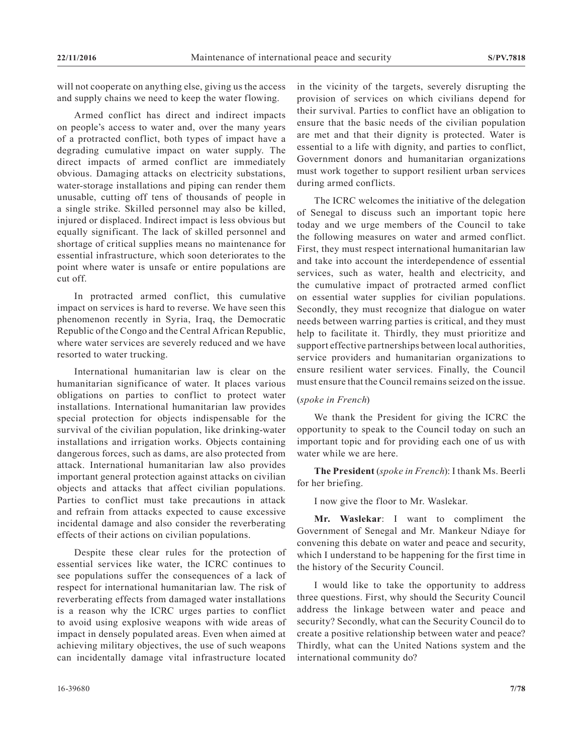will not cooperate on anything else, giving us the access and supply chains we need to keep the water flowing.

Armed conflict has direct and indirect impacts on people's access to water and, over the many years of a protracted conflict, both types of impact have a degrading cumulative impact on water supply. The direct impacts of armed conflict are immediately obvious. Damaging attacks on electricity substations, water-storage installations and piping can render them unusable, cutting off tens of thousands of people in a single strike. Skilled personnel may also be killed, injured or displaced. Indirect impact is less obvious but equally significant. The lack of skilled personnel and shortage of critical supplies means no maintenance for essential infrastructure, which soon deteriorates to the point where water is unsafe or entire populations are cut off.

In protracted armed conflict, this cumulative impact on services is hard to reverse. We have seen this phenomenon recently in Syria, Iraq, the Democratic Republic of the Congo and the Central African Republic, where water services are severely reduced and we have resorted to water trucking.

International humanitarian law is clear on the humanitarian significance of water. It places various obligations on parties to conflict to protect water installations. International humanitarian law provides special protection for objects indispensable for the survival of the civilian population, like drinking-water installations and irrigation works. Objects containing dangerous forces, such as dams, are also protected from attack. International humanitarian law also provides important general protection against attacks on civilian objects and attacks that affect civilian populations. Parties to conflict must take precautions in attack and refrain from attacks expected to cause excessive incidental damage and also consider the reverberating effects of their actions on civilian populations.

Despite these clear rules for the protection of essential services like water, the ICRC continues to see populations suffer the consequences of a lack of respect for international humanitarian law. The risk of reverberating effects from damaged water installations is a reason why the ICRC urges parties to conflict to avoid using explosive weapons with wide areas of impact in densely populated areas. Even when aimed at achieving military objectives, the use of such weapons can incidentally damage vital infrastructure located in the vicinity of the targets, severely disrupting the provision of services on which civilians depend for their survival. Parties to conflict have an obligation to ensure that the basic needs of the civilian population are met and that their dignity is protected. Water is essential to a life with dignity, and parties to conflict, Government donors and humanitarian organizations must work together to support resilient urban services during armed conflicts.

The ICRC welcomes the initiative of the delegation of Senegal to discuss such an important topic here today and we urge members of the Council to take the following measures on water and armed conflict. First, they must respect international humanitarian law and take into account the interdependence of essential services, such as water, health and electricity, and the cumulative impact of protracted armed conflict on essential water supplies for civilian populations. Secondly, they must recognize that dialogue on water needs between warring parties is critical, and they must help to facilitate it. Thirdly, they must prioritize and support effective partnerships between local authorities, service providers and humanitarian organizations to ensure resilient water services. Finally, the Council must ensure that the Council remains seized on the issue.

(*spoke in French*)

We thank the President for giving the ICRC the opportunity to speak to the Council today on such an important topic and for providing each one of us with water while we are here.

**The President** (*spoke in French*): I thank Ms. Beerli for her briefing.

I now give the floor to Mr. Waslekar.

**Mr. Waslekar**: I want to compliment the Government of Senegal and Mr. Mankeur Ndiaye for convening this debate on water and peace and security, which I understand to be happening for the first time in the history of the Security Council.

I would like to take the opportunity to address three questions. First, why should the Security Council address the linkage between water and peace and security? Secondly, what can the Security Council do to create a positive relationship between water and peace? Thirdly, what can the United Nations system and the international community do?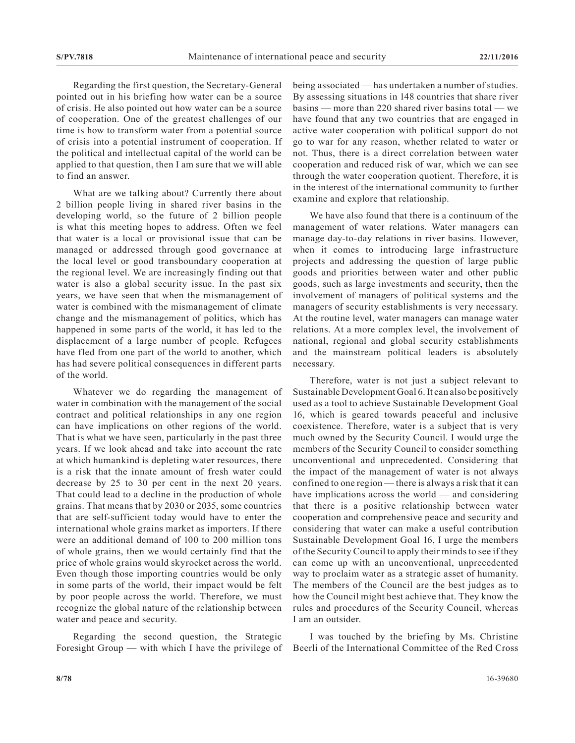Regarding the first question, the Secretary-General pointed out in his briefing how water can be a source of crisis. He also pointed out how water can be a source of cooperation. One of the greatest challenges of our time is how to transform water from a potential source of crisis into a potential instrument of cooperation. If the political and intellectual capital of the world can be applied to that question, then I am sure that we will able to find an answer.

What are we talking about? Currently there about 2 billion people living in shared river basins in the developing world, so the future of 2 billion people is what this meeting hopes to address. Often we feel that water is a local or provisional issue that can be managed or addressed through good governance at the local level or good transboundary cooperation at the regional level. We are increasingly finding out that water is also a global security issue. In the past six years, we have seen that when the mismanagement of water is combined with the mismanagement of climate change and the mismanagement of politics, which has happened in some parts of the world, it has led to the displacement of a large number of people. Refugees have fled from one part of the world to another, which has had severe political consequences in different parts of the world.

Whatever we do regarding the management of water in combination with the management of the social contract and political relationships in any one region can have implications on other regions of the world. That is what we have seen, particularly in the past three years. If we look ahead and take into account the rate at which humankind is depleting water resources, there is a risk that the innate amount of fresh water could decrease by 25 to 30 per cent in the next 20 years. That could lead to a decline in the production of whole grains. That means that by 2030 or 2035, some countries that are self-sufficient today would have to enter the international whole grains market as importers. If there were an additional demand of 100 to 200 million tons of whole grains, then we would certainly find that the price of whole grains would skyrocket across the world. Even though those importing countries would be only in some parts of the world, their impact would be felt by poor people across the world. Therefore, we must recognize the global nature of the relationship between water and peace and security.

Regarding the second question, the Strategic Foresight Group — with which I have the privilege of being associated — has undertaken a number of studies. By assessing situations in 148 countries that share river basins — more than 220 shared river basins total — we have found that any two countries that are engaged in active water cooperation with political support do not go to war for any reason, whether related to water or not. Thus, there is a direct correlation between water cooperation and reduced risk of war, which we can see through the water cooperation quotient. Therefore, it is in the interest of the international community to further examine and explore that relationship.

We have also found that there is a continuum of the management of water relations. Water managers can manage day-to-day relations in river basins. However, when it comes to introducing large infrastructure projects and addressing the question of large public goods and priorities between water and other public goods, such as large investments and security, then the involvement of managers of political systems and the managers of security establishments is very necessary. At the routine level, water managers can manage water relations. At a more complex level, the involvement of national, regional and global security establishments and the mainstream political leaders is absolutely necessary.

Therefore, water is not just a subject relevant to Sustainable Development Goal 6. It can also be positively used as a tool to achieve Sustainable Development Goal 16, which is geared towards peaceful and inclusive coexistence. Therefore, water is a subject that is very much owned by the Security Council. I would urge the members of the Security Council to consider something unconventional and unprecedented. Considering that the impact of the management of water is not always confined to one region — there is always a risk that it can have implications across the world — and considering that there is a positive relationship between water cooperation and comprehensive peace and security and considering that water can make a useful contribution Sustainable Development Goal 16, I urge the members of the Security Council to apply their minds to see if they can come up with an unconventional, unprecedented way to proclaim water as a strategic asset of humanity. The members of the Council are the best judges as to how the Council might best achieve that. They know the rules and procedures of the Security Council, whereas I am an outsider.

I was touched by the briefing by Ms. Christine Beerli of the International Committee of the Red Cross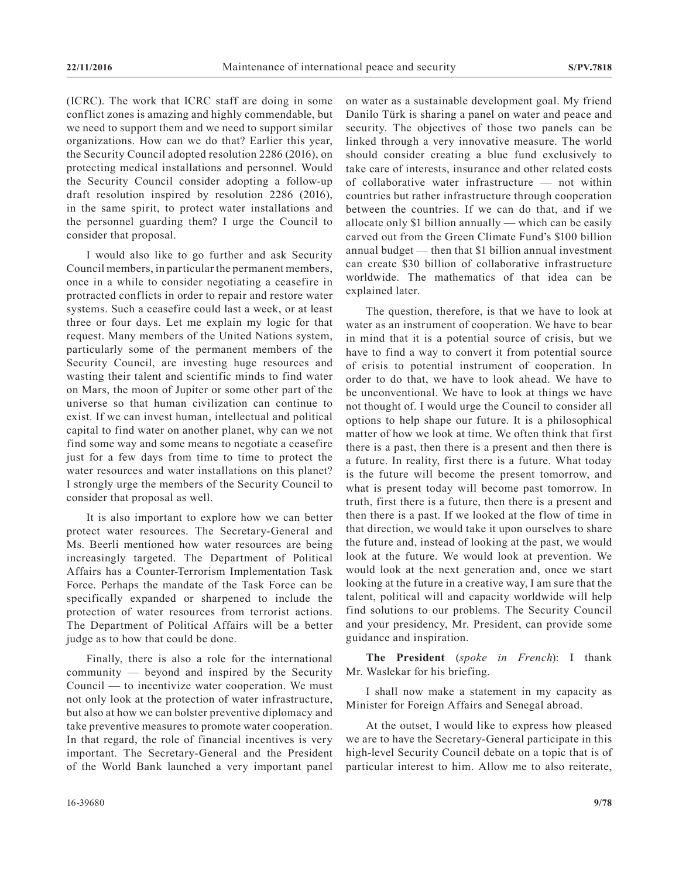(ICRC). The work that ICRC staff are doing in some conflict zones is amazing and highly commendable, but we need to support them and we need to support similar organizations. How can we do that? Earlier this year, the Security Council adopted resolution 2286 (2016), on protecting medical installations and personnel. Would the Security Council consider adopting a follow-up draft resolution inspired by resolution 2286 (2016), in the same spirit, to protect water installations and the personnel guarding them? I urge the Council to consider that proposal.

I would also like to go further and ask Security Council members, in particular the permanent members, once in a while to consider negotiating a ceasefire in protracted conflicts in order to repair and restore water systems. Such a ceasefire could last a week, or at least three or four days. Let me explain my logic for that request. Many members of the United Nations system, particularly some of the permanent members of the Security Council, are investing huge resources and wasting their talent and scientific minds to find water on Mars, the moon of Jupiter or some other part of the universe so that human civilization can continue to exist. If we can invest human, intellectual and political capital to find water on another planet, why can we not find some way and some means to negotiate a ceasefire just for a few days from time to time to protect the water resources and water installations on this planet? I strongly urge the members of the Security Council to consider that proposal as well.

It is also important to explore how we can better protect water resources. The Secretary-General and Ms. Beerli mentioned how water resources are being increasingly targeted. The Department of Political Affairs has a Counter-Terrorism Implementation Task Force. Perhaps the mandate of the Task Force can be specifically expanded or sharpened to include the protection of water resources from terrorist actions. The Department of Political Affairs will be a better judge as to how that could be done.

Finally, there is also a role for the international community — beyond and inspired by the Security Council — to incentivize water cooperation. We must not only look at the protection of water infrastructure, but also at how we can bolster preventive diplomacy and take preventive measures to promote water cooperation. In that regard, the role of financial incentives is very important. The Secretary-General and the President of the World Bank launched a very important panel on water as a sustainable development goal. My friend Danilo Türk is sharing a panel on water and peace and security. The objectives of those two panels can be linked through a very innovative measure. The world should consider creating a blue fund exclusively to take care of interests, insurance and other related costs of collaborative water infrastructure — not within countries but rather infrastructure through cooperation between the countries. If we can do that, and if we allocate only $1 billion annually — which can be easily carved out from the Green Climate Fund's $100 billion annual budget — then that $1 billion annual investment can create $30 billion of collaborative infrastructure worldwide. The mathematics of that idea can be explained later.

The question, therefore, is that we have to look at water as an instrument of cooperation. We have to bear in mind that it is a potential source of crisis, but we have to find a way to convert it from potential source of crisis to potential instrument of cooperation. In order to do that, we have to look ahead. We have to be unconventional. We have to look at things we have not thought of. I would urge the Council to consider all options to help shape our future. It is a philosophical matter of how we look at time. We often think that first there is a past, then there is a present and then there is a future. In reality, first there is a future. What today is the future will become the present tomorrow, and what is present today will become past tomorrow. In truth, first there is a future, then there is a present and then there is a past. If we looked at the flow of time in that direction, we would take it upon ourselves to share the future and, instead of looking at the past, we would look at the future. We would look at prevention. We would look at the next generation and, once we start looking at the future in a creative way, I am sure that the talent, political will and capacity worldwide will help find solutions to our problems. The Security Council and your presidency, Mr. President, can provide some guidance and inspiration.

**The President** (*spoke in French*): I thank Mr. Waslekar for his briefing.

I shall now make a statement in my capacity as Minister for Foreign Affairs and Senegal abroad.

At the outset, I would like to express how pleased we are to have the Secretary-General participate in this high-level Security Council debate on a topic that is of particular interest to him. Allow me to also reiterate,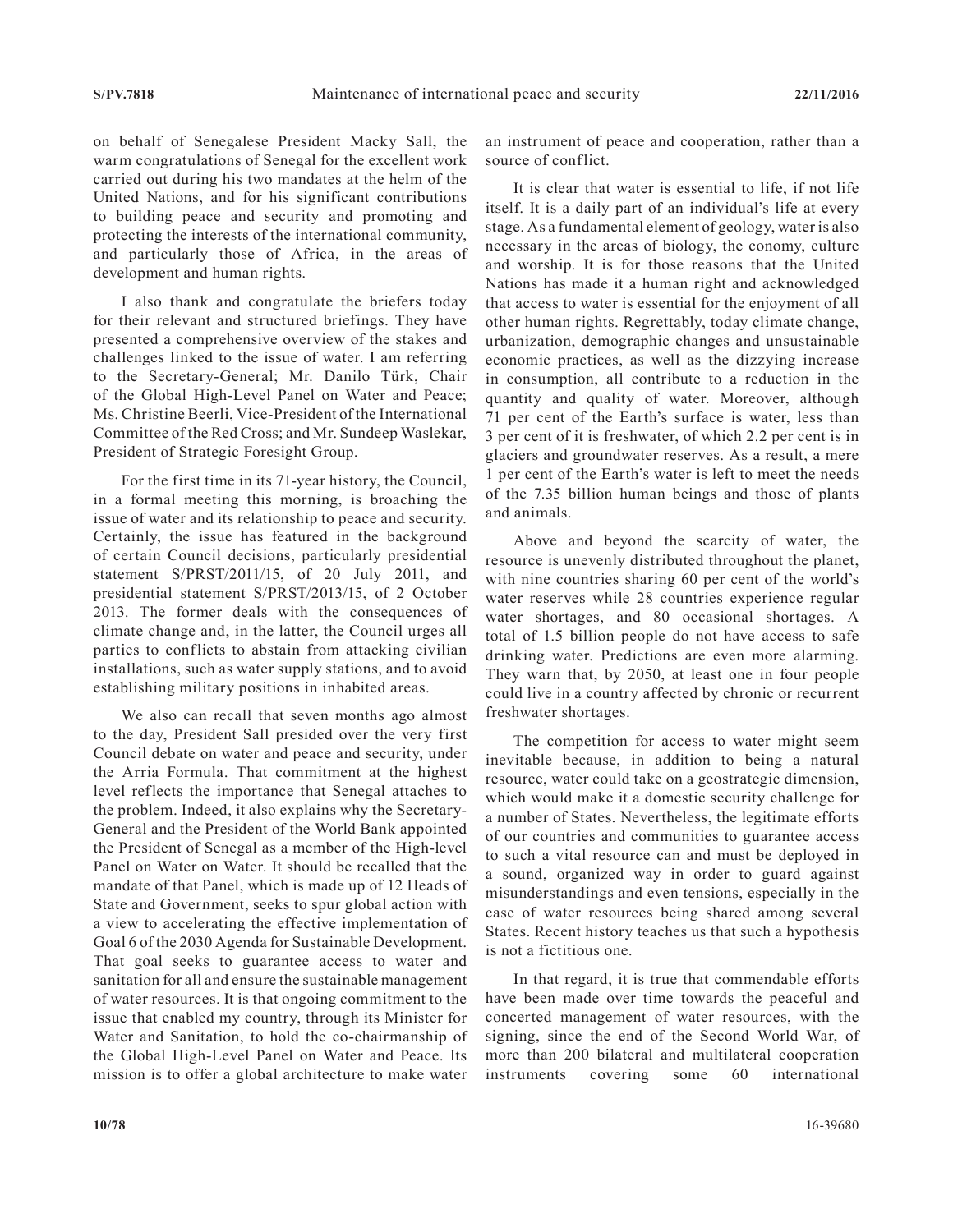on behalf of Senegalese President Macky Sall, the warm congratulations of Senegal for the excellent work carried out during his two mandates at the helm of the United Nations, and for his significant contributions to building peace and security and promoting and protecting the interests of the international community, and particularly those of Africa, in the areas of development and human rights.

I also thank and congratulate the briefers today for their relevant and structured briefings. They have presented a comprehensive overview of the stakes and challenges linked to the issue of water. I am referring to the Secretary-General; Mr. Danilo Türk, Chair of the Global High-Level Panel on Water and Peace; Ms. Christine Beerli, Vice-President of the International Committee of the Red Cross; and Mr. Sundeep Waslekar, President of Strategic Foresight Group.

For the first time in its 71-year history, the Council, in a formal meeting this morning, is broaching the issue of water and its relationship to peace and security. Certainly, the issue has featured in the background of certain Council decisions, particularly presidential statement S/PRST/2011/15, of 20 July 2011, and presidential statement S/PRST/2013/15, of 2 October 2013. The former deals with the consequences of climate change and, in the latter, the Council urges all parties to conflicts to abstain from attacking civilian installations, such as water supply stations, and to avoid establishing military positions in inhabited areas.

We also can recall that seven months ago almost to the day, President Sall presided over the very first Council debate on water and peace and security, under the Arria Formula. That commitment at the highest level reflects the importance that Senegal attaches to the problem. Indeed, it also explains why the Secretary-General and the President of the World Bank appointed the President of Senegal as a member of the High-level Panel on Water on Water. It should be recalled that the mandate of that Panel, which is made up of 12 Heads of State and Government, seeks to spur global action with a view to accelerating the effective implementation of Goal 6 of the 2030 Agenda for Sustainable Development. That goal seeks to guarantee access to water and sanitation for all and ensure the sustainable management of water resources. It is that ongoing commitment to the issue that enabled my country, through its Minister for Water and Sanitation, to hold the co-chairmanship of the Global High-Level Panel on Water and Peace. Its mission is to offer a global architecture to make water an instrument of peace and cooperation, rather than a source of conflict.

It is clear that water is essential to life, if not life itself. It is a daily part of an individual's life at every stage. As a fundamental element of geology, water is also necessary in the areas of biology, the conomy, culture and worship. It is for those reasons that the United Nations has made it a human right and acknowledged that access to water is essential for the enjoyment of all other human rights. Regrettably, today climate change, urbanization, demographic changes and unsustainable economic practices, as well as the dizzying increase in consumption, all contribute to a reduction in the quantity and quality of water. Moreover, although 71 per cent of the Earth's surface is water, less than 3 per cent of it is freshwater, of which 2.2 per cent is in glaciers and groundwater reserves. As a result, a mere 1 per cent of the Earth's water is left to meet the needs of the 7.35 billion human beings and those of plants and animals.

Above and beyond the scarcity of water, the resource is unevenly distributed throughout the planet, with nine countries sharing 60 per cent of the world's water reserves while 28 countries experience regular water shortages, and 80 occasional shortages. A total of 1.5 billion people do not have access to safe drinking water. Predictions are even more alarming. They warn that, by 2050, at least one in four people could live in a country affected by chronic or recurrent freshwater shortages.

The competition for access to water might seem inevitable because, in addition to being a natural resource, water could take on a geostrategic dimension, which would make it a domestic security challenge for a number of States. Nevertheless, the legitimate efforts of our countries and communities to guarantee access to such a vital resource can and must be deployed in a sound, organized way in order to guard against misunderstandings and even tensions, especially in the case of water resources being shared among several States. Recent history teaches us that such a hypothesis is not a fictitious one.

In that regard, it is true that commendable efforts have been made over time towards the peaceful and concerted management of water resources, with the signing, since the end of the Second World War, of more than 200 bilateral and multilateral cooperation instruments covering some 60 international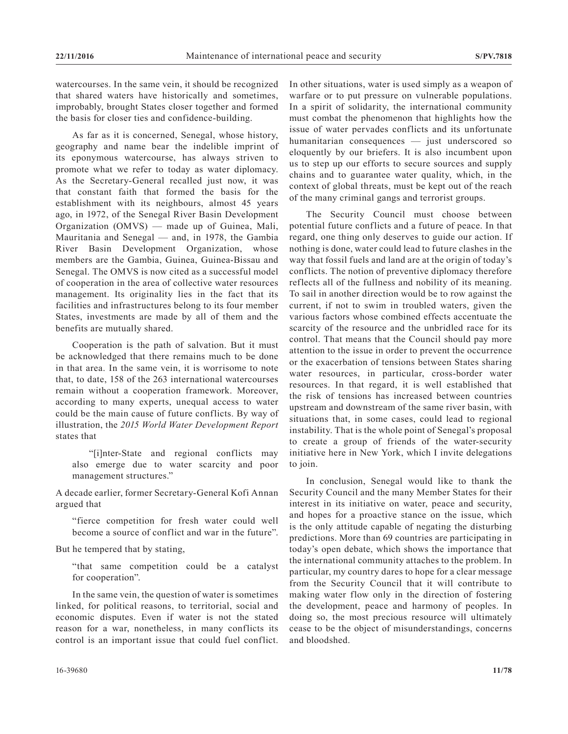watercourses. In the same vein, it should be recognized that shared waters have historically and sometimes, improbably, brought States closer together and formed the basis for closer ties and confidence-building.

As far as it is concerned, Senegal, whose history, geography and name bear the indelible imprint of its eponymous watercourse, has always striven to promote what we refer to today as water diplomacy. As the Secretary-General recalled just now, it was that constant faith that formed the basis for the establishment with its neighbours, almost 45 years ago, in 1972, of the Senegal River Basin Development Organization (OMVS) — made up of Guinea, Mali, Mauritania and Senegal — and, in 1978, the Gambia River Basin Development Organization, whose members are the Gambia, Guinea, Guinea-Bissau and Senegal. The OMVS is now cited as a successful model of cooperation in the area of collective water resources management. Its originality lies in the fact that its facilities and infrastructures belong to its four member States, investments are made by all of them and the benefits are mutually shared.

Cooperation is the path of salvation. But it must be acknowledged that there remains much to be done in that area. In the same vein, it is worrisome to note that, to date, 158 of the 263 international watercourses remain without a cooperation framework. Moreover, according to many experts, unequal access to water could be the main cause of future conflicts. By way of illustration, the *2015 World Water Development Report* states that

> "[i]nter-State and regional conflicts may also emerge due to water scarcity and poor management structures."

A decade earlier, former Secretary-General Kofi Annan argued that

> "fierce competition for fresh water could well become a source of conflict and war in the future".

But he tempered that by stating,

> "that same competition could be a catalyst for cooperation".

In the same vein, the question of water is sometimes linked, for political reasons, to territorial, social and economic disputes. Even if water is not the stated reason for a war, nonetheless, in many conflicts its control is an important issue that could fuel conflict. In other situations, water is used simply as a weapon of warfare or to put pressure on vulnerable populations. In a spirit of solidarity, the international community must combat the phenomenon that highlights how the issue of water pervades conflicts and its unfortunate humanitarian consequences — just underscored so eloquently by our briefers. It is also incumbent upon us to step up our efforts to secure sources and supply chains and to guarantee water quality, which, in the context of global threats, must be kept out of the reach of the many criminal gangs and terrorist groups.

The Security Council must choose between potential future conflicts and a future of peace. In that regard, one thing only deserves to guide our action. If nothing is done, water could lead to future clashes in the way that fossil fuels and land are at the origin of today's conflicts. The notion of preventive diplomacy therefore reflects all of the fullness and nobility of its meaning. To sail in another direction would be to row against the current, if not to swim in troubled waters, given the various factors whose combined effects accentuate the scarcity of the resource and the unbridled race for its control. That means that the Council should pay more attention to the issue in order to prevent the occurrence or the exacerbation of tensions between States sharing water resources, in particular, cross-border water resources. In that regard, it is well established that the risk of tensions has increased between countries upstream and downstream of the same river basin, with situations that, in some cases, could lead to regional instability. That is the whole point of Senegal's proposal to create a group of friends of the water-security initiative here in New York, which I invite delegations to join.

In conclusion, Senegal would like to thank the Security Council and the many Member States for their interest in its initiative on water, peace and security, and hopes for a proactive stance on the issue, which is the only attitude capable of negating the disturbing predictions. More than 69 countries are participating in today's open debate, which shows the importance that the international community attaches to the problem. In particular, my country dares to hope for a clear message from the Security Council that it will contribute to making water flow only in the direction of fostering the development, peace and harmony of peoples. In doing so, the most precious resource will ultimately cease to be the object of misunderstandings, concerns and bloodshed.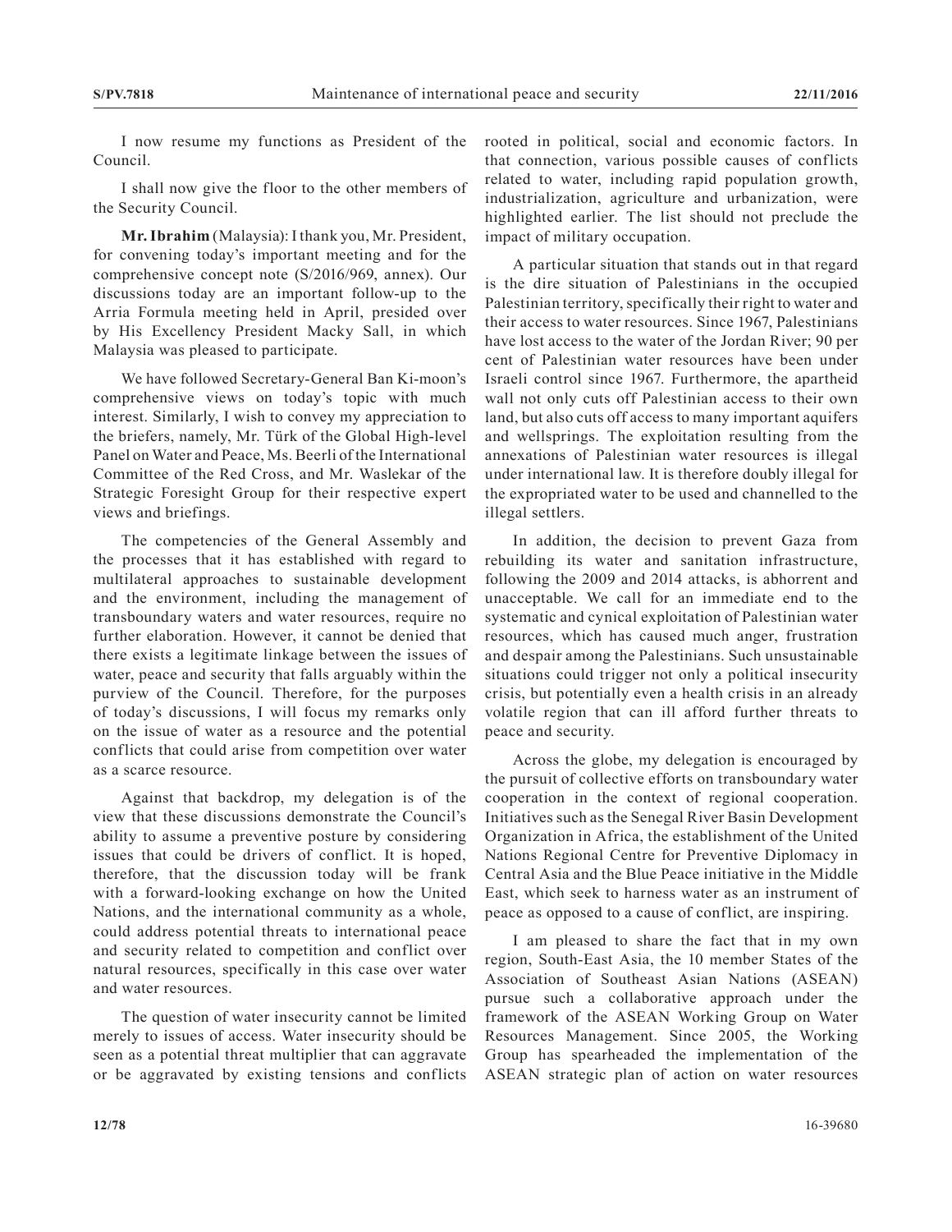I now resume my functions as President of the Council.

I shall now give the floor to the other members of the Security Council.

**Mr. Ibrahim** (Malaysia): I thank you, Mr. President, for convening today's important meeting and for the comprehensive concept note (S/2016/969, annex). Our discussions today are an important follow-up to the Arria Formula meeting held in April, presided over by His Excellency President Macky Sall, in which Malaysia was pleased to participate.

We have followed Secretary-General Ban Ki-moon's comprehensive views on today's topic with much interest. Similarly, I wish to convey my appreciation to the briefers, namely, Mr. Türk of the Global High-level Panel on Water and Peace, Ms. Beerli of the International Committee of the Red Cross, and Mr. Waslekar of the Strategic Foresight Group for their respective expert views and briefings.

The competencies of the General Assembly and the processes that it has established with regard to multilateral approaches to sustainable development and the environment, including the management of transboundary waters and water resources, require no further elaboration. However, it cannot be denied that there exists a legitimate linkage between the issues of water, peace and security that falls arguably within the purview of the Council. Therefore, for the purposes of today's discussions, I will focus my remarks only on the issue of water as a resource and the potential conflicts that could arise from competition over water as a scarce resource.

Against that backdrop, my delegation is of the view that these discussions demonstrate the Council's ability to assume a preventive posture by considering issues that could be drivers of conflict. It is hoped, therefore, that the discussion today will be frank with a forward-looking exchange on how the United Nations, and the international community as a whole, could address potential threats to international peace and security related to competition and conflict over natural resources, specifically in this case over water and water resources.

The question of water insecurity cannot be limited merely to issues of access. Water insecurity should be seen as a potential threat multiplier that can aggravate or be aggravated by existing tensions and conflicts rooted in political, social and economic factors. In that connection, various possible causes of conflicts related to water, including rapid population growth, industrialization, agriculture and urbanization, were highlighted earlier. The list should not preclude the impact of military occupation.

A particular situation that stands out in that regard is the dire situation of Palestinians in the occupied Palestinian territory, specifically their right to water and their access to water resources. Since 1967, Palestinians have lost access to the water of the Jordan River; 90 per cent of Palestinian water resources have been under Israeli control since 1967. Furthermore, the apartheid wall not only cuts off Palestinian access to their own land, but also cuts off access to many important aquifers and wellsprings. The exploitation resulting from the annexations of Palestinian water resources is illegal under international law. It is therefore doubly illegal for the expropriated water to be used and channelled to the illegal settlers.

In addition, the decision to prevent Gaza from rebuilding its water and sanitation infrastructure, following the 2009 and 2014 attacks, is abhorrent and unacceptable. We call for an immediate end to the systematic and cynical exploitation of Palestinian water resources, which has caused much anger, frustration and despair among the Palestinians. Such unsustainable situations could trigger not only a political insecurity crisis, but potentially even a health crisis in an already volatile region that can ill afford further threats to peace and security.

Across the globe, my delegation is encouraged by the pursuit of collective efforts on transboundary water cooperation in the context of regional cooperation. Initiatives such as the Senegal River Basin Development Organization in Africa, the establishment of the United Nations Regional Centre for Preventive Diplomacy in Central Asia and the Blue Peace initiative in the Middle East, which seek to harness water as an instrument of peace as opposed to a cause of conflict, are inspiring.

I am pleased to share the fact that in my own region, South-East Asia, the 10 member States of the Association of Southeast Asian Nations (ASEAN) pursue such a collaborative approach under the framework of the ASEAN Working Group on Water Resources Management. Since 2005, the Working Group has spearheaded the implementation of the ASEAN strategic plan of action on water resources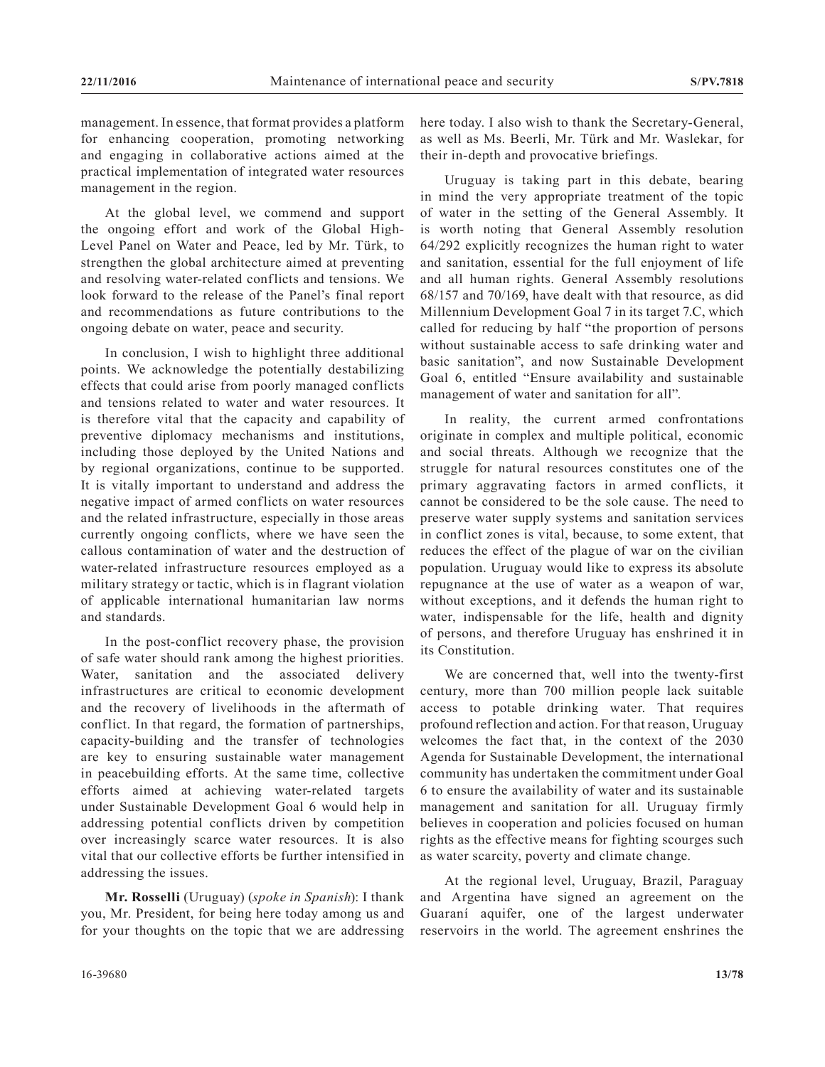management. In essence, that format provides a platform for enhancing cooperation, promoting networking and engaging in collaborative actions aimed at the practical implementation of integrated water resources management in the region.

At the global level, we commend and support the ongoing effort and work of the Global High-Level Panel on Water and Peace, led by Mr. Türk, to strengthen the global architecture aimed at preventing and resolving water-related conflicts and tensions. We look forward to the release of the Panel's final report and recommendations as future contributions to the ongoing debate on water, peace and security.

In conclusion, I wish to highlight three additional points. We acknowledge the potentially destabilizing effects that could arise from poorly managed conflicts and tensions related to water and water resources. It is therefore vital that the capacity and capability of preventive diplomacy mechanisms and institutions, including those deployed by the United Nations and by regional organizations, continue to be supported. It is vitally important to understand and address the negative impact of armed conflicts on water resources and the related infrastructure, especially in those areas currently ongoing conflicts, where we have seen the callous contamination of water and the destruction of water-related infrastructure resources employed as a military strategy or tactic, which is in flagrant violation of applicable international humanitarian law norms and standards.

In the post-conflict recovery phase, the provision of safe water should rank among the highest priorities. Water, sanitation and the associated delivery infrastructures are critical to economic development and the recovery of livelihoods in the aftermath of conflict. In that regard, the formation of partnerships, capacity-building and the transfer of technologies are key to ensuring sustainable water management in peacebuilding efforts. At the same time, collective efforts aimed at achieving water-related targets under Sustainable Development Goal 6 would help in addressing potential conflicts driven by competition over increasingly scarce water resources. It is also vital that our collective efforts be further intensified in addressing the issues.

**Mr. Rosselli** (Uruguay) (*spoke in Spanish*): I thank you, Mr. President, for being here today among us and for your thoughts on the topic that we are addressing here today. I also wish to thank the Secretary-General, as well as Ms. Beerli, Mr. Türk and Mr. Waslekar, for their in-depth and provocative briefings.

Uruguay is taking part in this debate, bearing in mind the very appropriate treatment of the topic of water in the setting of the General Assembly. It is worth noting that General Assembly resolution 64/292 explicitly recognizes the human right to water and sanitation, essential for the full enjoyment of life and all human rights. General Assembly resolutions 68/157 and 70/169, have dealt with that resource, as did Millennium Development Goal 7 in its target 7.C, which called for reducing by half "the proportion of persons without sustainable access to safe drinking water and basic sanitation", and now Sustainable Development Goal 6, entitled "Ensure availability and sustainable management of water and sanitation for all".

In reality, the current armed confrontations originate in complex and multiple political, economic and social threats. Although we recognize that the struggle for natural resources constitutes one of the primary aggravating factors in armed conflicts, it cannot be considered to be the sole cause. The need to preserve water supply systems and sanitation services in conflict zones is vital, because, to some extent, that reduces the effect of the plague of war on the civilian population. Uruguay would like to express its absolute repugnance at the use of water as a weapon of war, without exceptions, and it defends the human right to water, indispensable for the life, health and dignity of persons, and therefore Uruguay has enshrined it in its Constitution.

We are concerned that, well into the twenty-first century, more than 700 million people lack suitable access to potable drinking water. That requires profound reflection and action. For that reason, Uruguay welcomes the fact that, in the context of the 2030 Agenda for Sustainable Development, the international community has undertaken the commitment under Goal 6 to ensure the availability of water and its sustainable management and sanitation for all. Uruguay firmly believes in cooperation and policies focused on human rights as the effective means for fighting scourges such as water scarcity, poverty and climate change.

At the regional level, Uruguay, Brazil, Paraguay and Argentina have signed an agreement on the Guaraní aquifer, one of the largest underwater reservoirs in the world. The agreement enshrines the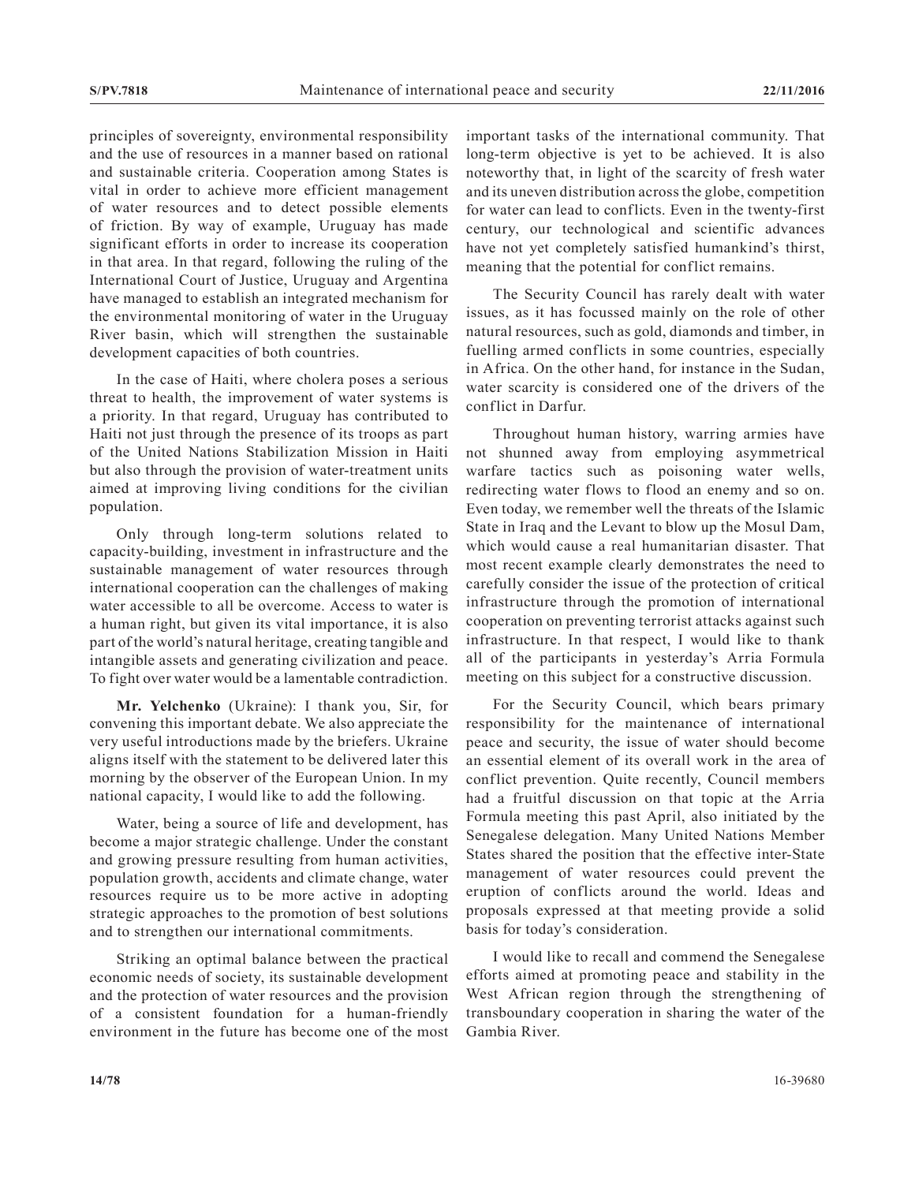principles of sovereignty, environmental responsibility and the use of resources in a manner based on rational and sustainable criteria. Cooperation among States is vital in order to achieve more efficient management of water resources and to detect possible elements of friction. By way of example, Uruguay has made significant efforts in order to increase its cooperation in that area. In that regard, following the ruling of the International Court of Justice, Uruguay and Argentina have managed to establish an integrated mechanism for the environmental monitoring of water in the Uruguay River basin, which will strengthen the sustainable development capacities of both countries.

In the case of Haiti, where cholera poses a serious threat to health, the improvement of water systems is a priority. In that regard, Uruguay has contributed to Haiti not just through the presence of its troops as part of the United Nations Stabilization Mission in Haiti but also through the provision of water-treatment units aimed at improving living conditions for the civilian population.

Only through long-term solutions related to capacity-building, investment in infrastructure and the sustainable management of water resources through international cooperation can the challenges of making water accessible to all be overcome. Access to water is a human right, but given its vital importance, it is also part of the world's natural heritage, creating tangible and intangible assets and generating civilization and peace. To fight over water would be a lamentable contradiction.

**Mr. Yelchenko** (Ukraine): I thank you, Sir, for convening this important debate. We also appreciate the very useful introductions made by the briefers. Ukraine aligns itself with the statement to be delivered later this morning by the observer of the European Union. In my national capacity, I would like to add the following.

Water, being a source of life and development, has become a major strategic challenge. Under the constant and growing pressure resulting from human activities, population growth, accidents and climate change, water resources require us to be more active in adopting strategic approaches to the promotion of best solutions and to strengthen our international commitments.

Striking an optimal balance between the practical economic needs of society, its sustainable development and the protection of water resources and the provision of a consistent foundation for a human-friendly environment in the future has become one of the most important tasks of the international community. That long-term objective is yet to be achieved. It is also noteworthy that, in light of the scarcity of fresh water and its uneven distribution across the globe, competition for water can lead to conflicts. Even in the twenty-first century, our technological and scientific advances have not yet completely satisfied humankind's thirst, meaning that the potential for conflict remains.

The Security Council has rarely dealt with water issues, as it has focussed mainly on the role of other natural resources, such as gold, diamonds and timber, in fuelling armed conflicts in some countries, especially in Africa. On the other hand, for instance in the Sudan, water scarcity is considered one of the drivers of the conflict in Darfur.

Throughout human history, warring armies have not shunned away from employing asymmetrical warfare tactics such as poisoning water wells, redirecting water flows to flood an enemy and so on. Even today, we remember well the threats of the Islamic State in Iraq and the Levant to blow up the Mosul Dam, which would cause a real humanitarian disaster. That most recent example clearly demonstrates the need to carefully consider the issue of the protection of critical infrastructure through the promotion of international cooperation on preventing terrorist attacks against such infrastructure. In that respect, I would like to thank all of the participants in yesterday's Arria Formula meeting on this subject for a constructive discussion.

For the Security Council, which bears primary responsibility for the maintenance of international peace and security, the issue of water should become an essential element of its overall work in the area of conflict prevention. Quite recently, Council members had a fruitful discussion on that topic at the Arria Formula meeting this past April, also initiated by the Senegalese delegation. Many United Nations Member States shared the position that the effective inter-State management of water resources could prevent the eruption of conflicts around the world. Ideas and proposals expressed at that meeting provide a solid basis for today's consideration.

I would like to recall and commend the Senegalese efforts aimed at promoting peace and stability in the West African region through the strengthening of transboundary cooperation in sharing the water of the Gambia River.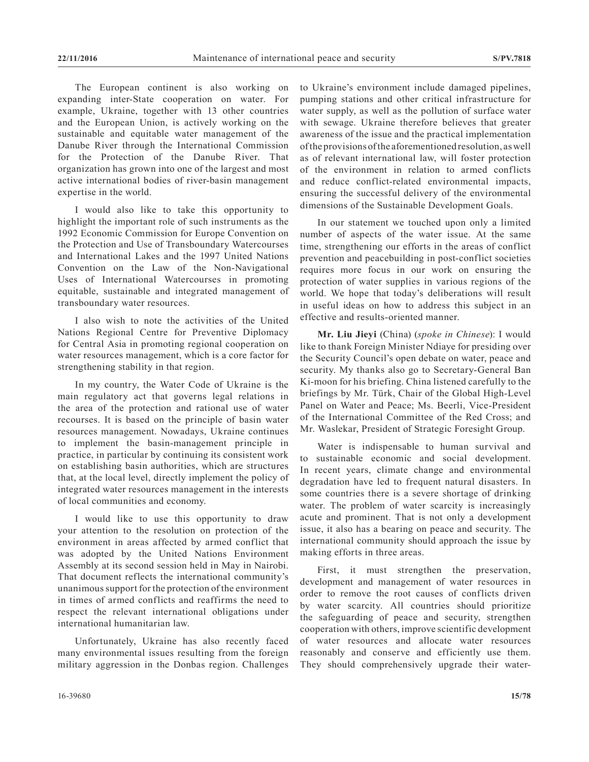The European continent is also working on expanding inter-State cooperation on water. For example, Ukraine, together with 13 other countries and the European Union, is actively working on the sustainable and equitable water management of the Danube River through the International Commission for the Protection of the Danube River. That organization has grown into one of the largest and most active international bodies of river-basin management expertise in the world.

I would also like to take this opportunity to highlight the important role of such instruments as the 1992 Economic Commission for Europe Convention on the Protection and Use of Transboundary Watercourses and International Lakes and the 1997 United Nations Convention on the Law of the Non-Navigational Uses of International Watercourses in promoting equitable, sustainable and integrated management of transboundary water resources.

I also wish to note the activities of the United Nations Regional Centre for Preventive Diplomacy for Central Asia in promoting regional cooperation on water resources management, which is a core factor for strengthening stability in that region.

In my country, the Water Code of Ukraine is the main regulatory act that governs legal relations in the area of the protection and rational use of water recourses. It is based on the principle of basin water resources management. Nowadays, Ukraine continues to implement the basin-management principle in practice, in particular by continuing its consistent work on establishing basin authorities, which are structures that, at the local level, directly implement the policy of integrated water resources management in the interests of local communities and economy.

I would like to use this opportunity to draw your attention to the resolution on protection of the environment in areas affected by armed conflict that was adopted by the United Nations Environment Assembly at its second session held in May in Nairobi. That document reflects the international community's unanimous support for the protection of the environment in times of armed conflicts and reaffirms the need to respect the relevant international obligations under international humanitarian law.

Unfortunately, Ukraine has also recently faced many environmental issues resulting from the foreign military aggression in the Donbas region. Challenges to Ukraine's environment include damaged pipelines, pumping stations and other critical infrastructure for water supply, as well as the pollution of surface water with sewage. Ukraine therefore believes that greater awareness of the issue and the practical implementation of the provisions of the aforementioned resolution, as well as of relevant international law, will foster protection of the environment in relation to armed conflicts and reduce conflict-related environmental impacts, ensuring the successful delivery of the environmental dimensions of the Sustainable Development Goals.

In our statement we touched upon only a limited number of aspects of the water issue. At the same time, strengthening our efforts in the areas of conflict prevention and peacebuilding in post-conflict societies requires more focus in our work on ensuring the protection of water supplies in various regions of the world. We hope that today's deliberations will result in useful ideas on how to address this subject in an effective and results-oriented manner.

**Mr. Liu Jieyi** (China) (*spoke in Chinese*): I would like to thank Foreign Minister Ndiaye for presiding over the Security Council's open debate on water, peace and security. My thanks also go to Secretary-General Ban Ki-moon for his briefing. China listened carefully to the briefings by Mr. Türk, Chair of the Global High-Level Panel on Water and Peace; Ms. Beerli, Vice-President of the International Committee of the Red Cross; and Mr. Waslekar, President of Strategic Foresight Group.

Water is indispensable to human survival and to sustainable economic and social development. In recent years, climate change and environmental degradation have led to frequent natural disasters. In some countries there is a severe shortage of drinking water. The problem of water scarcity is increasingly acute and prominent. That is not only a development issue, it also has a bearing on peace and security. The international community should approach the issue by making efforts in three areas.

First, it must strengthen the preservation, development and management of water resources in order to remove the root causes of conflicts driven by water scarcity. All countries should prioritize the safeguarding of peace and security, strengthen cooperation with others, improve scientific development of water resources and allocate water resources reasonably and conserve and efficiently use them. They should comprehensively upgrade their water-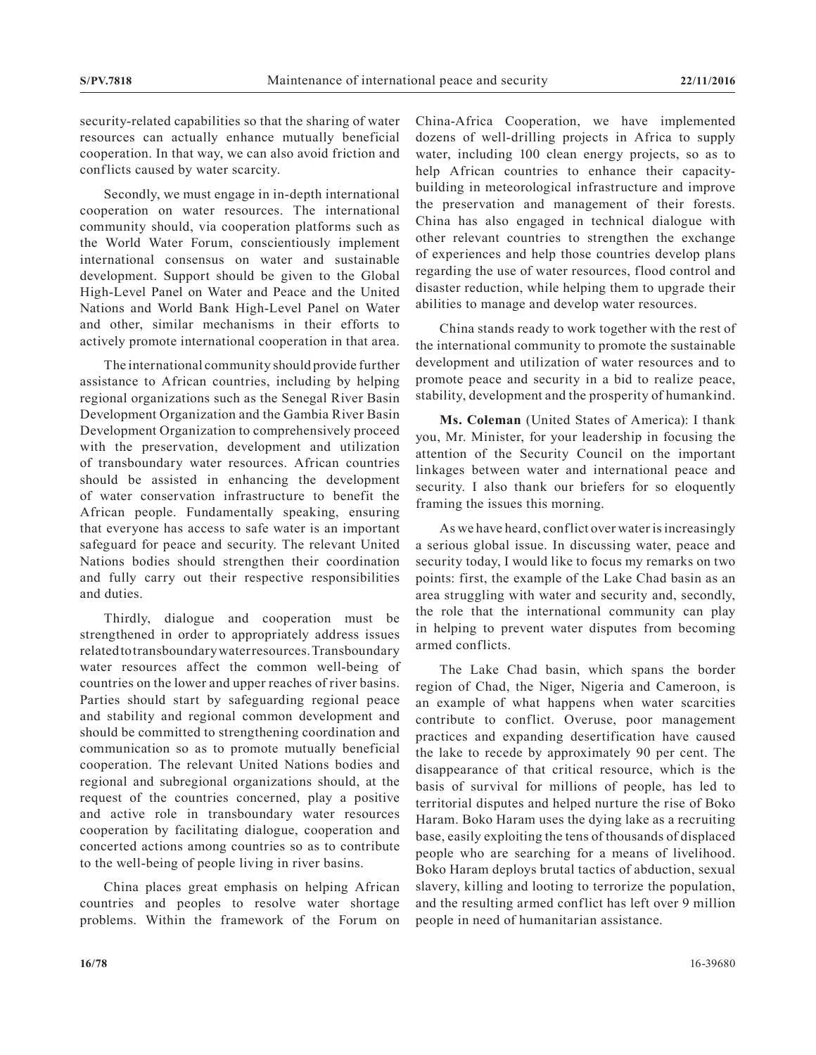security-related capabilities so that the sharing of water resources can actually enhance mutually beneficial cooperation. In that way, we can also avoid friction and conflicts caused by water scarcity.

Secondly, we must engage in in-depth international cooperation on water resources. The international community should, via cooperation platforms such as the World Water Forum, conscientiously implement international consensus on water and sustainable development. Support should be given to the Global High-Level Panel on Water and Peace and the United Nations and World Bank High-Level Panel on Water and other, similar mechanisms in their efforts to actively promote international cooperation in that area.

The international community should provide further assistance to African countries, including by helping regional organizations such as the Senegal River Basin Development Organization and the Gambia River Basin Development Organization to comprehensively proceed with the preservation, development and utilization of transboundary water resources. African countries should be assisted in enhancing the development of water conservation infrastructure to benefit the African people. Fundamentally speaking, ensuring that everyone has access to safe water is an important safeguard for peace and security. The relevant United Nations bodies should strengthen their coordination and fully carry out their respective responsibilities and duties.

Thirdly, dialogue and cooperation must be strengthened in order to appropriately address issues related to transboundary water resources. Transboundary water resources affect the common well-being of countries on the lower and upper reaches of river basins. Parties should start by safeguarding regional peace and stability and regional common development and should be committed to strengthening coordination and communication so as to promote mutually beneficial cooperation. The relevant United Nations bodies and regional and subregional organizations should, at the request of the countries concerned, play a positive and active role in transboundary water resources cooperation by facilitating dialogue, cooperation and concerted actions among countries so as to contribute to the well-being of people living in river basins.

China places great emphasis on helping African countries and peoples to resolve water shortage problems. Within the framework of the Forum on China-Africa Cooperation, we have implemented dozens of well-drilling projects in Africa to supply water, including 100 clean energy projects, so as to help African countries to enhance their capacity-building in meteorological infrastructure and improve the preservation and management of their forests. China has also engaged in technical dialogue with other relevant countries to strengthen the exchange of experiences and help those countries develop plans regarding the use of water resources, flood control and disaster reduction, while helping them to upgrade their abilities to manage and develop water resources.

China stands ready to work together with the rest of the international community to promote the sustainable development and utilization of water resources and to promote peace and security in a bid to realize peace, stability, development and the prosperity of humankind.

**Ms. Coleman** (United States of America): I thank you, Mr. Minister, for your leadership in focusing the attention of the Security Council on the important linkages between water and international peace and security. I also thank our briefers for so eloquently framing the issues this morning.

As we have heard, conflict over water is increasingly a serious global issue. In discussing water, peace and security today, I would like to focus my remarks on two points: first, the example of the Lake Chad basin as an area struggling with water and security and, secondly, the role that the international community can play in helping to prevent water disputes from becoming armed conflicts.

The Lake Chad basin, which spans the border region of Chad, the Niger, Nigeria and Cameroon, is an example of what happens when water scarcities contribute to conflict. Overuse, poor management practices and expanding desertification have caused the lake to recede by approximately 90 per cent. The disappearance of that critical resource, which is the basis of survival for millions of people, has led to territorial disputes and helped nurture the rise of Boko Haram. Boko Haram uses the dying lake as a recruiting base, easily exploiting the tens of thousands of displaced people who are searching for a means of livelihood. Boko Haram deploys brutal tactics of abduction, sexual slavery, killing and looting to terrorize the population, and the resulting armed conflict has left over 9 million people in need of humanitarian assistance.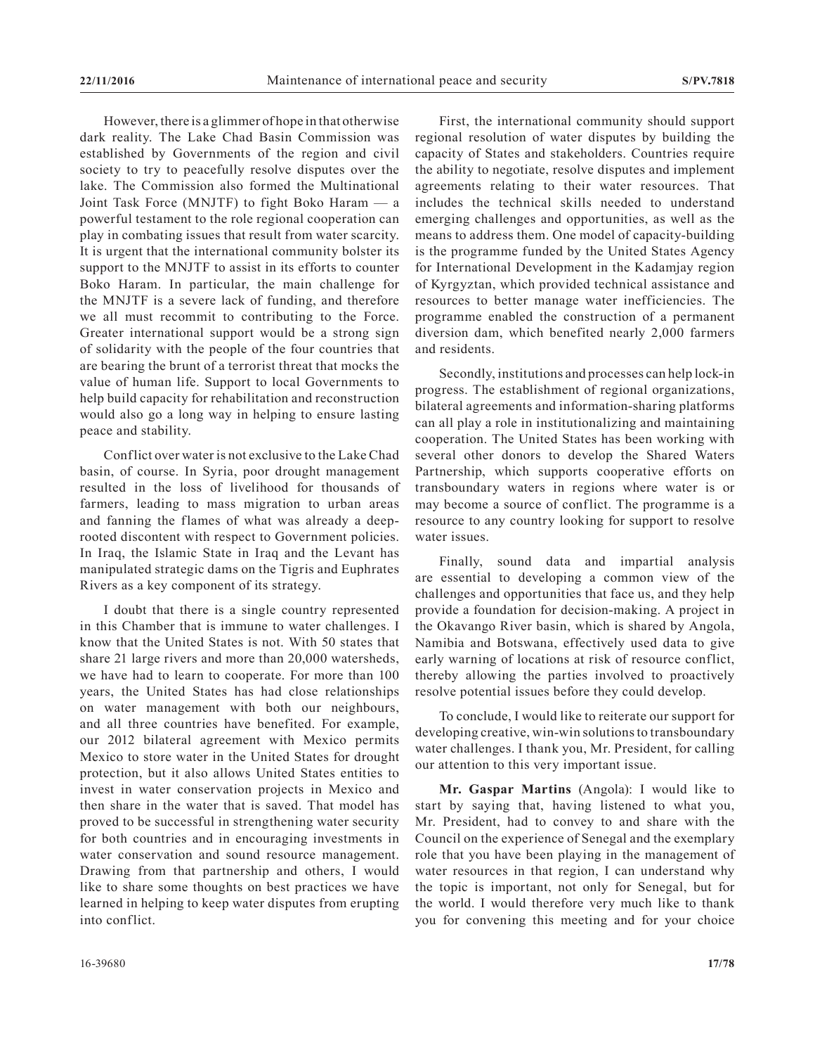However, there is a glimmer of hope in that otherwise dark reality. The Lake Chad Basin Commission was established by Governments of the region and civil society to try to peacefully resolve disputes over the lake. The Commission also formed the Multinational Joint Task Force (MNJTF) to fight Boko Haram — a powerful testament to the role regional cooperation can play in combating issues that result from water scarcity. It is urgent that the international community bolster its support to the MNJTF to assist in its efforts to counter Boko Haram. In particular, the main challenge for the MNJTF is a severe lack of funding, and therefore we all must recommit to contributing to the Force. Greater international support would be a strong sign of solidarity with the people of the four countries that are bearing the brunt of a terrorist threat that mocks the value of human life. Support to local Governments to help build capacity for rehabilitation and reconstruction would also go a long way in helping to ensure lasting peace and stability.

Conflict over water is not exclusive to the Lake Chad basin, of course. In Syria, poor drought management resulted in the loss of livelihood for thousands of farmers, leading to mass migration to urban areas and fanning the flames of what was already a deep-rooted discontent with respect to Government policies. In Iraq, the Islamic State in Iraq and the Levant has manipulated strategic dams on the Tigris and Euphrates Rivers as a key component of its strategy.

I doubt that there is a single country represented in this Chamber that is immune to water challenges. I know that the United States is not. With 50 states that share 21 large rivers and more than 20,000 watersheds, we have had to learn to cooperate. For more than 100 years, the United States has had close relationships on water management with both our neighbours, and all three countries have benefited. For example, our 2012 bilateral agreement with Mexico permits Mexico to store water in the United States for drought protection, but it also allows United States entities to invest in water conservation projects in Mexico and then share in the water that is saved. That model has proved to be successful in strengthening water security for both countries and in encouraging investments in water conservation and sound resource management. Drawing from that partnership and others, I would like to share some thoughts on best practices we have learned in helping to keep water disputes from erupting into conflict.

First, the international community should support regional resolution of water disputes by building the capacity of States and stakeholders. Countries require the ability to negotiate, resolve disputes and implement agreements relating to their water resources. That includes the technical skills needed to understand emerging challenges and opportunities, as well as the means to address them. One model of capacity-building is the programme funded by the United States Agency for International Development in the Kadamjay region of Kyrgyztan, which provided technical assistance and resources to better manage water inefficiencies. The programme enabled the construction of a permanent diversion dam, which benefited nearly 2,000 farmers and residents.

Secondly, institutions and processes can help lock-in progress. The establishment of regional organizations, bilateral agreements and information-sharing platforms can all play a role in institutionalizing and maintaining cooperation. The United States has been working with several other donors to develop the Shared Waters Partnership, which supports cooperative efforts on transboundary waters in regions where water is or may become a source of conflict. The programme is a resource to any country looking for support to resolve water issues.

Finally, sound data and impartial analysis are essential to developing a common view of the challenges and opportunities that face us, and they help provide a foundation for decision-making. A project in the Okavango River basin, which is shared by Angola, Namibia and Botswana, effectively used data to give early warning of locations at risk of resource conflict, thereby allowing the parties involved to proactively resolve potential issues before they could develop.

To conclude, I would like to reiterate our support for developing creative, win-win solutions to transboundary water challenges. I thank you, Mr. President, for calling our attention to this very important issue.

**Mr. Gaspar Martins** (Angola): I would like to start by saying that, having listened to what you, Mr. President, had to convey to and share with the Council on the experience of Senegal and the exemplary role that you have been playing in the management of water resources in that region, I can understand why the topic is important, not only for Senegal, but for the world. I would therefore very much like to thank you for convening this meeting and for your choice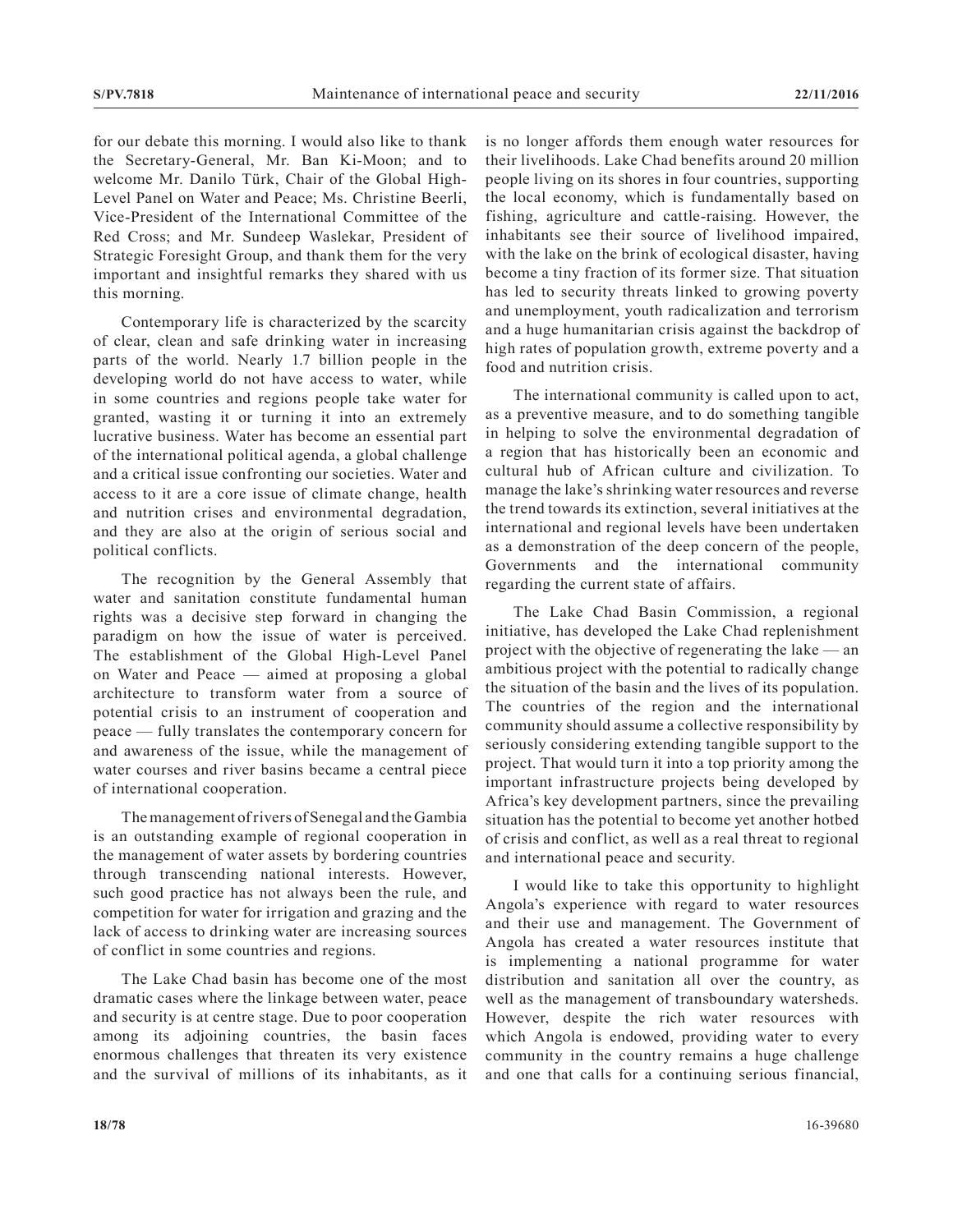for our debate this morning. I would also like to thank the Secretary-General, Mr. Ban Ki-Moon; and to welcome Mr. Danilo Türk, Chair of the Global High-Level Panel on Water and Peace; Ms. Christine Beerli, Vice-President of the International Committee of the Red Cross; and Mr. Sundeep Waslekar, President of Strategic Foresight Group, and thank them for the very important and insightful remarks they shared with us this morning.

Contemporary life is characterized by the scarcity of clear, clean and safe drinking water in increasing parts of the world. Nearly 1.7 billion people in the developing world do not have access to water, while in some countries and regions people take water for granted, wasting it or turning it into an extremely lucrative business. Water has become an essential part of the international political agenda, a global challenge and a critical issue confronting our societies. Water and access to it are a core issue of climate change, health and nutrition crises and environmental degradation, and they are also at the origin of serious social and political conflicts.

The recognition by the General Assembly that water and sanitation constitute fundamental human rights was a decisive step forward in changing the paradigm on how the issue of water is perceived. The establishment of the Global High-Level Panel on Water and Peace — aimed at proposing a global architecture to transform water from a source of potential crisis to an instrument of cooperation and peace — fully translates the contemporary concern for and awareness of the issue, while the management of water courses and river basins became a central piece of international cooperation.

The management of rivers of Senegal and the Gambia is an outstanding example of regional cooperation in the management of water assets by bordering countries through transcending national interests. However, such good practice has not always been the rule, and competition for water for irrigation and grazing and the lack of access to drinking water are increasing sources of conflict in some countries and regions.

The Lake Chad basin has become one of the most dramatic cases where the linkage between water, peace and security is at centre stage. Due to poor cooperation among its adjoining countries, the basin faces enormous challenges that threaten its very existence and the survival of millions of its inhabitants, as it is no longer affords them enough water resources for their livelihoods. Lake Chad benefits around 20 million people living on its shores in four countries, supporting the local economy, which is fundamentally based on fishing, agriculture and cattle-raising. However, the inhabitants see their source of livelihood impaired, with the lake on the brink of ecological disaster, having become a tiny fraction of its former size. That situation has led to security threats linked to growing poverty and unemployment, youth radicalization and terrorism and a huge humanitarian crisis against the backdrop of high rates of population growth, extreme poverty and a food and nutrition crisis.

The international community is called upon to act, as a preventive measure, and to do something tangible in helping to solve the environmental degradation of a region that has historically been an economic and cultural hub of African culture and civilization. To manage the lake's shrinking water resources and reverse the trend towards its extinction, several initiatives at the international and regional levels have been undertaken as a demonstration of the deep concern of the people, Governments and the international community regarding the current state of affairs.

The Lake Chad Basin Commission, a regional initiative, has developed the Lake Chad replenishment project with the objective of regenerating the lake — an ambitious project with the potential to radically change the situation of the basin and the lives of its population. The countries of the region and the international community should assume a collective responsibility by seriously considering extending tangible support to the project. That would turn it into a top priority among the important infrastructure projects being developed by Africa's key development partners, since the prevailing situation has the potential to become yet another hotbed of crisis and conflict, as well as a real threat to regional and international peace and security.

I would like to take this opportunity to highlight Angola's experience with regard to water resources and their use and management. The Government of Angola has created a water resources institute that is implementing a national programme for water distribution and sanitation all over the country, as well as the management of transboundary watersheds. However, despite the rich water resources with which Angola is endowed, providing water to every community in the country remains a huge challenge and one that calls for a continuing serious financial,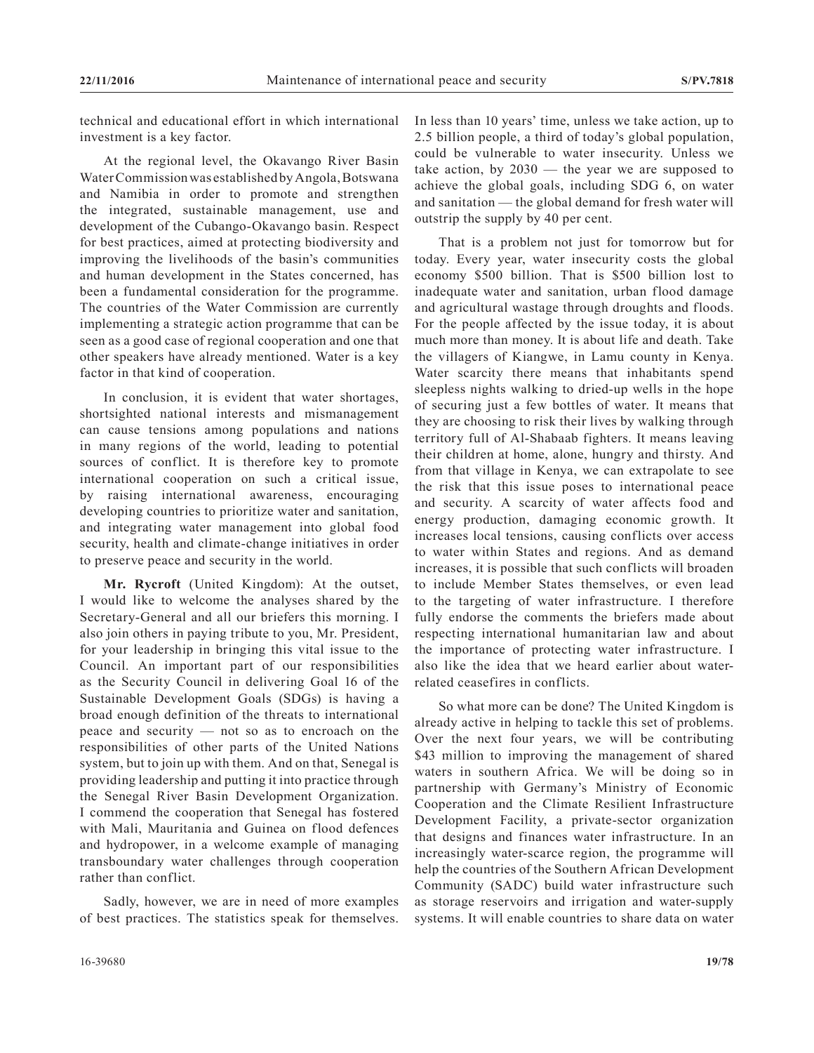technical and educational effort in which international investment is a key factor.

At the regional level, the Okavango River Basin Water Commission was established by Angola, Botswana and Namibia in order to promote and strengthen the integrated, sustainable management, use and development of the Cubango-Okavango basin. Respect for best practices, aimed at protecting biodiversity and improving the livelihoods of the basin's communities and human development in the States concerned, has been a fundamental consideration for the programme. The countries of the Water Commission are currently implementing a strategic action programme that can be seen as a good case of regional cooperation and one that other speakers have already mentioned. Water is a key factor in that kind of cooperation.

In conclusion, it is evident that water shortages, shortsighted national interests and mismanagement can cause tensions among populations and nations in many regions of the world, leading to potential sources of conflict. It is therefore key to promote international cooperation on such a critical issue, by raising international awareness, encouraging developing countries to prioritize water and sanitation, and integrating water management into global food security, health and climate-change initiatives in order to preserve peace and security in the world.

**Mr. Rycroft** (United Kingdom): At the outset, I would like to welcome the analyses shared by the Secretary-General and all our briefers this morning. I also join others in paying tribute to you, Mr. President, for your leadership in bringing this vital issue to the Council. An important part of our responsibilities as the Security Council in delivering Goal 16 of the Sustainable Development Goals (SDGs) is having a broad enough definition of the threats to international peace and security — not so as to encroach on the responsibilities of other parts of the United Nations system, but to join up with them. And on that, Senegal is providing leadership and putting it into practice through the Senegal River Basin Development Organization. I commend the cooperation that Senegal has fostered with Mali, Mauritania and Guinea on flood defences and hydropower, in a welcome example of managing transboundary water challenges through cooperation rather than conflict.

Sadly, however, we are in need of more examples of best practices. The statistics speak for themselves. In less than 10 years' time, unless we take action, up to 2.5 billion people, a third of today's global population, could be vulnerable to water insecurity. Unless we take action, by 2030 — the year we are supposed to achieve the global goals, including SDG 6, on water and sanitation — the global demand for fresh water will outstrip the supply by 40 per cent.

That is a problem not just for tomorrow but for today. Every year, water insecurity costs the global economy $500 billion. That is $500 billion lost to inadequate water and sanitation, urban flood damage and agricultural wastage through droughts and floods. For the people affected by the issue today, it is about much more than money. It is about life and death. Take the villagers of Kiangwe, in Lamu county in Kenya. Water scarcity there means that inhabitants spend sleepless nights walking to dried-up wells in the hope of securing just a few bottles of water. It means that they are choosing to risk their lives by walking through territory full of Al-Shabaab fighters. It means leaving their children at home, alone, hungry and thirsty. And from that village in Kenya, we can extrapolate to see the risk that this issue poses to international peace and security. A scarcity of water affects food and energy production, damaging economic growth. It increases local tensions, causing conflicts over access to water within States and regions. And as demand increases, it is possible that such conflicts will broaden to include Member States themselves, or even lead to the targeting of water infrastructure. I therefore fully endorse the comments the briefers made about respecting international humanitarian law and about the importance of protecting water infrastructure. I also like the idea that we heard earlier about water-related ceasefires in conflicts.

So what more can be done? The United Kingdom is already active in helping to tackle this set of problems. Over the next four years, we will be contributing $43 million to improving the management of shared waters in southern Africa. We will be doing so in partnership with Germany's Ministry of Economic Cooperation and the Climate Resilient Infrastructure Development Facility, a private-sector organization that designs and finances water infrastructure. In an increasingly water-scarce region, the programme will help the countries of the Southern African Development Community (SADC) build water infrastructure such as storage reservoirs and irrigation and water-supply systems. It will enable countries to share data on water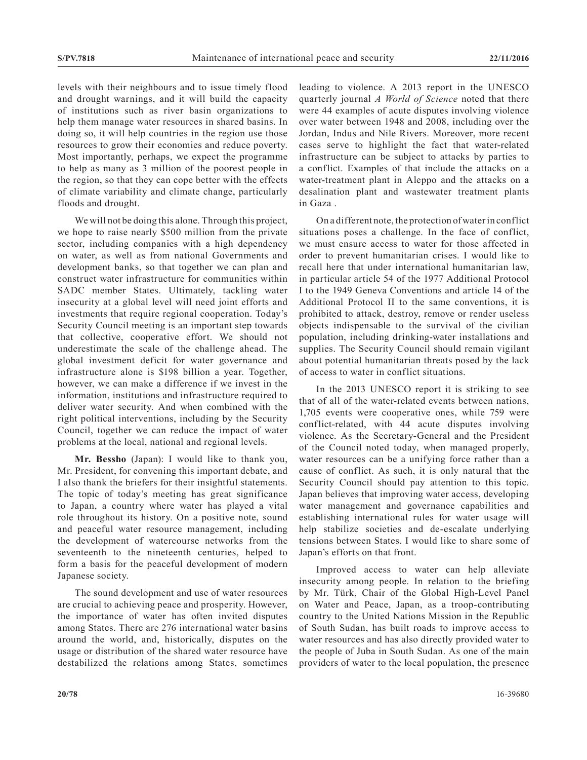levels with their neighbours and to issue timely flood and drought warnings, and it will build the capacity of institutions such as river basin organizations to help them manage water resources in shared basins. In doing so, it will help countries in the region use those resources to grow their economies and reduce poverty. Most importantly, perhaps, we expect the programme to help as many as 3 million of the poorest people in the region, so that they can cope better with the effects of climate variability and climate change, particularly floods and drought.

We will not be doing this alone. Through this project, we hope to raise nearly \$500 million from the private sector, including companies with a high dependency on water, as well as from national Governments and development banks, so that together we can plan and construct water infrastructure for communities within SADC member States. Ultimately, tackling water insecurity at a global level will need joint efforts and investments that require regional cooperation. Today's Security Council meeting is an important step towards that collective, cooperative effort. We should not underestimate the scale of the challenge ahead. The global investment deficit for water governance and infrastructure alone is \$198 billion a year. Together, however, we can make a difference if we invest in the information, institutions and infrastructure required to deliver water security. And when combined with the right political interventions, including by the Security Council, together we can reduce the impact of water problems at the local, national and regional levels.

**Mr. Bessho** (Japan): I would like to thank you, Mr. President, for convening this important debate, and I also thank the briefers for their insightful statements. The topic of today's meeting has great significance to Japan, a country where water has played a vital role throughout its history. On a positive note, sound and peaceful water resource management, including the development of watercourse networks from the seventeenth to the nineteenth centuries, helped to form a basis for the peaceful development of modern Japanese society.

The sound development and use of water resources are crucial to achieving peace and prosperity. However, the importance of water has often invited disputes among States. There are 276 international water basins around the world, and, historically, disputes on the usage or distribution of the shared water resource have destabilized the relations among States, sometimes leading to violence. A 2013 report in the UNESCO quarterly journal *A World of Science* noted that there were 44 examples of acute disputes involving violence over water between 1948 and 2008, including over the Jordan, Indus and Nile Rivers. Moreover, more recent cases serve to highlight the fact that water-related infrastructure can be subject to attacks by parties to a conflict. Examples of that include the attacks on a water-treatment plant in Aleppo and the attacks on a desalination plant and wastewater treatment plants in Gaza .

On a different note, the protection of water in conflict situations poses a challenge. In the face of conflict, we must ensure access to water for those affected in order to prevent humanitarian crises. I would like to recall here that under international humanitarian law, in particular article 54 of the 1977 Additional Protocol I to the 1949 Geneva Conventions and article 14 of the Additional Protocol II to the same conventions, it is prohibited to attack, destroy, remove or render useless objects indispensable to the survival of the civilian population, including drinking-water installations and supplies. The Security Council should remain vigilant about potential humanitarian threats posed by the lack of access to water in conflict situations.

In the 2013 UNESCO report it is striking to see that of all of the water-related events between nations, 1,705 events were cooperative ones, while 759 were conflict-related, with 44 acute disputes involving violence. As the Secretary-General and the President of the Council noted today, when managed properly, water resources can be a unifying force rather than a cause of conflict. As such, it is only natural that the Security Council should pay attention to this topic. Japan believes that improving water access, developing water management and governance capabilities and establishing international rules for water usage will help stabilize societies and de-escalate underlying tensions between States. I would like to share some of Japan's efforts on that front.

Improved access to water can help alleviate insecurity among people. In relation to the briefing by Mr. Türk, Chair of the Global High-Level Panel on Water and Peace, Japan, as a troop-contributing country to the United Nations Mission in the Republic of South Sudan, has built roads to improve access to water resources and has also directly provided water to the people of Juba in South Sudan. As one of the main providers of water to the local population, the presence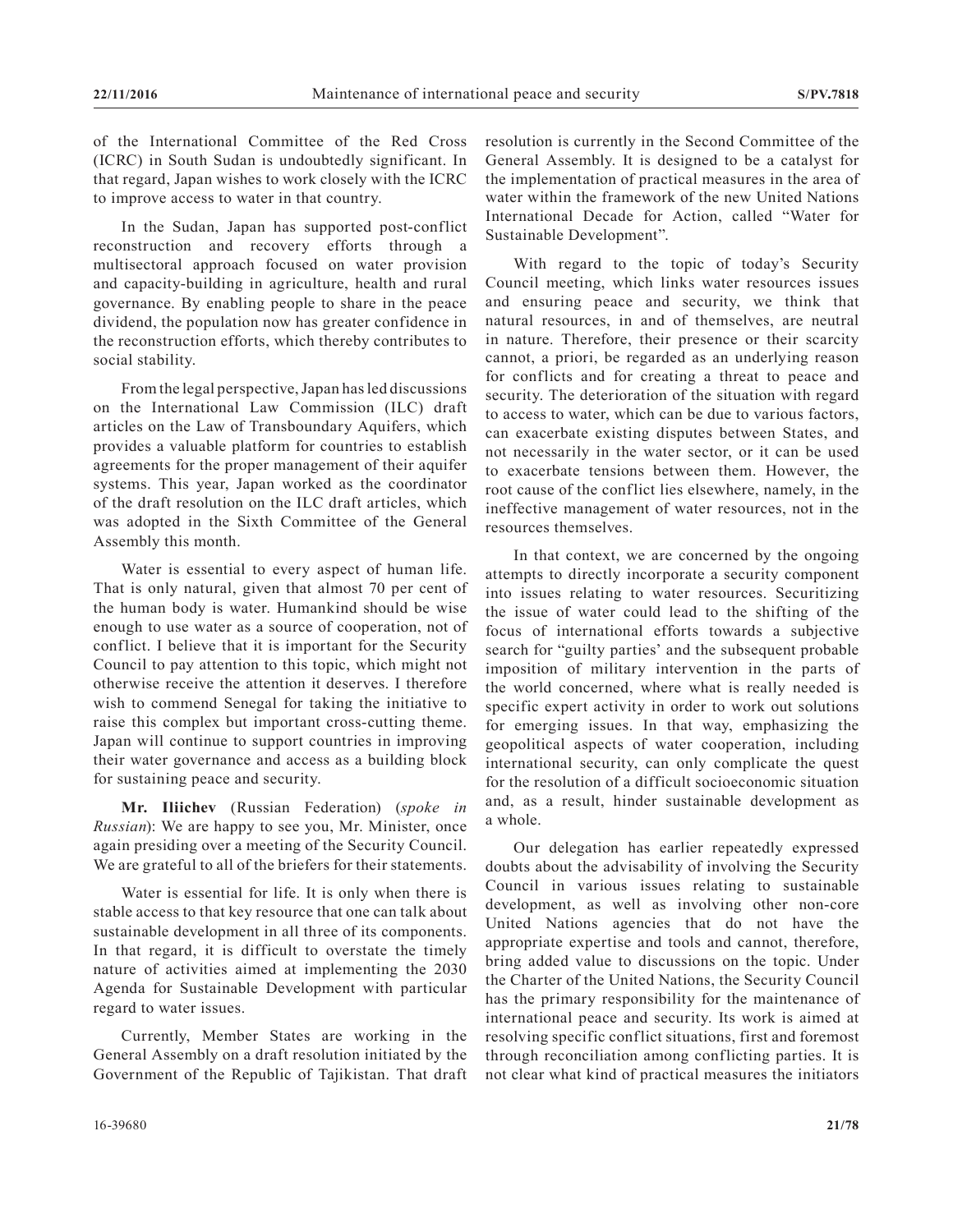of the International Committee of the Red Cross (ICRC) in South Sudan is undoubtedly significant. In that regard, Japan wishes to work closely with the ICRC to improve access to water in that country.

In the Sudan, Japan has supported post-conflict reconstruction and recovery efforts through a multisectoral approach focused on water provision and capacity-building in agriculture, health and rural governance. By enabling people to share in the peace dividend, the population now has greater confidence in the reconstruction efforts, which thereby contributes to social stability.

From the legal perspective, Japan has led discussions on the International Law Commission (ILC) draft articles on the Law of Transboundary Aquifers, which provides a valuable platform for countries to establish agreements for the proper management of their aquifer systems. This year, Japan worked as the coordinator of the draft resolution on the ILC draft articles, which was adopted in the Sixth Committee of the General Assembly this month.

Water is essential to every aspect of human life. That is only natural, given that almost 70 per cent of the human body is water. Humankind should be wise enough to use water as a source of cooperation, not of conflict. I believe that it is important for the Security Council to pay attention to this topic, which might not otherwise receive the attention it deserves. I therefore wish to commend Senegal for taking the initiative to raise this complex but important cross-cutting theme. Japan will continue to support countries in improving their water governance and access as a building block for sustaining peace and security.

**Mr. Iliichev** (Russian Federation) (*spoke in Russian*): We are happy to see you, Mr. Minister, once again presiding over a meeting of the Security Council. We are grateful to all of the briefers for their statements.

Water is essential for life. It is only when there is stable access to that key resource that one can talk about sustainable development in all three of its components. In that regard, it is difficult to overstate the timely nature of activities aimed at implementing the 2030 Agenda for Sustainable Development with particular regard to water issues.

Currently, Member States are working in the General Assembly on a draft resolution initiated by the Government of the Republic of Tajikistan. That draft resolution is currently in the Second Committee of the General Assembly. It is designed to be a catalyst for the implementation of practical measures in the area of water within the framework of the new United Nations International Decade for Action, called "Water for Sustainable Development".

With regard to the topic of today's Security Council meeting, which links water resources issues and ensuring peace and security, we think that natural resources, in and of themselves, are neutral in nature. Therefore, their presence or their scarcity cannot, a priori, be regarded as an underlying reason for conflicts and for creating a threat to peace and security. The deterioration of the situation with regard to access to water, which can be due to various factors, can exacerbate existing disputes between States, and not necessarily in the water sector, or it can be used to exacerbate tensions between them. However, the root cause of the conflict lies elsewhere, namely, in the ineffective management of water resources, not in the resources themselves.

In that context, we are concerned by the ongoing attempts to directly incorporate a security component into issues relating to water resources. Securitizing the issue of water could lead to the shifting of the focus of international efforts towards a subjective search for "guilty parties' and the subsequent probable imposition of military intervention in the parts of the world concerned, where what is really needed is specific expert activity in order to work out solutions for emerging issues. In that way, emphasizing the geopolitical aspects of water cooperation, including international security, can only complicate the quest for the resolution of a difficult socioeconomic situation and, as a result, hinder sustainable development as a whole.

Our delegation has earlier repeatedly expressed doubts about the advisability of involving the Security Council in various issues relating to sustainable development, as well as involving other non-core United Nations agencies that do not have the appropriate expertise and tools and cannot, therefore, bring added value to discussions on the topic. Under the Charter of the United Nations, the Security Council has the primary responsibility for the maintenance of international peace and security. Its work is aimed at resolving specific conflict situations, first and foremost through reconciliation among conflicting parties. It is not clear what kind of practical measures the initiators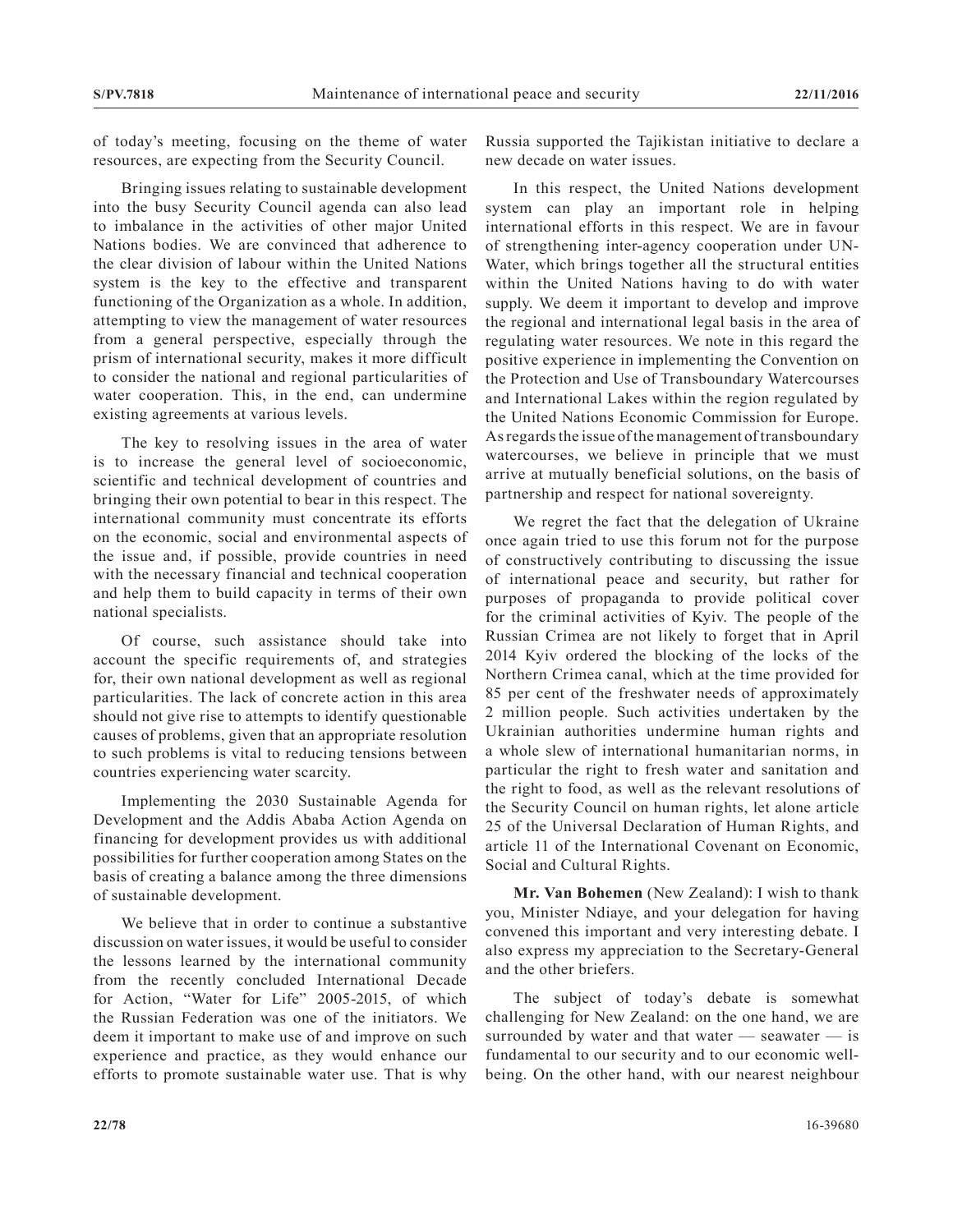of today's meeting, focusing on the theme of water resources, are expecting from the Security Council.

Bringing issues relating to sustainable development into the busy Security Council agenda can also lead to imbalance in the activities of other major United Nations bodies. We are convinced that adherence to the clear division of labour within the United Nations system is the key to the effective and transparent functioning of the Organization as a whole. In addition, attempting to view the management of water resources from a general perspective, especially through the prism of international security, makes it more difficult to consider the national and regional particularities of water cooperation. This, in the end, can undermine existing agreements at various levels.

The key to resolving issues in the area of water is to increase the general level of socioeconomic, scientific and technical development of countries and bringing their own potential to bear in this respect. The international community must concentrate its efforts on the economic, social and environmental aspects of the issue and, if possible, provide countries in need with the necessary financial and technical cooperation and help them to build capacity in terms of their own national specialists.

Of course, such assistance should take into account the specific requirements of, and strategies for, their own national development as well as regional particularities. The lack of concrete action in this area should not give rise to attempts to identify questionable causes of problems, given that an appropriate resolution to such problems is vital to reducing tensions between countries experiencing water scarcity.

Implementing the 2030 Sustainable Agenda for Development and the Addis Ababa Action Agenda on financing for development provides us with additional possibilities for further cooperation among States on the basis of creating a balance among the three dimensions of sustainable development.

We believe that in order to continue a substantive discussion on water issues, it would be useful to consider the lessons learned by the international community from the recently concluded International Decade for Action, "Water for Life" 2005-2015, of which the Russian Federation was one of the initiators. We deem it important to make use of and improve on such experience and practice, as they would enhance our efforts to promote sustainable water use. That is why Russia supported the Tajikistan initiative to declare a new decade on water issues.

In this respect, the United Nations development system can play an important role in helping international efforts in this respect. We are in favour of strengthening inter-agency cooperation under UN-Water, which brings together all the structural entities within the United Nations having to do with water supply. We deem it important to develop and improve the regional and international legal basis in the area of regulating water resources. We note in this regard the positive experience in implementing the Convention on the Protection and Use of Transboundary Watercourses and International Lakes within the region regulated by the United Nations Economic Commission for Europe. As regards the issue of the management of transboundary watercourses, we believe in principle that we must arrive at mutually beneficial solutions, on the basis of partnership and respect for national sovereignty.

We regret the fact that the delegation of Ukraine once again tried to use this forum not for the purpose of constructively contributing to discussing the issue of international peace and security, but rather for purposes of propaganda to provide political cover for the criminal activities of Kyiv. The people of the Russian Crimea are not likely to forget that in April 2014 Kyiv ordered the blocking of the locks of the Northern Crimea canal, which at the time provided for 85 per cent of the freshwater needs of approximately 2 million people. Such activities undertaken by the Ukrainian authorities undermine human rights and a whole slew of international humanitarian norms, in particular the right to fresh water and sanitation and the right to food, as well as the relevant resolutions of the Security Council on human rights, let alone article 25 of the Universal Declaration of Human Rights, and article 11 of the International Covenant on Economic, Social and Cultural Rights.

**Mr. Van Bohemen** (New Zealand): I wish to thank you, Minister Ndiaye, and your delegation for having convened this important and very interesting debate. I also express my appreciation to the Secretary-General and the other briefers.

The subject of today's debate is somewhat challenging for New Zealand: on the one hand, we are surrounded by water and that water — seawater — is fundamental to our security and to our economic well-being. On the other hand, with our nearest neighbour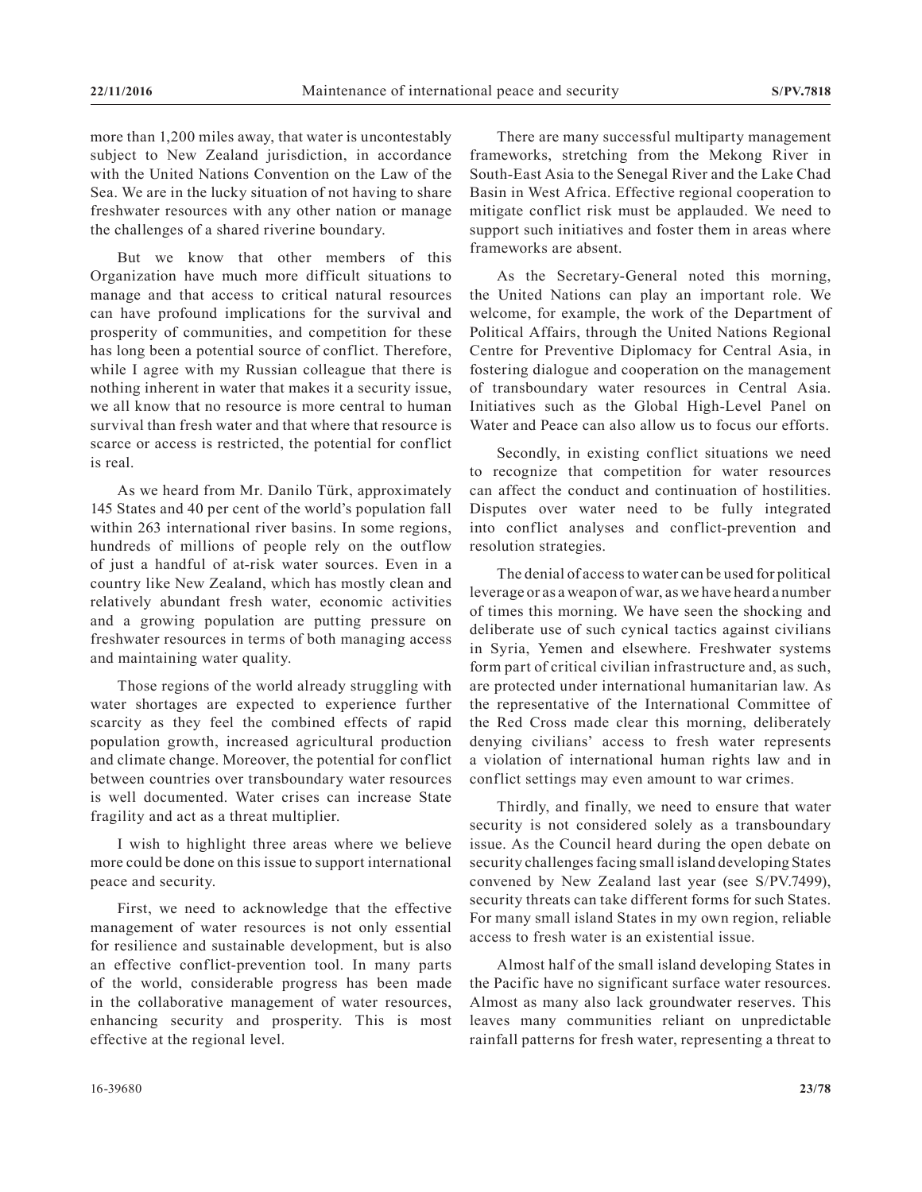more than 1,200 miles away, that water is uncontestably subject to New Zealand jurisdiction, in accordance with the United Nations Convention on the Law of the Sea. We are in the lucky situation of not having to share freshwater resources with any other nation or manage the challenges of a shared riverine boundary.

But we know that other members of this Organization have much more difficult situations to manage and that access to critical natural resources can have profound implications for the survival and prosperity of communities, and competition for these has long been a potential source of conflict. Therefore, while I agree with my Russian colleague that there is nothing inherent in water that makes it a security issue, we all know that no resource is more central to human survival than fresh water and that where that resource is scarce or access is restricted, the potential for conflict is real.

As we heard from Mr. Danilo Türk, approximately 145 States and 40 per cent of the world's population fall within 263 international river basins. In some regions, hundreds of millions of people rely on the outflow of just a handful of at-risk water sources. Even in a country like New Zealand, which has mostly clean and relatively abundant fresh water, economic activities and a growing population are putting pressure on freshwater resources in terms of both managing access and maintaining water quality.

Those regions of the world already struggling with water shortages are expected to experience further scarcity as they feel the combined effects of rapid population growth, increased agricultural production and climate change. Moreover, the potential for conflict between countries over transboundary water resources is well documented. Water crises can increase State fragility and act as a threat multiplier.

I wish to highlight three areas where we believe more could be done on this issue to support international peace and security.

First, we need to acknowledge that the effective management of water resources is not only essential for resilience and sustainable development, but is also an effective conflict-prevention tool. In many parts of the world, considerable progress has been made in the collaborative management of water resources, enhancing security and prosperity. This is most effective at the regional level.

There are many successful multiparty management frameworks, stretching from the Mekong River in South-East Asia to the Senegal River and the Lake Chad Basin in West Africa. Effective regional cooperation to mitigate conflict risk must be applauded. We need to support such initiatives and foster them in areas where frameworks are absent.

As the Secretary-General noted this morning, the United Nations can play an important role. We welcome, for example, the work of the Department of Political Affairs, through the United Nations Regional Centre for Preventive Diplomacy for Central Asia, in fostering dialogue and cooperation on the management of transboundary water resources in Central Asia. Initiatives such as the Global High-Level Panel on Water and Peace can also allow us to focus our efforts.

Secondly, in existing conflict situations we need to recognize that competition for water resources can affect the conduct and continuation of hostilities. Disputes over water need to be fully integrated into conflict analyses and conflict-prevention and resolution strategies.

The denial of access to water can be used for political leverage or as a weapon of war, as we have heard a number of times this morning. We have seen the shocking and deliberate use of such cynical tactics against civilians in Syria, Yemen and elsewhere. Freshwater systems form part of critical civilian infrastructure and, as such, are protected under international humanitarian law. As the representative of the International Committee of the Red Cross made clear this morning, deliberately denying civilians' access to fresh water represents a violation of international human rights law and in conflict settings may even amount to war crimes.

Thirdly, and finally, we need to ensure that water security is not considered solely as a transboundary issue. As the Council heard during the open debate on security challenges facing small island developing States convened by New Zealand last year (see S/PV.7499), security threats can take different forms for such States. For many small island States in my own region, reliable access to fresh water is an existential issue.

Almost half of the small island developing States in the Pacific have no significant surface water resources. Almost as many also lack groundwater reserves. This leaves many communities reliant on unpredictable rainfall patterns for fresh water, representing a threat to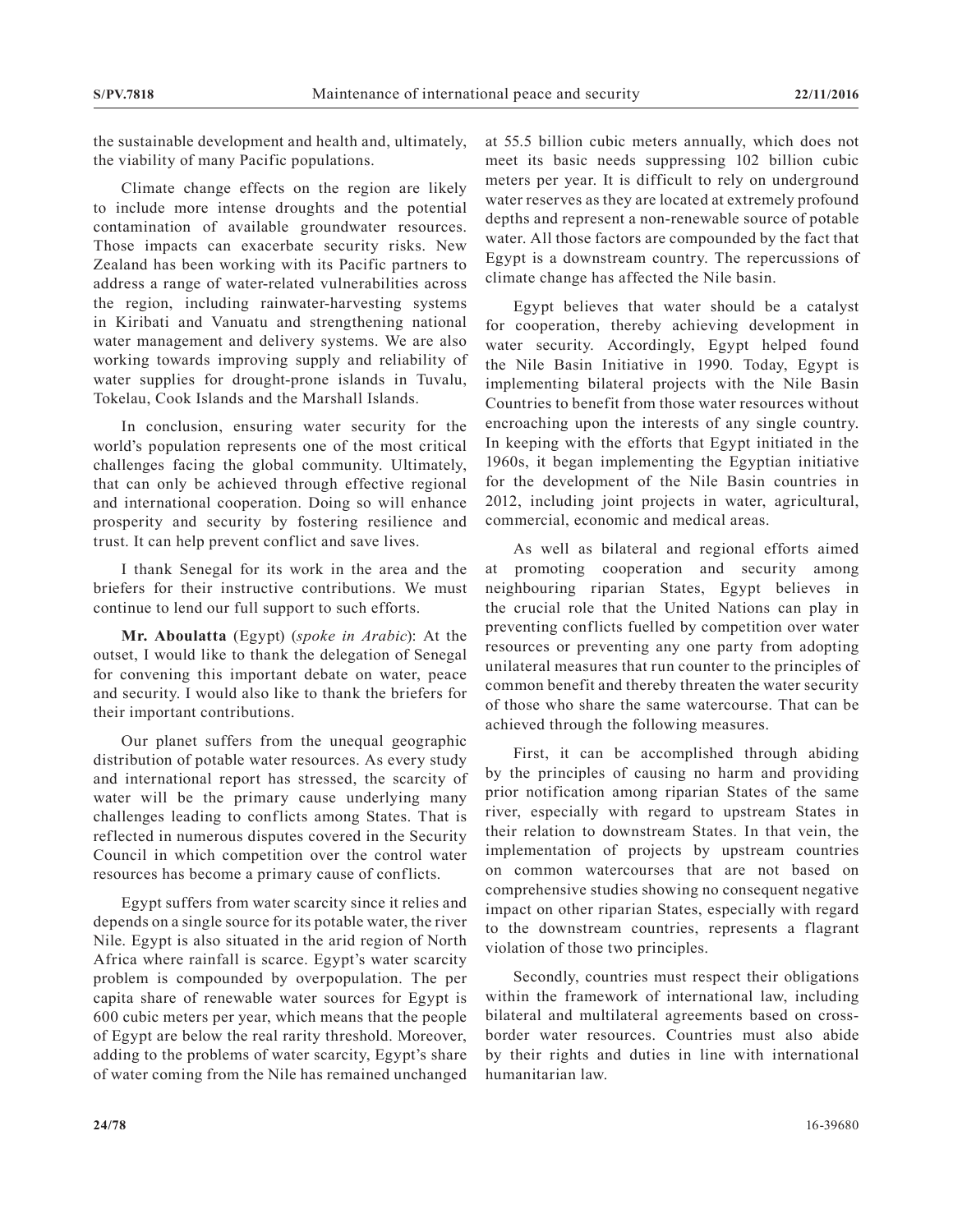the sustainable development and health and, ultimately, the viability of many Pacific populations.

Climate change effects on the region are likely to include more intense droughts and the potential contamination of available groundwater resources. Those impacts can exacerbate security risks. New Zealand has been working with its Pacific partners to address a range of water-related vulnerabilities across the region, including rainwater-harvesting systems in Kiribati and Vanuatu and strengthening national water management and delivery systems. We are also working towards improving supply and reliability of water supplies for drought-prone islands in Tuvalu, Tokelau, Cook Islands and the Marshall Islands.

In conclusion, ensuring water security for the world's population represents one of the most critical challenges facing the global community. Ultimately, that can only be achieved through effective regional and international cooperation. Doing so will enhance prosperity and security by fostering resilience and trust. It can help prevent conflict and save lives.

I thank Senegal for its work in the area and the briefers for their instructive contributions. We must continue to lend our full support to such efforts.

**Mr. Aboulatta** (Egypt) (*spoke in Arabic*): At the outset, I would like to thank the delegation of Senegal for convening this important debate on water, peace and security. I would also like to thank the briefers for their important contributions.

Our planet suffers from the unequal geographic distribution of potable water resources. As every study and international report has stressed, the scarcity of water will be the primary cause underlying many challenges leading to conflicts among States. That is reflected in numerous disputes covered in the Security Council in which competition over the control water resources has become a primary cause of conflicts.

Egypt suffers from water scarcity since it relies and depends on a single source for its potable water, the river Nile. Egypt is also situated in the arid region of North Africa where rainfall is scarce. Egypt's water scarcity problem is compounded by overpopulation. The per capita share of renewable water sources for Egypt is 600 cubic meters per year, which means that the people of Egypt are below the real rarity threshold. Moreover, adding to the problems of water scarcity, Egypt's share of water coming from the Nile has remained unchanged at 55.5 billion cubic meters annually, which does not meet its basic needs suppressing 102 billion cubic meters per year. It is difficult to rely on underground water reserves as they are located at extremely profound depths and represent a non-renewable source of potable water. All those factors are compounded by the fact that Egypt is a downstream country. The repercussions of climate change has affected the Nile basin.

Egypt believes that water should be a catalyst for cooperation, thereby achieving development in water security. Accordingly, Egypt helped found the Nile Basin Initiative in 1990. Today, Egypt is implementing bilateral projects with the Nile Basin Countries to benefit from those water resources without encroaching upon the interests of any single country. In keeping with the efforts that Egypt initiated in the 1960s, it began implementing the Egyptian initiative for the development of the Nile Basin countries in 2012, including joint projects in water, agricultural, commercial, economic and medical areas.

As well as bilateral and regional efforts aimed at promoting cooperation and security among neighbouring riparian States, Egypt believes in the crucial role that the United Nations can play in preventing conflicts fuelled by competition over water resources or preventing any one party from adopting unilateral measures that run counter to the principles of common benefit and thereby threaten the water security of those who share the same watercourse. That can be achieved through the following measures.

First, it can be accomplished through abiding by the principles of causing no harm and providing prior notification among riparian States of the same river, especially with regard to upstream States in their relation to downstream States. In that vein, the implementation of projects by upstream countries on common watercourses that are not based on comprehensive studies showing no consequent negative impact on other riparian States, especially with regard to the downstream countries, represents a flagrant violation of those two principles.

Secondly, countries must respect their obligations within the framework of international law, including bilateral and multilateral agreements based on cross-border water resources. Countries must also abide by their rights and duties in line with international humanitarian law.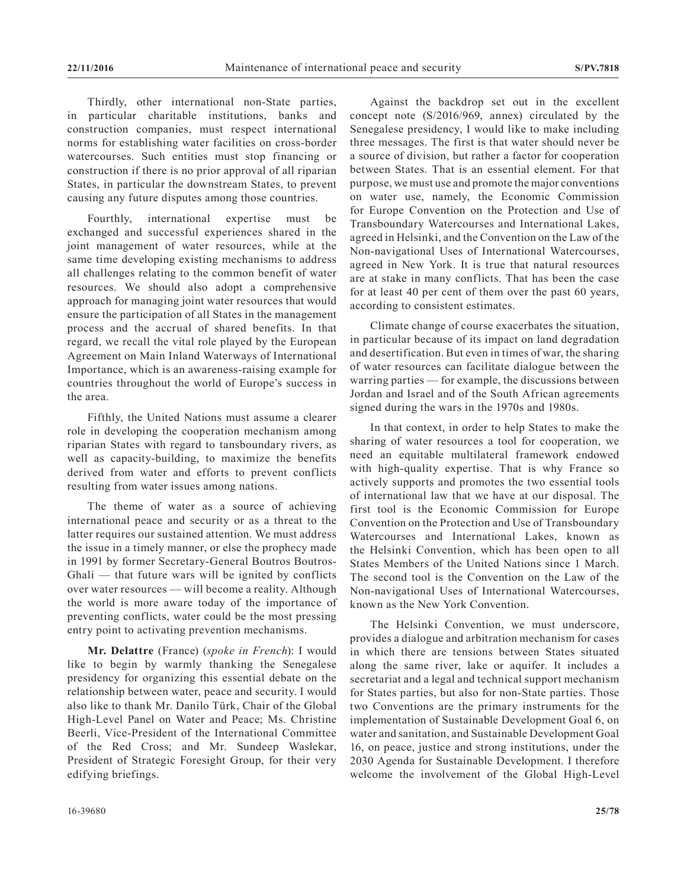Thirdly, other international non-State parties, in particular charitable institutions, banks and construction companies, must respect international norms for establishing water facilities on cross-border watercourses. Such entities must stop financing or construction if there is no prior approval of all riparian States, in particular the downstream States, to prevent causing any future disputes among those countries.

Fourthly, international expertise must be exchanged and successful experiences shared in the joint management of water resources, while at the same time developing existing mechanisms to address all challenges relating to the common benefit of water resources. We should also adopt a comprehensive approach for managing joint water resources that would ensure the participation of all States in the management process and the accrual of shared benefits. In that regard, we recall the vital role played by the European Agreement on Main Inland Waterways of International Importance, which is an awareness-raising example for countries throughout the world of Europe's success in the area.

Fifthly, the United Nations must assume a clearer role in developing the cooperation mechanism among riparian States with regard to tansboundary rivers, as well as capacity-building, to maximize the benefits derived from water and efforts to prevent conflicts resulting from water issues among nations.

The theme of water as a source of achieving international peace and security or as a threat to the latter requires our sustained attention. We must address the issue in a timely manner, or else the prophecy made in 1991 by former Secretary-General Boutros Boutros-Ghali — that future wars will be ignited by conflicts over water resources — will become a reality. Although the world is more aware today of the importance of preventing conflicts, water could be the most pressing entry point to activating prevention mechanisms.

**Mr. Delattre** (France) (*spoke in French*): I would like to begin by warmly thanking the Senegalese presidency for organizing this essential debate on the relationship between water, peace and security. I would also like to thank Mr. Danilo Türk, Chair of the Global High-Level Panel on Water and Peace; Ms. Christine Beerli, Vice-President of the International Committee of the Red Cross; and Mr. Sundeep Waslekar, President of Strategic Foresight Group, for their very edifying briefings.

Against the backdrop set out in the excellent concept note (S/2016/969, annex) circulated by the Senegalese presidency, I would like to make including three messages. The first is that water should never be a source of division, but rather a factor for cooperation between States. That is an essential element. For that purpose, we must use and promote the major conventions on water use, namely, the Economic Commission for Europe Convention on the Protection and Use of Transboundary Watercourses and International Lakes, agreed in Helsinki, and the Convention on the Law of the Non-navigational Uses of International Watercourses, agreed in New York. It is true that natural resources are at stake in many conflicts. That has been the case for at least 40 per cent of them over the past 60 years, according to consistent estimates.

Climate change of course exacerbates the situation, in particular because of its impact on land degradation and desertification. But even in times of war, the sharing of water resources can facilitate dialogue between the warring parties — for example, the discussions between Jordan and Israel and of the South African agreements signed during the wars in the 1970s and 1980s.

In that context, in order to help States to make the sharing of water resources a tool for cooperation, we need an equitable multilateral framework endowed with high-quality expertise. That is why France so actively supports and promotes the two essential tools of international law that we have at our disposal. The first tool is the Economic Commission for Europe Convention on the Protection and Use of Transboundary Watercourses and International Lakes, known as the Helsinki Convention, which has been open to all States Members of the United Nations since 1 March. The second tool is the Convention on the Law of the Non-navigational Uses of International Watercourses, known as the New York Convention.

The Helsinki Convention, we must underscore, provides a dialogue and arbitration mechanism for cases in which there are tensions between States situated along the same river, lake or aquifer. It includes a secretariat and a legal and technical support mechanism for States parties, but also for non-State parties. Those two Conventions are the primary instruments for the implementation of Sustainable Development Goal 6, on water and sanitation, and Sustainable Development Goal 16, on peace, justice and strong institutions, under the 2030 Agenda for Sustainable Development. I therefore welcome the involvement of the Global High-Level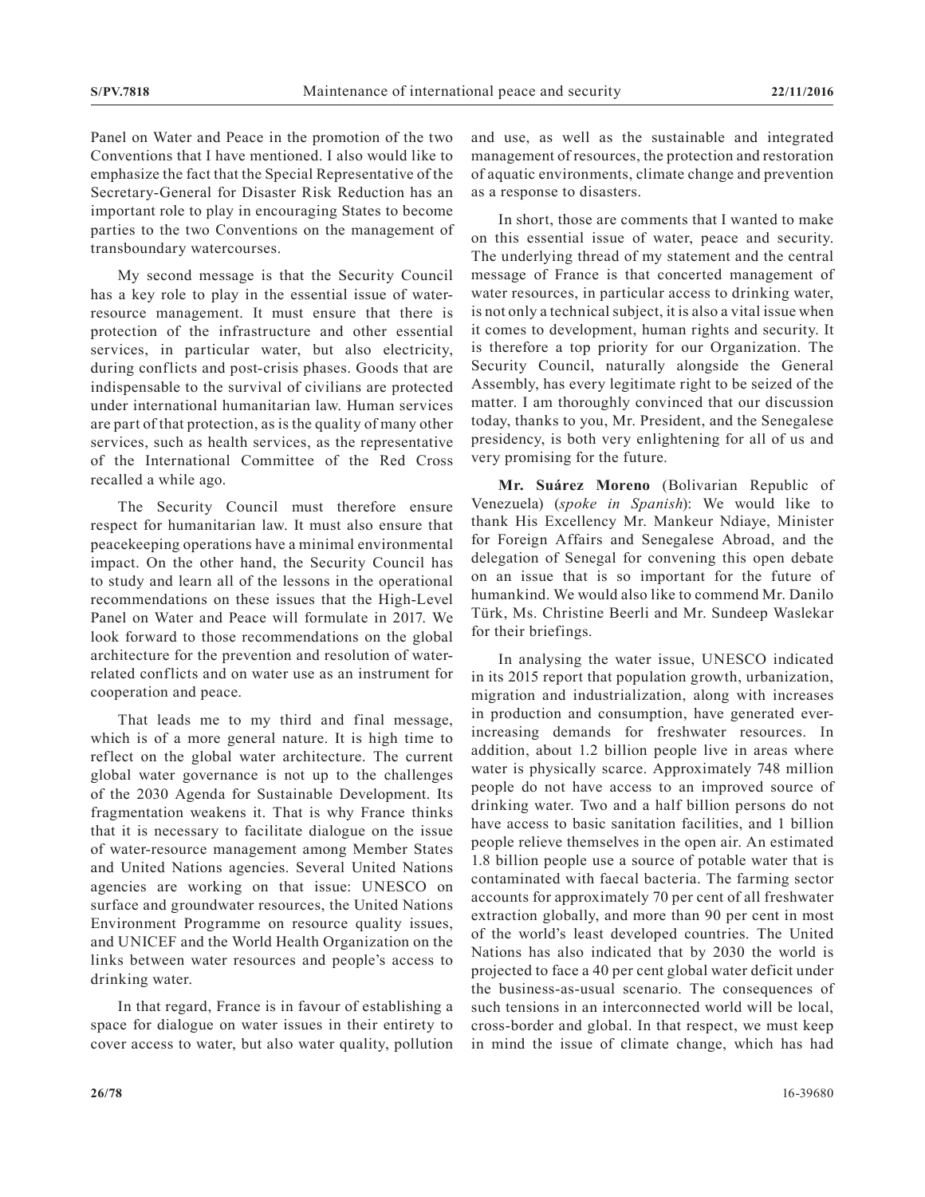Panel on Water and Peace in the promotion of the two Conventions that I have mentioned. I also would like to emphasize the fact that the Special Representative of the Secretary-General for Disaster Risk Reduction has an important role to play in encouraging States to become parties to the two Conventions on the management of transboundary watercourses.

My second message is that the Security Council has a key role to play in the essential issue of water-resource management. It must ensure that there is protection of the infrastructure and other essential services, in particular water, but also electricity, during conflicts and post-crisis phases. Goods that are indispensable to the survival of civilians are protected under international humanitarian law. Human services are part of that protection, as is the quality of many other services, such as health services, as the representative of the International Committee of the Red Cross recalled a while ago.

The Security Council must therefore ensure respect for humanitarian law. It must also ensure that peacekeeping operations have a minimal environmental impact. On the other hand, the Security Council has to study and learn all of the lessons in the operational recommendations on these issues that the High-Level Panel on Water and Peace will formulate in 2017. We look forward to those recommendations on the global architecture for the prevention and resolution of water-related conflicts and on water use as an instrument for cooperation and peace.

That leads me to my third and final message, which is of a more general nature. It is high time to reflect on the global water architecture. The current global water governance is not up to the challenges of the 2030 Agenda for Sustainable Development. Its fragmentation weakens it. That is why France thinks that it is necessary to facilitate dialogue on the issue of water-resource management among Member States and United Nations agencies. Several United Nations agencies are working on that issue: UNESCO on surface and groundwater resources, the United Nations Environment Programme on resource quality issues, and UNICEF and the World Health Organization on the links between water resources and people's access to drinking water.

In that regard, France is in favour of establishing a space for dialogue on water issues in their entirety to cover access to water, but also water quality, pollution and use, as well as the sustainable and integrated management of resources, the protection and restoration of aquatic environments, climate change and prevention as a response to disasters.

In short, those are comments that I wanted to make on this essential issue of water, peace and security. The underlying thread of my statement and the central message of France is that concerted management of water resources, in particular access to drinking water, is not only a technical subject, it is also a vital issue when it comes to development, human rights and security. It is therefore a top priority for our Organization. The Security Council, naturally alongside the General Assembly, has every legitimate right to be seized of the matter. I am thoroughly convinced that our discussion today, thanks to you, Mr. President, and the Senegalese presidency, is both very enlightening for all of us and very promising for the future.

**Mr. Suárez Moreno** (Bolivarian Republic of Venezuela) (*spoke in Spanish*): We would like to thank His Excellency Mr. Mankeur Ndiaye, Minister for Foreign Affairs and Senegalese Abroad, and the delegation of Senegal for convening this open debate on an issue that is so important for the future of humankind. We would also like to commend Mr. Danilo Türk, Ms. Christine Beerli and Mr. Sundeep Waslekar for their briefings.

In analysing the water issue, UNESCO indicated in its 2015 report that population growth, urbanization, migration and industrialization, along with increases in production and consumption, have generated ever-increasing demands for freshwater resources. In addition, about 1.2 billion people live in areas where water is physically scarce. Approximately 748 million people do not have access to an improved source of drinking water. Two and a half billion persons do not have access to basic sanitation facilities, and 1 billion people relieve themselves in the open air. An estimated 1.8 billion people use a source of potable water that is contaminated with faecal bacteria. The farming sector accounts for approximately 70 per cent of all freshwater extraction globally, and more than 90 per cent in most of the world's least developed countries. The United Nations has also indicated that by 2030 the world is projected to face a 40 per cent global water deficit under the business-as-usual scenario. The consequences of such tensions in an interconnected world will be local, cross-border and global. In that respect, we must keep in mind the issue of climate change, which has had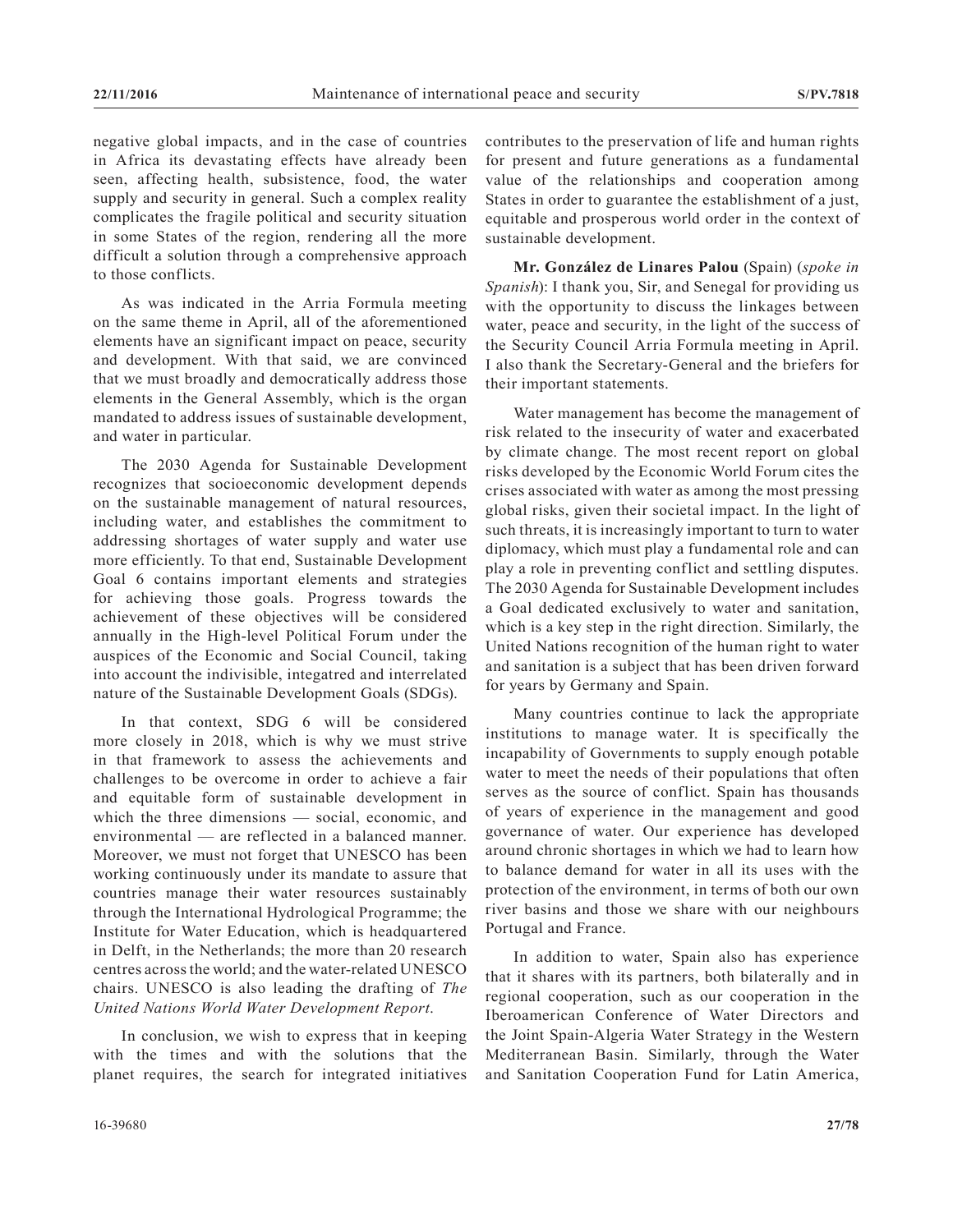negative global impacts, and in the case of countries in Africa its devastating effects have already been seen, affecting health, subsistence, food, the water supply and security in general. Such a complex reality complicates the fragile political and security situation in some States of the region, rendering all the more difficult a solution through a comprehensive approach to those conflicts.

As was indicated in the Arria Formula meeting on the same theme in April, all of the aforementioned elements have an significant impact on peace, security and development. With that said, we are convinced that we must broadly and democratically address those elements in the General Assembly, which is the organ mandated to address issues of sustainable development, and water in particular.

The 2030 Agenda for Sustainable Development recognizes that socioeconomic development depends on the sustainable management of natural resources, including water, and establishes the commitment to addressing shortages of water supply and water use more efficiently. To that end, Sustainable Development Goal 6 contains important elements and strategies for achieving those goals. Progress towards the achievement of these objectives will be considered annually in the High-level Political Forum under the auspices of the Economic and Social Council, taking into account the indivisible, integatred and interrelated nature of the Sustainable Development Goals (SDGs).

In that context, SDG 6 will be considered more closely in 2018, which is why we must strive in that framework to assess the achievements and challenges to be overcome in order to achieve a fair and equitable form of sustainable development in which the three dimensions — social, economic, and environmental — are reflected in a balanced manner. Moreover, we must not forget that UNESCO has been working continuously under its mandate to assure that countries manage their water resources sustainably through the International Hydrological Programme; the Institute for Water Education, which is headquartered in Delft, in the Netherlands; the more than 20 research centres across the world; and the water-related UNESCO chairs. UNESCO is also leading the drafting of *The United Nations World Water Development Report*.

In conclusion, we wish to express that in keeping with the times and with the solutions that the planet requires, the search for integrated initiatives contributes to the preservation of life and human rights for present and future generations as a fundamental value of the relationships and cooperation among States in order to guarantee the establishment of a just, equitable and prosperous world order in the context of sustainable development.

**Mr. González de Linares Palou** (Spain) (*spoke in Spanish*): I thank you, Sir, and Senegal for providing us with the opportunity to discuss the linkages between water, peace and security, in the light of the success of the Security Council Arria Formula meeting in April. I also thank the Secretary-General and the briefers for their important statements.

Water management has become the management of risk related to the insecurity of water and exacerbated by climate change. The most recent report on global risks developed by the Economic World Forum cites the crises associated with water as among the most pressing global risks, given their societal impact. In the light of such threats, it is increasingly important to turn to water diplomacy, which must play a fundamental role and can play a role in preventing conflict and settling disputes. The 2030 Agenda for Sustainable Development includes a Goal dedicated exclusively to water and sanitation, which is a key step in the right direction. Similarly, the United Nations recognition of the human right to water and sanitation is a subject that has been driven forward for years by Germany and Spain.

Many countries continue to lack the appropriate institutions to manage water. It is specifically the incapability of Governments to supply enough potable water to meet the needs of their populations that often serves as the source of conflict. Spain has thousands of years of experience in the management and good governance of water. Our experience has developed around chronic shortages in which we had to learn how to balance demand for water in all its uses with the protection of the environment, in terms of both our own river basins and those we share with our neighbours Portugal and France.

In addition to water, Spain also has experience that it shares with its partners, both bilaterally and in regional cooperation, such as our cooperation in the Iberoamerican Conference of Water Directors and the Joint Spain-Algeria Water Strategy in the Western Mediterranean Basin. Similarly, through the Water and Sanitation Cooperation Fund for Latin America,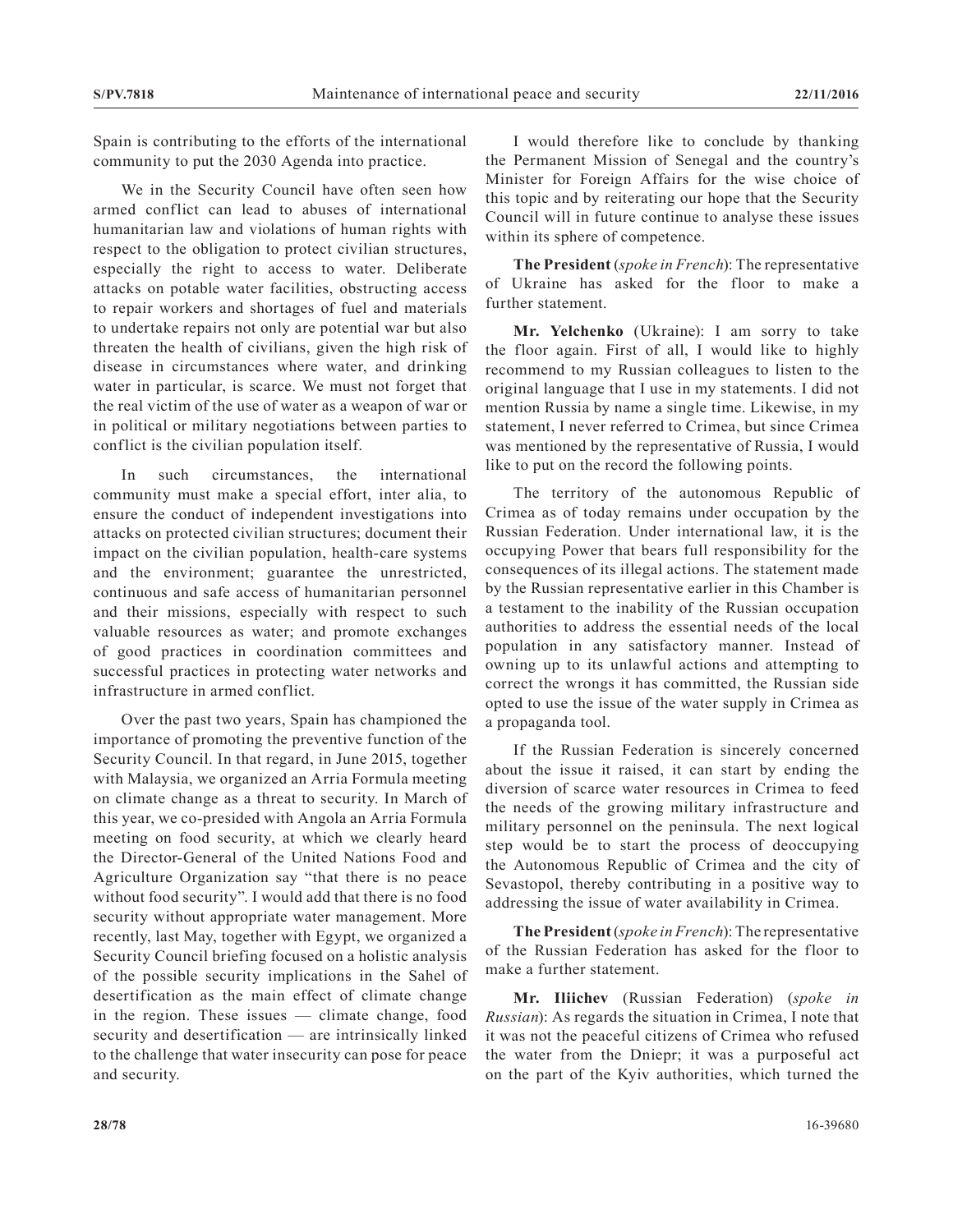Spain is contributing to the efforts of the international community to put the 2030 Agenda into practice.

We in the Security Council have often seen how armed conflict can lead to abuses of international humanitarian law and violations of human rights with respect to the obligation to protect civilian structures, especially the right to access to water. Deliberate attacks on potable water facilities, obstructing access to repair workers and shortages of fuel and materials to undertake repairs not only are potential war but also threaten the health of civilians, given the high risk of disease in circumstances where water, and drinking water in particular, is scarce. We must not forget that the real victim of the use of water as a weapon of war or in political or military negotiations between parties to conflict is the civilian population itself.

In such circumstances, the international community must make a special effort, inter alia, to ensure the conduct of independent investigations into attacks on protected civilian structures; document their impact on the civilian population, health-care systems and the environment; guarantee the unrestricted, continuous and safe access of humanitarian personnel and their missions, especially with respect to such valuable resources as water; and promote exchanges of good practices in coordination committees and successful practices in protecting water networks and infrastructure in armed conflict.

Over the past two years, Spain has championed the importance of promoting the preventive function of the Security Council. In that regard, in June 2015, together with Malaysia, we organized an Arria Formula meeting on climate change as a threat to security. In March of this year, we co-presided with Angola an Arria Formula meeting on food security, at which we clearly heard the Director-General of the United Nations Food and Agriculture Organization say "that there is no peace without food security". I would add that there is no food security without appropriate water management. More recently, last May, together with Egypt, we organized a Security Council briefing focused on a holistic analysis of the possible security implications in the Sahel of desertification as the main effect of climate change in the region. These issues — climate change, food security and desertification — are intrinsically linked to the challenge that water insecurity can pose for peace and security.

I would therefore like to conclude by thanking the Permanent Mission of Senegal and the country's Minister for Foreign Affairs for the wise choice of this topic and by reiterating our hope that the Security Council will in future continue to analyse these issues within its sphere of competence.

**The President** (*spoke in French*): The representative of Ukraine has asked for the floor to make a further statement.

**Mr. Yelchenko** (Ukraine): I am sorry to take the floor again. First of all, I would like to highly recommend to my Russian colleagues to listen to the original language that I use in my statements. I did not mention Russia by name a single time. Likewise, in my statement, I never referred to Crimea, but since Crimea was mentioned by the representative of Russia, I would like to put on the record the following points.

The territory of the autonomous Republic of Crimea as of today remains under occupation by the Russian Federation. Under international law, it is the occupying Power that bears full responsibility for the consequences of its illegal actions. The statement made by the Russian representative earlier in this Chamber is a testament to the inability of the Russian occupation authorities to address the essential needs of the local population in any satisfactory manner. Instead of owning up to its unlawful actions and attempting to correct the wrongs it has committed, the Russian side opted to use the issue of the water supply in Crimea as a propaganda tool.

If the Russian Federation is sincerely concerned about the issue it raised, it can start by ending the diversion of scarce water resources in Crimea to feed the needs of the growing military infrastructure and military personnel on the peninsula. The next logical step would be to start the process of deoccupying the Autonomous Republic of Crimea and the city of Sevastopol, thereby contributing in a positive way to addressing the issue of water availability in Crimea.

**The President** (*spoke in French*): The representative of the Russian Federation has asked for the floor to make a further statement.

**Mr. Iliichev** (Russian Federation) (*spoke in Russian*): As regards the situation in Crimea, I note that it was not the peaceful citizens of Crimea who refused the water from the Dniepr; it was a purposeful act on the part of the Kyiv authorities, which turned the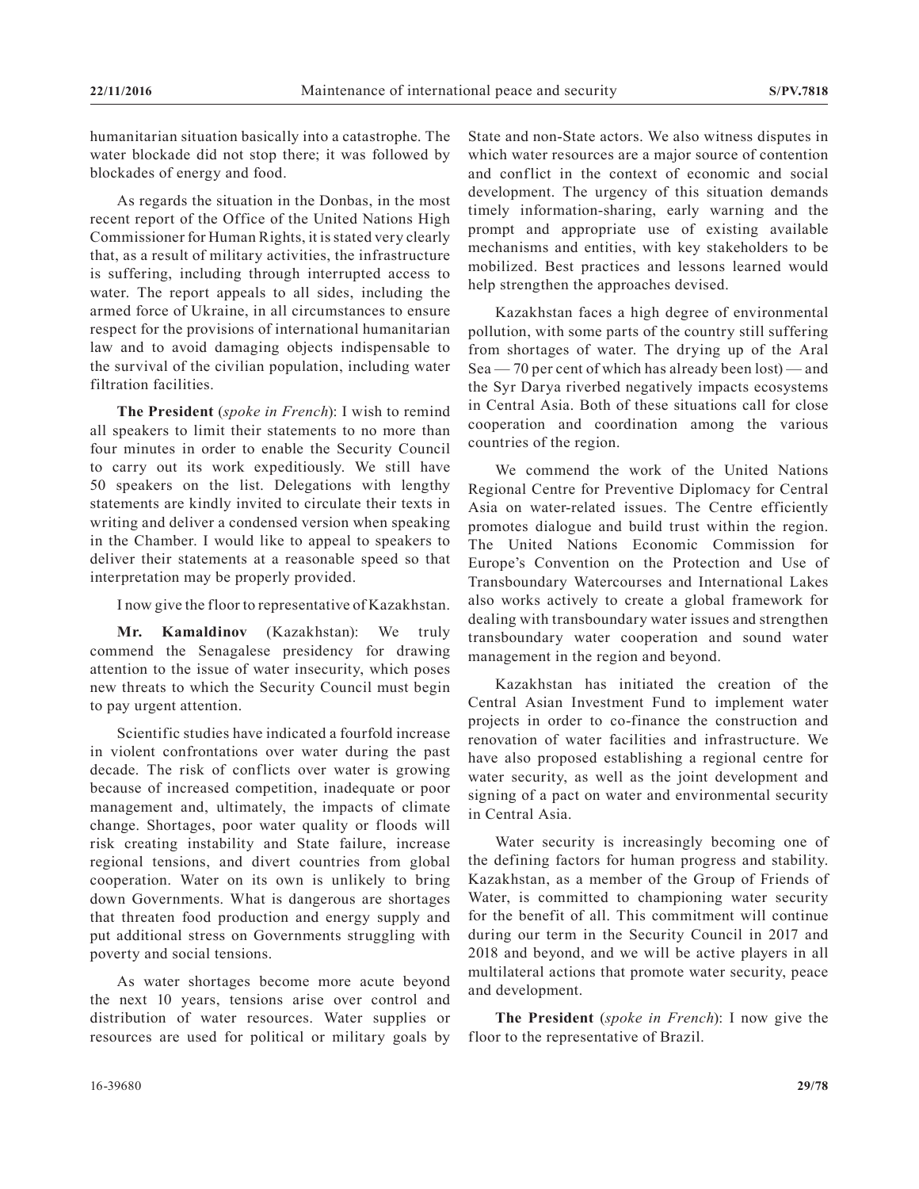humanitarian situation basically into a catastrophe. The water blockade did not stop there; it was followed by blockades of energy and food.

As regards the situation in the Donbas, in the most recent report of the Office of the United Nations High Commissioner for Human Rights, it is stated very clearly that, as a result of military activities, the infrastructure is suffering, including through interrupted access to water. The report appeals to all sides, including the armed force of Ukraine, in all circumstances to ensure respect for the provisions of international humanitarian law and to avoid damaging objects indispensable to the survival of the civilian population, including water filtration facilities.

**The President** (*spoke in French*): I wish to remind all speakers to limit their statements to no more than four minutes in order to enable the Security Council to carry out its work expeditiously. We still have 50 speakers on the list. Delegations with lengthy statements are kindly invited to circulate their texts in writing and deliver a condensed version when speaking in the Chamber. I would like to appeal to speakers to deliver their statements at a reasonable speed so that interpretation may be properly provided.

I now give the floor to representative of Kazakhstan.

**Mr. Kamaldinov** (Kazakhstan): We truly commend the Senagalese presidency for drawing attention to the issue of water insecurity, which poses new threats to which the Security Council must begin to pay urgent attention.

Scientific studies have indicated a fourfold increase in violent confrontations over water during the past decade. The risk of conflicts over water is growing because of increased competition, inadequate or poor management and, ultimately, the impacts of climate change. Shortages, poor water quality or floods will risk creating instability and State failure, increase regional tensions, and divert countries from global cooperation. Water on its own is unlikely to bring down Governments. What is dangerous are shortages that threaten food production and energy supply and put additional stress on Governments struggling with poverty and social tensions.

As water shortages become more acute beyond the next 10 years, tensions arise over control and distribution of water resources. Water supplies or resources are used for political or military goals by State and non-State actors. We also witness disputes in which water resources are a major source of contention and conflict in the context of economic and social development. The urgency of this situation demands timely information-sharing, early warning and the prompt and appropriate use of existing available mechanisms and entities, with key stakeholders to be mobilized. Best practices and lessons learned would help strengthen the approaches devised.

Kazakhstan faces a high degree of environmental pollution, with some parts of the country still suffering from shortages of water. The drying up of the Aral Sea — 70 per cent of which has already been lost) — and the Syr Darya riverbed negatively impacts ecosystems in Central Asia. Both of these situations call for close cooperation and coordination among the various countries of the region.

We commend the work of the United Nations Regional Centre for Preventive Diplomacy for Central Asia on water-related issues. The Centre efficiently promotes dialogue and build trust within the region. The United Nations Economic Commission for Europe's Convention on the Protection and Use of Transboundary Watercourses and International Lakes also works actively to create a global framework for dealing with transboundary water issues and strengthen transboundary water cooperation and sound water management in the region and beyond.

Kazakhstan has initiated the creation of the Central Asian Investment Fund to implement water projects in order to co-finance the construction and renovation of water facilities and infrastructure. We have also proposed establishing a regional centre for water security, as well as the joint development and signing of a pact on water and environmental security in Central Asia.

Water security is increasingly becoming one of the defining factors for human progress and stability. Kazakhstan, as a member of the Group of Friends of Water, is committed to championing water security for the benefit of all. This commitment will continue during our term in the Security Council in 2017 and 2018 and beyond, and we will be active players in all multilateral actions that promote water security, peace and development.

**The President** (*spoke in French*): I now give the floor to the representative of Brazil.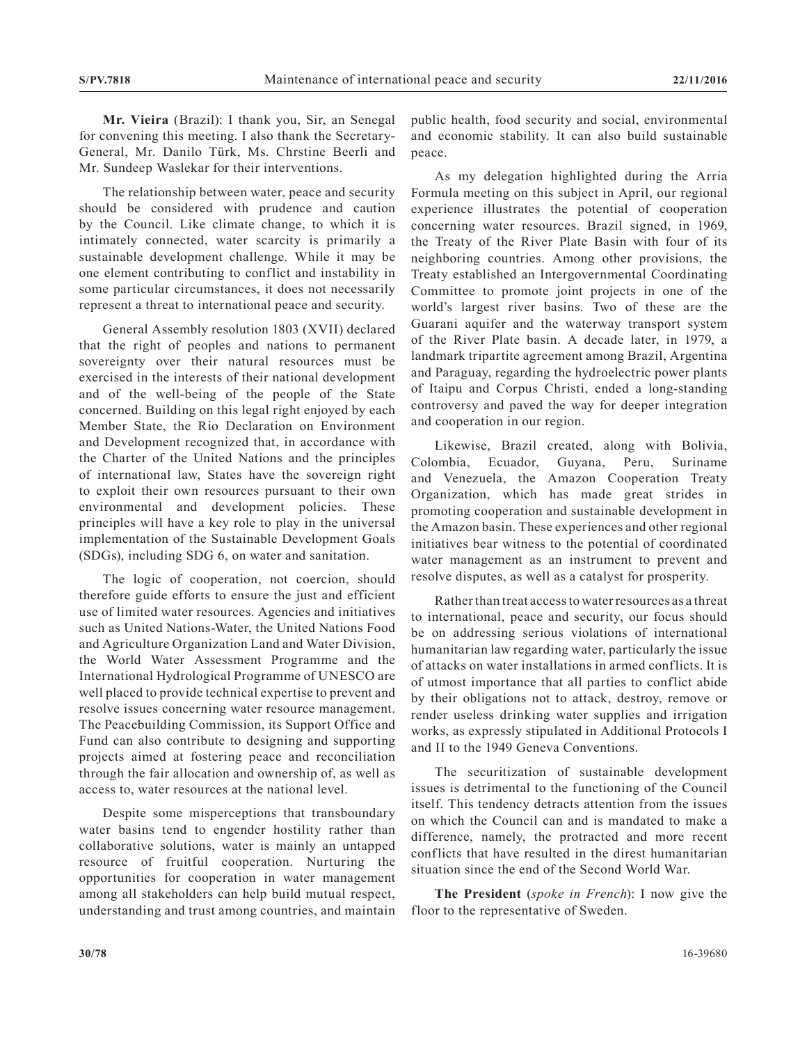**Mr. Vieira** (Brazil): I thank you, Sir, an Senegal for convening this meeting. I also thank the Secretary-General, Mr. Danilo Türk, Ms. Chrstine Beerli and Mr. Sundeep Waslekar for their interventions.

The relationship between water, peace and security should be considered with prudence and caution by the Council. Like climate change, to which it is intimately connected, water scarcity is primarily a sustainable development challenge. While it may be one element contributing to conflict and instability in some particular circumstances, it does not necessarily represent a threat to international peace and security.

General Assembly resolution 1803 (XVII) declared that the right of peoples and nations to permanent sovereignty over their natural resources must be exercised in the interests of their national development and of the well-being of the people of the State concerned. Building on this legal right enjoyed by each Member State, the Rio Declaration on Environment and Development recognized that, in accordance with the Charter of the United Nations and the principles of international law, States have the sovereign right to exploit their own resources pursuant to their own environmental and development policies. These principles will have a key role to play in the universal implementation of the Sustainable Development Goals (SDGs), including SDG 6, on water and sanitation.

The logic of cooperation, not coercion, should therefore guide efforts to ensure the just and efficient use of limited water resources. Agencies and initiatives such as United Nations-Water, the United Nations Food and Agriculture Organization Land and Water Division, the World Water Assessment Programme and the International Hydrological Programme of UNESCO are well placed to provide technical expertise to prevent and resolve issues concerning water resource management. The Peacebuilding Commission, its Support Office and Fund can also contribute to designing and supporting projects aimed at fostering peace and reconciliation through the fair allocation and ownership of, as well as access to, water resources at the national level.

Despite some misperceptions that transboundary water basins tend to engender hostility rather than collaborative solutions, water is mainly an untapped resource of fruitful cooperation. Nurturing the opportunities for cooperation in water management among all stakeholders can help build mutual respect, understanding and trust among countries, and maintain public health, food security and social, environmental and economic stability. It can also build sustainable peace.

As my delegation highlighted during the Arria Formula meeting on this subject in April, our regional experience illustrates the potential of cooperation concerning water resources. Brazil signed, in 1969, the Treaty of the River Plate Basin with four of its neighboring countries. Among other provisions, the Treaty established an Intergovernmental Coordinating Committee to promote joint projects in one of the world's largest river basins. Two of these are the Guarani aquifer and the waterway transport system of the River Plate basin. A decade later, in 1979, a landmark tripartite agreement among Brazil, Argentina and Paraguay, regarding the hydroelectric power plants of Itaipu and Corpus Christi, ended a long-standing controversy and paved the way for deeper integration and cooperation in our region.

Likewise, Brazil created, along with Bolivia, Colombia, Ecuador, Guyana, Peru, Suriname and Venezuela, the Amazon Cooperation Treaty Organization, which has made great strides in promoting cooperation and sustainable development in the Amazon basin. These experiences and other regional initiatives bear witness to the potential of coordinated water management as an instrument to prevent and resolve disputes, as well as a catalyst for prosperity.

Rather than treat access to water resources as a threat to international, peace and security, our focus should be on addressing serious violations of international humanitarian law regarding water, particularly the issue of attacks on water installations in armed conflicts. It is of utmost importance that all parties to conflict abide by their obligations not to attack, destroy, remove or render useless drinking water supplies and irrigation works, as expressly stipulated in Additional Protocols I and II to the 1949 Geneva Conventions.

The securitization of sustainable development issues is detrimental to the functioning of the Council itself. This tendency detracts attention from the issues on which the Council can and is mandated to make a difference, namely, the protracted and more recent conflicts that have resulted in the direst humanitarian situation since the end of the Second World War.

**The President** (*spoke in French*): I now give the floor to the representative of Sweden.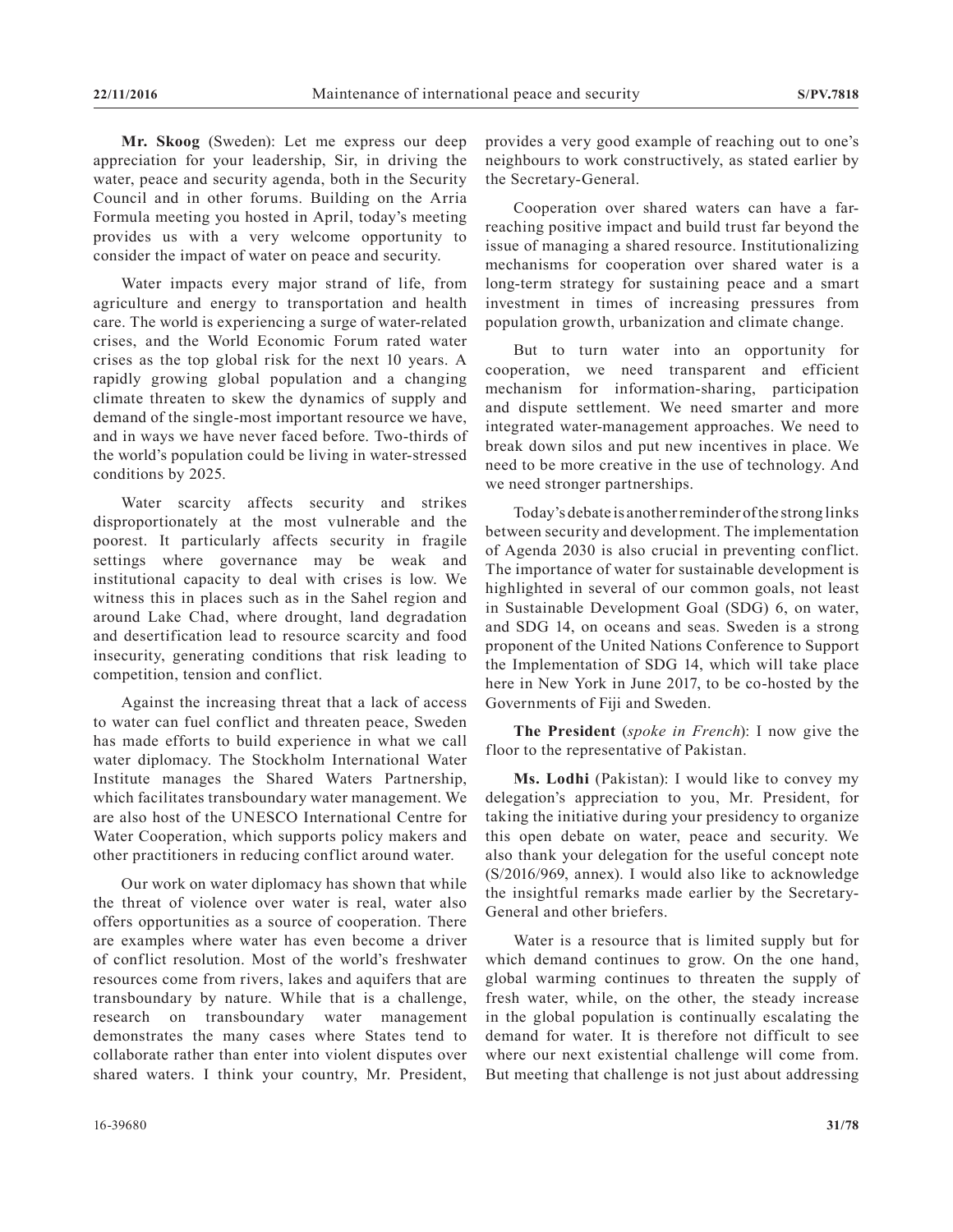**Mr. Skoog** (Sweden): Let me express our deep appreciation for your leadership, Sir, in driving the water, peace and security agenda, both in the Security Council and in other forums. Building on the Arria Formula meeting you hosted in April, today's meeting provides us with a very welcome opportunity to consider the impact of water on peace and security.

Water impacts every major strand of life, from agriculture and energy to transportation and health care. The world is experiencing a surge of water-related crises, and the World Economic Forum rated water crises as the top global risk for the next 10 years. A rapidly growing global population and a changing climate threaten to skew the dynamics of supply and demand of the single-most important resource we have, and in ways we have never faced before. Two-thirds of the world's population could be living in water-stressed conditions by 2025.

Water scarcity affects security and strikes disproportionately at the most vulnerable and the poorest. It particularly affects security in fragile settings where governance may be weak and institutional capacity to deal with crises is low. We witness this in places such as in the Sahel region and around Lake Chad, where drought, land degradation and desertification lead to resource scarcity and food insecurity, generating conditions that risk leading to competition, tension and conflict.

Against the increasing threat that a lack of access to water can fuel conflict and threaten peace, Sweden has made efforts to build experience in what we call water diplomacy. The Stockholm International Water Institute manages the Shared Waters Partnership, which facilitates transboundary water management. We are also host of the UNESCO International Centre for Water Cooperation, which supports policy makers and other practitioners in reducing conflict around water.

Our work on water diplomacy has shown that while the threat of violence over water is real, water also offers opportunities as a source of cooperation. There are examples where water has even become a driver of conflict resolution. Most of the world's freshwater resources come from rivers, lakes and aquifers that are transboundary by nature. While that is a challenge, research on transboundary water management demonstrates the many cases where States tend to collaborate rather than enter into violent disputes over shared waters. I think your country, Mr. President, provides a very good example of reaching out to one's neighbours to work constructively, as stated earlier by the Secretary-General.

Cooperation over shared waters can have a far-reaching positive impact and build trust far beyond the issue of managing a shared resource. Institutionalizing mechanisms for cooperation over shared water is a long-term strategy for sustaining peace and a smart investment in times of increasing pressures from population growth, urbanization and climate change.

But to turn water into an opportunity for cooperation, we need transparent and efficient mechanism for information-sharing, participation and dispute settlement. We need smarter and more integrated water-management approaches. We need to break down silos and put new incentives in place. We need to be more creative in the use of technology. And we need stronger partnerships.

Today's debate is another reminder of the strong links between security and development. The implementation of Agenda 2030 is also crucial in preventing conflict. The importance of water for sustainable development is highlighted in several of our common goals, not least in Sustainable Development Goal (SDG) 6, on water, and SDG 14, on oceans and seas. Sweden is a strong proponent of the United Nations Conference to Support the Implementation of SDG 14, which will take place here in New York in June 2017, to be co-hosted by the Governments of Fiji and Sweden.

**The President** (*spoke in French*): I now give the floor to the representative of Pakistan.

**Ms. Lodhi** (Pakistan): I would like to convey my delegation's appreciation to you, Mr. President, for taking the initiative during your presidency to organize this open debate on water, peace and security. We also thank your delegation for the useful concept note (S/2016/969, annex). I would also like to acknowledge the insightful remarks made earlier by the Secretary-General and other briefers.

Water is a resource that is limited supply but for which demand continues to grow. On the one hand, global warming continues to threaten the supply of fresh water, while, on the other, the steady increase in the global population is continually escalating the demand for water. It is therefore not difficult to see where our next existential challenge will come from. But meeting that challenge is not just about addressing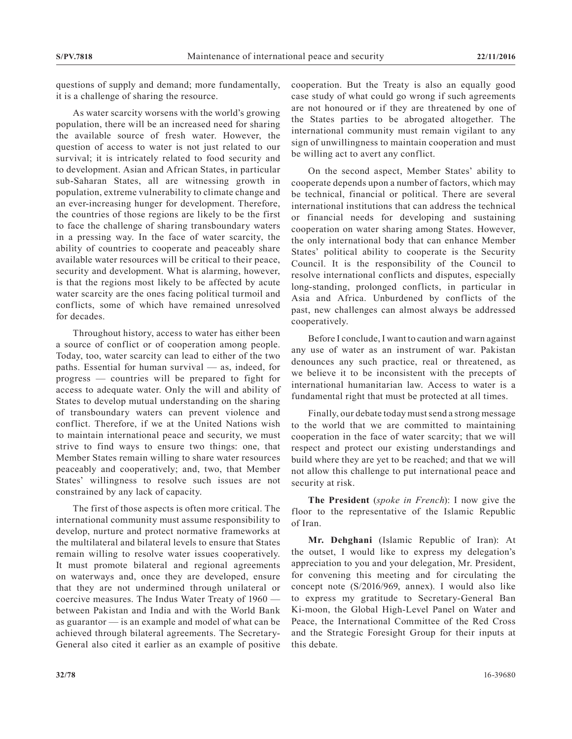questions of supply and demand; more fundamentally, it is a challenge of sharing the resource.

As water scarcity worsens with the world's growing population, there will be an increased need for sharing the available source of fresh water. However, the question of access to water is not just related to our survival; it is intricately related to food security and to development. Asian and African States, in particular sub-Saharan States, all are witnessing growth in population, extreme vulnerability to climate change and an ever-increasing hunger for development. Therefore, the countries of those regions are likely to be the first to face the challenge of sharing transboundary waters in a pressing way. In the face of water scarcity, the ability of countries to cooperate and peaceably share available water resources will be critical to their peace, security and development. What is alarming, however, is that the regions most likely to be affected by acute water scarcity are the ones facing political turmoil and conflicts, some of which have remained unresolved for decades.

Throughout history, access to water has either been a source of conflict or of cooperation among people. Today, too, water scarcity can lead to either of the two paths. Essential for human survival — as, indeed, for progress — countries will be prepared to fight for access to adequate water. Only the will and ability of States to develop mutual understanding on the sharing of transboundary waters can prevent violence and conflict. Therefore, if we at the United Nations wish to maintain international peace and security, we must strive to find ways to ensure two things: one, that Member States remain willing to share water resources peaceably and cooperatively; and, two, that Member States' willingness to resolve such issues are not constrained by any lack of capacity.

The first of those aspects is often more critical. The international community must assume responsibility to develop, nurture and protect normative frameworks at the multilateral and bilateral levels to ensure that States remain willing to resolve water issues cooperatively. It must promote bilateral and regional agreements on waterways and, once they are developed, ensure that they are not undermined through unilateral or coercive measures. The Indus Water Treaty of 1960 — between Pakistan and India and with the World Bank as guarantor — is an example and model of what can be achieved through bilateral agreements. The Secretary-General also cited it earlier as an example of positive cooperation. But the Treaty is also an equally good case study of what could go wrong if such agreements are not honoured or if they are threatened by one of the States parties to be abrogated altogether. The international community must remain vigilant to any sign of unwillingness to maintain cooperation and must be willing act to avert any conflict.

On the second aspect, Member States' ability to cooperate depends upon a number of factors, which may be technical, financial or political. There are several international institutions that can address the technical or financial needs for developing and sustaining cooperation on water sharing among States. However, the only international body that can enhance Member States' political ability to cooperate is the Security Council. It is the responsibility of the Council to resolve international conflicts and disputes, especially long-standing, prolonged conflicts, in particular in Asia and Africa. Unburdened by conflicts of the past, new challenges can almost always be addressed cooperatively.

Before I conclude, I want to caution and warn against any use of water as an instrument of war. Pakistan denounces any such practice, real or threatened, as we believe it to be inconsistent with the precepts of international humanitarian law. Access to water is a fundamental right that must be protected at all times.

Finally, our debate today must send a strong message to the world that we are committed to maintaining cooperation in the face of water scarcity; that we will respect and protect our existing understandings and build where they are yet to be reached; and that we will not allow this challenge to put international peace and security at risk.

**The President** (*spoke in French*): I now give the floor to the representative of the Islamic Republic of Iran.

**Mr. Dehghani** (Islamic Republic of Iran): At the outset, I would like to express my delegation's appreciation to you and your delegation, Mr. President, for convening this meeting and for circulating the concept note (S/2016/969, annex). I would also like to express my gratitude to Secretary-General Ban Ki-moon, the Global High-Level Panel on Water and Peace, the International Committee of the Red Cross and the Strategic Foresight Group for their inputs at this debate.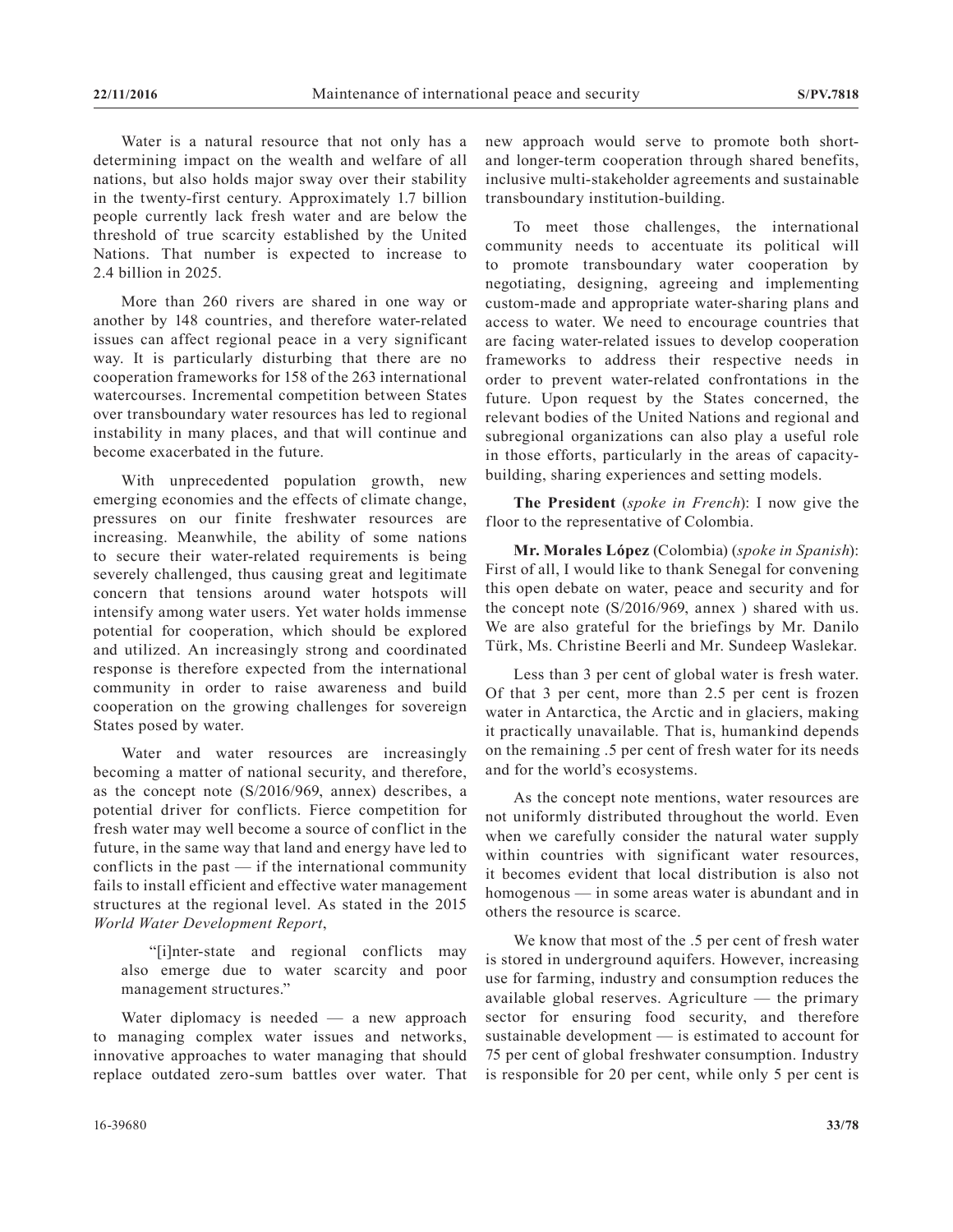Water is a natural resource that not only has a determining impact on the wealth and welfare of all nations, but also holds major sway over their stability in the twenty-first century. Approximately 1.7 billion people currently lack fresh water and are below the threshold of true scarcity established by the United Nations. That number is expected to increase to 2.4 billion in 2025.

More than 260 rivers are shared in one way or another by 148 countries, and therefore water-related issues can affect regional peace in a very significant way. It is particularly disturbing that there are no cooperation frameworks for 158 of the 263 international watercourses. Incremental competition between States over transboundary water resources has led to regional instability in many places, and that will continue and become exacerbated in the future.

With unprecedented population growth, new emerging economies and the effects of climate change, pressures on our finite freshwater resources are increasing. Meanwhile, the ability of some nations to secure their water-related requirements is being severely challenged, thus causing great and legitimate concern that tensions around water hotspots will intensify among water users. Yet water holds immense potential for cooperation, which should be explored and utilized. An increasingly strong and coordinated response is therefore expected from the international community in order to raise awareness and build cooperation on the growing challenges for sovereign States posed by water.

Water and water resources are increasingly becoming a matter of national security, and therefore, as the concept note (S/2016/969, annex) describes, a potential driver for conflicts. Fierce competition for fresh water may well become a source of conflict in the future, in the same way that land and energy have led to conflicts in the past — if the international community fails to install efficient and effective water management structures at the regional level. As stated in the 2015 *World Water Development Report*,

> "[i]nter-state and regional conflicts may also emerge due to water scarcity and poor management structures."

Water diplomacy is needed — a new approach to managing complex water issues and networks, innovative approaches to water managing that should replace outdated zero-sum battles over water. That new approach would serve to promote both short- and longer-term cooperation through shared benefits, inclusive multi-stakeholder agreements and sustainable transboundary institution-building.

To meet those challenges, the international community needs to accentuate its political will to promote transboundary water cooperation by negotiating, designing, agreeing and implementing custom-made and appropriate water-sharing plans and access to water. We need to encourage countries that are facing water-related issues to develop cooperation frameworks to address their respective needs in order to prevent water-related confrontations in the future. Upon request by the States concerned, the relevant bodies of the United Nations and regional and subregional organizations can also play a useful role in those efforts, particularly in the areas of capacity-building, sharing experiences and setting models.

**The President** (*spoke in French*): I now give the floor to the representative of Colombia.

**Mr. Morales López** (Colombia) (*spoke in Spanish*): First of all, I would like to thank Senegal for convening this open debate on water, peace and security and for the concept note (S/2016/969, annex ) shared with us. We are also grateful for the briefings by Mr. Danilo Türk, Ms. Christine Beerli and Mr. Sundeep Waslekar.

Less than 3 per cent of global water is fresh water. Of that 3 per cent, more than 2.5 per cent is frozen water in Antarctica, the Arctic and in glaciers, making it practically unavailable. That is, humankind depends on the remaining .5 per cent of fresh water for its needs and for the world's ecosystems.

As the concept note mentions, water resources are not uniformly distributed throughout the world. Even when we carefully consider the natural water supply within countries with significant water resources, it becomes evident that local distribution is also not homogenous — in some areas water is abundant and in others the resource is scarce.

We know that most of the .5 per cent of fresh water is stored in underground aquifers. However, increasing use for farming, industry and consumption reduces the available global reserves. Agriculture — the primary sector for ensuring food security, and therefore sustainable development — is estimated to account for 75 per cent of global freshwater consumption. Industry is responsible for 20 per cent, while only 5 per cent is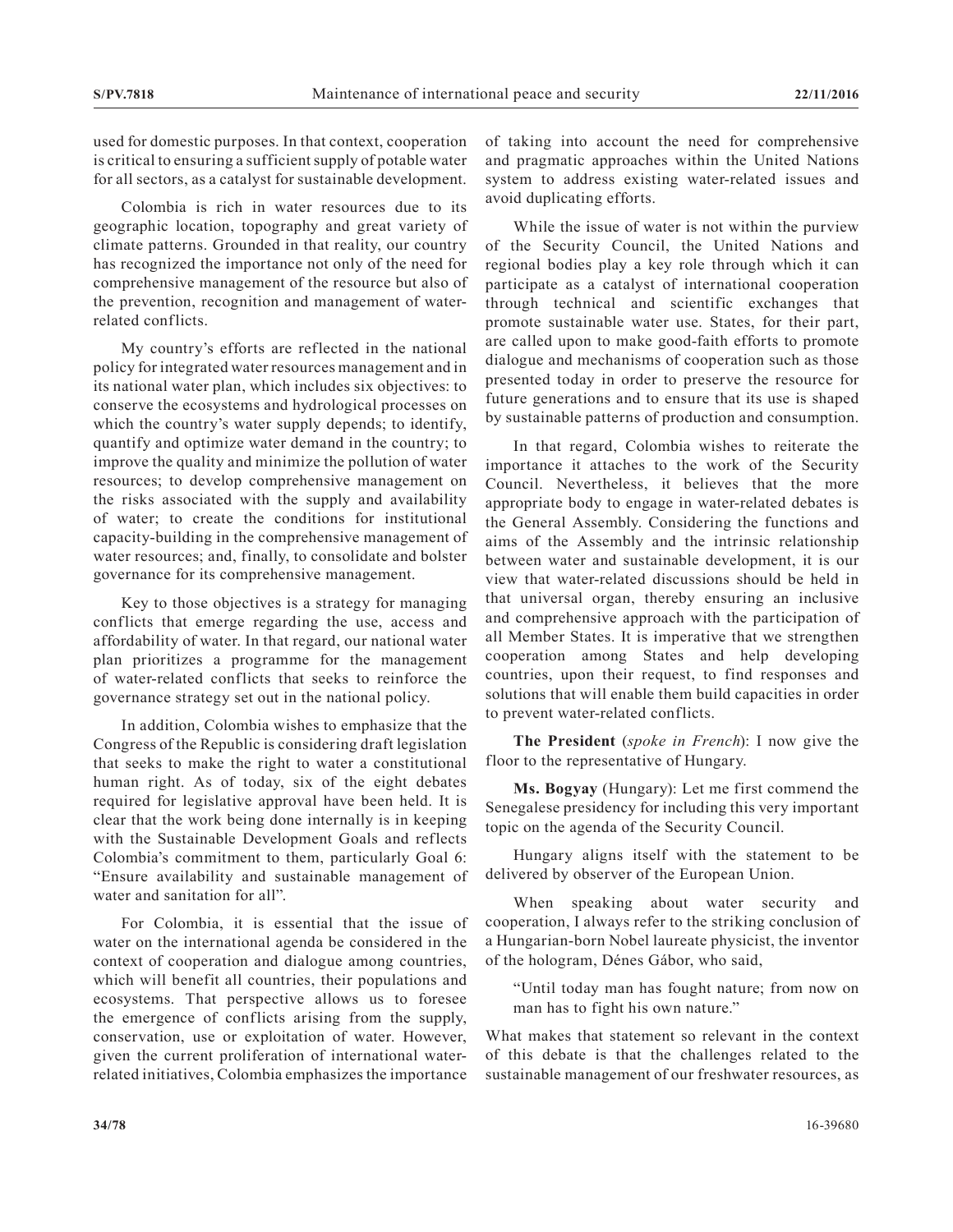used for domestic purposes. In that context, cooperation is critical to ensuring a sufficient supply of potable water for all sectors, as a catalyst for sustainable development.

Colombia is rich in water resources due to its geographic location, topography and great variety of climate patterns. Grounded in that reality, our country has recognized the importance not only of the need for comprehensive management of the resource but also of the prevention, recognition and management of water-related conflicts.

My country's efforts are reflected in the national policy for integrated water resources management and in its national water plan, which includes six objectives: to conserve the ecosystems and hydrological processes on which the country's water supply depends; to identify, quantify and optimize water demand in the country; to improve the quality and minimize the pollution of water resources; to develop comprehensive management on the risks associated with the supply and availability of water; to create the conditions for institutional capacity-building in the comprehensive management of water resources; and, finally, to consolidate and bolster governance for its comprehensive management.

Key to those objectives is a strategy for managing conflicts that emerge regarding the use, access and affordability of water. In that regard, our national water plan prioritizes a programme for the management of water-related conflicts that seeks to reinforce the governance strategy set out in the national policy.

In addition, Colombia wishes to emphasize that the Congress of the Republic is considering draft legislation that seeks to make the right to water a constitutional human right. As of today, six of the eight debates required for legislative approval have been held. It is clear that the work being done internally is in keeping with the Sustainable Development Goals and reflects Colombia's commitment to them, particularly Goal 6: "Ensure availability and sustainable management of water and sanitation for all".

For Colombia, it is essential that the issue of water on the international agenda be considered in the context of cooperation and dialogue among countries, which will benefit all countries, their populations and ecosystems. That perspective allows us to foresee the emergence of conflicts arising from the supply, conservation, use or exploitation of water. However, given the current proliferation of international water-related initiatives, Colombia emphasizes the importance of taking into account the need for comprehensive and pragmatic approaches within the United Nations system to address existing water-related issues and avoid duplicating efforts.

While the issue of water is not within the purview of the Security Council, the United Nations and regional bodies play a key role through which it can participate as a catalyst of international cooperation through technical and scientific exchanges that promote sustainable water use. States, for their part, are called upon to make good-faith efforts to promote dialogue and mechanisms of cooperation such as those presented today in order to preserve the resource for future generations and to ensure that its use is shaped by sustainable patterns of production and consumption.

In that regard, Colombia wishes to reiterate the importance it attaches to the work of the Security Council. Nevertheless, it believes that the more appropriate body to engage in water-related debates is the General Assembly. Considering the functions and aims of the Assembly and the intrinsic relationship between water and sustainable development, it is our view that water-related discussions should be held in that universal organ, thereby ensuring an inclusive and comprehensive approach with the participation of all Member States. It is imperative that we strengthen cooperation among States and help developing countries, upon their request, to find responses and solutions that will enable them build capacities in order to prevent water-related conflicts.

**The President** (*spoke in French*): I now give the floor to the representative of Hungary.

**Ms. Bogyay** (Hungary): Let me first commend the Senegalese presidency for including this very important topic on the agenda of the Security Council.

Hungary aligns itself with the statement to be delivered by observer of the European Union.

When speaking about water security and cooperation, I always refer to the striking conclusion of a Hungarian-born Nobel laureate physicist, the inventor of the hologram, Dénes Gábor, who said,

> "Until today man has fought nature; from now on man has to fight his own nature."

What makes that statement so relevant in the context of this debate is that the challenges related to the sustainable management of our freshwater resources, as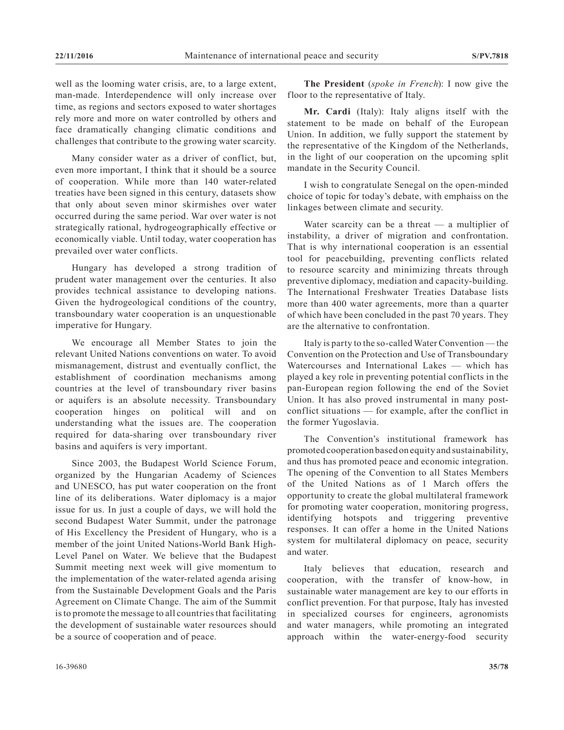well as the looming water crisis, are, to a large extent, man-made. Interdependence will only increase over time, as regions and sectors exposed to water shortages rely more and more on water controlled by others and face dramatically changing climatic conditions and challenges that contribute to the growing water scarcity.

Many consider water as a driver of conflict, but, even more important, I think that it should be a source of cooperation. While more than 140 water-related treaties have been signed in this century, datasets show that only about seven minor skirmishes over water occurred during the same period. War over water is not strategically rational, hydrogeographically effective or economically viable. Until today, water cooperation has prevailed over water conflicts.

Hungary has developed a strong tradition of prudent water management over the centuries. It also provides technical assistance to developing nations. Given the hydrogeological conditions of the country, transboundary water cooperation is an unquestionable imperative for Hungary.

We encourage all Member States to join the relevant United Nations conventions on water. To avoid mismanagement, distrust and eventually conflict, the establishment of coordination mechanisms among countries at the level of transboundary river basins or aquifers is an absolute necessity. Transboundary cooperation hinges on political will and on understanding what the issues are. The cooperation required for data-sharing over transboundary river basins and aquifers is very important.

Since 2003, the Budapest World Science Forum, organized by the Hungarian Academy of Sciences and UNESCO, has put water cooperation on the front line of its deliberations. Water diplomacy is a major issue for us. In just a couple of days, we will hold the second Budapest Water Summit, under the patronage of His Excellency the President of Hungary, who is a member of the joint United Nations-World Bank High-Level Panel on Water. We believe that the Budapest Summit meeting next week will give momentum to the implementation of the water-related agenda arising from the Sustainable Development Goals and the Paris Agreement on Climate Change. The aim of the Summit is to promote the message to all countries that facilitating the development of sustainable water resources should be a source of cooperation and of peace.

**The President** (*spoke in French*): I now give the floor to the representative of Italy.

**Mr. Cardi** (Italy): Italy aligns itself with the statement to be made on behalf of the European Union. In addition, we fully support the statement by the representative of the Kingdom of the Netherlands, in the light of our cooperation on the upcoming split mandate in the Security Council.

I wish to congratulate Senegal on the open-minded choice of topic for today's debate, with emphaiss on the linkages between climate and security.

Water scarcity can be a threat — a multiplier of instability, a driver of migration and confrontation. That is why international cooperation is an essential tool for peacebuilding, preventing conflicts related to resource scarcity and minimizing threats through preventive diplomacy, mediation and capacity-building. The International Freshwater Treaties Database lists more than 400 water agreements, more than a quarter of which have been concluded in the past 70 years. They are the alternative to confrontation.

Italy is party to the so-called Water Convention — the Convention on the Protection and Use of Transboundary Watercourses and International Lakes — which has played a key role in preventing potential conflicts in the pan-European region following the end of the Soviet Union. It has also proved instrumental in many post-conflict situations — for example, after the conflict in the former Yugoslavia.

The Convention's institutional framework has promoted cooperation based on equity and sustainability, and thus has promoted peace and economic integration. The opening of the Convention to all States Members of the United Nations as of 1 March offers the opportunity to create the global multilateral framework for promoting water cooperation, monitoring progress, identifying hotspots and triggering preventive responses. It can offer a home in the United Nations system for multilateral diplomacy on peace, security and water.

Italy believes that education, research and cooperation, with the transfer of know-how, in sustainable water management are key to our efforts in conflict prevention. For that purpose, Italy has invested in specialized courses for engineers, agronomists and water managers, while promoting an integrated approach within the water-energy-food security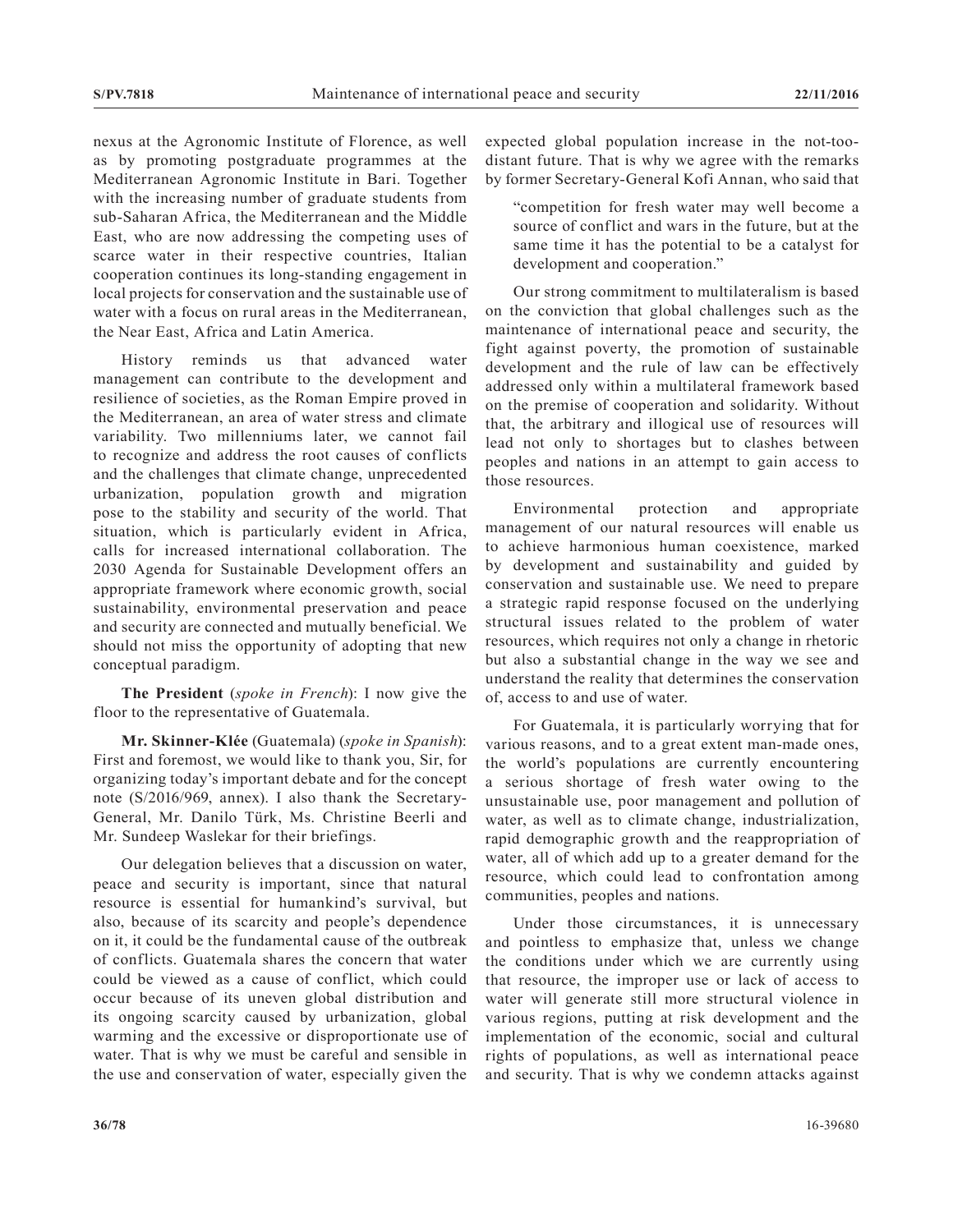nexus at the Agronomic Institute of Florence, as well as by promoting postgraduate programmes at the Mediterranean Agronomic Institute in Bari. Together with the increasing number of graduate students from sub-Saharan Africa, the Mediterranean and the Middle East, who are now addressing the competing uses of scarce water in their respective countries, Italian cooperation continues its long-standing engagement in local projects for conservation and the sustainable use of water with a focus on rural areas in the Mediterranean, the Near East, Africa and Latin America.

History reminds us that advanced water management can contribute to the development and resilience of societies, as the Roman Empire proved in the Mediterranean, an area of water stress and climate variability. Two millenniums later, we cannot fail to recognize and address the root causes of conflicts and the challenges that climate change, unprecedented urbanization, population growth and migration pose to the stability and security of the world. That situation, which is particularly evident in Africa, calls for increased international collaboration. The 2030 Agenda for Sustainable Development offers an appropriate framework where economic growth, social sustainability, environmental preservation and peace and security are connected and mutually beneficial. We should not miss the opportunity of adopting that new conceptual paradigm.

**The President** (*spoke in French*): I now give the floor to the representative of Guatemala.

**Mr. Skinner-Klée** (Guatemala) (*spoke in Spanish*): First and foremost, we would like to thank you, Sir, for organizing today's important debate and for the concept note (S/2016/969, annex). I also thank the Secretary-General, Mr. Danilo Türk, Ms. Christine Beerli and Mr. Sundeep Waslekar for their briefings.

Our delegation believes that a discussion on water, peace and security is important, since that natural resource is essential for humankind's survival, but also, because of its scarcity and people's dependence on it, it could be the fundamental cause of the outbreak of conflicts. Guatemala shares the concern that water could be viewed as a cause of conflict, which could occur because of its uneven global distribution and its ongoing scarcity caused by urbanization, global warming and the excessive or disproportionate use of water. That is why we must be careful and sensible in the use and conservation of water, especially given the expected global population increase in the not-too-distant future. That is why we agree with the remarks by former Secretary-General Kofi Annan, who said that

> "competition for fresh water may well become a source of conflict and wars in the future, but at the same time it has the potential to be a catalyst for development and cooperation."

Our strong commitment to multilateralism is based on the conviction that global challenges such as the maintenance of international peace and security, the fight against poverty, the promotion of sustainable development and the rule of law can be effectively addressed only within a multilateral framework based on the premise of cooperation and solidarity. Without that, the arbitrary and illogical use of resources will lead not only to shortages but to clashes between peoples and nations in an attempt to gain access to those resources.

Environmental protection and appropriate management of our natural resources will enable us to achieve harmonious human coexistence, marked by development and sustainability and guided by conservation and sustainable use. We need to prepare a strategic rapid response focused on the underlying structural issues related to the problem of water resources, which requires not only a change in rhetoric but also a substantial change in the way we see and understand the reality that determines the conservation of, access to and use of water.

For Guatemala, it is particularly worrying that for various reasons, and to a great extent man-made ones, the world's populations are currently encountering a serious shortage of fresh water owing to the unsustainable use, poor management and pollution of water, as well as to climate change, industrialization, rapid demographic growth and the reappropriation of water, all of which add up to a greater demand for the resource, which could lead to confrontation among communities, peoples and nations.

Under those circumstances, it is unnecessary and pointless to emphasize that, unless we change the conditions under which we are currently using that resource, the improper use or lack of access to water will generate still more structural violence in various regions, putting at risk development and the implementation of the economic, social and cultural rights of populations, as well as international peace and security. That is why we condemn attacks against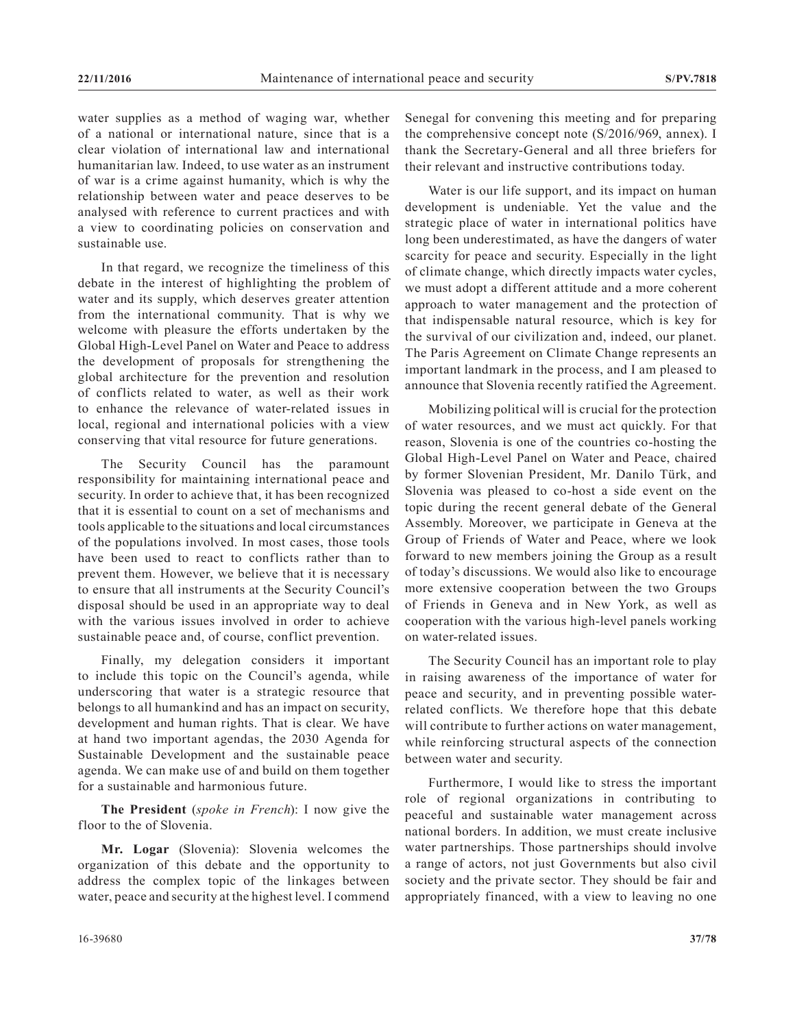water supplies as a method of waging war, whether of a national or international nature, since that is a clear violation of international law and international humanitarian law. Indeed, to use water as an instrument of war is a crime against humanity, which is why the relationship between water and peace deserves to be analysed with reference to current practices and with a view to coordinating policies on conservation and sustainable use.

In that regard, we recognize the timeliness of this debate in the interest of highlighting the problem of water and its supply, which deserves greater attention from the international community. That is why we welcome with pleasure the efforts undertaken by the Global High-Level Panel on Water and Peace to address the development of proposals for strengthening the global architecture for the prevention and resolution of conflicts related to water, as well as their work to enhance the relevance of water-related issues in local, regional and international policies with a view conserving that vital resource for future generations.

The Security Council has the paramount responsibility for maintaining international peace and security. In order to achieve that, it has been recognized that it is essential to count on a set of mechanisms and tools applicable to the situations and local circumstances of the populations involved. In most cases, those tools have been used to react to conflicts rather than to prevent them. However, we believe that it is necessary to ensure that all instruments at the Security Council's disposal should be used in an appropriate way to deal with the various issues involved in order to achieve sustainable peace and, of course, conflict prevention.

Finally, my delegation considers it important to include this topic on the Council's agenda, while underscoring that water is a strategic resource that belongs to all humankind and has an impact on security, development and human rights. That is clear. We have at hand two important agendas, the 2030 Agenda for Sustainable Development and the sustainable peace agenda. We can make use of and build on them together for a sustainable and harmonious future.

**The President** (*spoke in French*): I now give the floor to the of Slovenia.

**Mr. Logar** (Slovenia): Slovenia welcomes the organization of this debate and the opportunity to address the complex topic of the linkages between water, peace and security at the highest level. I commend Senegal for convening this meeting and for preparing the comprehensive concept note (S/2016/969, annex). I thank the Secretary-General and all three briefers for their relevant and instructive contributions today.

Water is our life support, and its impact on human development is undeniable. Yet the value and the strategic place of water in international politics have long been underestimated, as have the dangers of water scarcity for peace and security. Especially in the light of climate change, which directly impacts water cycles, we must adopt a different attitude and a more coherent approach to water management and the protection of that indispensable natural resource, which is key for the survival of our civilization and, indeed, our planet. The Paris Agreement on Climate Change represents an important landmark in the process, and I am pleased to announce that Slovenia recently ratified the Agreement.

Mobilizing political will is crucial for the protection of water resources, and we must act quickly. For that reason, Slovenia is one of the countries co-hosting the Global High-Level Panel on Water and Peace, chaired by former Slovenian President, Mr. Danilo Türk, and Slovenia was pleased to co-host a side event on the topic during the recent general debate of the General Assembly. Moreover, we participate in Geneva at the Group of Friends of Water and Peace, where we look forward to new members joining the Group as a result of today's discussions. We would also like to encourage more extensive cooperation between the two Groups of Friends in Geneva and in New York, as well as cooperation with the various high-level panels working on water-related issues.

The Security Council has an important role to play in raising awareness of the importance of water for peace and security, and in preventing possible water-related conflicts. We therefore hope that this debate will contribute to further actions on water management, while reinforcing structural aspects of the connection between water and security.

Furthermore, I would like to stress the important role of regional organizations in contributing to peaceful and sustainable water management across national borders. In addition, we must create inclusive water partnerships. Those partnerships should involve a range of actors, not just Governments but also civil society and the private sector. They should be fair and appropriately financed, with a view to leaving no one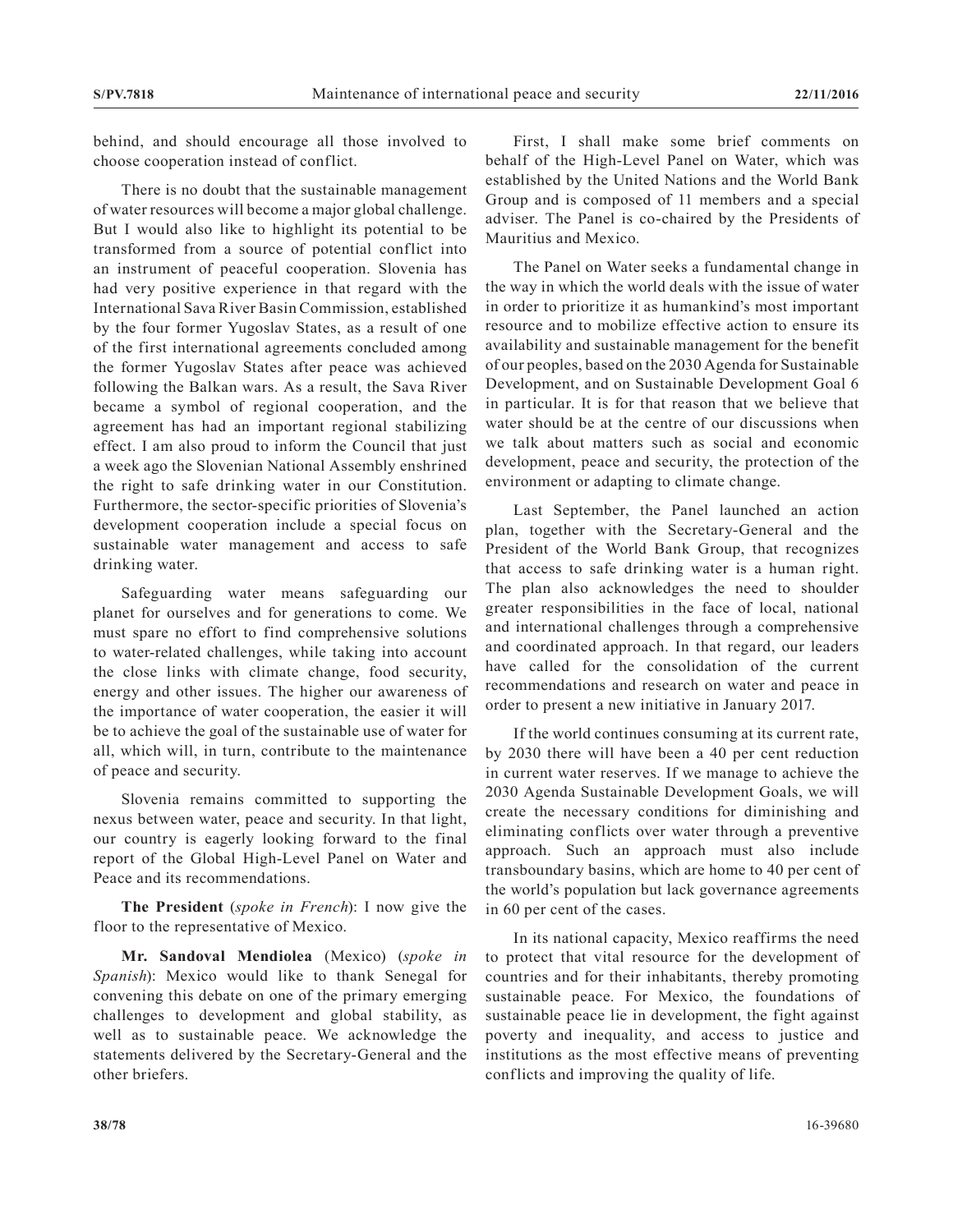behind, and should encourage all those involved to choose cooperation instead of conflict.

There is no doubt that the sustainable management of water resources will become a major global challenge. But I would also like to highlight its potential to be transformed from a source of potential conflict into an instrument of peaceful cooperation. Slovenia has had very positive experience in that regard with the International Sava River Basin Commission, established by the four former Yugoslav States, as a result of one of the first international agreements concluded among the former Yugoslav States after peace was achieved following the Balkan wars. As a result, the Sava River became a symbol of regional cooperation, and the agreement has had an important regional stabilizing effect. I am also proud to inform the Council that just a week ago the Slovenian National Assembly enshrined the right to safe drinking water in our Constitution. Furthermore, the sector-specific priorities of Slovenia's development cooperation include a special focus on sustainable water management and access to safe drinking water.

Safeguarding water means safeguarding our planet for ourselves and for generations to come. We must spare no effort to find comprehensive solutions to water-related challenges, while taking into account the close links with climate change, food security, energy and other issues. The higher our awareness of the importance of water cooperation, the easier it will be to achieve the goal of the sustainable use of water for all, which will, in turn, contribute to the maintenance of peace and security.

Slovenia remains committed to supporting the nexus between water, peace and security. In that light, our country is eagerly looking forward to the final report of the Global High-Level Panel on Water and Peace and its recommendations.

**The President** (*spoke in French*): I now give the floor to the representative of Mexico.

**Mr. Sandoval Mendiolea** (Mexico) (*spoke in Spanish*): Mexico would like to thank Senegal for convening this debate on one of the primary emerging challenges to development and global stability, as well as to sustainable peace. We acknowledge the statements delivered by the Secretary-General and the other briefers.

First, I shall make some brief comments on behalf of the High-Level Panel on Water, which was established by the United Nations and the World Bank Group and is composed of 11 members and a special adviser. The Panel is co-chaired by the Presidents of Mauritius and Mexico.

The Panel on Water seeks a fundamental change in the way in which the world deals with the issue of water in order to prioritize it as humankind's most important resource and to mobilize effective action to ensure its availability and sustainable management for the benefit of our peoples, based on the 2030 Agenda for Sustainable Development, and on Sustainable Development Goal 6 in particular. It is for that reason that we believe that water should be at the centre of our discussions when we talk about matters such as social and economic development, peace and security, the protection of the environment or adapting to climate change.

Last September, the Panel launched an action plan, together with the Secretary-General and the President of the World Bank Group, that recognizes that access to safe drinking water is a human right. The plan also acknowledges the need to shoulder greater responsibilities in the face of local, national and international challenges through a comprehensive and coordinated approach. In that regard, our leaders have called for the consolidation of the current recommendations and research on water and peace in order to present a new initiative in January 2017.

If the world continues consuming at its current rate, by 2030 there will have been a 40 per cent reduction in current water reserves. If we manage to achieve the 2030 Agenda Sustainable Development Goals, we will create the necessary conditions for diminishing and eliminating conflicts over water through a preventive approach. Such an approach must also include transboundary basins, which are home to 40 per cent of the world's population but lack governance agreements in 60 per cent of the cases.

In its national capacity, Mexico reaffirms the need to protect that vital resource for the development of countries and for their inhabitants, thereby promoting sustainable peace. For Mexico, the foundations of sustainable peace lie in development, the fight against poverty and inequality, and access to justice and institutions as the most effective means of preventing conflicts and improving the quality of life.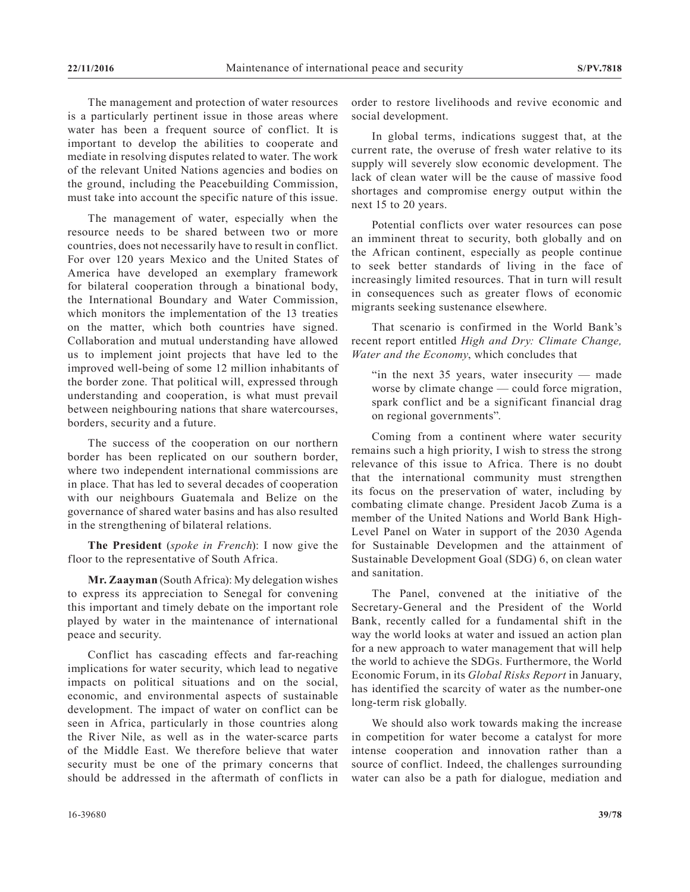The management and protection of water resources is a particularly pertinent issue in those areas where water has been a frequent source of conflict. It is important to develop the abilities to cooperate and mediate in resolving disputes related to water. The work of the relevant United Nations agencies and bodies on the ground, including the Peacebuilding Commission, must take into account the specific nature of this issue.

The management of water, especially when the resource needs to be shared between two or more countries, does not necessarily have to result in conflict. For over 120 years Mexico and the United States of America have developed an exemplary framework for bilateral cooperation through a binational body, the International Boundary and Water Commission, which monitors the implementation of the 13 treaties on the matter, which both countries have signed. Collaboration and mutual understanding have allowed us to implement joint projects that have led to the improved well-being of some 12 million inhabitants of the border zone. That political will, expressed through understanding and cooperation, is what must prevail between neighbouring nations that share watercourses, borders, security and a future.

The success of the cooperation on our northern border has been replicated on our southern border, where two independent international commissions are in place. That has led to several decades of cooperation with our neighbours Guatemala and Belize on the governance of shared water basins and has also resulted in the strengthening of bilateral relations.

**The President** (*spoke in French*): I now give the floor to the representative of South Africa.

**Mr. Zaayman** (South Africa): My delegation wishes to express its appreciation to Senegal for convening this important and timely debate on the important role played by water in the maintenance of international peace and security.

Conflict has cascading effects and far-reaching implications for water security, which lead to negative impacts on political situations and on the social, economic, and environmental aspects of sustainable development. The impact of water on conflict can be seen in Africa, particularly in those countries along the River Nile, as well as in the water-scarce parts of the Middle East. We therefore believe that water security must be one of the primary concerns that should be addressed in the aftermath of conflicts in order to restore livelihoods and revive economic and social development.

In global terms, indications suggest that, at the current rate, the overuse of fresh water relative to its supply will severely slow economic development. The lack of clean water will be the cause of massive food shortages and compromise energy output within the next 15 to 20 years.

Potential conflicts over water resources can pose an imminent threat to security, both globally and on the African continent, especially as people continue to seek better standards of living in the face of increasingly limited resources. That in turn will result in consequences such as greater flows of economic migrants seeking sustenance elsewhere.

That scenario is confirmed in the World Bank's recent report entitled *High and Dry: Climate Change, Water and the Economy*, which concludes that

> "in the next 35 years, water insecurity — made worse by climate change — could force migration, spark conflict and be a significant financial drag on regional governments".

Coming from a continent where water security remains such a high priority, I wish to stress the strong relevance of this issue to Africa. There is no doubt that the international community must strengthen its focus on the preservation of water, including by combating climate change. President Jacob Zuma is a member of the United Nations and World Bank High-Level Panel on Water in support of the 2030 Agenda for Sustainable Developmen and the attainment of Sustainable Development Goal (SDG) 6, on clean water and sanitation.

The Panel, convened at the initiative of the Secretary-General and the President of the World Bank, recently called for a fundamental shift in the way the world looks at water and issued an action plan for a new approach to water management that will help the world to achieve the SDGs. Furthermore, the World Economic Forum, in its *Global Risks Report* in January, has identified the scarcity of water as the number-one long-term risk globally.

We should also work towards making the increase in competition for water become a catalyst for more intense cooperation and innovation rather than a source of conflict. Indeed, the challenges surrounding water can also be a path for dialogue, mediation and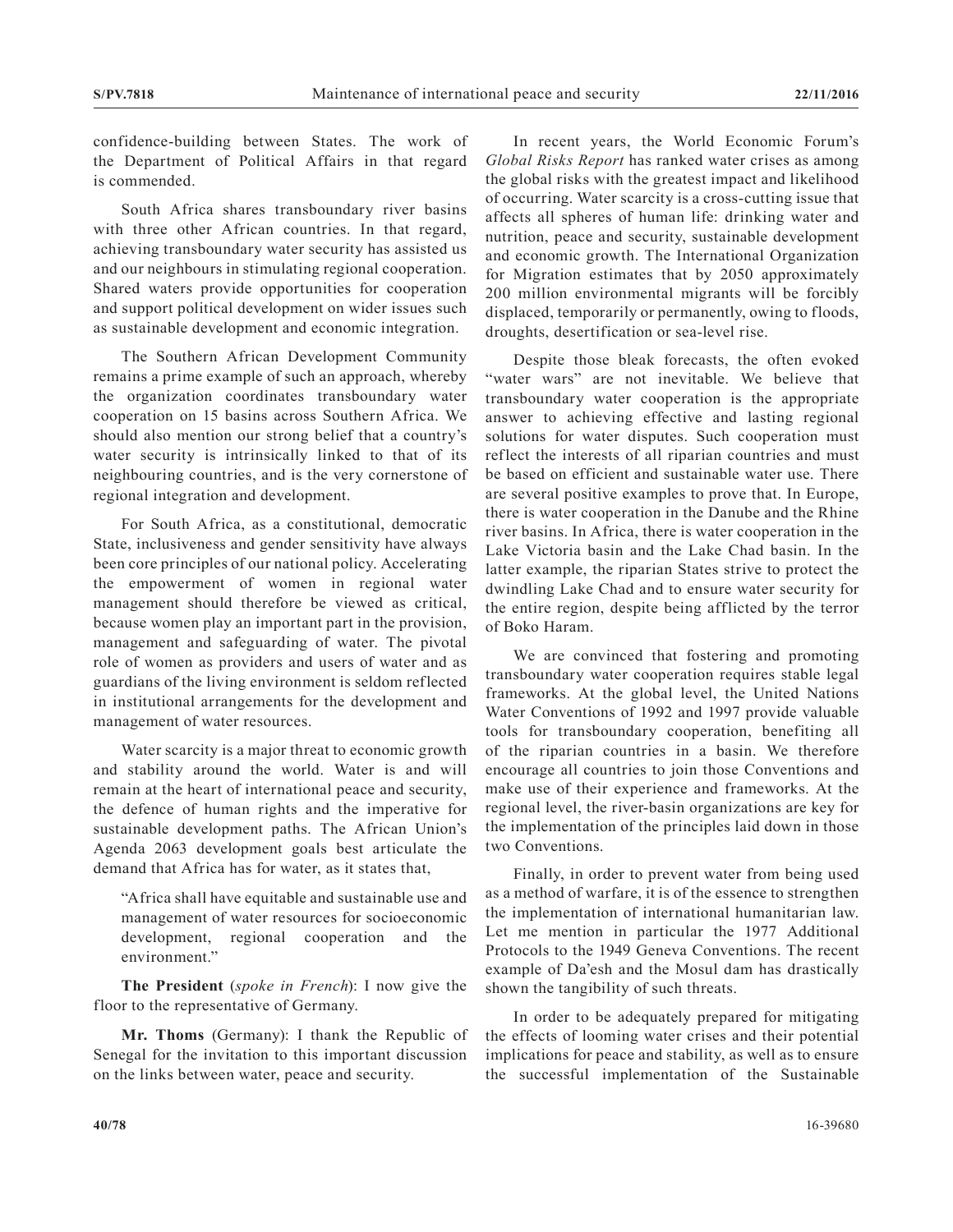confidence-building between States. The work of the Department of Political Affairs in that regard is commended.

South Africa shares transboundary river basins with three other African countries. In that regard, achieving transboundary water security has assisted us and our neighbours in stimulating regional cooperation. Shared waters provide opportunities for cooperation and support political development on wider issues such as sustainable development and economic integration.

The Southern African Development Community remains a prime example of such an approach, whereby the organization coordinates transboundary water cooperation on 15 basins across Southern Africa. We should also mention our strong belief that a country's water security is intrinsically linked to that of its neighbouring countries, and is the very cornerstone of regional integration and development.

For South Africa, as a constitutional, democratic State, inclusiveness and gender sensitivity have always been core principles of our national policy. Accelerating the empowerment of women in regional water management should therefore be viewed as critical, because women play an important part in the provision, management and safeguarding of water. The pivotal role of women as providers and users of water and as guardians of the living environment is seldom reflected in institutional arrangements for the development and management of water resources.

Water scarcity is a major threat to economic growth and stability around the world. Water is and will remain at the heart of international peace and security, the defence of human rights and the imperative for sustainable development paths. The African Union's Agenda 2063 development goals best articulate the demand that Africa has for water, as it states that,

"Africa shall have equitable and sustainable use and management of water resources for socioeconomic development, regional cooperation and the environment."

**The President** (*spoke in French*): I now give the floor to the representative of Germany.

**Mr. Thoms** (Germany): I thank the Republic of Senegal for the invitation to this important discussion on the links between water, peace and security.

In recent years, the World Economic Forum's *Global Risks Report* has ranked water crises as among the global risks with the greatest impact and likelihood of occurring. Water scarcity is a cross-cutting issue that affects all spheres of human life: drinking water and nutrition, peace and security, sustainable development and economic growth. The International Organization for Migration estimates that by 2050 approximately 200 million environmental migrants will be forcibly displaced, temporarily or permanently, owing to floods, droughts, desertification or sea-level rise.

Despite those bleak forecasts, the often evoked "water wars" are not inevitable. We believe that transboundary water cooperation is the appropriate answer to achieving effective and lasting regional solutions for water disputes. Such cooperation must reflect the interests of all riparian countries and must be based on efficient and sustainable water use. There are several positive examples to prove that. In Europe, there is water cooperation in the Danube and the Rhine river basins. In Africa, there is water cooperation in the Lake Victoria basin and the Lake Chad basin. In the latter example, the riparian States strive to protect the dwindling Lake Chad and to ensure water security for the entire region, despite being afflicted by the terror of Boko Haram.

We are convinced that fostering and promoting transboundary water cooperation requires stable legal frameworks. At the global level, the United Nations Water Conventions of 1992 and 1997 provide valuable tools for transboundary cooperation, benefiting all of the riparian countries in a basin. We therefore encourage all countries to join those Conventions and make use of their experience and frameworks. At the regional level, the river-basin organizations are key for the implementation of the principles laid down in those two Conventions.

Finally, in order to prevent water from being used as a method of warfare, it is of the essence to strengthen the implementation of international humanitarian law. Let me mention in particular the 1977 Additional Protocols to the 1949 Geneva Conventions. The recent example of Da'esh and the Mosul dam has drastically shown the tangibility of such threats.

In order to be adequately prepared for mitigating the effects of looming water crises and their potential implications for peace and stability, as well as to ensure the successful implementation of the Sustainable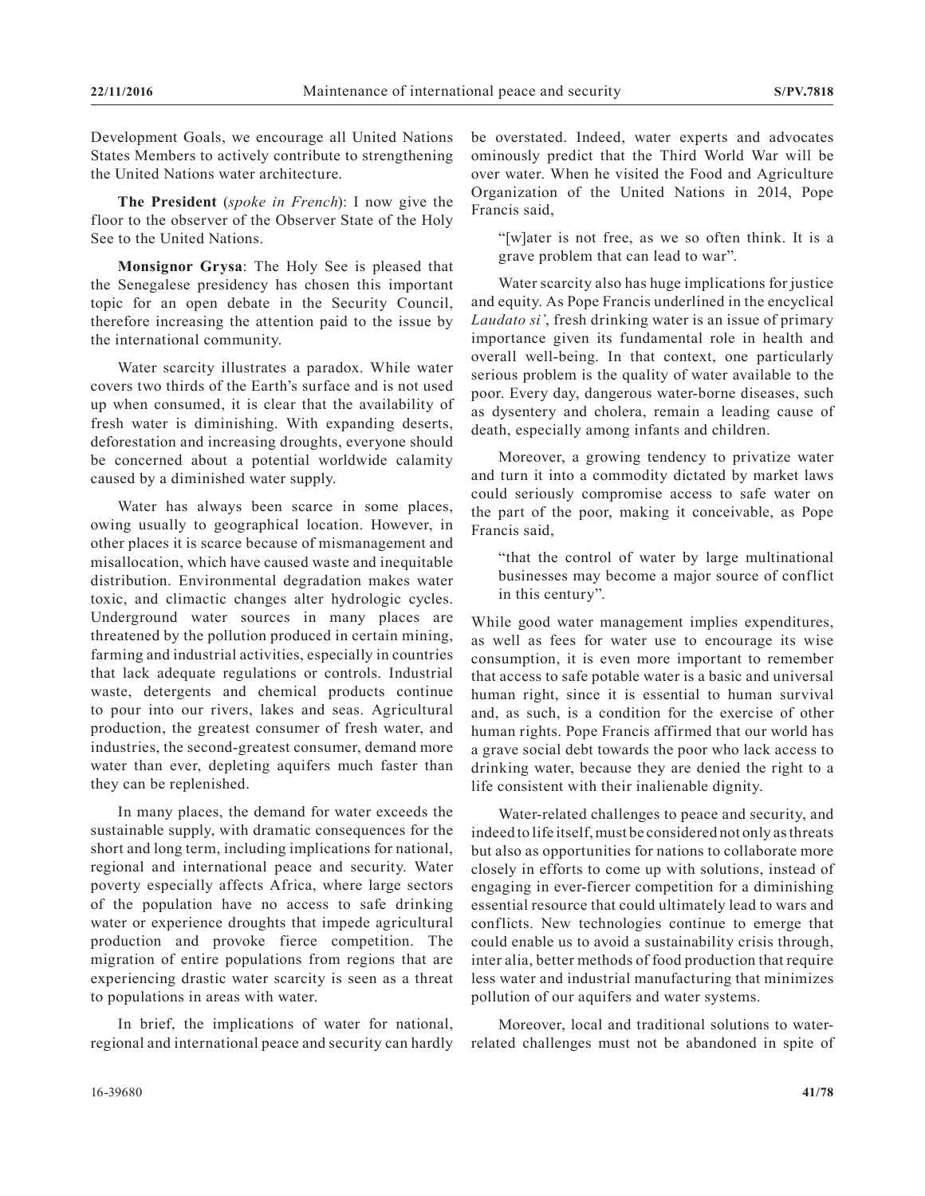Development Goals, we encourage all United Nations States Members to actively contribute to strengthening the United Nations water architecture.

**The President** (*spoke in French*): I now give the floor to the observer of the Observer State of the Holy See to the United Nations.

**Monsignor Grysa**: The Holy See is pleased that the Senegalese presidency has chosen this important topic for an open debate in the Security Council, therefore increasing the attention paid to the issue by the international community.

Water scarcity illustrates a paradox. While water covers two thirds of the Earth's surface and is not used up when consumed, it is clear that the availability of fresh water is diminishing. With expanding deserts, deforestation and increasing droughts, everyone should be concerned about a potential worldwide calamity caused by a diminished water supply.

Water has always been scarce in some places, owing usually to geographical location. However, in other places it is scarce because of mismanagement and misallocation, which have caused waste and inequitable distribution. Environmental degradation makes water toxic, and climactic changes alter hydrologic cycles. Underground water sources in many places are threatened by the pollution produced in certain mining, farming and industrial activities, especially in countries that lack adequate regulations or controls. Industrial waste, detergents and chemical products continue to pour into our rivers, lakes and seas. Agricultural production, the greatest consumer of fresh water, and industries, the second-greatest consumer, demand more water than ever, depleting aquifers much faster than they can be replenished.

In many places, the demand for water exceeds the sustainable supply, with dramatic consequences for the short and long term, including implications for national, regional and international peace and security. Water poverty especially affects Africa, where large sectors of the population have no access to safe drinking water or experience droughts that impede agricultural production and provoke fierce competition. The migration of entire populations from regions that are experiencing drastic water scarcity is seen as a threat to populations in areas with water.

In brief, the implications of water for national, regional and international peace and security can hardly be overstated. Indeed, water experts and advocates ominously predict that the Third World War will be over water. When he visited the Food and Agriculture Organization of the United Nations in 2014, Pope Francis said,

> "[w]ater is not free, as we so often think. It is a grave problem that can lead to war".

Water scarcity also has huge implications for justice and equity. As Pope Francis underlined in the encyclical *Laudato si'*, fresh drinking water is an issue of primary importance given its fundamental role in health and overall well-being. In that context, one particularly serious problem is the quality of water available to the poor. Every day, dangerous water-borne diseases, such as dysentery and cholera, remain a leading cause of death, especially among infants and children.

Moreover, a growing tendency to privatize water and turn it into a commodity dictated by market laws could seriously compromise access to safe water on the part of the poor, making it conceivable, as Pope Francis said,

> "that the control of water by large multinational businesses may become a major source of conflict in this century".

While good water management implies expenditures, as well as fees for water use to encourage its wise consumption, it is even more important to remember that access to safe potable water is a basic and universal human right, since it is essential to human survival and, as such, is a condition for the exercise of other human rights. Pope Francis affirmed that our world has a grave social debt towards the poor who lack access to drinking water, because they are denied the right to a life consistent with their inalienable dignity.

Water-related challenges to peace and security, and indeed to life itself, must be considered not only as threats but also as opportunities for nations to collaborate more closely in efforts to come up with solutions, instead of engaging in ever-fiercer competition for a diminishing essential resource that could ultimately lead to wars and conflicts. New technologies continue to emerge that could enable us to avoid a sustainability crisis through, inter alia, better methods of food production that require less water and industrial manufacturing that minimizes pollution of our aquifers and water systems.

Moreover, local and traditional solutions to water-related challenges must not be abandoned in spite of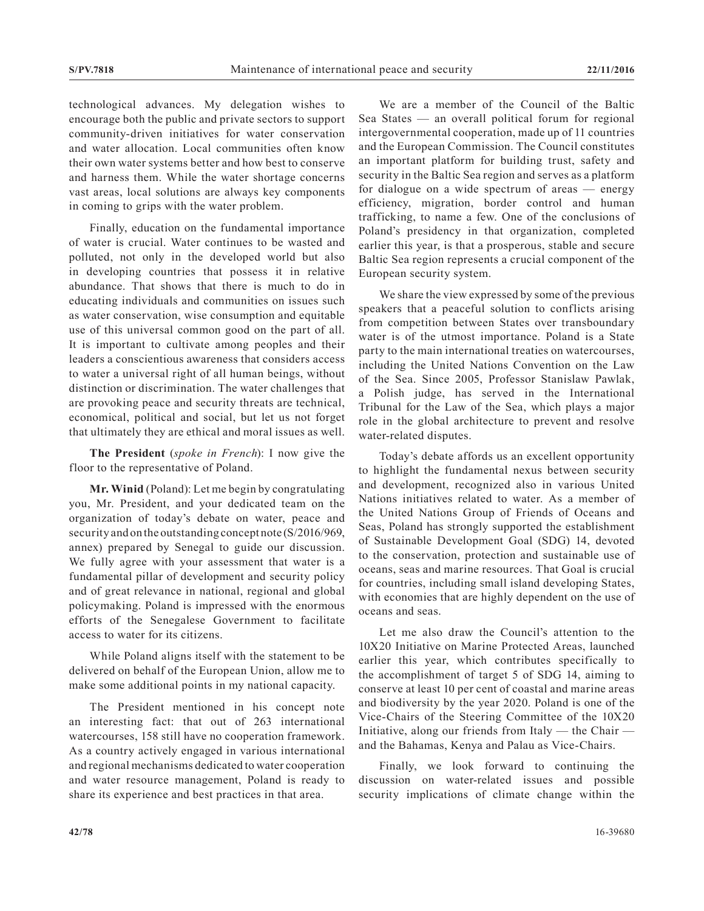technological advances. My delegation wishes to encourage both the public and private sectors to support community-driven initiatives for water conservation and water allocation. Local communities often know their own water systems better and how best to conserve and harness them. While the water shortage concerns vast areas, local solutions are always key components in coming to grips with the water problem.

Finally, education on the fundamental importance of water is crucial. Water continues to be wasted and polluted, not only in the developed world but also in developing countries that possess it in relative abundance. That shows that there is much to do in educating individuals and communities on issues such as water conservation, wise consumption and equitable use of this universal common good on the part of all. It is important to cultivate among peoples and their leaders a conscientious awareness that considers access to water a universal right of all human beings, without distinction or discrimination. The water challenges that are provoking peace and security threats are technical, economical, political and social, but let us not forget that ultimately they are ethical and moral issues as well.

**The President** (*spoke in French*): I now give the floor to the representative of Poland.

**Mr. Winid** (Poland): Let me begin by congratulating you, Mr. President, and your dedicated team on the organization of today's debate on water, peace and security and on the outstanding concept note (S/2016/969, annex) prepared by Senegal to guide our discussion. We fully agree with your assessment that water is a fundamental pillar of development and security policy and of great relevance in national, regional and global policymaking. Poland is impressed with the enormous efforts of the Senegalese Government to facilitate access to water for its citizens.

While Poland aligns itself with the statement to be delivered on behalf of the European Union, allow me to make some additional points in my national capacity.

The President mentioned in his concept note an interesting fact: that out of 263 international watercourses, 158 still have no cooperation framework. As a country actively engaged in various international and regional mechanisms dedicated to water cooperation and water resource management, Poland is ready to share its experience and best practices in that area.

We are a member of the Council of the Baltic Sea States — an overall political forum for regional intergovernmental cooperation, made up of 11 countries and the European Commission. The Council constitutes an important platform for building trust, safety and security in the Baltic Sea region and serves as a platform for dialogue on a wide spectrum of areas — energy efficiency, migration, border control and human trafficking, to name a few. One of the conclusions of Poland's presidency in that organization, completed earlier this year, is that a prosperous, stable and secure Baltic Sea region represents a crucial component of the European security system.

We share the view expressed by some of the previous speakers that a peaceful solution to conflicts arising from competition between States over transboundary water is of the utmost importance. Poland is a State party to the main international treaties on watercourses, including the United Nations Convention on the Law of the Sea. Since 2005, Professor Stanislaw Pawlak, a Polish judge, has served in the International Tribunal for the Law of the Sea, which plays a major role in the global architecture to prevent and resolve water-related disputes.

Today's debate affords us an excellent opportunity to highlight the fundamental nexus between security and development, recognized also in various United Nations initiatives related to water. As a member of the United Nations Group of Friends of Oceans and Seas, Poland has strongly supported the establishment of Sustainable Development Goal (SDG) 14, devoted to the conservation, protection and sustainable use of oceans, seas and marine resources. That Goal is crucial for countries, including small island developing States, with economies that are highly dependent on the use of oceans and seas.

Let me also draw the Council's attention to the 10X20 Initiative on Marine Protected Areas, launched earlier this year, which contributes specifically to the accomplishment of target 5 of SDG 14, aiming to conserve at least 10 per cent of coastal and marine areas and biodiversity by the year 2020. Poland is one of the Vice-Chairs of the Steering Committee of the 10X20 Initiative, along our friends from Italy — the Chair — and the Bahamas, Kenya and Palau as Vice-Chairs.

Finally, we look forward to continuing the discussion on water-related issues and possible security implications of climate change within the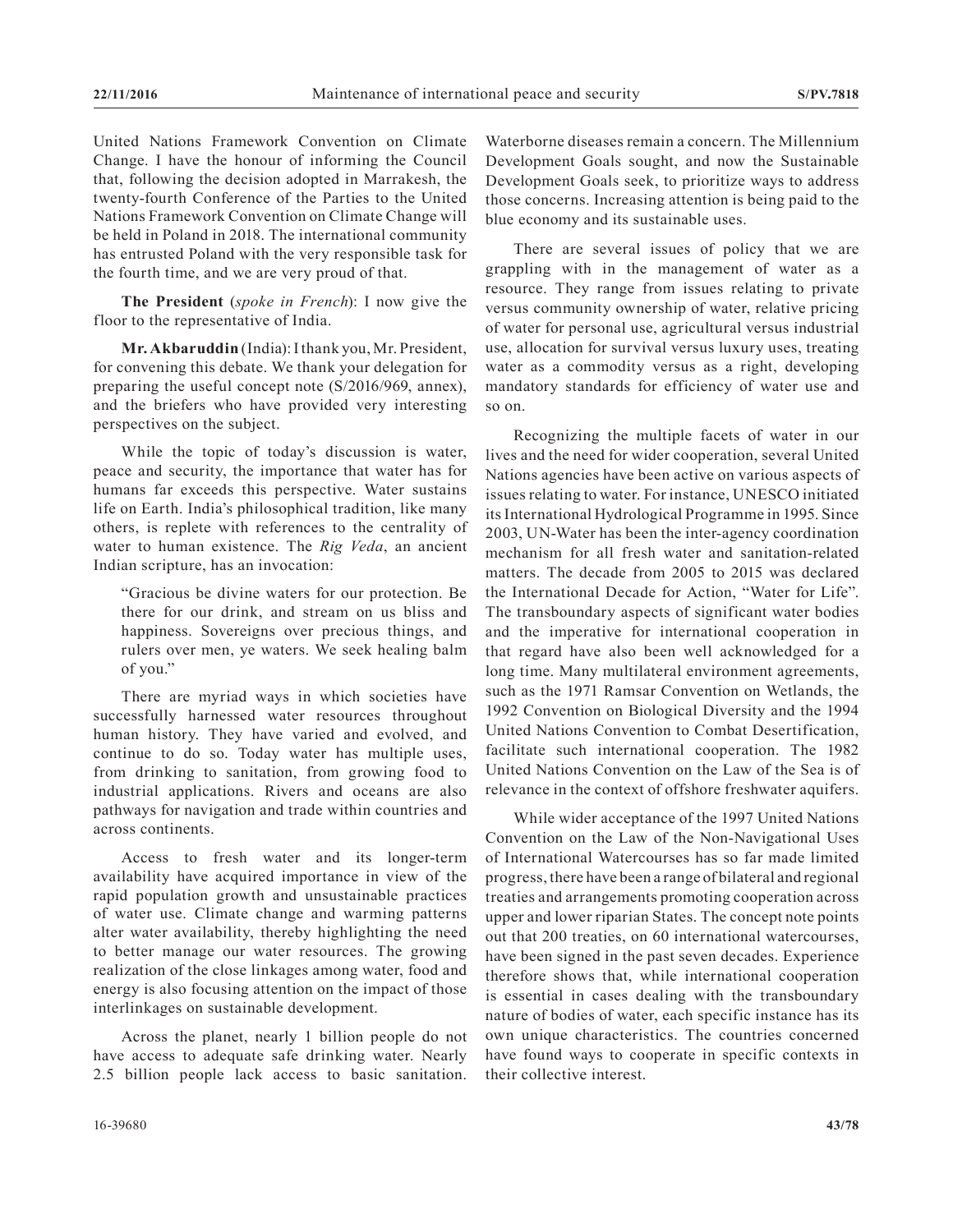United Nations Framework Convention on Climate Change. I have the honour of informing the Council that, following the decision adopted in Marrakesh, the twenty-fourth Conference of the Parties to the United Nations Framework Convention on Climate Change will be held in Poland in 2018. The international community has entrusted Poland with the very responsible task for the fourth time, and we are very proud of that.

**The President** (*spoke in French*): I now give the floor to the representative of India.

**Mr. Akbaruddin** (India): I thank you, Mr. President, for convening this debate. We thank your delegation for preparing the useful concept note (S/2016/969, annex), and the briefers who have provided very interesting perspectives on the subject.

While the topic of today's discussion is water, peace and security, the importance that water has for humans far exceeds this perspective. Water sustains life on Earth. India's philosophical tradition, like many others, is replete with references to the centrality of water to human existence. The *Rig Veda*, an ancient Indian scripture, has an invocation:

> "Gracious be divine waters for our protection. Be there for our drink, and stream on us bliss and happiness. Sovereigns over precious things, and rulers over men, ye waters. We seek healing balm of you."

There are myriad ways in which societies have successfully harnessed water resources throughout human history. They have varied and evolved, and continue to do so. Today water has multiple uses, from drinking to sanitation, from growing food to industrial applications. Rivers and oceans are also pathways for navigation and trade within countries and across continents.

Access to fresh water and its longer-term availability have acquired importance in view of the rapid population growth and unsustainable practices of water use. Climate change and warming patterns alter water availability, thereby highlighting the need to better manage our water resources. The growing realization of the close linkages among water, food and energy is also focusing attention on the impact of those interlinkages on sustainable development.

Across the planet, nearly 1 billion people do not have access to adequate safe drinking water. Nearly 2.5 billion people lack access to basic sanitation. Waterborne diseases remain a concern. The Millennium Development Goals sought, and now the Sustainable Development Goals seek, to prioritize ways to address those concerns. Increasing attention is being paid to the blue economy and its sustainable uses.

There are several issues of policy that we are grappling with in the management of water as a resource. They range from issues relating to private versus community ownership of water, relative pricing of water for personal use, agricultural versus industrial use, allocation for survival versus luxury uses, treating water as a commodity versus as a right, developing mandatory standards for efficiency of water use and so on.

Recognizing the multiple facets of water in our lives and the need for wider cooperation, several United Nations agencies have been active on various aspects of issues relating to water. For instance, UNESCO initiated its International Hydrological Programme in 1995. Since 2003, UN-Water has been the inter-agency coordination mechanism for all fresh water and sanitation-related matters. The decade from 2005 to 2015 was declared the International Decade for Action, "Water for Life". The transboundary aspects of significant water bodies and the imperative for international cooperation in that regard have also been well acknowledged for a long time. Many multilateral environment agreements, such as the 1971 Ramsar Convention on Wetlands, the 1992 Convention on Biological Diversity and the 1994 United Nations Convention to Combat Desertification, facilitate such international cooperation. The 1982 United Nations Convention on the Law of the Sea is of relevance in the context of offshore freshwater aquifers.

While wider acceptance of the 1997 United Nations Convention on the Law of the Non-Navigational Uses of International Watercourses has so far made limited progress, there have been a range of bilateral and regional treaties and arrangements promoting cooperation across upper and lower riparian States. The concept note points out that 200 treaties, on 60 international watercourses, have been signed in the past seven decades. Experience therefore shows that, while international cooperation is essential in cases dealing with the transboundary nature of bodies of water, each specific instance has its own unique characteristics. The countries concerned have found ways to cooperate in specific contexts in their collective interest.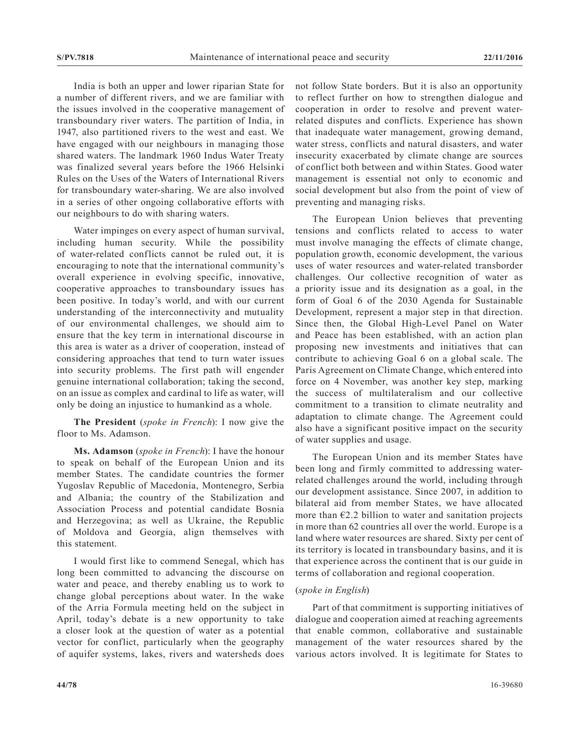India is both an upper and lower riparian State for a number of different rivers, and we are familiar with the issues involved in the cooperative management of transboundary river waters. The partition of India, in 1947, also partitioned rivers to the west and east. We have engaged with our neighbours in managing those shared waters. The landmark 1960 Indus Water Treaty was finalized several years before the 1966 Helsinki Rules on the Uses of the Waters of International Rivers for transboundary water-sharing. We are also involved in a series of other ongoing collaborative efforts with our neighbours to do with sharing waters.

Water impinges on every aspect of human survival, including human security. While the possibility of water-related conflicts cannot be ruled out, it is encouraging to note that the international community's overall experience in evolving specific, innovative, cooperative approaches to transboundary issues has been positive. In today's world, and with our current understanding of the interconnectivity and mutuality of our environmental challenges, we should aim to ensure that the key term in international discourse in this area is water as a driver of cooperation, instead of considering approaches that tend to turn water issues into security problems. The first path will engender genuine international collaboration; taking the second, on an issue as complex and cardinal to life as water, will only be doing an injustice to humankind as a whole.

**The President** (*spoke in French*): I now give the floor to Ms. Adamson.

**Ms. Adamson** (*spoke in French*): I have the honour to speak on behalf of the European Union and its member States. The candidate countries the former Yugoslav Republic of Macedonia, Montenegro, Serbia and Albania; the country of the Stabilization and Association Process and potential candidate Bosnia and Herzegovina; as well as Ukraine, the Republic of Moldova and Georgia, align themselves with this statement.

I would first like to commend Senegal, which has long been committed to advancing the discourse on water and peace, and thereby enabling us to work to change global perceptions about water. In the wake of the Arria Formula meeting held on the subject in April, today's debate is a new opportunity to take a closer look at the question of water as a potential vector for conflict, particularly when the geography of aquifer systems, lakes, rivers and watersheds does not follow State borders. But it is also an opportunity to reflect further on how to strengthen dialogue and cooperation in order to resolve and prevent water-related disputes and conflicts. Experience has shown that inadequate water management, growing demand, water stress, conflicts and natural disasters, and water insecurity exacerbated by climate change are sources of conflict both between and within States. Good water management is essential not only to economic and social development but also from the point of view of preventing and managing risks.

The European Union believes that preventing tensions and conflicts related to access to water must involve managing the effects of climate change, population growth, economic development, the various uses of water resources and water-related transborder challenges. Our collective recognition of water as a priority issue and its designation as a goal, in the form of Goal 6 of the 2030 Agenda for Sustainable Development, represent a major step in that direction. Since then, the Global High-Level Panel on Water and Peace has been established, with an action plan proposing new investments and initiatives that can contribute to achieving Goal 6 on a global scale. The Paris Agreement on Climate Change, which entered into force on 4 November, was another key step, marking the success of multilateralism and our collective commitment to a transition to climate neutrality and adaptation to climate change. The Agreement could also have a significant positive impact on the security of water supplies and usage.

The European Union and its member States have been long and firmly committed to addressing water-related challenges around the world, including through our development assistance. Since 2007, in addition to bilateral aid from member States, we have allocated more than €2.2 billion to water and sanitation projects in more than 62 countries all over the world. Europe is a land where water resources are shared. Sixty per cent of its territory is located in transboundary basins, and it is that experience across the continent that is our guide in terms of collaboration and regional cooperation.

(*spoke in English*)

Part of that commitment is supporting initiatives of dialogue and cooperation aimed at reaching agreements that enable common, collaborative and sustainable management of the water resources shared by the various actors involved. It is legitimate for States to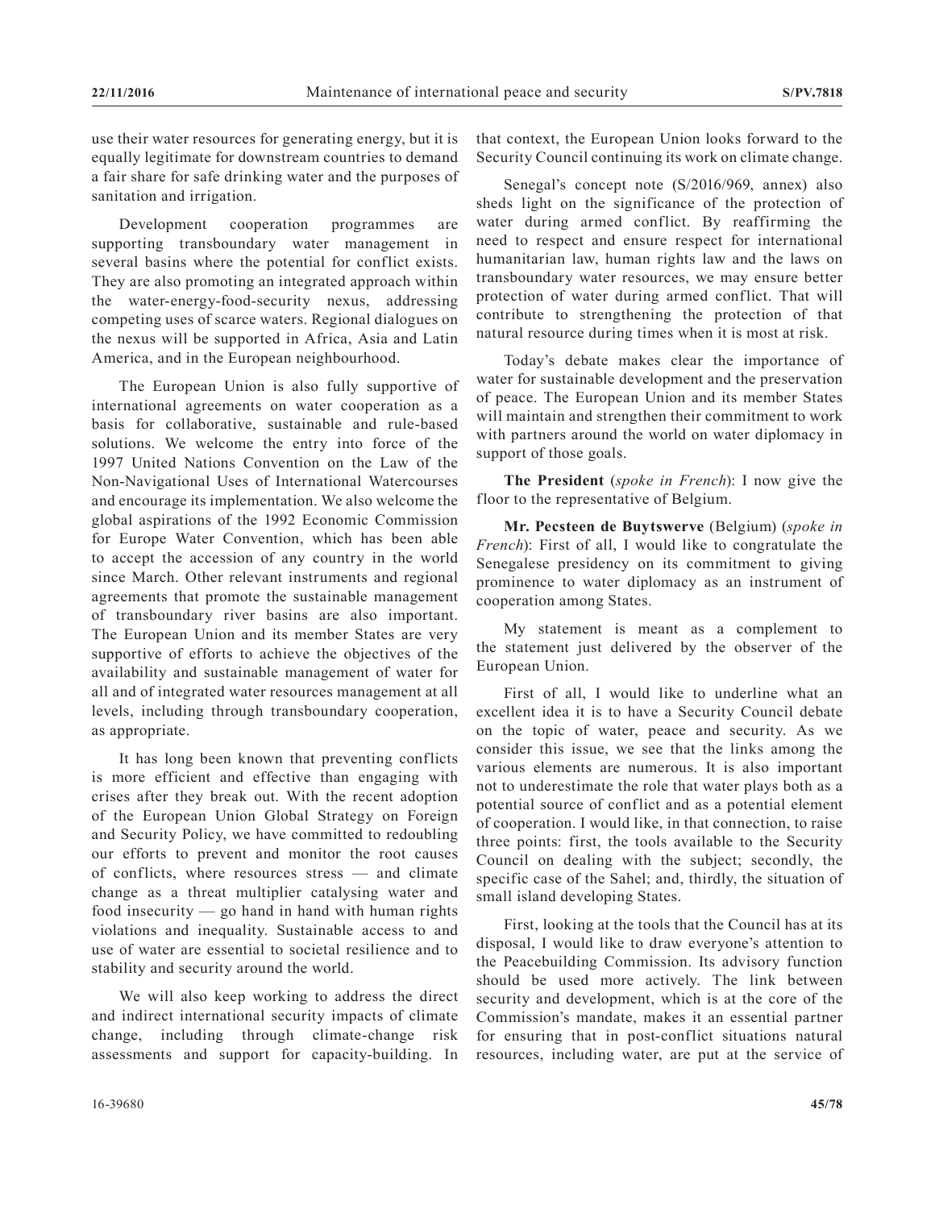use their water resources for generating energy, but it is equally legitimate for downstream countries to demand a fair share for safe drinking water and the purposes of sanitation and irrigation.

Development cooperation programmes are supporting transboundary water management in several basins where the potential for conflict exists. They are also promoting an integrated approach within the water-energy-food-security nexus, addressing competing uses of scarce waters. Regional dialogues on the nexus will be supported in Africa, Asia and Latin America, and in the European neighbourhood.

The European Union is also fully supportive of international agreements on water cooperation as a basis for collaborative, sustainable and rule-based solutions. We welcome the entry into force of the 1997 United Nations Convention on the Law of the Non-Navigational Uses of International Watercourses and encourage its implementation. We also welcome the global aspirations of the 1992 Economic Commission for Europe Water Convention, which has been able to accept the accession of any country in the world since March. Other relevant instruments and regional agreements that promote the sustainable management of transboundary river basins are also important. The European Union and its member States are very supportive of efforts to achieve the objectives of the availability and sustainable management of water for all and of integrated water resources management at all levels, including through transboundary cooperation, as appropriate.

It has long been known that preventing conflicts is more efficient and effective than engaging with crises after they break out. With the recent adoption of the European Union Global Strategy on Foreign and Security Policy, we have committed to redoubling our efforts to prevent and monitor the root causes of conflicts, where resources stress — and climate change as a threat multiplier catalysing water and food insecurity — go hand in hand with human rights violations and inequality. Sustainable access to and use of water are essential to societal resilience and to stability and security around the world.

We will also keep working to address the direct and indirect international security impacts of climate change, including through climate-change risk assessments and support for capacity-building. In that context, the European Union looks forward to the Security Council continuing its work on climate change.

Senegal's concept note (S/2016/969, annex) also sheds light on the significance of the protection of water during armed conflict. By reaffirming the need to respect and ensure respect for international humanitarian law, human rights law and the laws on transboundary water resources, we may ensure better protection of water during armed conflict. That will contribute to strengthening the protection of that natural resource during times when it is most at risk.

Today's debate makes clear the importance of water for sustainable development and the preservation of peace. The European Union and its member States will maintain and strengthen their commitment to work with partners around the world on water diplomacy in support of those goals.

**The President** (*spoke in French*): I now give the floor to the representative of Belgium.

**Mr. Pecsteen de Buytswerve** (Belgium) (*spoke in French*): First of all, I would like to congratulate the Senegalese presidency on its commitment to giving prominence to water diplomacy as an instrument of cooperation among States.

My statement is meant as a complement to the statement just delivered by the observer of the European Union.

First of all, I would like to underline what an excellent idea it is to have a Security Council debate on the topic of water, peace and security. As we consider this issue, we see that the links among the various elements are numerous. It is also important not to underestimate the role that water plays both as a potential source of conflict and as a potential element of cooperation. I would like, in that connection, to raise three points: first, the tools available to the Security Council on dealing with the subject; secondly, the specific case of the Sahel; and, thirdly, the situation of small island developing States.

First, looking at the tools that the Council has at its disposal, I would like to draw everyone's attention to the Peacebuilding Commission. Its advisory function should be used more actively. The link between security and development, which is at the core of the Commission's mandate, makes it an essential partner for ensuring that in post-conflict situations natural resources, including water, are put at the service of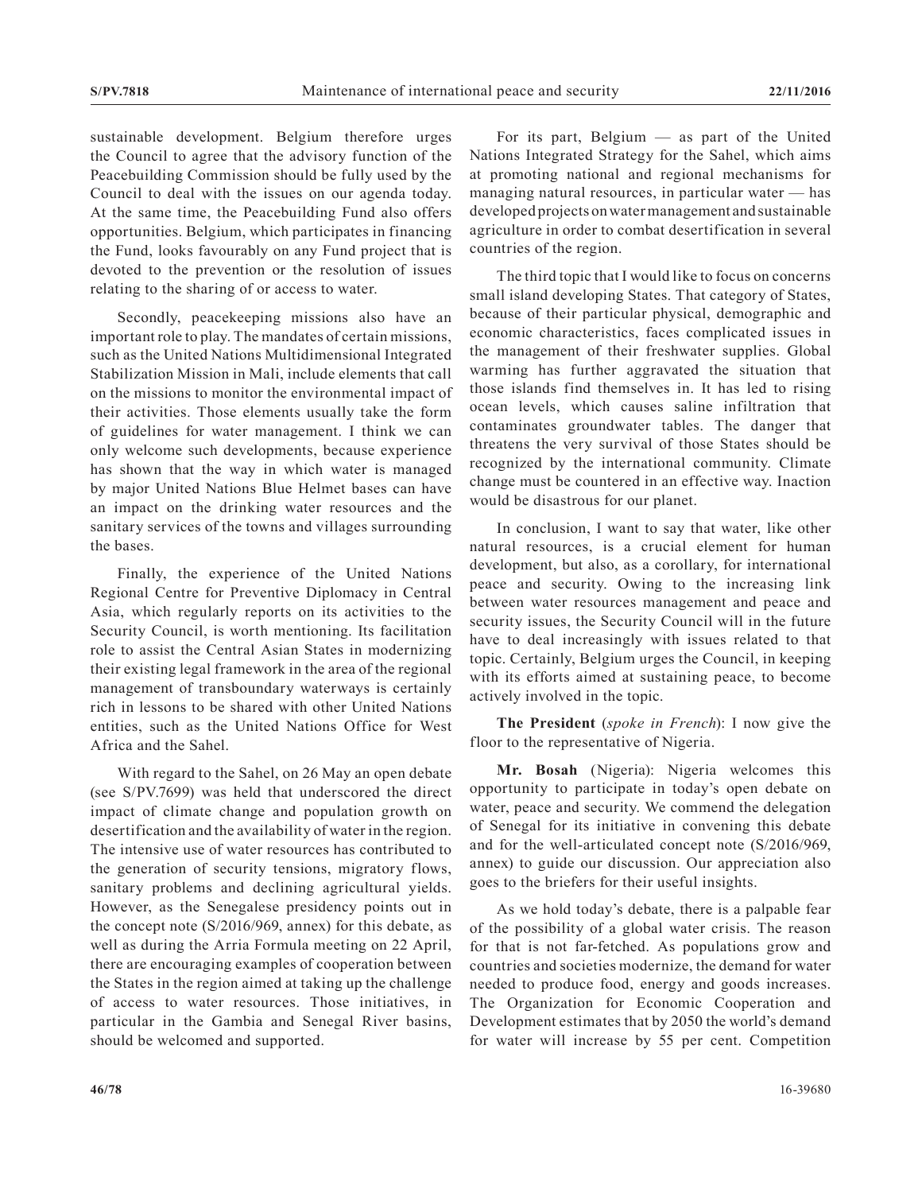sustainable development. Belgium therefore urges the Council to agree that the advisory function of the Peacebuilding Commission should be fully used by the Council to deal with the issues on our agenda today. At the same time, the Peacebuilding Fund also offers opportunities. Belgium, which participates in financing the Fund, looks favourably on any Fund project that is devoted to the prevention or the resolution of issues relating to the sharing of or access to water.

Secondly, peacekeeping missions also have an important role to play. The mandates of certain missions, such as the United Nations Multidimensional Integrated Stabilization Mission in Mali, include elements that call on the missions to monitor the environmental impact of their activities. Those elements usually take the form of guidelines for water management. I think we can only welcome such developments, because experience has shown that the way in which water is managed by major United Nations Blue Helmet bases can have an impact on the drinking water resources and the sanitary services of the towns and villages surrounding the bases.

Finally, the experience of the United Nations Regional Centre for Preventive Diplomacy in Central Asia, which regularly reports on its activities to the Security Council, is worth mentioning. Its facilitation role to assist the Central Asian States in modernizing their existing legal framework in the area of the regional management of transboundary waterways is certainly rich in lessons to be shared with other United Nations entities, such as the United Nations Office for West Africa and the Sahel.

With regard to the Sahel, on 26 May an open debate (see S/PV.7699) was held that underscored the direct impact of climate change and population growth on desertification and the availability of water in the region. The intensive use of water resources has contributed to the generation of security tensions, migratory flows, sanitary problems and declining agricultural yields. However, as the Senegalese presidency points out in the concept note (S/2016/969, annex) for this debate, as well as during the Arria Formula meeting on 22 April, there are encouraging examples of cooperation between the States in the region aimed at taking up the challenge of access to water resources. Those initiatives, in particular in the Gambia and Senegal River basins, should be welcomed and supported.

For its part, Belgium — as part of the United Nations Integrated Strategy for the Sahel, which aims at promoting national and regional mechanisms for managing natural resources, in particular water — has developed projects on water management and sustainable agriculture in order to combat desertification in several countries of the region.

The third topic that I would like to focus on concerns small island developing States. That category of States, because of their particular physical, demographic and economic characteristics, faces complicated issues in the management of their freshwater supplies. Global warming has further aggravated the situation that those islands find themselves in. It has led to rising ocean levels, which causes saline infiltration that contaminates groundwater tables. The danger that threatens the very survival of those States should be recognized by the international community. Climate change must be countered in an effective way. Inaction would be disastrous for our planet.

In conclusion, I want to say that water, like other natural resources, is a crucial element for human development, but also, as a corollary, for international peace and security. Owing to the increasing link between water resources management and peace and security issues, the Security Council will in the future have to deal increasingly with issues related to that topic. Certainly, Belgium urges the Council, in keeping with its efforts aimed at sustaining peace, to become actively involved in the topic.

**The President** (*spoke in French*): I now give the floor to the representative of Nigeria.

**Mr. Bosah** (Nigeria): Nigeria welcomes this opportunity to participate in today's open debate on water, peace and security. We commend the delegation of Senegal for its initiative in convening this debate and for the well-articulated concept note (S/2016/969, annex) to guide our discussion. Our appreciation also goes to the briefers for their useful insights.

As we hold today's debate, there is a palpable fear of the possibility of a global water crisis. The reason for that is not far-fetched. As populations grow and countries and societies modernize, the demand for water needed to produce food, energy and goods increases. The Organization for Economic Cooperation and Development estimates that by 2050 the world's demand for water will increase by 55 per cent. Competition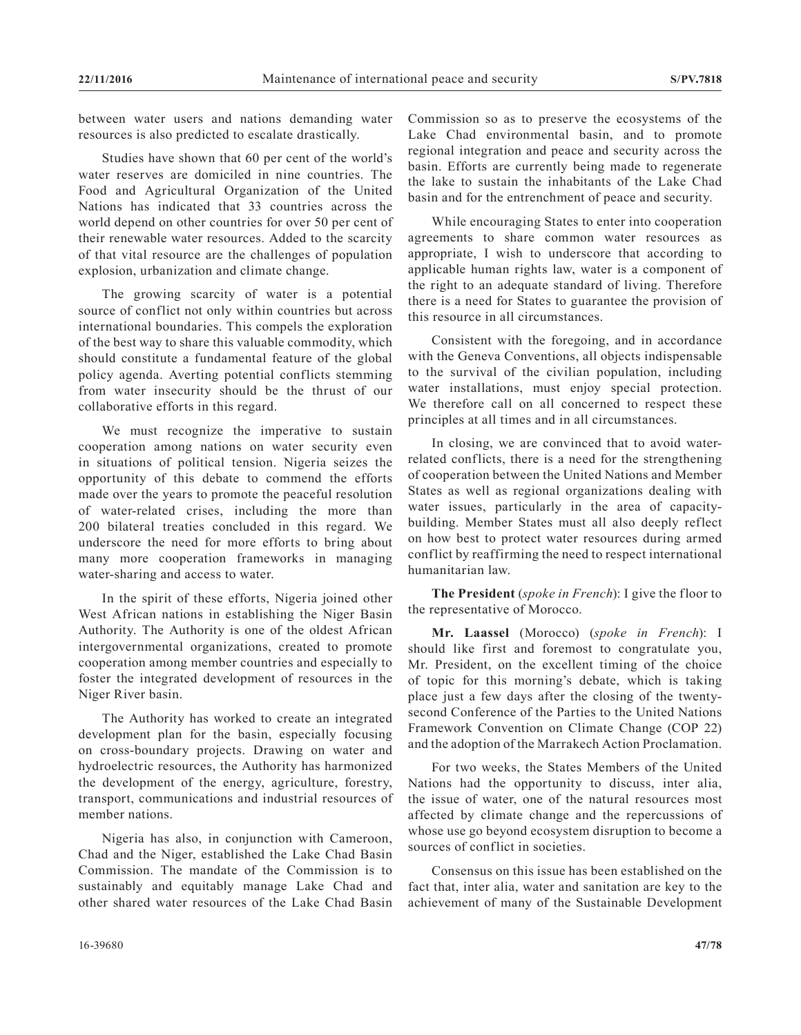between water users and nations demanding water resources is also predicted to escalate drastically.

Studies have shown that 60 per cent of the world's water reserves are domiciled in nine countries. The Food and Agricultural Organization of the United Nations has indicated that 33 countries across the world depend on other countries for over 50 per cent of their renewable water resources. Added to the scarcity of that vital resource are the challenges of population explosion, urbanization and climate change.

The growing scarcity of water is a potential source of conflict not only within countries but across international boundaries. This compels the exploration of the best way to share this valuable commodity, which should constitute a fundamental feature of the global policy agenda. Averting potential conflicts stemming from water insecurity should be the thrust of our collaborative efforts in this regard.

We must recognize the imperative to sustain cooperation among nations on water security even in situations of political tension. Nigeria seizes the opportunity of this debate to commend the efforts made over the years to promote the peaceful resolution of water-related crises, including the more than 200 bilateral treaties concluded in this regard. We underscore the need for more efforts to bring about many more cooperation frameworks in managing water-sharing and access to water.

In the spirit of these efforts, Nigeria joined other West African nations in establishing the Niger Basin Authority. The Authority is one of the oldest African intergovernmental organizations, created to promote cooperation among member countries and especially to foster the integrated development of resources in the Niger River basin.

The Authority has worked to create an integrated development plan for the basin, especially focusing on cross-boundary projects. Drawing on water and hydroelectric resources, the Authority has harmonized the development of the energy, agriculture, forestry, transport, communications and industrial resources of member nations.

Nigeria has also, in conjunction with Cameroon, Chad and the Niger, established the Lake Chad Basin Commission. The mandate of the Commission is to sustainably and equitably manage Lake Chad and other shared water resources of the Lake Chad Basin Commission so as to preserve the ecosystems of the Lake Chad environmental basin, and to promote regional integration and peace and security across the basin. Efforts are currently being made to regenerate the lake to sustain the inhabitants of the Lake Chad basin and for the entrenchment of peace and security.

While encouraging States to enter into cooperation agreements to share common water resources as appropriate, I wish to underscore that according to applicable human rights law, water is a component of the right to an adequate standard of living. Therefore there is a need for States to guarantee the provision of this resource in all circumstances.

Consistent with the foregoing, and in accordance with the Geneva Conventions, all objects indispensable to the survival of the civilian population, including water installations, must enjoy special protection. We therefore call on all concerned to respect these principles at all times and in all circumstances.

In closing, we are convinced that to avoid water-related conflicts, there is a need for the strengthening of cooperation between the United Nations and Member States as well as regional organizations dealing with water issues, particularly in the area of capacity-building. Member States must all also deeply reflect on how best to protect water resources during armed conflict by reaffirming the need to respect international humanitarian law.

**The President** (*spoke in French*): I give the floor to the representative of Morocco.

**Mr. Laassel** (Morocco) (*spoke in French*): I should like first and foremost to congratulate you, Mr. President, on the excellent timing of the choice of topic for this morning's debate, which is taking place just a few days after the closing of the twenty-second Conference of the Parties to the United Nations Framework Convention on Climate Change (COP 22) and the adoption of the Marrakech Action Proclamation.

For two weeks, the States Members of the United Nations had the opportunity to discuss, inter alia, the issue of water, one of the natural resources most affected by climate change and the repercussions of whose use go beyond ecosystem disruption to become a sources of conflict in societies.

Consensus on this issue has been established on the fact that, inter alia, water and sanitation are key to the achievement of many of the Sustainable Development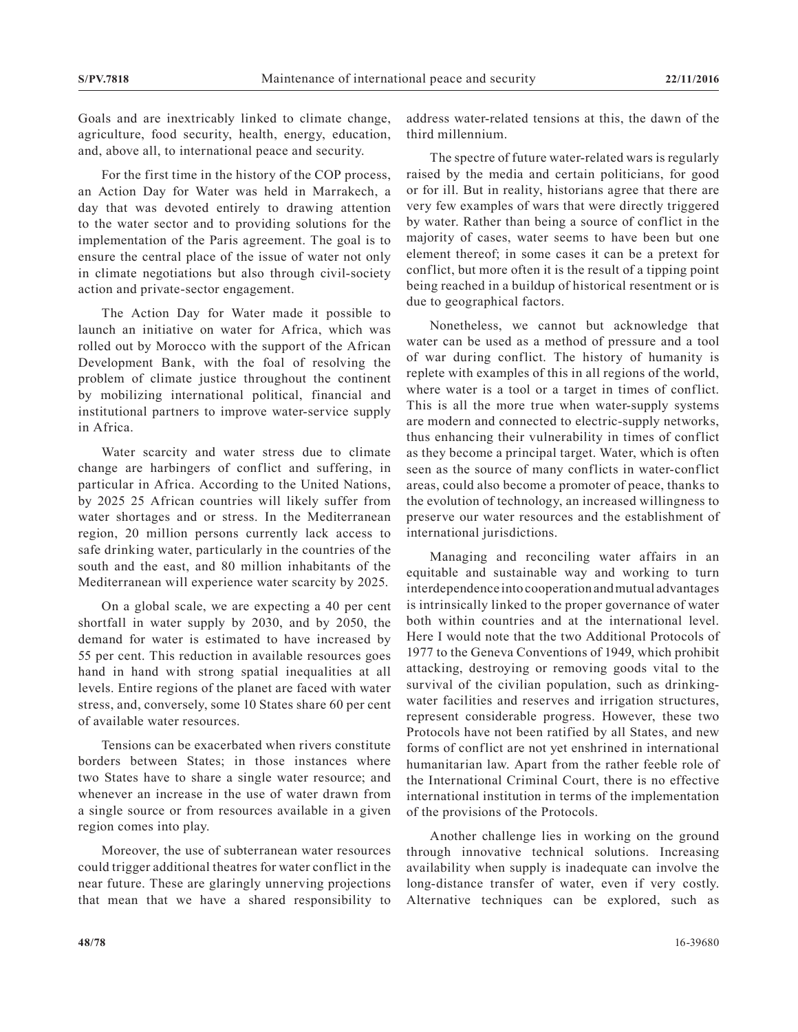Goals and are inextricably linked to climate change, agriculture, food security, health, energy, education, and, above all, to international peace and security.

For the first time in the history of the COP process, an Action Day for Water was held in Marrakech, a day that was devoted entirely to drawing attention to the water sector and to providing solutions for the implementation of the Paris agreement. The goal is to ensure the central place of the issue of water not only in climate negotiations but also through civil-society action and private-sector engagement.

The Action Day for Water made it possible to launch an initiative on water for Africa, which was rolled out by Morocco with the support of the African Development Bank, with the foal of resolving the problem of climate justice throughout the continent by mobilizing international political, financial and institutional partners to improve water-service supply in Africa.

Water scarcity and water stress due to climate change are harbingers of conflict and suffering, in particular in Africa. According to the United Nations, by 2025 25 African countries will likely suffer from water shortages and or stress. In the Mediterranean region, 20 million persons currently lack access to safe drinking water, particularly in the countries of the south and the east, and 80 million inhabitants of the Mediterranean will experience water scarcity by 2025.

On a global scale, we are expecting a 40 per cent shortfall in water supply by 2030, and by 2050, the demand for water is estimated to have increased by 55 per cent. This reduction in available resources goes hand in hand with strong spatial inequalities at all levels. Entire regions of the planet are faced with water stress, and, conversely, some 10 States share 60 per cent of available water resources.

Tensions can be exacerbated when rivers constitute borders between States; in those instances where two States have to share a single water resource; and whenever an increase in the use of water drawn from a single source or from resources available in a given region comes into play.

Moreover, the use of subterranean water resources could trigger additional theatres for water conflict in the near future. These are glaringly unnerving projections that mean that we have a shared responsibility to address water-related tensions at this, the dawn of the third millennium.

The spectre of future water-related wars is regularly raised by the media and certain politicians, for good or for ill. But in reality, historians agree that there are very few examples of wars that were directly triggered by water. Rather than being a source of conflict in the majority of cases, water seems to have been but one element thereof; in some cases it can be a pretext for conflict, but more often it is the result of a tipping point being reached in a buildup of historical resentment or is due to geographical factors.

Nonetheless, we cannot but acknowledge that water can be used as a method of pressure and a tool of war during conflict. The history of humanity is replete with examples of this in all regions of the world, where water is a tool or a target in times of conflict. This is all the more true when water-supply systems are modern and connected to electric-supply networks, thus enhancing their vulnerability in times of conflict as they become a principal target. Water, which is often seen as the source of many conflicts in water-conflict areas, could also become a promoter of peace, thanks to the evolution of technology, an increased willingness to preserve our water resources and the establishment of international jurisdictions.

Managing and reconciling water affairs in an equitable and sustainable way and working to turn interdependence into cooperation and mutual advantages is intrinsically linked to the proper governance of water both within countries and at the international level. Here I would note that the two Additional Protocols of 1977 to the Geneva Conventions of 1949, which prohibit attacking, destroying or removing goods vital to the survival of the civilian population, such as drinking-water facilities and reserves and irrigation structures, represent considerable progress. However, these two Protocols have not been ratified by all States, and new forms of conflict are not yet enshrined in international humanitarian law. Apart from the rather feeble role of the International Criminal Court, there is no effective international institution in terms of the implementation of the provisions of the Protocols.

Another challenge lies in working on the ground through innovative technical solutions. Increasing availability when supply is inadequate can involve the long-distance transfer of water, even if very costly. Alternative techniques can be explored, such as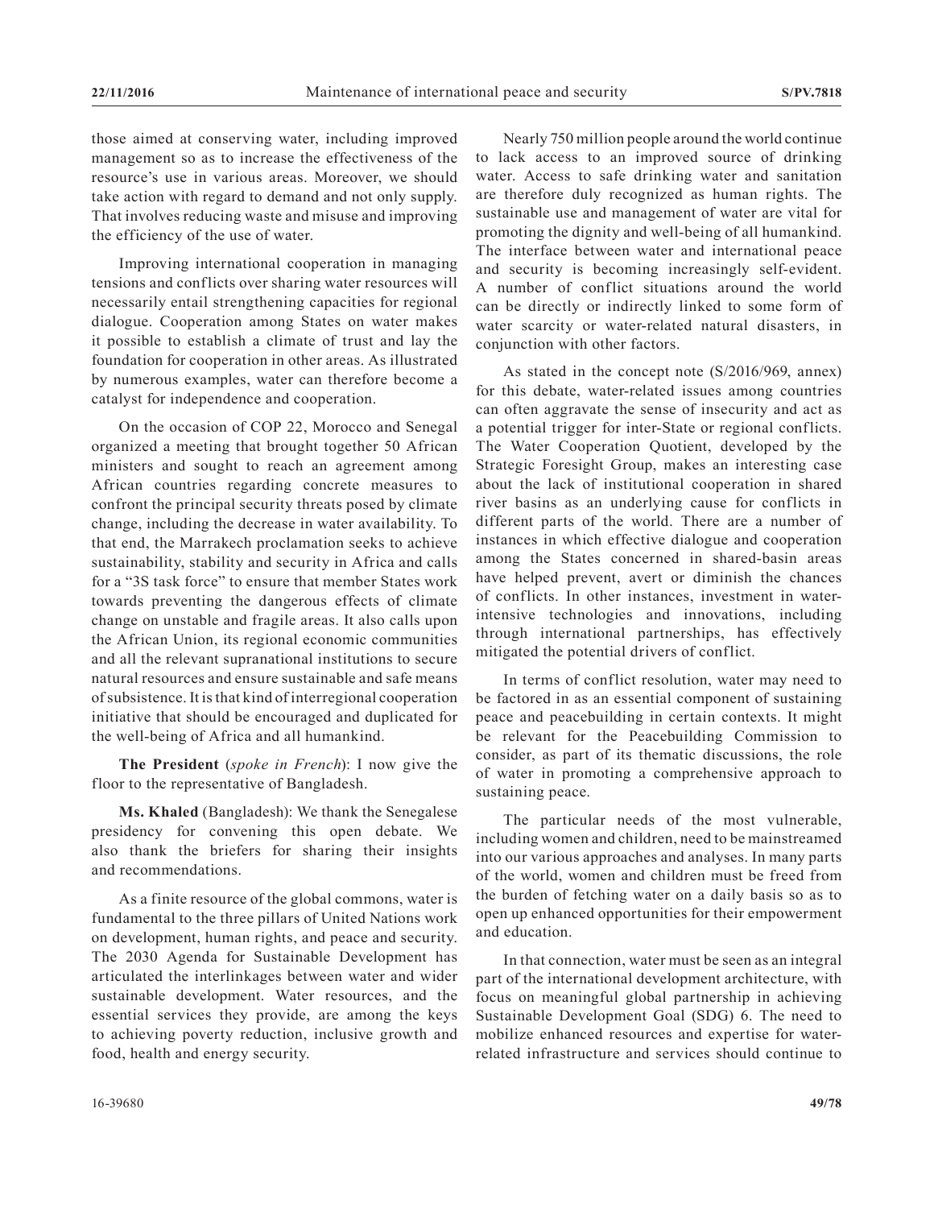those aimed at conserving water, including improved management so as to increase the effectiveness of the resource's use in various areas. Moreover, we should take action with regard to demand and not only supply. That involves reducing waste and misuse and improving the efficiency of the use of water.

Improving international cooperation in managing tensions and conflicts over sharing water resources will necessarily entail strengthening capacities for regional dialogue. Cooperation among States on water makes it possible to establish a climate of trust and lay the foundation for cooperation in other areas. As illustrated by numerous examples, water can therefore become a catalyst for independence and cooperation.

On the occasion of COP 22, Morocco and Senegal organized a meeting that brought together 50 African ministers and sought to reach an agreement among African countries regarding concrete measures to confront the principal security threats posed by climate change, including the decrease in water availability. To that end, the Marrakech proclamation seeks to achieve sustainability, stability and security in Africa and calls for a "3S task force" to ensure that member States work towards preventing the dangerous effects of climate change on unstable and fragile areas. It also calls upon the African Union, its regional economic communities and all the relevant supranational institutions to secure natural resources and ensure sustainable and safe means of subsistence. It is that kind of interregional cooperation initiative that should be encouraged and duplicated for the well-being of Africa and all humankind.

**The President** (*spoke in French*): I now give the floor to the representative of Bangladesh.

**Ms. Khaled** (Bangladesh): We thank the Senegalese presidency for convening this open debate. We also thank the briefers for sharing their insights and recommendations.

As a finite resource of the global commons, water is fundamental to the three pillars of United Nations work on development, human rights, and peace and security. The 2030 Agenda for Sustainable Development has articulated the interlinkages between water and wider sustainable development. Water resources, and the essential services they provide, are among the keys to achieving poverty reduction, inclusive growth and food, health and energy security.

Nearly 750 million people around the world continue to lack access to an improved source of drinking water. Access to safe drinking water and sanitation are therefore duly recognized as human rights. The sustainable use and management of water are vital for promoting the dignity and well-being of all humankind. The interface between water and international peace and security is becoming increasingly self-evident. A number of conflict situations around the world can be directly or indirectly linked to some form of water scarcity or water-related natural disasters, in conjunction with other factors.

As stated in the concept note (S/2016/969, annex) for this debate, water-related issues among countries can often aggravate the sense of insecurity and act as a potential trigger for inter-State or regional conflicts. The Water Cooperation Quotient, developed by the Strategic Foresight Group, makes an interesting case about the lack of institutional cooperation in shared river basins as an underlying cause for conflicts in different parts of the world. There are a number of instances in which effective dialogue and cooperation among the States concerned in shared-basin areas have helped prevent, avert or diminish the chances of conflicts. In other instances, investment in water-intensive technologies and innovations, including through international partnerships, has effectively mitigated the potential drivers of conflict.

In terms of conflict resolution, water may need to be factored in as an essential component of sustaining peace and peacebuilding in certain contexts. It might be relevant for the Peacebuilding Commission to consider, as part of its thematic discussions, the role of water in promoting a comprehensive approach to sustaining peace.

The particular needs of the most vulnerable, including women and children, need to be mainstreamed into our various approaches and analyses. In many parts of the world, women and children must be freed from the burden of fetching water on a daily basis so as to open up enhanced opportunities for their empowerment and education.

In that connection, water must be seen as an integral part of the international development architecture, with focus on meaningful global partnership in achieving Sustainable Development Goal (SDG) 6. The need to mobilize enhanced resources and expertise for water-related infrastructure and services should continue to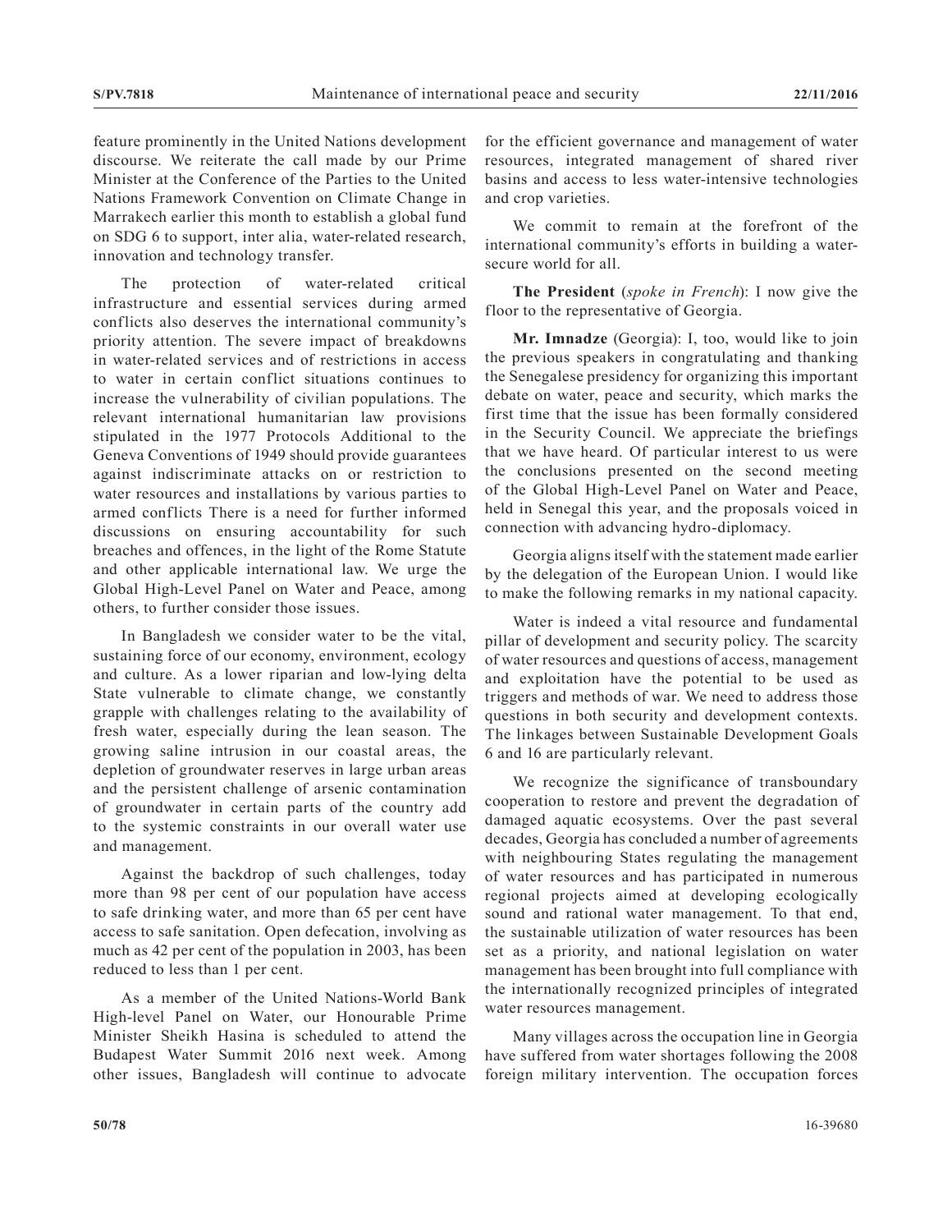feature prominently in the United Nations development discourse. We reiterate the call made by our Prime Minister at the Conference of the Parties to the United Nations Framework Convention on Climate Change in Marrakech earlier this month to establish a global fund on SDG 6 to support, inter alia, water-related research, innovation and technology transfer.

The protection of water-related critical infrastructure and essential services during armed conflicts also deserves the international community's priority attention. The severe impact of breakdowns in water-related services and of restrictions in access to water in certain conflict situations continues to increase the vulnerability of civilian populations. The relevant international humanitarian law provisions stipulated in the 1977 Protocols Additional to the Geneva Conventions of 1949 should provide guarantees against indiscriminate attacks on or restriction to water resources and installations by various parties to armed conflicts There is a need for further informed discussions on ensuring accountability for such breaches and offences, in the light of the Rome Statute and other applicable international law. We urge the Global High-Level Panel on Water and Peace, among others, to further consider those issues.

In Bangladesh we consider water to be the vital, sustaining force of our economy, environment, ecology and culture. As a lower riparian and low-lying delta State vulnerable to climate change, we constantly grapple with challenges relating to the availability of fresh water, especially during the lean season. The growing saline intrusion in our coastal areas, the depletion of groundwater reserves in large urban areas and the persistent challenge of arsenic contamination of groundwater in certain parts of the country add to the systemic constraints in our overall water use and management.

Against the backdrop of such challenges, today more than 98 per cent of our population have access to safe drinking water, and more than 65 per cent have access to safe sanitation. Open defecation, involving as much as 42 per cent of the population in 2003, has been reduced to less than 1 per cent.

As a member of the United Nations-World Bank High-level Panel on Water, our Honourable Prime Minister Sheikh Hasina is scheduled to attend the Budapest Water Summit 2016 next week. Among other issues, Bangladesh will continue to advocate for the efficient governance and management of water resources, integrated management of shared river basins and access to less water-intensive technologies and crop varieties.

We commit to remain at the forefront of the international community's efforts in building a water-secure world for all.

**The President** (*spoke in French*): I now give the floor to the representative of Georgia.

**Mr. Imnadze** (Georgia): I, too, would like to join the previous speakers in congratulating and thanking the Senegalese presidency for organizing this important debate on water, peace and security, which marks the first time that the issue has been formally considered in the Security Council. We appreciate the briefings that we have heard. Of particular interest to us were the conclusions presented on the second meeting of the Global High-Level Panel on Water and Peace, held in Senegal this year, and the proposals voiced in connection with advancing hydro-diplomacy.

Georgia aligns itself with the statement made earlier by the delegation of the European Union. I would like to make the following remarks in my national capacity.

Water is indeed a vital resource and fundamental pillar of development and security policy. The scarcity of water resources and questions of access, management and exploitation have the potential to be used as triggers and methods of war. We need to address those questions in both security and development contexts. The linkages between Sustainable Development Goals 6 and 16 are particularly relevant.

We recognize the significance of transboundary cooperation to restore and prevent the degradation of damaged aquatic ecosystems. Over the past several decades, Georgia has concluded a number of agreements with neighbouring States regulating the management of water resources and has participated in numerous regional projects aimed at developing ecologically sound and rational water management. To that end, the sustainable utilization of water resources has been set as a priority, and national legislation on water management has been brought into full compliance with the internationally recognized principles of integrated water resources management.

Many villages across the occupation line in Georgia have suffered from water shortages following the 2008 foreign military intervention. The occupation forces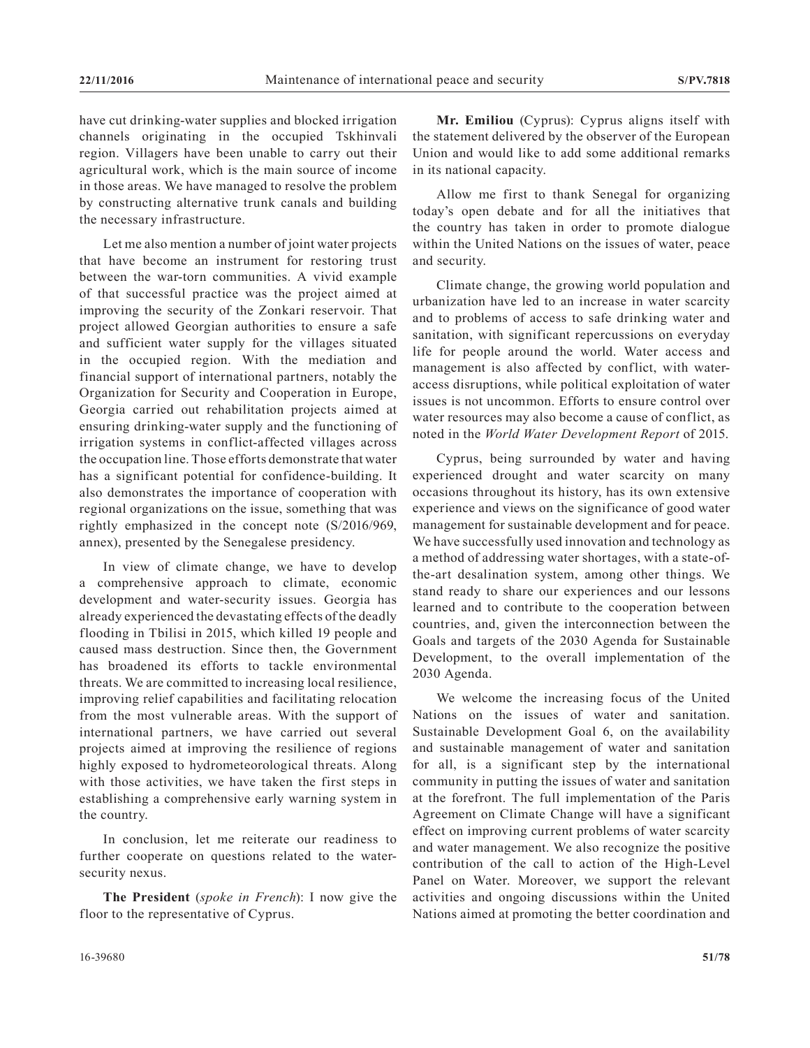have cut drinking-water supplies and blocked irrigation channels originating in the occupied Tskhinvali region. Villagers have been unable to carry out their agricultural work, which is the main source of income in those areas. We have managed to resolve the problem by constructing alternative trunk canals and building the necessary infrastructure.

Let me also mention a number of joint water projects that have become an instrument for restoring trust between the war-torn communities. A vivid example of that successful practice was the project aimed at improving the security of the Zonkari reservoir. That project allowed Georgian authorities to ensure a safe and sufficient water supply for the villages situated in the occupied region. With the mediation and financial support of international partners, notably the Organization for Security and Cooperation in Europe, Georgia carried out rehabilitation projects aimed at ensuring drinking-water supply and the functioning of irrigation systems in conflict-affected villages across the occupation line. Those efforts demonstrate that water has a significant potential for confidence-building. It also demonstrates the importance of cooperation with regional organizations on the issue, something that was rightly emphasized in the concept note (S/2016/969, annex), presented by the Senegalese presidency.

In view of climate change, we have to develop a comprehensive approach to climate, economic development and water-security issues. Georgia has already experienced the devastating effects of the deadly flooding in Tbilisi in 2015, which killed 19 people and caused mass destruction. Since then, the Government has broadened its efforts to tackle environmental threats. We are committed to increasing local resilience, improving relief capabilities and facilitating relocation from the most vulnerable areas. With the support of international partners, we have carried out several projects aimed at improving the resilience of regions highly exposed to hydrometeorological threats. Along with those activities, we have taken the first steps in establishing a comprehensive early warning system in the country.

In conclusion, let me reiterate our readiness to further cooperate on questions related to the water-security nexus.

**The President** (*spoke in French*): I now give the floor to the representative of Cyprus.

**Mr. Emiliou** (Cyprus): Cyprus aligns itself with the statement delivered by the observer of the European Union and would like to add some additional remarks in its national capacity.

Allow me first to thank Senegal for organizing today's open debate and for all the initiatives that the country has taken in order to promote dialogue within the United Nations on the issues of water, peace and security.

Climate change, the growing world population and urbanization have led to an increase in water scarcity and to problems of access to safe drinking water and sanitation, with significant repercussions on everyday life for people around the world. Water access and management is also affected by conflict, with water-access disruptions, while political exploitation of water issues is not uncommon. Efforts to ensure control over water resources may also become a cause of conflict, as noted in the *World Water Development Report* of 2015.

Cyprus, being surrounded by water and having experienced drought and water scarcity on many occasions throughout its history, has its own extensive experience and views on the significance of good water management for sustainable development and for peace. We have successfully used innovation and technology as a method of addressing water shortages, with a state-of-the-art desalination system, among other things. We stand ready to share our experiences and our lessons learned and to contribute to the cooperation between countries, and, given the interconnection between the Goals and targets of the 2030 Agenda for Sustainable Development, to the overall implementation of the 2030 Agenda.

We welcome the increasing focus of the United Nations on the issues of water and sanitation. Sustainable Development Goal 6, on the availability and sustainable management of water and sanitation for all, is a significant step by the international community in putting the issues of water and sanitation at the forefront. The full implementation of the Paris Agreement on Climate Change will have a significant effect on improving current problems of water scarcity and water management. We also recognize the positive contribution of the call to action of the High-Level Panel on Water. Moreover, we support the relevant activities and ongoing discussions within the United Nations aimed at promoting the better coordination and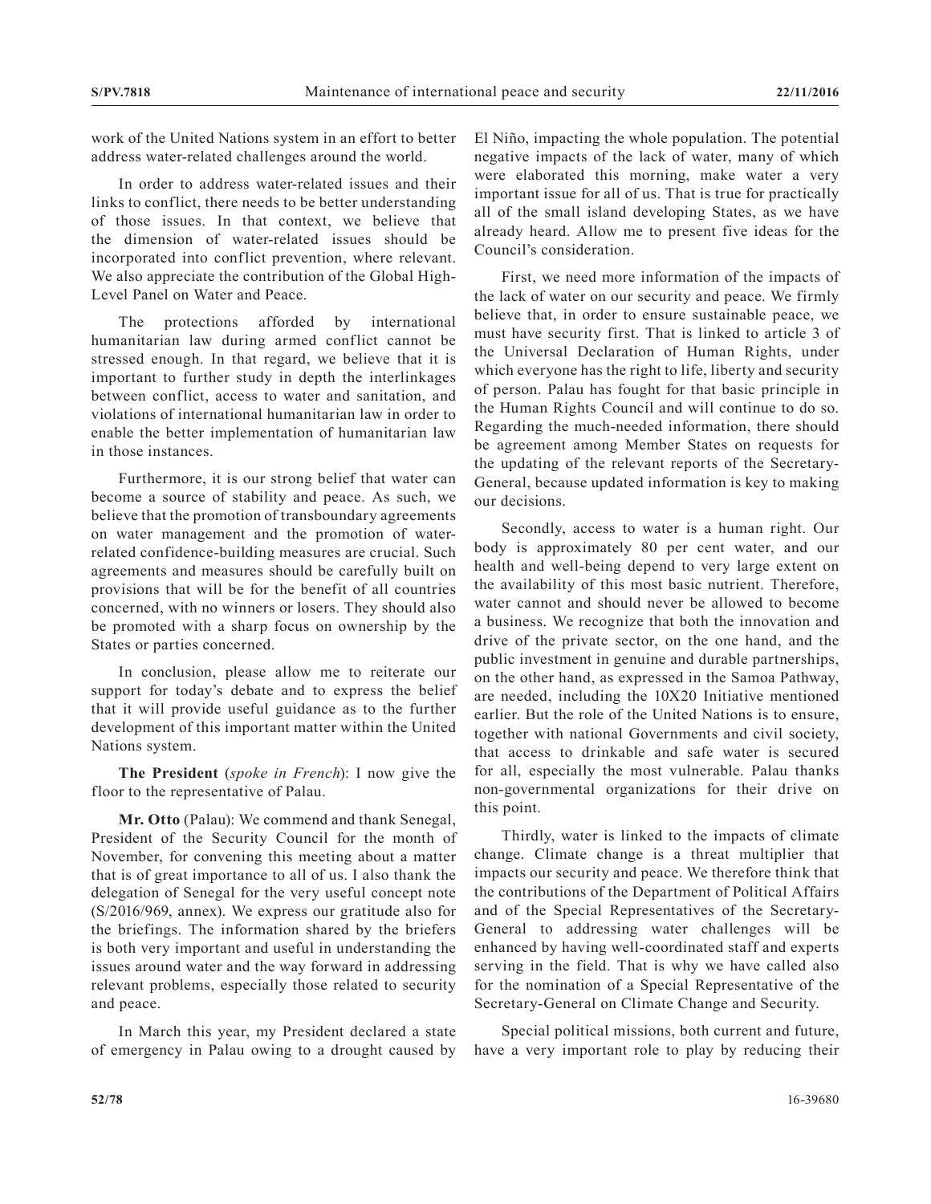work of the United Nations system in an effort to better address water-related challenges around the world.

In order to address water-related issues and their links to conflict, there needs to be better understanding of those issues. In that context, we believe that the dimension of water-related issues should be incorporated into conflict prevention, where relevant. We also appreciate the contribution of the Global High-Level Panel on Water and Peace.

The protections afforded by international humanitarian law during armed conflict cannot be stressed enough. In that regard, we believe that it is important to further study in depth the interlinkages between conflict, access to water and sanitation, and violations of international humanitarian law in order to enable the better implementation of humanitarian law in those instances.

Furthermore, it is our strong belief that water can become a source of stability and peace. As such, we believe that the promotion of transboundary agreements on water management and the promotion of water-related confidence-building measures are crucial. Such agreements and measures should be carefully built on provisions that will be for the benefit of all countries concerned, with no winners or losers. They should also be promoted with a sharp focus on ownership by the States or parties concerned.

In conclusion, please allow me to reiterate our support for today's debate and to express the belief that it will provide useful guidance as to the further development of this important matter within the United Nations system.

**The President** (*spoke in French*): I now give the floor to the representative of Palau.

**Mr. Otto** (Palau): We commend and thank Senegal, President of the Security Council for the month of November, for convening this meeting about a matter that is of great importance to all of us. I also thank the delegation of Senegal for the very useful concept note (S/2016/969, annex). We express our gratitude also for the briefings. The information shared by the briefers is both very important and useful in understanding the issues around water and the way forward in addressing relevant problems, especially those related to security and peace.

In March this year, my President declared a state of emergency in Palau owing to a drought caused by El Niño, impacting the whole population. The potential negative impacts of the lack of water, many of which were elaborated this morning, make water a very important issue for all of us. That is true for practically all of the small island developing States, as we have already heard. Allow me to present five ideas for the Council's consideration.

First, we need more information of the impacts of the lack of water on our security and peace. We firmly believe that, in order to ensure sustainable peace, we must have security first. That is linked to article 3 of the Universal Declaration of Human Rights, under which everyone has the right to life, liberty and security of person. Palau has fought for that basic principle in the Human Rights Council and will continue to do so. Regarding the much-needed information, there should be agreement among Member States on requests for the updating of the relevant reports of the Secretary-General, because updated information is key to making our decisions.

Secondly, access to water is a human right. Our body is approximately 80 per cent water, and our health and well-being depend to very large extent on the availability of this most basic nutrient. Therefore, water cannot and should never be allowed to become a business. We recognize that both the innovation and drive of the private sector, on the one hand, and the public investment in genuine and durable partnerships, on the other hand, as expressed in the Samoa Pathway, are needed, including the 10X20 Initiative mentioned earlier. But the role of the United Nations is to ensure, together with national Governments and civil society, that access to drinkable and safe water is secured for all, especially the most vulnerable. Palau thanks non-governmental organizations for their drive on this point.

Thirdly, water is linked to the impacts of climate change. Climate change is a threat multiplier that impacts our security and peace. We therefore think that the contributions of the Department of Political Affairs and of the Special Representatives of the Secretary-General to addressing water challenges will be enhanced by having well-coordinated staff and experts serving in the field. That is why we have called also for the nomination of a Special Representative of the Secretary-General on Climate Change and Security.

Special political missions, both current and future, have a very important role to play by reducing their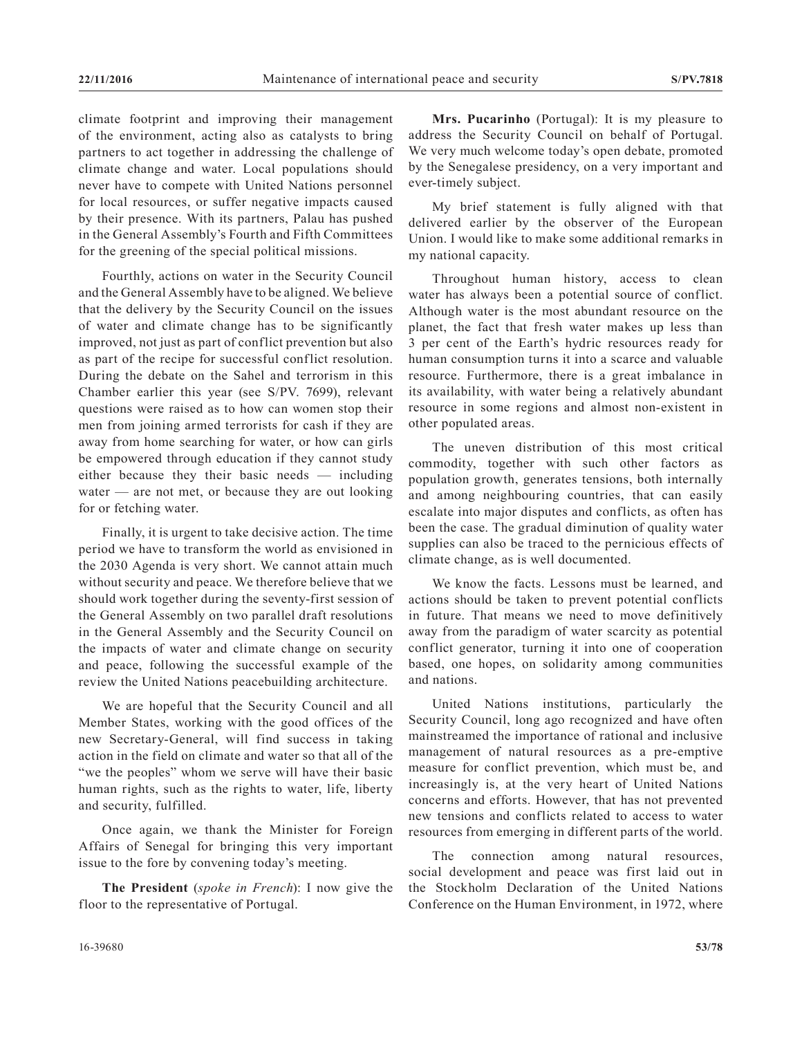climate footprint and improving their management of the environment, acting also as catalysts to bring partners to act together in addressing the challenge of climate change and water. Local populations should never have to compete with United Nations personnel for local resources, or suffer negative impacts caused by their presence. With its partners, Palau has pushed in the General Assembly's Fourth and Fifth Committees for the greening of the special political missions.

Fourthly, actions on water in the Security Council and the General Assembly have to be aligned. We believe that the delivery by the Security Council on the issues of water and climate change has to be significantly improved, not just as part of conflict prevention but also as part of the recipe for successful conflict resolution. During the debate on the Sahel and terrorism in this Chamber earlier this year (see S/PV. 7699), relevant questions were raised as to how can women stop their men from joining armed terrorists for cash if they are away from home searching for water, or how can girls be empowered through education if they cannot study either because they their basic needs — including water — are not met, or because they are out looking for or fetching water.

Finally, it is urgent to take decisive action. The time period we have to transform the world as envisioned in the 2030 Agenda is very short. We cannot attain much without security and peace. We therefore believe that we should work together during the seventy-first session of the General Assembly on two parallel draft resolutions in the General Assembly and the Security Council on the impacts of water and climate change on security and peace, following the successful example of the review the United Nations peacebuilding architecture.

We are hopeful that the Security Council and all Member States, working with the good offices of the new Secretary-General, will find success in taking action in the field on climate and water so that all of the "we the peoples" whom we serve will have their basic human rights, such as the rights to water, life, liberty and security, fulfilled.

Once again, we thank the Minister for Foreign Affairs of Senegal for bringing this very important issue to the fore by convening today's meeting.

**The President** (*spoke in French*): I now give the floor to the representative of Portugal.

**Mrs. Pucarinho** (Portugal): It is my pleasure to address the Security Council on behalf of Portugal. We very much welcome today's open debate, promoted by the Senegalese presidency, on a very important and ever-timely subject.

My brief statement is fully aligned with that delivered earlier by the observer of the European Union. I would like to make some additional remarks in my national capacity.

Throughout human history, access to clean water has always been a potential source of conflict. Although water is the most abundant resource on the planet, the fact that fresh water makes up less than 3 per cent of the Earth's hydric resources ready for human consumption turns it into a scarce and valuable resource. Furthermore, there is a great imbalance in its availability, with water being a relatively abundant resource in some regions and almost non-existent in other populated areas.

The uneven distribution of this most critical commodity, together with such other factors as population growth, generates tensions, both internally and among neighbouring countries, that can easily escalate into major disputes and conflicts, as often has been the case. The gradual diminution of quality water supplies can also be traced to the pernicious effects of climate change, as is well documented.

We know the facts. Lessons must be learned, and actions should be taken to prevent potential conflicts in future. That means we need to move definitively away from the paradigm of water scarcity as potential conflict generator, turning it into one of cooperation based, one hopes, on solidarity among communities and nations.

United Nations institutions, particularly the Security Council, long ago recognized and have often mainstreamed the importance of rational and inclusive management of natural resources as a pre-emptive measure for conflict prevention, which must be, and increasingly is, at the very heart of United Nations concerns and efforts. However, that has not prevented new tensions and conflicts related to access to water resources from emerging in different parts of the world.

The connection among natural resources, social development and peace was first laid out in the Stockholm Declaration of the United Nations Conference on the Human Environment, in 1972, where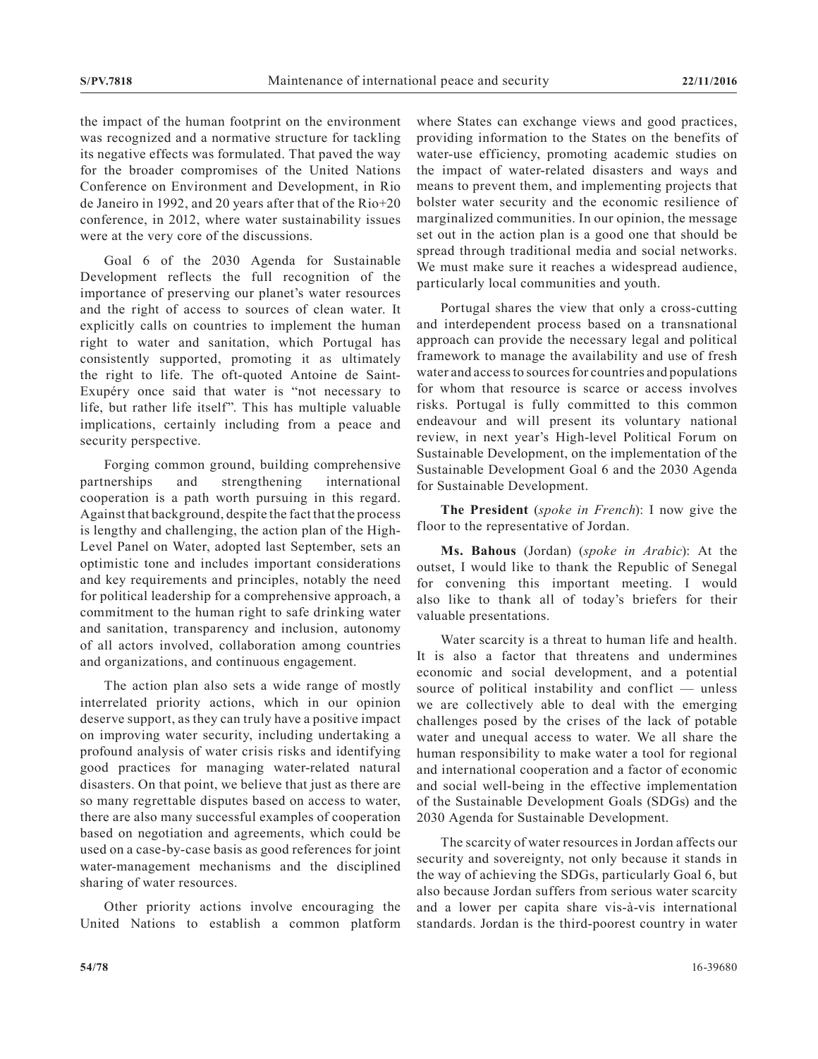the impact of the human footprint on the environment was recognized and a normative structure for tackling its negative effects was formulated. That paved the way for the broader compromises of the United Nations Conference on Environment and Development, in Rio de Janeiro in 1992, and 20 years after that of the Rio+20 conference, in 2012, where water sustainability issues were at the very core of the discussions.

Goal 6 of the 2030 Agenda for Sustainable Development reflects the full recognition of the importance of preserving our planet's water resources and the right of access to sources of clean water. It explicitly calls on countries to implement the human right to water and sanitation, which Portugal has consistently supported, promoting it as ultimately the right to life. The oft-quoted Antoine de Saint-Exupéry once said that water is "not necessary to life, but rather life itself". This has multiple valuable implications, certainly including from a peace and security perspective.

Forging common ground, building comprehensive partnerships and strengthening international cooperation is a path worth pursuing in this regard. Against that background, despite the fact that the process is lengthy and challenging, the action plan of the High-Level Panel on Water, adopted last September, sets an optimistic tone and includes important considerations and key requirements and principles, notably the need for political leadership for a comprehensive approach, a commitment to the human right to safe drinking water and sanitation, transparency and inclusion, autonomy of all actors involved, collaboration among countries and organizations, and continuous engagement.

The action plan also sets a wide range of mostly interrelated priority actions, which in our opinion deserve support, as they can truly have a positive impact on improving water security, including undertaking a profound analysis of water crisis risks and identifying good practices for managing water-related natural disasters. On that point, we believe that just as there are so many regrettable disputes based on access to water, there are also many successful examples of cooperation based on negotiation and agreements, which could be used on a case-by-case basis as good references for joint water-management mechanisms and the disciplined sharing of water resources.

Other priority actions involve encouraging the United Nations to establish a common platform where States can exchange views and good practices, providing information to the States on the benefits of water-use efficiency, promoting academic studies on the impact of water-related disasters and ways and means to prevent them, and implementing projects that bolster water security and the economic resilience of marginalized communities. In our opinion, the message set out in the action plan is a good one that should be spread through traditional media and social networks. We must make sure it reaches a widespread audience, particularly local communities and youth.

Portugal shares the view that only a cross-cutting and interdependent process based on a transnational approach can provide the necessary legal and political framework to manage the availability and use of fresh water and access to sources for countries and populations for whom that resource is scarce or access involves risks. Portugal is fully committed to this common endeavour and will present its voluntary national review, in next year's High-level Political Forum on Sustainable Development, on the implementation of the Sustainable Development Goal 6 and the 2030 Agenda for Sustainable Development.

**The President** (*spoke in French*): I now give the floor to the representative of Jordan.

**Ms. Bahous** (Jordan) (*spoke in Arabic*): At the outset, I would like to thank the Republic of Senegal for convening this important meeting. I would also like to thank all of today's briefers for their valuable presentations.

Water scarcity is a threat to human life and health. It is also a factor that threatens and undermines economic and social development, and a potential source of political instability and conflict — unless we are collectively able to deal with the emerging challenges posed by the crises of the lack of potable water and unequal access to water. We all share the human responsibility to make water a tool for regional and international cooperation and a factor of economic and social well-being in the effective implementation of the Sustainable Development Goals (SDGs) and the 2030 Agenda for Sustainable Development.

The scarcity of water resources in Jordan affects our security and sovereignty, not only because it stands in the way of achieving the SDGs, particularly Goal 6, but also because Jordan suffers from serious water scarcity and a lower per capita share vis-à-vis international standards. Jordan is the third-poorest country in water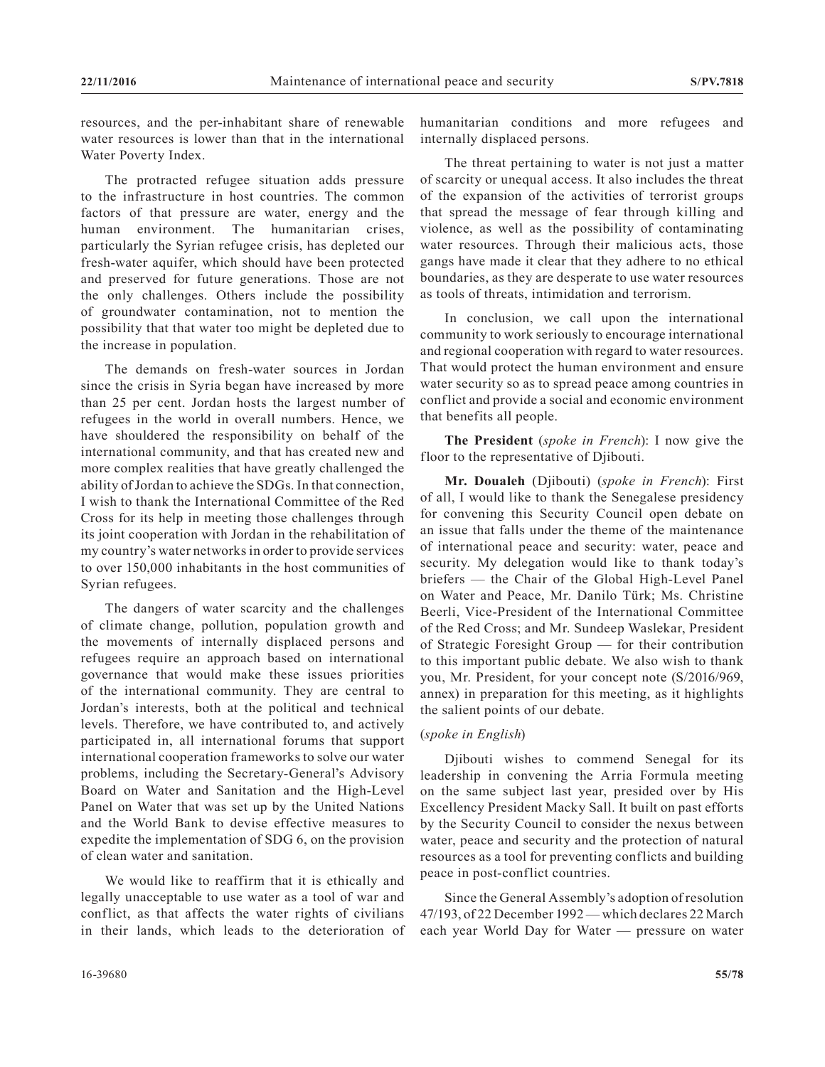resources, and the per-inhabitant share of renewable water resources is lower than that in the international Water Poverty Index.

The protracted refugee situation adds pressure to the infrastructure in host countries. The common factors of that pressure are water, energy and the human environment. The humanitarian crises, particularly the Syrian refugee crisis, has depleted our fresh-water aquifer, which should have been protected and preserved for future generations. Those are not the only challenges. Others include the possibility of groundwater contamination, not to mention the possibility that that water too might be depleted due to the increase in population.

The demands on fresh-water sources in Jordan since the crisis in Syria began have increased by more than 25 per cent. Jordan hosts the largest number of refugees in the world in overall numbers. Hence, we have shouldered the responsibility on behalf of the international community, and that has created new and more complex realities that have greatly challenged the ability of Jordan to achieve the SDGs. In that connection, I wish to thank the International Committee of the Red Cross for its help in meeting those challenges through its joint cooperation with Jordan in the rehabilitation of my country's water networks in order to provide services to over 150,000 inhabitants in the host communities of Syrian refugees.

The dangers of water scarcity and the challenges of climate change, pollution, population growth and the movements of internally displaced persons and refugees require an approach based on international governance that would make these issues priorities of the international community. They are central to Jordan's interests, both at the political and technical levels. Therefore, we have contributed to, and actively participated in, all international forums that support international cooperation frameworks to solve our water problems, including the Secretary-General's Advisory Board on Water and Sanitation and the High-Level Panel on Water that was set up by the United Nations and the World Bank to devise effective measures to expedite the implementation of SDG 6, on the provision of clean water and sanitation.

We would like to reaffirm that it is ethically and legally unacceptable to use water as a tool of war and conflict, as that affects the water rights of civilians in their lands, which leads to the deterioration of humanitarian conditions and more refugees and internally displaced persons.

The threat pertaining to water is not just a matter of scarcity or unequal access. It also includes the threat of the expansion of the activities of terrorist groups that spread the message of fear through killing and violence, as well as the possibility of contaminating water resources. Through their malicious acts, those gangs have made it clear that they adhere to no ethical boundaries, as they are desperate to use water resources as tools of threats, intimidation and terrorism.

In conclusion, we call upon the international community to work seriously to encourage international and regional cooperation with regard to water resources. That would protect the human environment and ensure water security so as to spread peace among countries in conflict and provide a social and economic environment that benefits all people.

**The President** (*spoke in French*): I now give the floor to the representative of Djibouti.

**Mr. Doualeh** (Djibouti) (*spoke in French*): First of all, I would like to thank the Senegalese presidency for convening this Security Council open debate on an issue that falls under the theme of the maintenance of international peace and security: water, peace and security. My delegation would like to thank today's briefers — the Chair of the Global High-Level Panel on Water and Peace, Mr. Danilo Türk; Ms. Christine Beerli, Vice-President of the International Committee of the Red Cross; and Mr. Sundeep Waslekar, President of Strategic Foresight Group — for their contribution to this important public debate. We also wish to thank you, Mr. President, for your concept note (S/2016/969, annex) in preparation for this meeting, as it highlights the salient points of our debate.

(*spoke in English*)

Djibouti wishes to commend Senegal for its leadership in convening the Arria Formula meeting on the same subject last year, presided over by His Excellency President Macky Sall. It built on past efforts by the Security Council to consider the nexus between water, peace and security and the protection of natural resources as a tool for preventing conflicts and building peace in post-conflict countries.

Since the General Assembly's adoption of resolution 47/193, of 22 December 1992 — which declares 22 March each year World Day for Water — pressure on water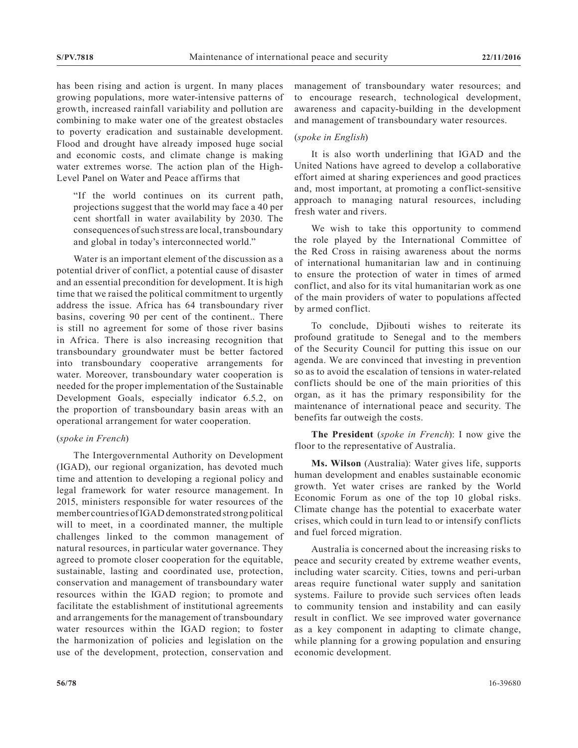has been rising and action is urgent. In many places growing populations, more water-intensive patterns of growth, increased rainfall variability and pollution are combining to make water one of the greatest obstacles to poverty eradication and sustainable development. Flood and drought have already imposed huge social and economic costs, and climate change is making water extremes worse. The action plan of the High-Level Panel on Water and Peace affirms that

> "If the world continues on its current path, projections suggest that the world may face a 40 per cent shortfall in water availability by 2030. The consequences of such stress are local, transboundary and global in today's interconnected world."

Water is an important element of the discussion as a potential driver of conflict, a potential cause of disaster and an essential precondition for development. It is high time that we raised the political commitment to urgently address the issue. Africa has 64 transboundary river basins, covering 90 per cent of the continent.. There is still no agreement for some of those river basins in Africa. There is also increasing recognition that transboundary groundwater must be better factored into transboundary cooperative arrangements for water. Moreover, transboundary water cooperation is needed for the proper implementation of the Sustainable Development Goals, especially indicator 6.5.2, on the proportion of transboundary basin areas with an operational arrangement for water cooperation.

(*spoke in French*)

The Intergovernmental Authority on Development (IGAD), our regional organization, has devoted much time and attention to developing a regional policy and legal framework for water resource management. In 2015, ministers responsible for water resources of the member countries of IGAD demonstrated strong political will to meet, in a coordinated manner, the multiple challenges linked to the common management of natural resources, in particular water governance. They agreed to promote closer cooperation for the equitable, sustainable, lasting and coordinated use, protection, conservation and management of transboundary water resources within the IGAD region; to promote and facilitate the establishment of institutional agreements and arrangements for the management of transboundary water resources within the IGAD region; to foster the harmonization of policies and legislation on the use of the development, protection, conservation and management of transboundary water resources; and to encourage research, technological development, awareness and capacity-building in the development and management of transboundary water resources.

(*spoke in English*)

It is also worth underlining that IGAD and the United Nations have agreed to develop a collaborative effort aimed at sharing experiences and good practices and, most important, at promoting a conflict-sensitive approach to managing natural resources, including fresh water and rivers.

We wish to take this opportunity to commend the role played by the International Committee of the Red Cross in raising awareness about the norms of international humanitarian law and in continuing to ensure the protection of water in times of armed conflict, and also for its vital humanitarian work as one of the main providers of water to populations affected by armed conflict.

To conclude, Djibouti wishes to reiterate its profound gratitude to Senegal and to the members of the Security Council for putting this issue on our agenda. We are convinced that investing in prevention so as to avoid the escalation of tensions in water-related conflicts should be one of the main priorities of this organ, as it has the primary responsibility for the maintenance of international peace and security. The benefits far outweigh the costs.

**The President** (*spoke in French*): I now give the floor to the representative of Australia.

**Ms. Wilson** (Australia): Water gives life, supports human development and enables sustainable economic growth. Yet water crises are ranked by the World Economic Forum as one of the top 10 global risks. Climate change has the potential to exacerbate water crises, which could in turn lead to or intensify conflicts and fuel forced migration.

Australia is concerned about the increasing risks to peace and security created by extreme weather events, including water scarcity. Cities, towns and peri-urban areas require functional water supply and sanitation systems. Failure to provide such services often leads to community tension and instability and can easily result in conflict. We see improved water governance as a key component in adapting to climate change, while planning for a growing population and ensuring economic development.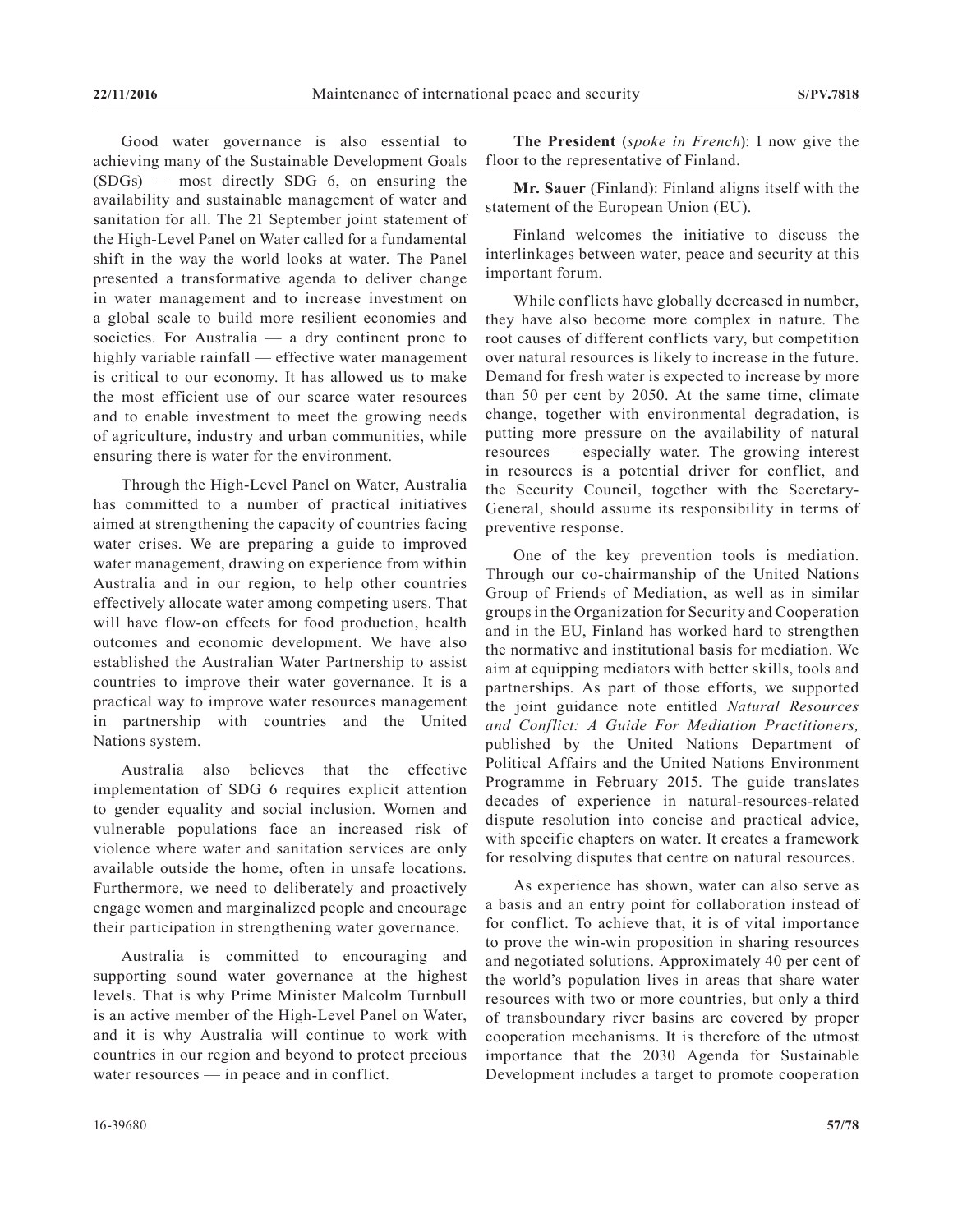Good water governance is also essential to achieving many of the Sustainable Development Goals (SDGs) — most directly SDG 6, on ensuring the availability and sustainable management of water and sanitation for all. The 21 September joint statement of the High-Level Panel on Water called for a fundamental shift in the way the world looks at water. The Panel presented a transformative agenda to deliver change in water management and to increase investment on a global scale to build more resilient economies and societies. For Australia — a dry continent prone to highly variable rainfall — effective water management is critical to our economy. It has allowed us to make the most efficient use of our scarce water resources and to enable investment to meet the growing needs of agriculture, industry and urban communities, while ensuring there is water for the environment.

Through the High-Level Panel on Water, Australia has committed to a number of practical initiatives aimed at strengthening the capacity of countries facing water crises. We are preparing a guide to improved water management, drawing on experience from within Australia and in our region, to help other countries effectively allocate water among competing users. That will have flow-on effects for food production, health outcomes and economic development. We have also established the Australian Water Partnership to assist countries to improve their water governance. It is a practical way to improve water resources management in partnership with countries and the United Nations system.

Australia also believes that the effective implementation of SDG 6 requires explicit attention to gender equality and social inclusion. Women and vulnerable populations face an increased risk of violence where water and sanitation services are only available outside the home, often in unsafe locations. Furthermore, we need to deliberately and proactively engage women and marginalized people and encourage their participation in strengthening water governance.

Australia is committed to encouraging and supporting sound water governance at the highest levels. That is why Prime Minister Malcolm Turnbull is an active member of the High-Level Panel on Water, and it is why Australia will continue to work with countries in our region and beyond to protect precious water resources — in peace and in conflict.

**The President** (*spoke in French*): I now give the floor to the representative of Finland.

**Mr. Sauer** (Finland): Finland aligns itself with the statement of the European Union (EU).

Finland welcomes the initiative to discuss the interlinkages between water, peace and security at this important forum.

While conflicts have globally decreased in number, they have also become more complex in nature. The root causes of different conflicts vary, but competition over natural resources is likely to increase in the future. Demand for fresh water is expected to increase by more than 50 per cent by 2050. At the same time, climate change, together with environmental degradation, is putting more pressure on the availability of natural resources — especially water. The growing interest in resources is a potential driver for conflict, and the Security Council, together with the Secretary-General, should assume its responsibility in terms of preventive response.

One of the key prevention tools is mediation. Through our co-chairmanship of the United Nations Group of Friends of Mediation, as well as in similar groups in the Organization for Security and Cooperation and in the EU, Finland has worked hard to strengthen the normative and institutional basis for mediation. We aim at equipping mediators with better skills, tools and partnerships. As part of those efforts, we supported the joint guidance note entitled *Natural Resources and Conflict: A Guide For Mediation Practitioners,* published by the United Nations Department of Political Affairs and the United Nations Environment Programme in February 2015. The guide translates decades of experience in natural-resources-related dispute resolution into concise and practical advice, with specific chapters on water. It creates a framework for resolving disputes that centre on natural resources.

As experience has shown, water can also serve as a basis and an entry point for collaboration instead of for conflict. To achieve that, it is of vital importance to prove the win-win proposition in sharing resources and negotiated solutions. Approximately 40 per cent of the world's population lives in areas that share water resources with two or more countries, but only a third of transboundary river basins are covered by proper cooperation mechanisms. It is therefore of the utmost importance that the 2030 Agenda for Sustainable Development includes a target to promote cooperation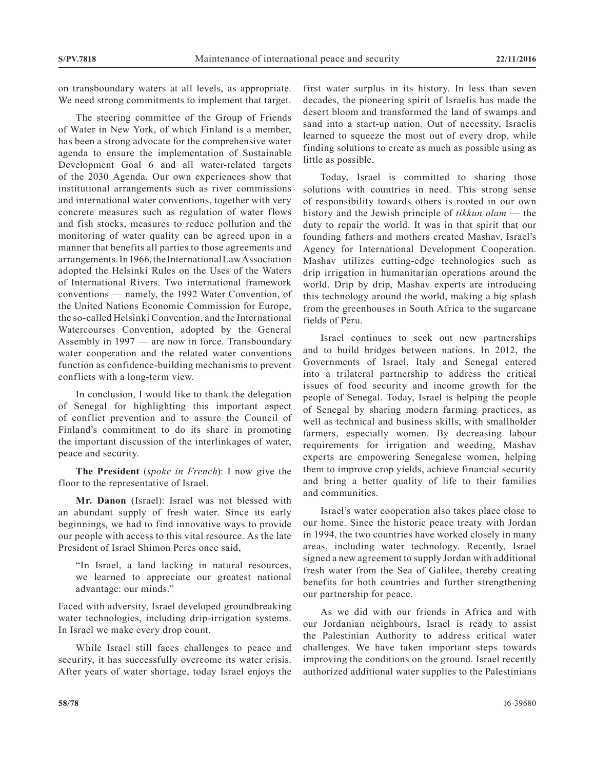on transboundary waters at all levels, as appropriate. We need strong commitments to implement that target.

The steering committee of the Group of Friends of Water in New York, of which Finland is a member, has been a strong advocate for the comprehensive water agenda to ensure the implementation of Sustainable Development Goal 6 and all water-related targets of the 2030 Agenda. Our own experiences show that institutional arrangements such as river commissions and international water conventions, together with very concrete measures such as regulation of water flows and fish stocks, measures to reduce pollution and the monitoring of water quality can be agreed upon in a manner that benefits all parties to those agreements and arrangements. In 1966, the International Law Association adopted the Helsinki Rules on the Uses of the Waters of International Rivers. Two international framework conventions — namely, the 1992 Water Convention, of the United Nations Economic Commission for Europe, the so-called Helsinki Convention, and the International Watercourses Convention, adopted by the General Assembly in 1997 — are now in force. Transboundary water cooperation and the related water conventions function as confidence-building mechanisms to prevent conflicts with a long-term view.

In conclusion, I would like to thank the delegation of Senegal for highlighting this important aspect of conflict prevention and to assure the Council of Finland's commitment to do its share in promoting the important discussion of the interlinkages of water, peace and security.

**The President** (*spoke in French*): I now give the floor to the representative of Israel.

**Mr. Danon** (Israel): Israel was not blessed with an abundant supply of fresh water. Since its early beginnings, we had to find innovative ways to provide our people with access to this vital resource. As the late President of Israel Shimon Peres once said,

> "In Israel, a land lacking in natural resources, we learned to appreciate our greatest national advantage: our minds."

Faced with adversity, Israel developed groundbreaking water technologies, including drip-irrigation systems. In Israel we make every drop count.

While Israel still faces challenges to peace and security, it has successfully overcome its water crisis. After years of water shortage, today Israel enjoys the first water surplus in its history. In less than seven decades, the pioneering spirit of Israelis has made the desert bloom and transformed the land of swamps and sand into a start-up nation. Out of necessity, Israelis learned to squeeze the most out of every drop, while finding solutions to create as much as possible using as little as possible.

Today, Israel is committed to sharing those solutions with countries in need. This strong sense of responsibility towards others is rooted in our own history and the Jewish principle of *tikkun olam* — the duty to repair the world. It was in that spirit that our founding fathers and mothers created Mashav, Israel's Agency for International Development Cooperation. Mashav utilizes cutting-edge technologies such as drip irrigation in humanitarian operations around the world. Drip by drip, Mashav experts are introducing this technology around the world, making a big splash from the greenhouses in South Africa to the sugarcane fields of Peru.

Israel continues to seek out new partnerships and to build bridges between nations. In 2012, the Governments of Israel, Italy and Senegal entered into a trilateral partnership to address the critical issues of food security and income growth for the people of Senegal. Today, Israel is helping the people of Senegal by sharing modern farming practices, as well as technical and business skills, with smallholder farmers, especially women. By decreasing labour requirements for irrigation and weeding, Mashav experts are empowering Senegalese women, helping them to improve crop yields, achieve financial security and bring a better quality of life to their families and communities.

Israel's water cooperation also takes place close to our home. Since the historic peace treaty with Jordan in 1994, the two countries have worked closely in many areas, including water technology. Recently, Israel signed a new agreement to supply Jordan with additional fresh water from the Sea of Galilee, thereby creating benefits for both countries and further strengthening our partnership for peace.

As we did with our friends in Africa and with our Jordanian neighbours, Israel is ready to assist the Palestinian Authority to address critical water challenges. We have taken important steps towards improving the conditions on the ground. Israel recently authorized additional water supplies to the Palestinians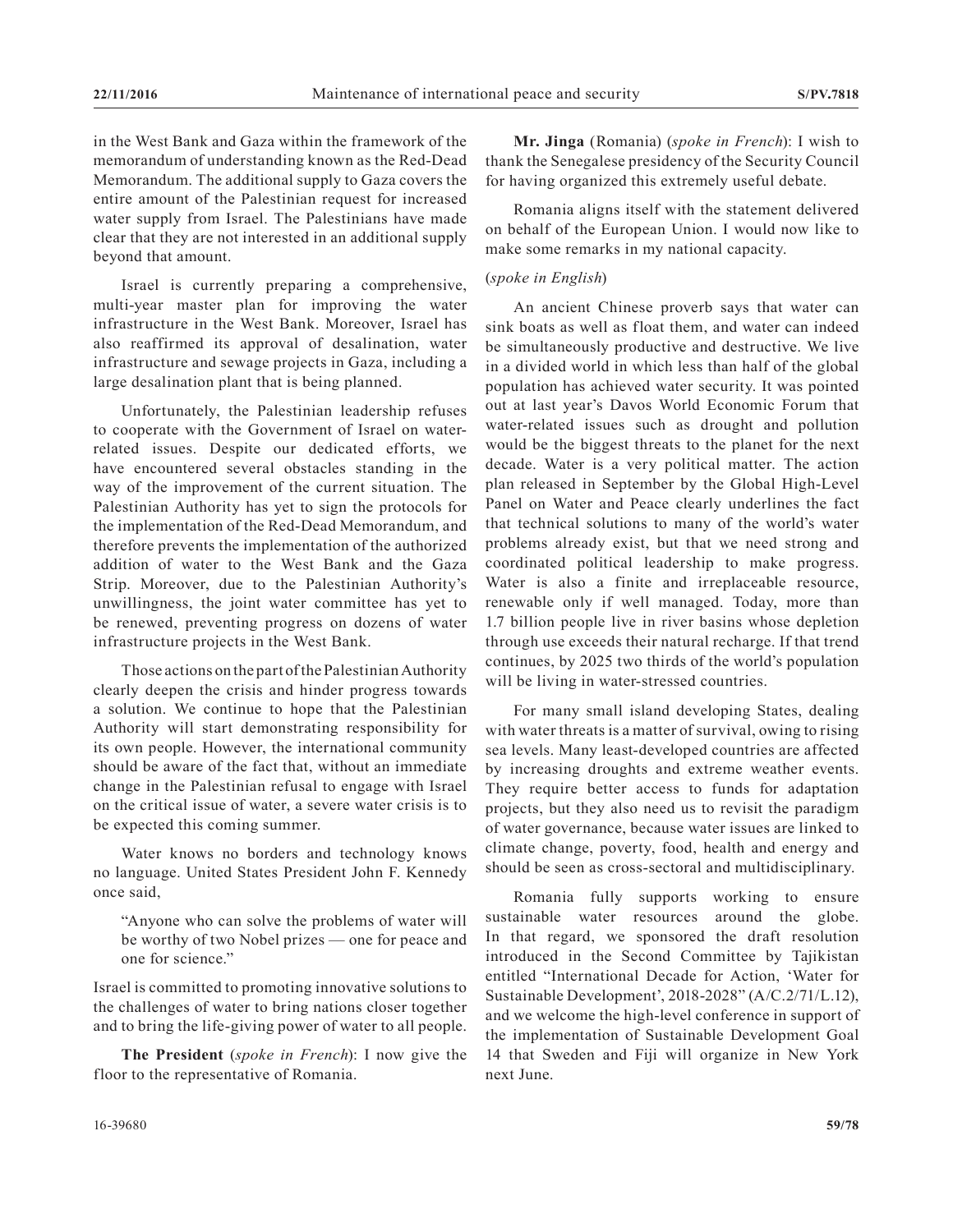in the West Bank and Gaza within the framework of the memorandum of understanding known as the Red-Dead Memorandum. The additional supply to Gaza covers the entire amount of the Palestinian request for increased water supply from Israel. The Palestinians have made clear that they are not interested in an additional supply beyond that amount.

Israel is currently preparing a comprehensive, multi-year master plan for improving the water infrastructure in the West Bank. Moreover, Israel has also reaffirmed its approval of desalination, water infrastructure and sewage projects in Gaza, including a large desalination plant that is being planned.

Unfortunately, the Palestinian leadership refuses to cooperate with the Government of Israel on water-related issues. Despite our dedicated efforts, we have encountered several obstacles standing in the way of the improvement of the current situation. The Palestinian Authority has yet to sign the protocols for the implementation of the Red-Dead Memorandum, and therefore prevents the implementation of the authorized addition of water to the West Bank and the Gaza Strip. Moreover, due to the Palestinian Authority's unwillingness, the joint water committee has yet to be renewed, preventing progress on dozens of water infrastructure projects in the West Bank.

Those actions on the part of the Palestinian Authority clearly deepen the crisis and hinder progress towards a solution. We continue to hope that the Palestinian Authority will start demonstrating responsibility for its own people. However, the international community should be aware of the fact that, without an immediate change in the Palestinian refusal to engage with Israel on the critical issue of water, a severe water crisis is to be expected this coming summer.

Water knows no borders and technology knows no language. United States President John F. Kennedy once said,

> "Anyone who can solve the problems of water will be worthy of two Nobel prizes — one for peace and one for science."

Israel is committed to promoting innovative solutions to the challenges of water to bring nations closer together and to bring the life-giving power of water to all people.

**The President** (*spoke in French*): I now give the floor to the representative of Romania.

**Mr. Jinga** (Romania) (*spoke in French*): I wish to thank the Senegalese presidency of the Security Council for having organized this extremely useful debate.

Romania aligns itself with the statement delivered on behalf of the European Union. I would now like to make some remarks in my national capacity.

(*spoke in English*)

An ancient Chinese proverb says that water can sink boats as well as float them, and water can indeed be simultaneously productive and destructive. We live in a divided world in which less than half of the global population has achieved water security. It was pointed out at last year's Davos World Economic Forum that water-related issues such as drought and pollution would be the biggest threats to the planet for the next decade. Water is a very political matter. The action plan released in September by the Global High-Level Panel on Water and Peace clearly underlines the fact that technical solutions to many of the world's water problems already exist, but that we need strong and coordinated political leadership to make progress. Water is also a finite and irreplaceable resource, renewable only if well managed. Today, more than 1.7 billion people live in river basins whose depletion through use exceeds their natural recharge. If that trend continues, by 2025 two thirds of the world's population will be living in water-stressed countries.

For many small island developing States, dealing with water threats is a matter of survival, owing to rising sea levels. Many least-developed countries are affected by increasing droughts and extreme weather events. They require better access to funds for adaptation projects, but they also need us to revisit the paradigm of water governance, because water issues are linked to climate change, poverty, food, health and energy and should be seen as cross-sectoral and multidisciplinary.

Romania fully supports working to ensure sustainable water resources around the globe. In that regard, we sponsored the draft resolution introduced in the Second Committee by Tajikistan entitled "International Decade for Action, 'Water for Sustainable Development', 2018-2028" (A/C.2/71/L.12), and we welcome the high-level conference in support of the implementation of Sustainable Development Goal 14 that Sweden and Fiji will organize in New York next June.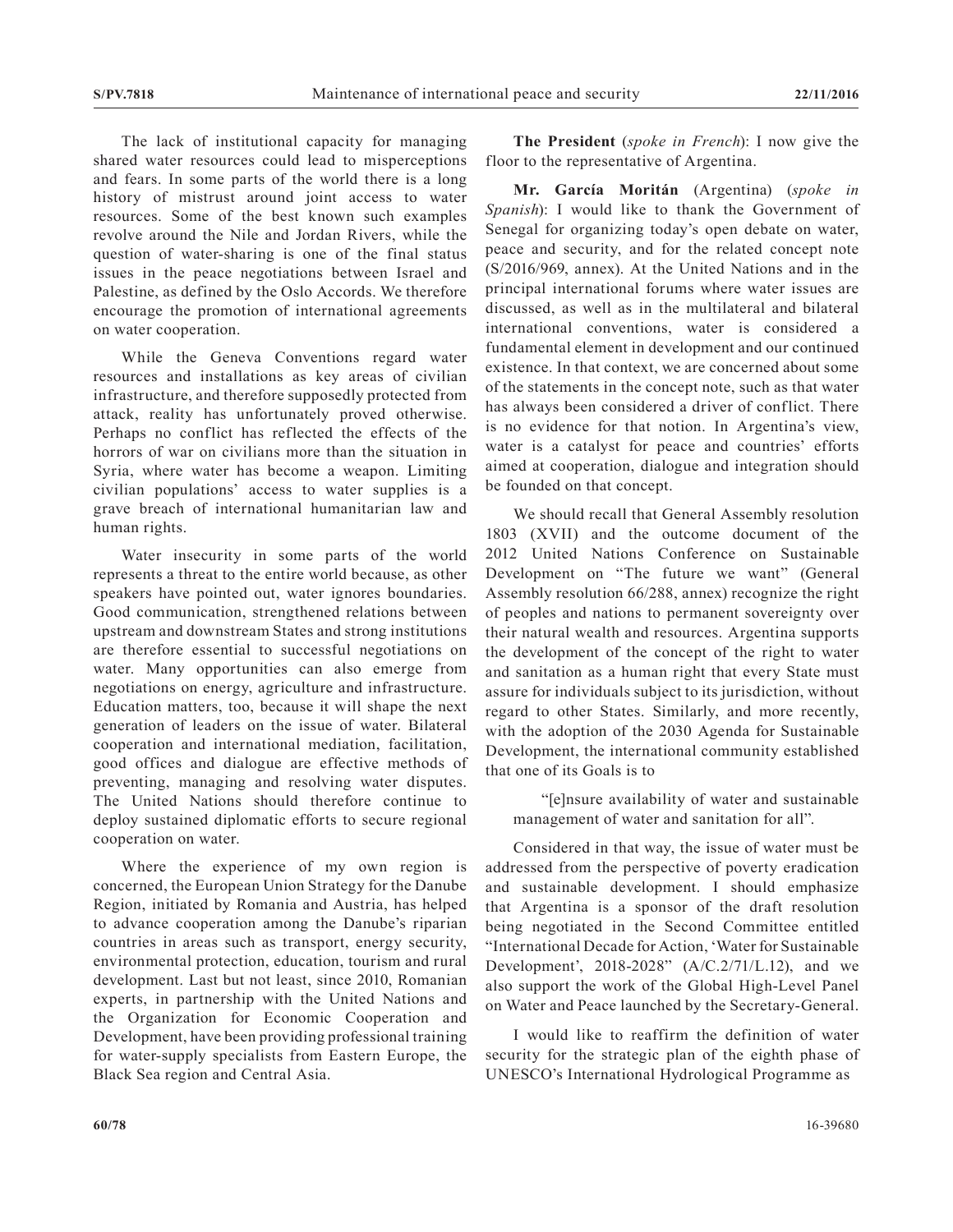The lack of institutional capacity for managing shared water resources could lead to misperceptions and fears. In some parts of the world there is a long history of mistrust around joint access to water resources. Some of the best known such examples revolve around the Nile and Jordan Rivers, while the question of water-sharing is one of the final status issues in the peace negotiations between Israel and Palestine, as defined by the Oslo Accords. We therefore encourage the promotion of international agreements on water cooperation.

While the Geneva Conventions regard water resources and installations as key areas of civilian infrastructure, and therefore supposedly protected from attack, reality has unfortunately proved otherwise. Perhaps no conflict has reflected the effects of the horrors of war on civilians more than the situation in Syria, where water has become a weapon. Limiting civilian populations' access to water supplies is a grave breach of international humanitarian law and human rights.

Water insecurity in some parts of the world represents a threat to the entire world because, as other speakers have pointed out, water ignores boundaries. Good communication, strengthened relations between upstream and downstream States and strong institutions are therefore essential to successful negotiations on water. Many opportunities can also emerge from negotiations on energy, agriculture and infrastructure. Education matters, too, because it will shape the next generation of leaders on the issue of water. Bilateral cooperation and international mediation, facilitation, good offices and dialogue are effective methods of preventing, managing and resolving water disputes. The United Nations should therefore continue to deploy sustained diplomatic efforts to secure regional cooperation on water.

Where the experience of my own region is concerned, the European Union Strategy for the Danube Region, initiated by Romania and Austria, has helped to advance cooperation among the Danube's riparian countries in areas such as transport, energy security, environmental protection, education, tourism and rural development. Last but not least, since 2010, Romanian experts, in partnership with the United Nations and the Organization for Economic Cooperation and Development, have been providing professional training for water-supply specialists from Eastern Europe, the Black Sea region and Central Asia.

**The President** (*spoke in French*): I now give the floor to the representative of Argentina.

**Mr. García Moritán** (Argentina) (*spoke in Spanish*): I would like to thank the Government of Senegal for organizing today's open debate on water, peace and security, and for the related concept note (S/2016/969, annex). At the United Nations and in the principal international forums where water issues are discussed, as well as in the multilateral and bilateral international conventions, water is considered a fundamental element in development and our continued existence. In that context, we are concerned about some of the statements in the concept note, such as that water has always been considered a driver of conflict. There is no evidence for that notion. In Argentina's view, water is a catalyst for peace and countries' efforts aimed at cooperation, dialogue and integration should be founded on that concept.

We should recall that General Assembly resolution 1803 (XVII) and the outcome document of the 2012 United Nations Conference on Sustainable Development on "The future we want" (General Assembly resolution 66/288, annex) recognize the right of peoples and nations to permanent sovereignty over their natural wealth and resources. Argentina supports the development of the concept of the right to water and sanitation as a human right that every State must assure for individuals subject to its jurisdiction, without regard to other States. Similarly, and more recently, with the adoption of the 2030 Agenda for Sustainable Development, the international community established that one of its Goals is to

> "[e]nsure availability of water and sustainable management of water and sanitation for all".

Considered in that way, the issue of water must be addressed from the perspective of poverty eradication and sustainable development. I should emphasize that Argentina is a sponsor of the draft resolution being negotiated in the Second Committee entitled "International Decade for Action, 'Water for Sustainable Development', 2018-2028" (A/C.2/71/L.12), and we also support the work of the Global High-Level Panel on Water and Peace launched by the Secretary-General.

I would like to reaffirm the definition of water security for the strategic plan of the eighth phase of UNESCO's International Hydrological Programme as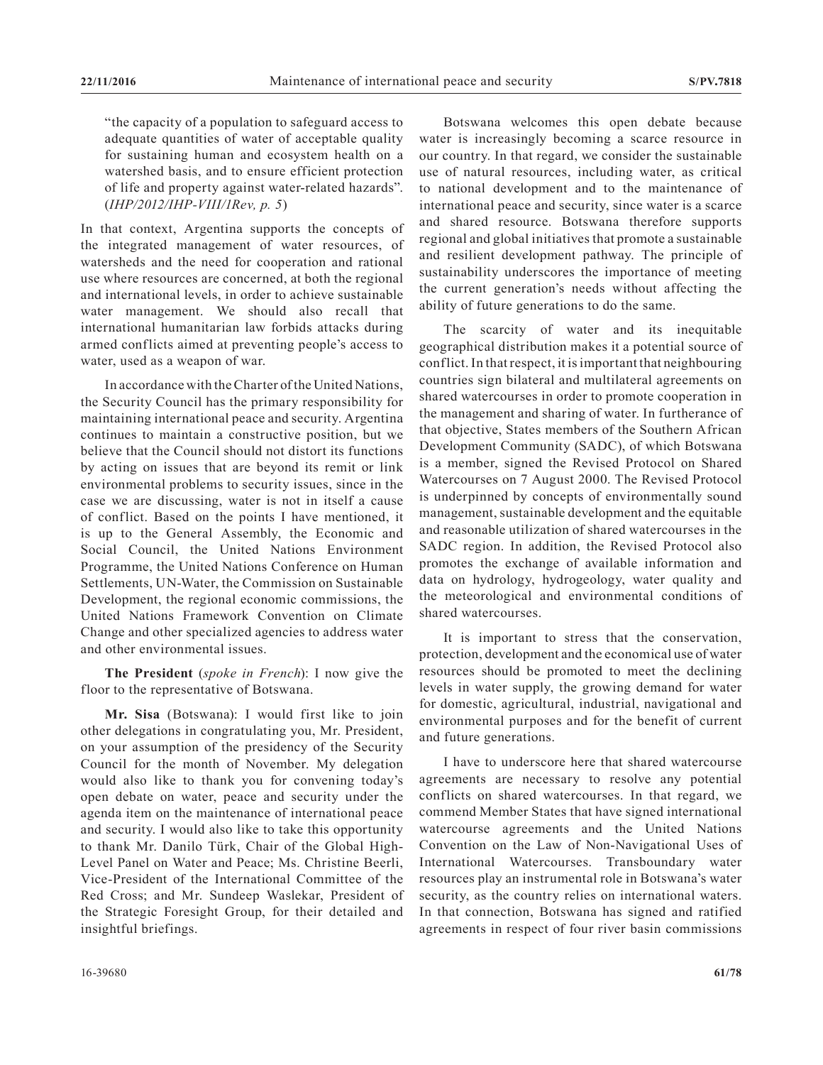"the capacity of a population to safeguard access to adequate quantities of water of acceptable quality for sustaining human and ecosystem health on a watershed basis, and to ensure efficient protection of life and property against water-related hazards". (*IHP/2012/IHP-VIII/1Rev, p. 5*)

In that context, Argentina supports the concepts of the integrated management of water resources, of watersheds and the need for cooperation and rational use where resources are concerned, at both the regional and international levels, in order to achieve sustainable water management. We should also recall that international humanitarian law forbids attacks during armed conflicts aimed at preventing people's access to water, used as a weapon of war.

In accordance with the Charter of the United Nations, the Security Council has the primary responsibility for maintaining international peace and security. Argentina continues to maintain a constructive position, but we believe that the Council should not distort its functions by acting on issues that are beyond its remit or link environmental problems to security issues, since in the case we are discussing, water is not in itself a cause of conflict. Based on the points I have mentioned, it is up to the General Assembly, the Economic and Social Council, the United Nations Environment Programme, the United Nations Conference on Human Settlements, UN-Water, the Commission on Sustainable Development, the regional economic commissions, the United Nations Framework Convention on Climate Change and other specialized agencies to address water and other environmental issues.

**The President** (*spoke in French*): I now give the floor to the representative of Botswana.

**Mr. Sisa** (Botswana): I would first like to join other delegations in congratulating you, Mr. President, on your assumption of the presidency of the Security Council for the month of November. My delegation would also like to thank you for convening today's open debate on water, peace and security under the agenda item on the maintenance of international peace and security. I would also like to take this opportunity to thank Mr. Danilo Türk, Chair of the Global High-Level Panel on Water and Peace; Ms. Christine Beerli, Vice-President of the International Committee of the Red Cross; and Mr. Sundeep Waslekar, President of the Strategic Foresight Group, for their detailed and insightful briefings.

Botswana welcomes this open debate because water is increasingly becoming a scarce resource in our country. In that regard, we consider the sustainable use of natural resources, including water, as critical to national development and to the maintenance of international peace and security, since water is a scarce and shared resource. Botswana therefore supports regional and global initiatives that promote a sustainable and resilient development pathway. The principle of sustainability underscores the importance of meeting the current generation's needs without affecting the ability of future generations to do the same.

The scarcity of water and its inequitable geographical distribution makes it a potential source of conflict. In that respect, it is important that neighbouring countries sign bilateral and multilateral agreements on shared watercourses in order to promote cooperation in the management and sharing of water. In furtherance of that objective, States members of the Southern African Development Community (SADC), of which Botswana is a member, signed the Revised Protocol on Shared Watercourses on 7 August 2000. The Revised Protocol is underpinned by concepts of environmentally sound management, sustainable development and the equitable and reasonable utilization of shared watercourses in the SADC region. In addition, the Revised Protocol also promotes the exchange of available information and data on hydrology, hydrogeology, water quality and the meteorological and environmental conditions of shared watercourses.

It is important to stress that the conservation, protection, development and the economical use of water resources should be promoted to meet the declining levels in water supply, the growing demand for water for domestic, agricultural, industrial, navigational and environmental purposes and for the benefit of current and future generations.

I have to underscore here that shared watercourse agreements are necessary to resolve any potential conflicts on shared watercourses. In that regard, we commend Member States that have signed international watercourse agreements and the United Nations Convention on the Law of Non-Navigational Uses of International Watercourses. Transboundary water resources play an instrumental role in Botswana's water security, as the country relies on international waters. In that connection, Botswana has signed and ratified agreements in respect of four river basin commissions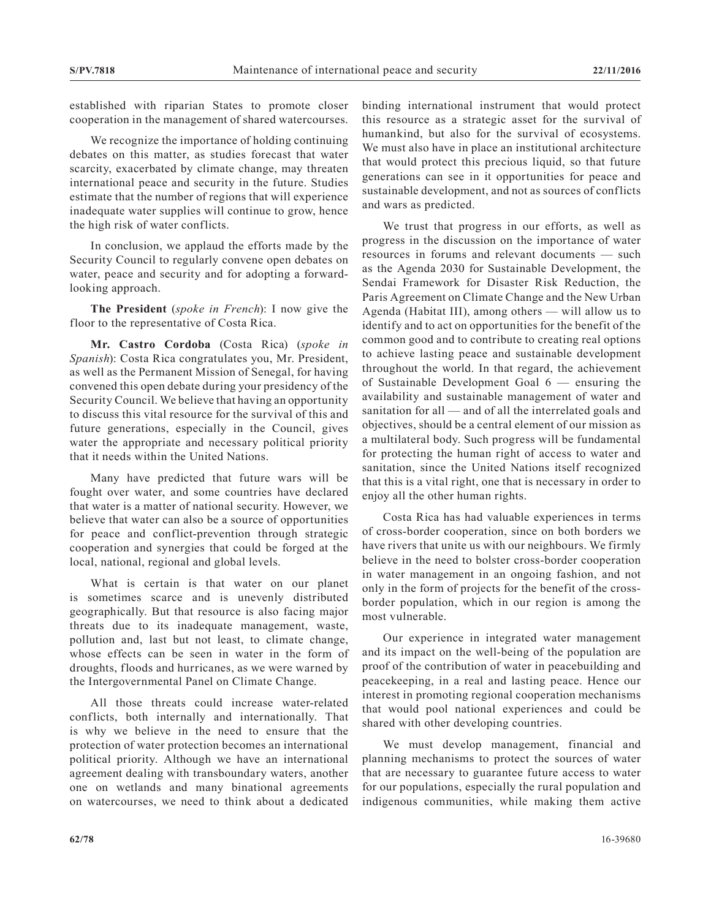established with riparian States to promote closer cooperation in the management of shared watercourses.

We recognize the importance of holding continuing debates on this matter, as studies forecast that water scarcity, exacerbated by climate change, may threaten international peace and security in the future. Studies estimate that the number of regions that will experience inadequate water supplies will continue to grow, hence the high risk of water conflicts.

In conclusion, we applaud the efforts made by the Security Council to regularly convene open debates on water, peace and security and for adopting a forward-looking approach.

**The President** (*spoke in French*): I now give the floor to the representative of Costa Rica.

**Mr. Castro Cordoba** (Costa Rica) (*spoke in Spanish*): Costa Rica congratulates you, Mr. President, as well as the Permanent Mission of Senegal, for having convened this open debate during your presidency of the Security Council. We believe that having an opportunity to discuss this vital resource for the survival of this and future generations, especially in the Council, gives water the appropriate and necessary political priority that it needs within the United Nations.

Many have predicted that future wars will be fought over water, and some countries have declared that water is a matter of national security. However, we believe that water can also be a source of opportunities for peace and conflict-prevention through strategic cooperation and synergies that could be forged at the local, national, regional and global levels.

What is certain is that water on our planet is sometimes scarce and is unevenly distributed geographically. But that resource is also facing major threats due to its inadequate management, waste, pollution and, last but not least, to climate change, whose effects can be seen in water in the form of droughts, floods and hurricanes, as we were warned by the Intergovernmental Panel on Climate Change.

All those threats could increase water-related conflicts, both internally and internationally. That is why we believe in the need to ensure that the protection of water protection becomes an international political priority. Although we have an international agreement dealing with transboundary waters, another one on wetlands and many binational agreements on watercourses, we need to think about a dedicated binding international instrument that would protect this resource as a strategic asset for the survival of humankind, but also for the survival of ecosystems. We must also have in place an institutional architecture that would protect this precious liquid, so that future generations can see in it opportunities for peace and sustainable development, and not as sources of conflicts and wars as predicted.

We trust that progress in our efforts, as well as progress in the discussion on the importance of water resources in forums and relevant documents — such as the Agenda 2030 for Sustainable Development, the Sendai Framework for Disaster Risk Reduction, the Paris Agreement on Climate Change and the New Urban Agenda (Habitat III), among others — will allow us to identify and to act on opportunities for the benefit of the common good and to contribute to creating real options to achieve lasting peace and sustainable development throughout the world. In that regard, the achievement of Sustainable Development Goal 6 — ensuring the availability and sustainable management of water and sanitation for all — and of all the interrelated goals and objectives, should be a central element of our mission as a multilateral body. Such progress will be fundamental for protecting the human right of access to water and sanitation, since the United Nations itself recognized that this is a vital right, one that is necessary in order to enjoy all the other human rights.

Costa Rica has had valuable experiences in terms of cross-border cooperation, since on both borders we have rivers that unite us with our neighbours. We firmly believe in the need to bolster cross-border cooperation in water management in an ongoing fashion, and not only in the form of projects for the benefit of the cross-border population, which in our region is among the most vulnerable.

Our experience in integrated water management and its impact on the well-being of the population are proof of the contribution of water in peacebuilding and peacekeeping, in a real and lasting peace. Hence our interest in promoting regional cooperation mechanisms that would pool national experiences and could be shared with other developing countries.

We must develop management, financial and planning mechanisms to protect the sources of water that are necessary to guarantee future access to water for our populations, especially the rural population and indigenous communities, while making them active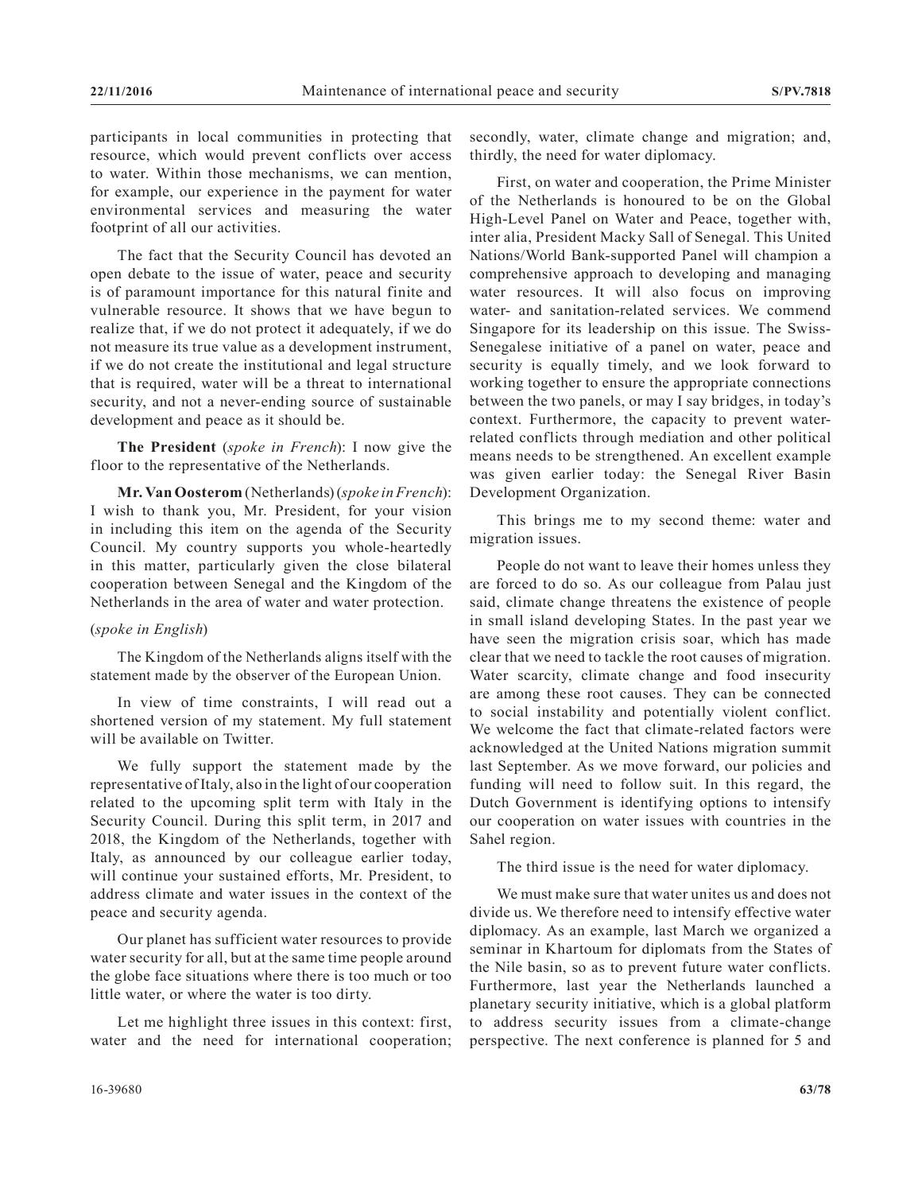participants in local communities in protecting that resource, which would prevent conflicts over access to water. Within those mechanisms, we can mention, for example, our experience in the payment for water environmental services and measuring the water footprint of all our activities.

The fact that the Security Council has devoted an open debate to the issue of water, peace and security is of paramount importance for this natural finite and vulnerable resource. It shows that we have begun to realize that, if we do not protect it adequately, if we do not measure its true value as a development instrument, if we do not create the institutional and legal structure that is required, water will be a threat to international security, and not a never-ending source of sustainable development and peace as it should be.

**The President** (*spoke in French*): I now give the floor to the representative of the Netherlands.

**Mr. Van Oosterom** (Netherlands) (*spoke in French*): I wish to thank you, Mr. President, for your vision in including this item on the agenda of the Security Council. My country supports you whole-heartedly in this matter, particularly given the close bilateral cooperation between Senegal and the Kingdom of the Netherlands in the area of water and water protection.

(*spoke in English*)

The Kingdom of the Netherlands aligns itself with the statement made by the observer of the European Union.

In view of time constraints, I will read out a shortened version of my statement. My full statement will be available on Twitter.

We fully support the statement made by the representative of Italy, also in the light of our cooperation related to the upcoming split term with Italy in the Security Council. During this split term, in 2017 and 2018, the Kingdom of the Netherlands, together with Italy, as announced by our colleague earlier today, will continue your sustained efforts, Mr. President, to address climate and water issues in the context of the peace and security agenda.

Our planet has sufficient water resources to provide water security for all, but at the same time people around the globe face situations where there is too much or too little water, or where the water is too dirty.

Let me highlight three issues in this context: first, water and the need for international cooperation; secondly, water, climate change and migration; and, thirdly, the need for water diplomacy.

First, on water and cooperation, the Prime Minister of the Netherlands is honoured to be on the Global High-Level Panel on Water and Peace, together with, inter alia, President Macky Sall of Senegal. This United Nations/World Bank-supported Panel will champion a comprehensive approach to developing and managing water resources. It will also focus on improving water- and sanitation-related services. We commend Singapore for its leadership on this issue. The Swiss-Senegalese initiative of a panel on water, peace and security is equally timely, and we look forward to working together to ensure the appropriate connections between the two panels, or may I say bridges, in today's context. Furthermore, the capacity to prevent water-related conflicts through mediation and other political means needs to be strengthened. An excellent example was given earlier today: the Senegal River Basin Development Organization.

This brings me to my second theme: water and migration issues.

People do not want to leave their homes unless they are forced to do so. As our colleague from Palau just said, climate change threatens the existence of people in small island developing States. In the past year we have seen the migration crisis soar, which has made clear that we need to tackle the root causes of migration. Water scarcity, climate change and food insecurity are among these root causes. They can be connected to social instability and potentially violent conflict. We welcome the fact that climate-related factors were acknowledged at the United Nations migration summit last September. As we move forward, our policies and funding will need to follow suit. In this regard, the Dutch Government is identifying options to intensify our cooperation on water issues with countries in the Sahel region.

The third issue is the need for water diplomacy.

We must make sure that water unites us and does not divide us. We therefore need to intensify effective water diplomacy. As an example, last March we organized a seminar in Khartoum for diplomats from the States of the Nile basin, so as to prevent future water conflicts. Furthermore, last year the Netherlands launched a planetary security initiative, which is a global platform to address security issues from a climate-change perspective. The next conference is planned for 5 and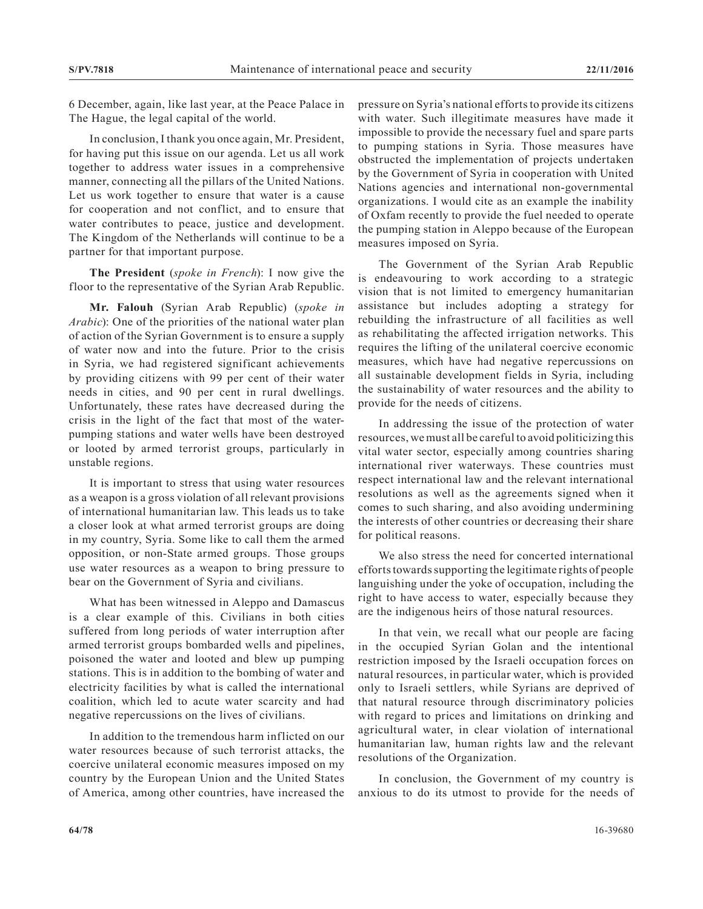6 December, again, like last year, at the Peace Palace in The Hague, the legal capital of the world.

In conclusion, I thank you once again, Mr. President, for having put this issue on our agenda. Let us all work together to address water issues in a comprehensive manner, connecting all the pillars of the United Nations. Let us work together to ensure that water is a cause for cooperation and not conflict, and to ensure that water contributes to peace, justice and development. The Kingdom of the Netherlands will continue to be a partner for that important purpose.

**The President** (*spoke in French*): I now give the floor to the representative of the Syrian Arab Republic.

**Mr. Falouh** (Syrian Arab Republic) (*spoke in Arabic*): One of the priorities of the national water plan of action of the Syrian Government is to ensure a supply of water now and into the future. Prior to the crisis in Syria, we had registered significant achievements by providing citizens with 99 per cent of their water needs in cities, and 90 per cent in rural dwellings. Unfortunately, these rates have decreased during the crisis in the light of the fact that most of the water-pumping stations and water wells have been destroyed or looted by armed terrorist groups, particularly in unstable regions.

It is important to stress that using water resources as a weapon is a gross violation of all relevant provisions of international humanitarian law. This leads us to take a closer look at what armed terrorist groups are doing in my country, Syria. Some like to call them the armed opposition, or non-State armed groups. Those groups use water resources as a weapon to bring pressure to bear on the Government of Syria and civilians.

What has been witnessed in Aleppo and Damascus is a clear example of this. Civilians in both cities suffered from long periods of water interruption after armed terrorist groups bombarded wells and pipelines, poisoned the water and looted and blew up pumping stations. This is in addition to the bombing of water and electricity facilities by what is called the international coalition, which led to acute water scarcity and had negative repercussions on the lives of civilians.

In addition to the tremendous harm inflicted on our water resources because of such terrorist attacks, the coercive unilateral economic measures imposed on my country by the European Union and the United States of America, among other countries, have increased the pressure on Syria's national efforts to provide its citizens with water. Such illegitimate measures have made it impossible to provide the necessary fuel and spare parts to pumping stations in Syria. Those measures have obstructed the implementation of projects undertaken by the Government of Syria in cooperation with United Nations agencies and international non-governmental organizations. I would cite as an example the inability of Oxfam recently to provide the fuel needed to operate the pumping station in Aleppo because of the European measures imposed on Syria.

The Government of the Syrian Arab Republic is endeavouring to work according to a strategic vision that is not limited to emergency humanitarian assistance but includes adopting a strategy for rebuilding the infrastructure of all facilities as well as rehabilitating the affected irrigation networks. This requires the lifting of the unilateral coercive economic measures, which have had negative repercussions on all sustainable development fields in Syria, including the sustainability of water resources and the ability to provide for the needs of citizens.

In addressing the issue of the protection of water resources, we must all be careful to avoid politicizing this vital water sector, especially among countries sharing international river waterways. These countries must respect international law and the relevant international resolutions as well as the agreements signed when it comes to such sharing, and also avoiding undermining the interests of other countries or decreasing their share for political reasons.

We also stress the need for concerted international efforts towards supporting the legitimate rights of people languishing under the yoke of occupation, including the right to have access to water, especially because they are the indigenous heirs of those natural resources.

In that vein, we recall what our people are facing in the occupied Syrian Golan and the intentional restriction imposed by the Israeli occupation forces on natural resources, in particular water, which is provided only to Israeli settlers, while Syrians are deprived of that natural resource through discriminatory policies with regard to prices and limitations on drinking and agricultural water, in clear violation of international humanitarian law, human rights law and the relevant resolutions of the Organization.

In conclusion, the Government of my country is anxious to do its utmost to provide for the needs of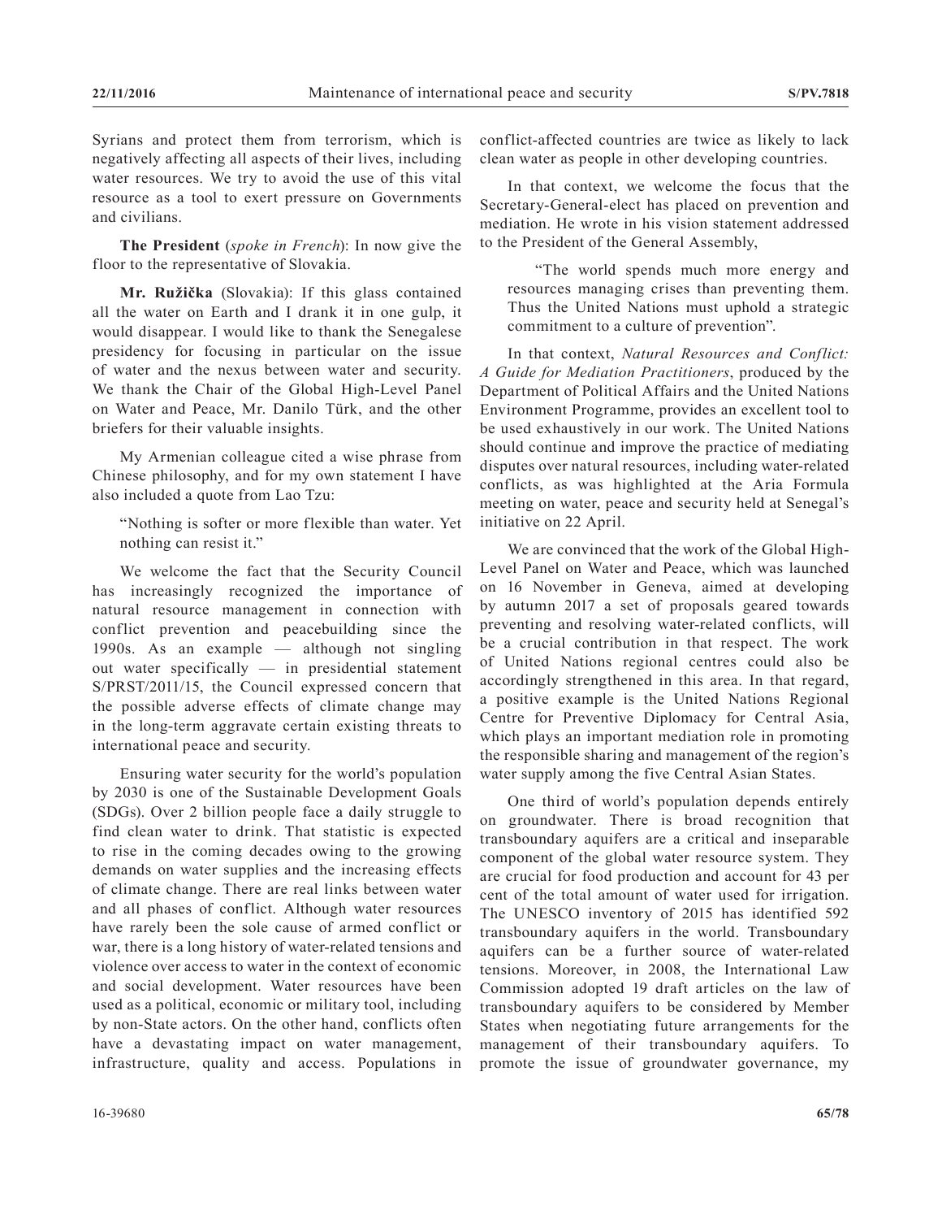Syrians and protect them from terrorism, which is negatively affecting all aspects of their lives, including water resources. We try to avoid the use of this vital resource as a tool to exert pressure on Governments and civilians.

**The President** (*spoke in French*): In now give the floor to the representative of Slovakia.

**Mr. Ružička** (Slovakia): If this glass contained all the water on Earth and I drank it in one gulp, it would disappear. I would like to thank the Senegalese presidency for focusing in particular on the issue of water and the nexus between water and security. We thank the Chair of the Global High-Level Panel on Water and Peace, Mr. Danilo Türk, and the other briefers for their valuable insights.

My Armenian colleague cited a wise phrase from Chinese philosophy, and for my own statement I have also included a quote from Lao Tzu:

> "Nothing is softer or more flexible than water. Yet nothing can resist it."

We welcome the fact that the Security Council has increasingly recognized the importance of natural resource management in connection with conflict prevention and peacebuilding since the 1990s. As an example — although not singling out water specifically — in presidential statement S/PRST/2011/15, the Council expressed concern that the possible adverse effects of climate change may in the long-term aggravate certain existing threats to international peace and security.

Ensuring water security for the world's population by 2030 is one of the Sustainable Development Goals (SDGs). Over 2 billion people face a daily struggle to find clean water to drink. That statistic is expected to rise in the coming decades owing to the growing demands on water supplies and the increasing effects of climate change. There are real links between water and all phases of conflict. Although water resources have rarely been the sole cause of armed conflict or war, there is a long history of water-related tensions and violence over access to water in the context of economic and social development. Water resources have been used as a political, economic or military tool, including by non-State actors. On the other hand, conflicts often have a devastating impact on water management, infrastructure, quality and access. Populations in conflict-affected countries are twice as likely to lack clean water as people in other developing countries.

In that context, we welcome the focus that the Secretary-General-elect has placed on prevention and mediation. He wrote in his vision statement addressed to the President of the General Assembly,

> "The world spends much more energy and resources managing crises than preventing them. Thus the United Nations must uphold a strategic commitment to a culture of prevention".

In that context, *Natural Resources and Conflict: A Guide for Mediation Practitioners*, produced by the Department of Political Affairs and the United Nations Environment Programme, provides an excellent tool to be used exhaustively in our work. The United Nations should continue and improve the practice of mediating disputes over natural resources, including water-related conflicts, as was highlighted at the Aria Formula meeting on water, peace and security held at Senegal's initiative on 22 April.

We are convinced that the work of the Global High-Level Panel on Water and Peace, which was launched on 16 November in Geneva, aimed at developing by autumn 2017 a set of proposals geared towards preventing and resolving water-related conflicts, will be a crucial contribution in that respect. The work of United Nations regional centres could also be accordingly strengthened in this area. In that regard, a positive example is the United Nations Regional Centre for Preventive Diplomacy for Central Asia, which plays an important mediation role in promoting the responsible sharing and management of the region's water supply among the five Central Asian States.

One third of world's population depends entirely on groundwater. There is broad recognition that transboundary aquifers are a critical and inseparable component of the global water resource system. They are crucial for food production and account for 43 per cent of the total amount of water used for irrigation. The UNESCO inventory of 2015 has identified 592 transboundary aquifers in the world. Transboundary aquifers can be a further source of water-related tensions. Moreover, in 2008, the International Law Commission adopted 19 draft articles on the law of transboundary aquifers to be considered by Member States when negotiating future arrangements for the management of their transboundary aquifers. To promote the issue of groundwater governance, my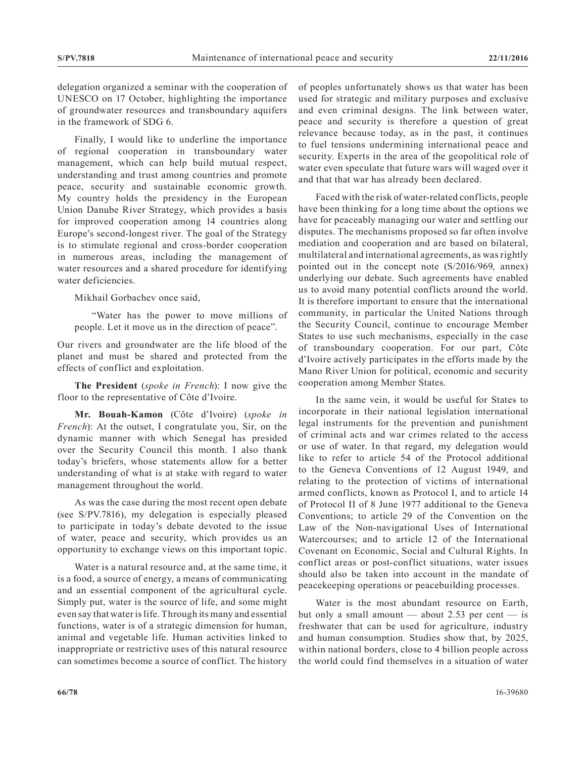delegation organized a seminar with the cooperation of UNESCO on 17 October, highlighting the importance of groundwater resources and transboundary aquifers in the framework of SDG 6.

Finally, I would like to underline the importance of regional cooperation in transboundary water management, which can help build mutual respect, understanding and trust among countries and promote peace, security and sustainable economic growth. My country holds the presidency in the European Union Danube River Strategy, which provides a basis for improved cooperation among 14 countries along Europe's second-longest river. The goal of the Strategy is to stimulate regional and cross-border cooperation in numerous areas, including the management of water resources and a shared procedure for identifying water deficiencies.

Mikhail Gorbachev once said,

> "Water has the power to move millions of people. Let it move us in the direction of peace".

Our rivers and groundwater are the life blood of the planet and must be shared and protected from the effects of conflict and exploitation.

**The President** (*spoke in French*): I now give the floor to the representative of Côte d'Ivoire.

**Mr. Bouah-Kamon** (Côte d'Ivoire) (*spoke in French*): At the outset, I congratulate you, Sir, on the dynamic manner with which Senegal has presided over the Security Council this month. I also thank today's briefers, whose statements allow for a better understanding of what is at stake with regard to water management throughout the world.

As was the case during the most recent open debate (see S/PV.7816), my delegation is especially pleased to participate in today's debate devoted to the issue of water, peace and security, which provides us an opportunity to exchange views on this important topic.

Water is a natural resource and, at the same time, it is a food, a source of energy, a means of communicating and an essential component of the agricultural cycle. Simply put, water is the source of life, and some might even say that water is life. Through its many and essential functions, water is of a strategic dimension for human, animal and vegetable life. Human activities linked to inappropriate or restrictive uses of this natural resource can sometimes become a source of conflict. The history of peoples unfortunately shows us that water has been used for strategic and military purposes and exclusive and even criminal designs. The link between water, peace and security is therefore a question of great relevance because today, as in the past, it continues to fuel tensions undermining international peace and security. Experts in the area of the geopolitical role of water even speculate that future wars will waged over it and that that war has already been declared.

Faced with the risk of water-related conflicts, people have been thinking for a long time about the options we have for peaceably managing our water and settling our disputes. The mechanisms proposed so far often involve mediation and cooperation and are based on bilateral, multilateral and international agreements, as was rightly pointed out in the concept note (S/2016/969, annex) underlying our debate. Such agreements have enabled us to avoid many potential conflicts around the world. It is therefore important to ensure that the international community, in particular the United Nations through the Security Council, continue to encourage Member States to use such mechanisms, especially in the case of transboundary cooperation. For our part, Côte d'Ivoire actively participates in the efforts made by the Mano River Union for political, economic and security cooperation among Member States.

In the same vein, it would be useful for States to incorporate in their national legislation international legal instruments for the prevention and punishment of criminal acts and war crimes related to the access or use of water. In that regard, my delegation would like to refer to article 54 of the Protocol additional to the Geneva Conventions of 12 August 1949, and relating to the protection of victims of international armed conflicts, known as Protocol I, and to article 14 of Protocol II of 8 June 1977 additional to the Geneva Conventions; to article 29 of the Convention on the Law of the Non-navigational Uses of International Watercourses; and to article 12 of the International Covenant on Economic, Social and Cultural Rights. In conflict areas or post-conflict situations, water issues should also be taken into account in the mandate of peacekeeping operations or peacebuilding processes.

Water is the most abundant resource on Earth, but only a small amount — about 2.53 per cent — is freshwater that can be used for agriculture, industry and human consumption. Studies show that, by 2025, within national borders, close to 4 billion people across the world could find themselves in a situation of water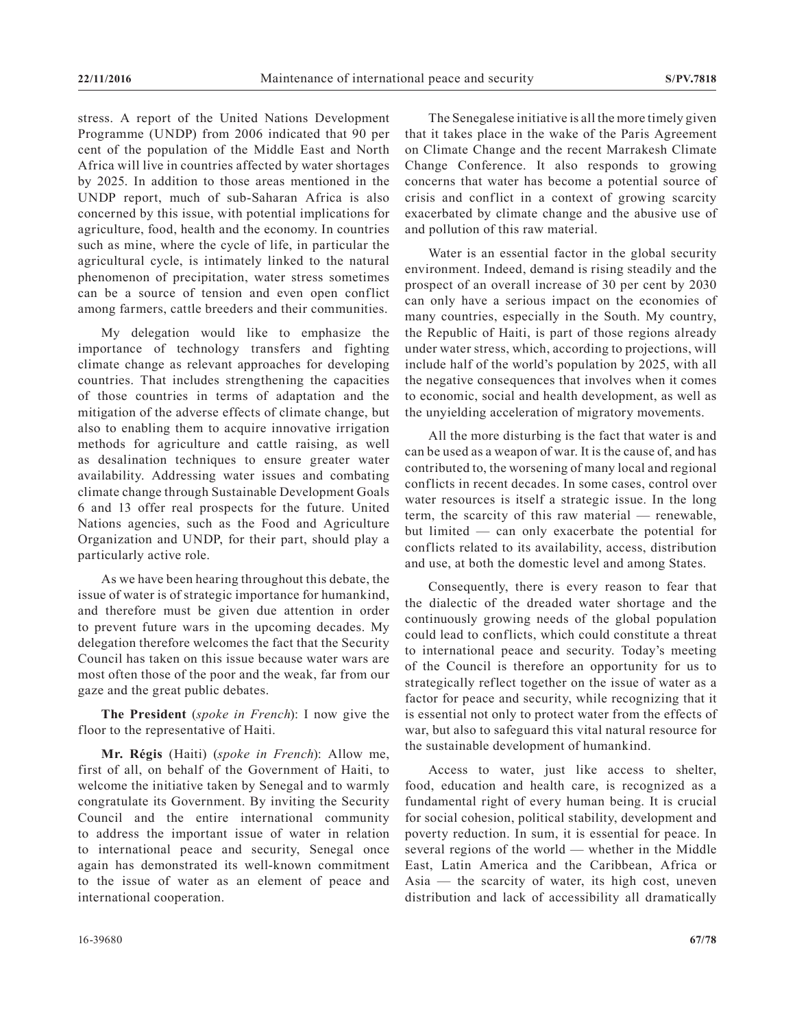stress. A report of the United Nations Development Programme (UNDP) from 2006 indicated that 90 per cent of the population of the Middle East and North Africa will live in countries affected by water shortages by 2025. In addition to those areas mentioned in the UNDP report, much of sub-Saharan Africa is also concerned by this issue, with potential implications for agriculture, food, health and the economy. In countries such as mine, where the cycle of life, in particular the agricultural cycle, is intimately linked to the natural phenomenon of precipitation, water stress sometimes can be a source of tension and even open conflict among farmers, cattle breeders and their communities.

My delegation would like to emphasize the importance of technology transfers and fighting climate change as relevant approaches for developing countries. That includes strengthening the capacities of those countries in terms of adaptation and the mitigation of the adverse effects of climate change, but also to enabling them to acquire innovative irrigation methods for agriculture and cattle raising, as well as desalination techniques to ensure greater water availability. Addressing water issues and combating climate change through Sustainable Development Goals 6 and 13 offer real prospects for the future. United Nations agencies, such as the Food and Agriculture Organization and UNDP, for their part, should play a particularly active role.

As we have been hearing throughout this debate, the issue of water is of strategic importance for humankind, and therefore must be given due attention in order to prevent future wars in the upcoming decades. My delegation therefore welcomes the fact that the Security Council has taken on this issue because water wars are most often those of the poor and the weak, far from our gaze and the great public debates.

**The President** (*spoke in French*): I now give the floor to the representative of Haiti.

**Mr. Régis** (Haiti) (*spoke in French*): Allow me, first of all, on behalf of the Government of Haiti, to welcome the initiative taken by Senegal and to warmly congratulate its Government. By inviting the Security Council and the entire international community to address the important issue of water in relation to international peace and security, Senegal once again has demonstrated its well-known commitment to the issue of water as an element of peace and international cooperation.

The Senegalese initiative is all the more timely given that it takes place in the wake of the Paris Agreement on Climate Change and the recent Marrakesh Climate Change Conference. It also responds to growing concerns that water has become a potential source of crisis and conflict in a context of growing scarcity exacerbated by climate change and the abusive use of and pollution of this raw material.

Water is an essential factor in the global security environment. Indeed, demand is rising steadily and the prospect of an overall increase of 30 per cent by 2030 can only have a serious impact on the economies of many countries, especially in the South. My country, the Republic of Haiti, is part of those regions already under water stress, which, according to projections, will include half of the world's population by 2025, with all the negative consequences that involves when it comes to economic, social and health development, as well as the unyielding acceleration of migratory movements.

All the more disturbing is the fact that water is and can be used as a weapon of war. It is the cause of, and has contributed to, the worsening of many local and regional conflicts in recent decades. In some cases, control over water resources is itself a strategic issue. In the long term, the scarcity of this raw material — renewable, but limited — can only exacerbate the potential for conflicts related to its availability, access, distribution and use, at both the domestic level and among States.

Consequently, there is every reason to fear that the dialectic of the dreaded water shortage and the continuously growing needs of the global population could lead to conflicts, which could constitute a threat to international peace and security. Today's meeting of the Council is therefore an opportunity for us to strategically reflect together on the issue of water as a factor for peace and security, while recognizing that it is essential not only to protect water from the effects of war, but also to safeguard this vital natural resource for the sustainable development of humankind.

Access to water, just like access to shelter, food, education and health care, is recognized as a fundamental right of every human being. It is crucial for social cohesion, political stability, development and poverty reduction. In sum, it is essential for peace. In several regions of the world — whether in the Middle East, Latin America and the Caribbean, Africa or Asia — the scarcity of water, its high cost, uneven distribution and lack of accessibility all dramatically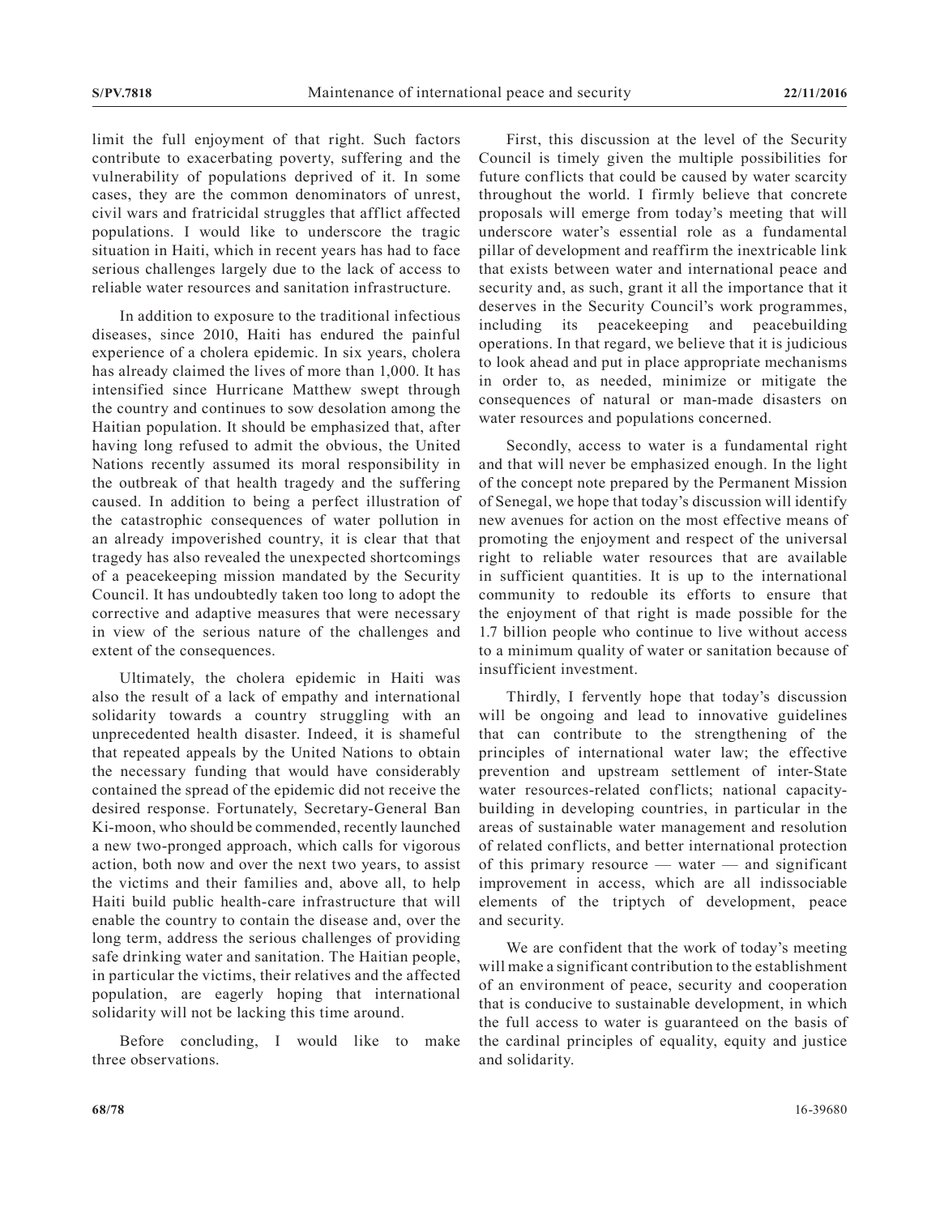limit the full enjoyment of that right. Such factors contribute to exacerbating poverty, suffering and the vulnerability of populations deprived of it. In some cases, they are the common denominators of unrest, civil wars and fratricidal struggles that afflict affected populations. I would like to underscore the tragic situation in Haiti, which in recent years has had to face serious challenges largely due to the lack of access to reliable water resources and sanitation infrastructure.

In addition to exposure to the traditional infectious diseases, since 2010, Haiti has endured the painful experience of a cholera epidemic. In six years, cholera has already claimed the lives of more than 1,000. It has intensified since Hurricane Matthew swept through the country and continues to sow desolation among the Haitian population. It should be emphasized that, after having long refused to admit the obvious, the United Nations recently assumed its moral responsibility in the outbreak of that health tragedy and the suffering caused. In addition to being a perfect illustration of the catastrophic consequences of water pollution in an already impoverished country, it is clear that that tragedy has also revealed the unexpected shortcomings of a peacekeeping mission mandated by the Security Council. It has undoubtedly taken too long to adopt the corrective and adaptive measures that were necessary in view of the serious nature of the challenges and extent of the consequences.

Ultimately, the cholera epidemic in Haiti was also the result of a lack of empathy and international solidarity towards a country struggling with an unprecedented health disaster. Indeed, it is shameful that repeated appeals by the United Nations to obtain the necessary funding that would have considerably contained the spread of the epidemic did not receive the desired response. Fortunately, Secretary-General Ban Ki-moon, who should be commended, recently launched a new two-pronged approach, which calls for vigorous action, both now and over the next two years, to assist the victims and their families and, above all, to help Haiti build public health-care infrastructure that will enable the country to contain the disease and, over the long term, address the serious challenges of providing safe drinking water and sanitation. The Haitian people, in particular the victims, their relatives and the affected population, are eagerly hoping that international solidarity will not be lacking this time around.

Before concluding, I would like to make three observations.

First, this discussion at the level of the Security Council is timely given the multiple possibilities for future conflicts that could be caused by water scarcity throughout the world. I firmly believe that concrete proposals will emerge from today's meeting that will underscore water's essential role as a fundamental pillar of development and reaffirm the inextricable link that exists between water and international peace and security and, as such, grant it all the importance that it deserves in the Security Council's work programmes, including its peacekeeping and peacebuilding operations. In that regard, we believe that it is judicious to look ahead and put in place appropriate mechanisms in order to, as needed, minimize or mitigate the consequences of natural or man-made disasters on water resources and populations concerned.

Secondly, access to water is a fundamental right and that will never be emphasized enough. In the light of the concept note prepared by the Permanent Mission of Senegal, we hope that today's discussion will identify new avenues for action on the most effective means of promoting the enjoyment and respect of the universal right to reliable water resources that are available in sufficient quantities. It is up to the international community to redouble its efforts to ensure that the enjoyment of that right is made possible for the 1.7 billion people who continue to live without access to a minimum quality of water or sanitation because of insufficient investment.

Thirdly, I fervently hope that today's discussion will be ongoing and lead to innovative guidelines that can contribute to the strengthening of the principles of international water law; the effective prevention and upstream settlement of inter-State water resources-related conflicts; national capacity-building in developing countries, in particular in the areas of sustainable water management and resolution of related conflicts, and better international protection of this primary resource — water — and significant improvement in access, which are all indissociable elements of the triptych of development, peace and security.

We are confident that the work of today's meeting will make a significant contribution to the establishment of an environment of peace, security and cooperation that is conducive to sustainable development, in which the full access to water is guaranteed on the basis of the cardinal principles of equality, equity and justice and solidarity.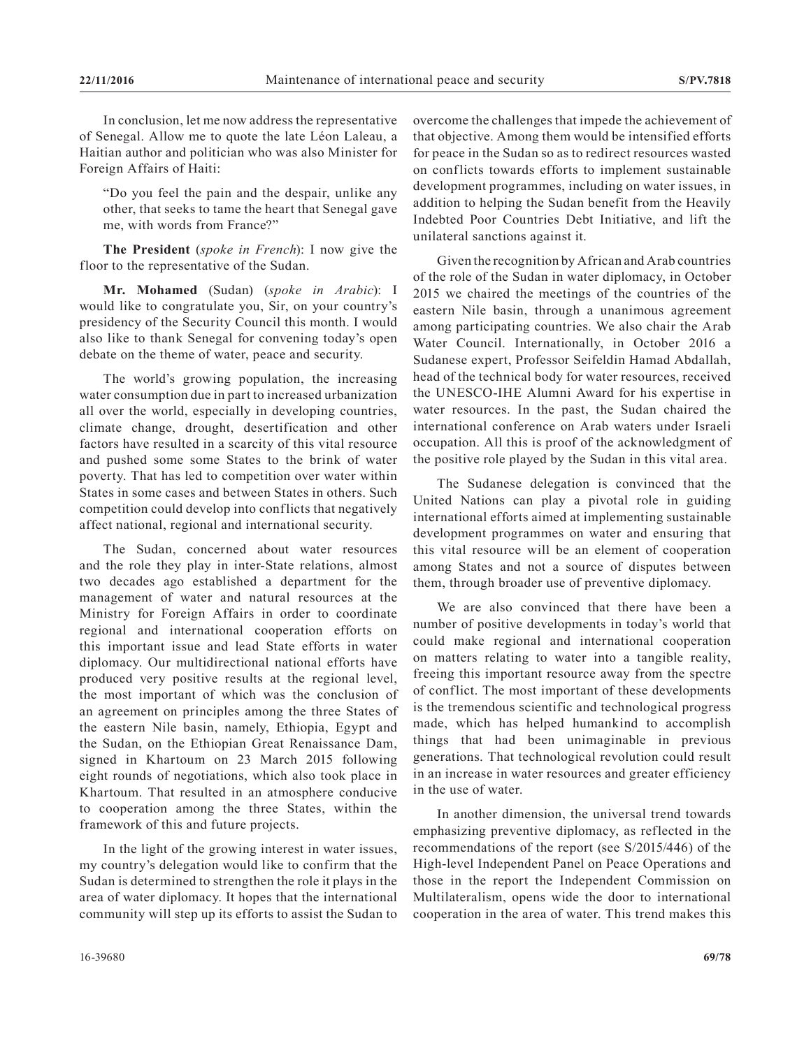In conclusion, let me now address the representative of Senegal. Allow me to quote the late Léon Laleau, a Haitian author and politician who was also Minister for Foreign Affairs of Haiti:

> "Do you feel the pain and the despair, unlike any other, that seeks to tame the heart that Senegal gave me, with words from France?"

**The President** (*spoke in French*): I now give the floor to the representative of the Sudan.

**Mr. Mohamed** (Sudan) (*spoke in Arabic*): I would like to congratulate you, Sir, on your country's presidency of the Security Council this month. I would also like to thank Senegal for convening today's open debate on the theme of water, peace and security.

The world's growing population, the increasing water consumption due in part to increased urbanization all over the world, especially in developing countries, climate change, drought, desertification and other factors have resulted in a scarcity of this vital resource and pushed some some States to the brink of water poverty. That has led to competition over water within States in some cases and between States in others. Such competition could develop into conflicts that negatively affect national, regional and international security.

The Sudan, concerned about water resources and the role they play in inter-State relations, almost two decades ago established a department for the management of water and natural resources at the Ministry for Foreign Affairs in order to coordinate regional and international cooperation efforts on this important issue and lead State efforts in water diplomacy. Our multidirectional national efforts have produced very positive results at the regional level, the most important of which was the conclusion of an agreement on principles among the three States of the eastern Nile basin, namely, Ethiopia, Egypt and the Sudan, on the Ethiopian Great Renaissance Dam, signed in Khartoum on 23 March 2015 following eight rounds of negotiations, which also took place in Khartoum. That resulted in an atmosphere conducive to cooperation among the three States, within the framework of this and future projects.

In the light of the growing interest in water issues, my country's delegation would like to confirm that the Sudan is determined to strengthen the role it plays in the area of water diplomacy. It hopes that the international community will step up its efforts to assist the Sudan to overcome the challenges that impede the achievement of that objective. Among them would be intensified efforts for peace in the Sudan so as to redirect resources wasted on conflicts towards efforts to implement sustainable development programmes, including on water issues, in addition to helping the Sudan benefit from the Heavily Indebted Poor Countries Debt Initiative, and lift the unilateral sanctions against it.

Given the recognition by African and Arab countries of the role of the Sudan in water diplomacy, in October 2015 we chaired the meetings of the countries of the eastern Nile basin, through a unanimous agreement among participating countries. We also chair the Arab Water Council. Internationally, in October 2016 a Sudanese expert, Professor Seifeldin Hamad Abdallah, head of the technical body for water resources, received the UNESCO-IHE Alumni Award for his expertise in water resources. In the past, the Sudan chaired the international conference on Arab waters under Israeli occupation. All this is proof of the acknowledgment of the positive role played by the Sudan in this vital area.

The Sudanese delegation is convinced that the United Nations can play a pivotal role in guiding international efforts aimed at implementing sustainable development programmes on water and ensuring that this vital resource will be an element of cooperation among States and not a source of disputes between them, through broader use of preventive diplomacy.

We are also convinced that there have been a number of positive developments in today's world that could make regional and international cooperation on matters relating to water into a tangible reality, freeing this important resource away from the spectre of conflict. The most important of these developments is the tremendous scientific and technological progress made, which has helped humankind to accomplish things that had been unimaginable in previous generations. That technological revolution could result in an increase in water resources and greater efficiency in the use of water.

In another dimension, the universal trend towards emphasizing preventive diplomacy, as reflected in the recommendations of the report (see S/2015/446) of the High-level Independent Panel on Peace Operations and those in the report the Independent Commission on Multilateralism, opens wide the door to international cooperation in the area of water. This trend makes this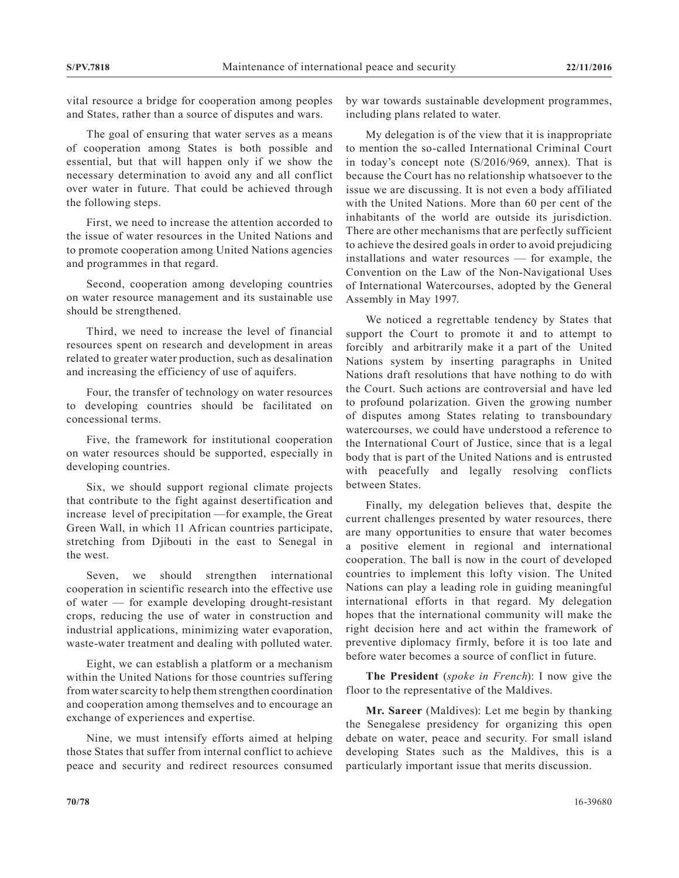vital resource a bridge for cooperation among peoples and States, rather than a source of disputes and wars.

The goal of ensuring that water serves as a means of cooperation among States is both possible and essential, but that will happen only if we show the necessary determination to avoid any and all conflict over water in future. That could be achieved through the following steps.

First, we need to increase the attention accorded to the issue of water resources in the United Nations and to promote cooperation among United Nations agencies and programmes in that regard.

Second, cooperation among developing countries on water resource management and its sustainable use should be strengthened.

Third, we need to increase the level of financial resources spent on research and development in areas related to greater water production, such as desalination and increasing the efficiency of use of aquifers.

Four, the transfer of technology on water resources to developing countries should be facilitated on concessional terms.

Five, the framework for institutional cooperation on water resources should be supported, especially in developing countries.

Six, we should support regional climate projects that contribute to the fight against desertification and increase level of precipitation —for example, the Great Green Wall, in which 11 African countries participate, stretching from Djibouti in the east to Senegal in the west.

Seven, we should strengthen international cooperation in scientific research into the effective use of water — for example developing drought-resistant crops, reducing the use of water in construction and industrial applications, minimizing water evaporation, waste-water treatment and dealing with polluted water.

Eight, we can establish a platform or a mechanism within the United Nations for those countries suffering from water scarcity to help them strengthen coordination and cooperation among themselves and to encourage an exchange of experiences and expertise.

Nine, we must intensify efforts aimed at helping those States that suffer from internal conflict to achieve peace and security and redirect resources consumed by war towards sustainable development programmes, including plans related to water.

My delegation is of the view that it is inappropriate to mention the so-called International Criminal Court in today's concept note (S/2016/969, annex). That is because the Court has no relationship whatsoever to the issue we are discussing. It is not even a body affiliated with the United Nations. More than 60 per cent of the inhabitants of the world are outside its jurisdiction. There are other mechanisms that are perfectly sufficient to achieve the desired goals in order to avoid prejudicing installations and water resources — for example, the Convention on the Law of the Non-Navigational Uses of International Watercourses, adopted by the General Assembly in May 1997.

We noticed a regrettable tendency by States that support the Court to promote it and to attempt to forcibly and arbitrarily make it a part of the United Nations system by inserting paragraphs in United Nations draft resolutions that have nothing to do with the Court. Such actions are controversial and have led to profound polarization. Given the growing number of disputes among States relating to transboundary watercourses, we could have understood a reference to the International Court of Justice, since that is a legal body that is part of the United Nations and is entrusted with peacefully and legally resolving conflicts between States.

Finally, my delegation believes that, despite the current challenges presented by water resources, there are many opportunities to ensure that water becomes a positive element in regional and international cooperation. The ball is now in the court of developed countries to implement this lofty vision. The United Nations can play a leading role in guiding meaningful international efforts in that regard. My delegation hopes that the international community will make the right decision here and act within the framework of preventive diplomacy firmly, before it is too late and before water becomes a source of conflict in future.

**The President** (*spoke in French*): I now give the floor to the representative of the Maldives.

**Mr. Sareer** (Maldives): Let me begin by thanking the Senegalese presidency for organizing this open debate on water, peace and security. For small island developing States such as the Maldives, this is a particularly important issue that merits discussion.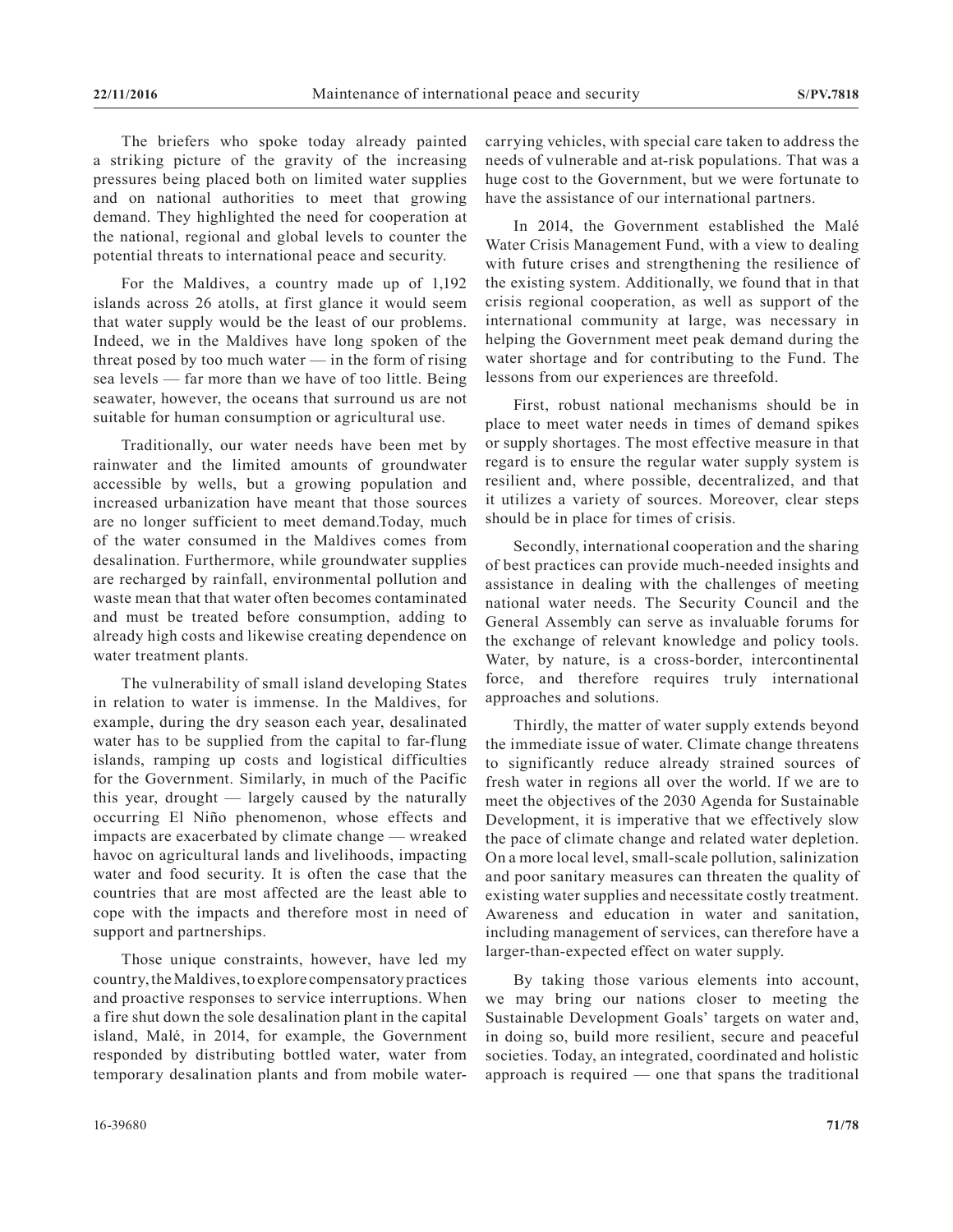The briefers who spoke today already painted a striking picture of the gravity of the increasing pressures being placed both on limited water supplies and on national authorities to meet that growing demand. They highlighted the need for cooperation at the national, regional and global levels to counter the potential threats to international peace and security.

For the Maldives, a country made up of 1,192 islands across 26 atolls, at first glance it would seem that water supply would be the least of our problems. Indeed, we in the Maldives have long spoken of the threat posed by too much water — in the form of rising sea levels — far more than we have of too little. Being seawater, however, the oceans that surround us are not suitable for human consumption or agricultural use.

Traditionally, our water needs have been met by rainwater and the limited amounts of groundwater accessible by wells, but a growing population and increased urbanization have meant that those sources are no longer sufficient to meet demand.Today, much of the water consumed in the Maldives comes from desalination. Furthermore, while groundwater supplies are recharged by rainfall, environmental pollution and waste mean that that water often becomes contaminated and must be treated before consumption, adding to already high costs and likewise creating dependence on water treatment plants.

The vulnerability of small island developing States in relation to water is immense. In the Maldives, for example, during the dry season each year, desalinated water has to be supplied from the capital to far-flung islands, ramping up costs and logistical difficulties for the Government. Similarly, in much of the Pacific this year, drought — largely caused by the naturally occurring El Niño phenomenon, whose effects and impacts are exacerbated by climate change — wreaked havoc on agricultural lands and livelihoods, impacting water and food security. It is often the case that the countries that are most affected are the least able to cope with the impacts and therefore most in need of support and partnerships.

Those unique constraints, however, have led my country, the Maldives, to explore compensatory practices and proactive responses to service interruptions. When a fire shut down the sole desalination plant in the capital island, Malé, in 2014, for example, the Government responded by distributing bottled water, water from temporary desalination plants and from mobile water-carrying vehicles, with special care taken to address the needs of vulnerable and at-risk populations. That was a huge cost to the Government, but we were fortunate to have the assistance of our international partners.

In 2014, the Government established the Malé Water Crisis Management Fund, with a view to dealing with future crises and strengthening the resilience of the existing system. Additionally, we found that in that crisis regional cooperation, as well as support of the international community at large, was necessary in helping the Government meet peak demand during the water shortage and for contributing to the Fund. The lessons from our experiences are threefold.

First, robust national mechanisms should be in place to meet water needs in times of demand spikes or supply shortages. The most effective measure in that regard is to ensure the regular water supply system is resilient and, where possible, decentralized, and that it utilizes a variety of sources. Moreover, clear steps should be in place for times of crisis.

Secondly, international cooperation and the sharing of best practices can provide much-needed insights and assistance in dealing with the challenges of meeting national water needs. The Security Council and the General Assembly can serve as invaluable forums for the exchange of relevant knowledge and policy tools. Water, by nature, is a cross-border, intercontinental force, and therefore requires truly international approaches and solutions.

Thirdly, the matter of water supply extends beyond the immediate issue of water. Climate change threatens to significantly reduce already strained sources of fresh water in regions all over the world. If we are to meet the objectives of the 2030 Agenda for Sustainable Development, it is imperative that we effectively slow the pace of climate change and related water depletion. On a more local level, small-scale pollution, salinization and poor sanitary measures can threaten the quality of existing water supplies and necessitate costly treatment. Awareness and education in water and sanitation, including management of services, can therefore have a larger-than-expected effect on water supply.

By taking those various elements into account, we may bring our nations closer to meeting the Sustainable Development Goals' targets on water and, in doing so, build more resilient, secure and peaceful societies. Today, an integrated, coordinated and holistic approach is required — one that spans the traditional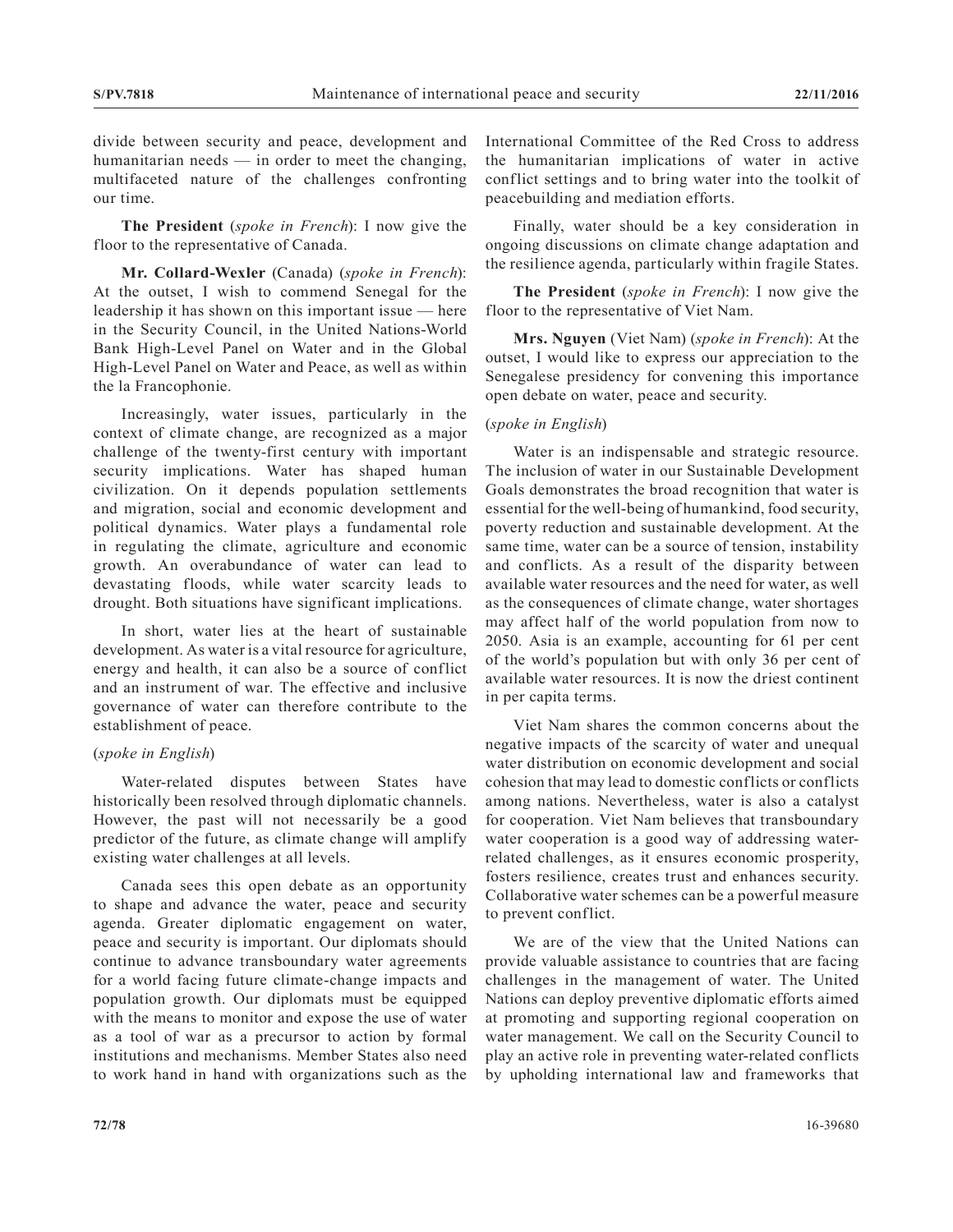divide between security and peace, development and humanitarian needs — in order to meet the changing, multifaceted nature of the challenges confronting our time.

**The President** (*spoke in French*): I now give the floor to the representative of Canada.

**Mr. Collard-Wexler** (Canada) (*spoke in French*): At the outset, I wish to commend Senegal for the leadership it has shown on this important issue — here in the Security Council, in the United Nations-World Bank High-Level Panel on Water and in the Global High-Level Panel on Water and Peace, as well as within the la Francophonie.

Increasingly, water issues, particularly in the context of climate change, are recognized as a major challenge of the twenty-first century with important security implications. Water has shaped human civilization. On it depends population settlements and migration, social and economic development and political dynamics. Water plays a fundamental role in regulating the climate, agriculture and economic growth. An overabundance of water can lead to devastating floods, while water scarcity leads to drought. Both situations have significant implications.

In short, water lies at the heart of sustainable development. As water is a vital resource for agriculture, energy and health, it can also be a source of conflict and an instrument of war. The effective and inclusive governance of water can therefore contribute to the establishment of peace.

(*spoke in English*)

Water-related disputes between States have historically been resolved through diplomatic channels. However, the past will not necessarily be a good predictor of the future, as climate change will amplify existing water challenges at all levels.

Canada sees this open debate as an opportunity to shape and advance the water, peace and security agenda. Greater diplomatic engagement on water, peace and security is important. Our diplomats should continue to advance transboundary water agreements for a world facing future climate-change impacts and population growth. Our diplomats must be equipped with the means to monitor and expose the use of water as a tool of war as a precursor to action by formal institutions and mechanisms. Member States also need to work hand in hand with organizations such as the International Committee of the Red Cross to address the humanitarian implications of water in active conflict settings and to bring water into the toolkit of peacebuilding and mediation efforts.

Finally, water should be a key consideration in ongoing discussions on climate change adaptation and the resilience agenda, particularly within fragile States.

**The President** (*spoke in French*): I now give the floor to the representative of Viet Nam.

**Mrs. Nguyen** (Viet Nam) (*spoke in French*): At the outset, I would like to express our appreciation to the Senegalese presidency for convening this importance open debate on water, peace and security.

(*spoke in English*)

Water is an indispensable and strategic resource. The inclusion of water in our Sustainable Development Goals demonstrates the broad recognition that water is essential for the well-being of humankind, food security, poverty reduction and sustainable development. At the same time, water can be a source of tension, instability and conflicts. As a result of the disparity between available water resources and the need for water, as well as the consequences of climate change, water shortages may affect half of the world population from now to 2050. Asia is an example, accounting for 61 per cent of the world's population but with only 36 per cent of available water resources. It is now the driest continent in per capita terms.

Viet Nam shares the common concerns about the negative impacts of the scarcity of water and unequal water distribution on economic development and social cohesion that may lead to domestic conflicts or conflicts among nations. Nevertheless, water is also a catalyst for cooperation. Viet Nam believes that transboundary water cooperation is a good way of addressing water-related challenges, as it ensures economic prosperity, fosters resilience, creates trust and enhances security. Collaborative water schemes can be a powerful measure to prevent conflict.

We are of the view that the United Nations can provide valuable assistance to countries that are facing challenges in the management of water. The United Nations can deploy preventive diplomatic efforts aimed at promoting and supporting regional cooperation on water management. We call on the Security Council to play an active role in preventing water-related conflicts by upholding international law and frameworks that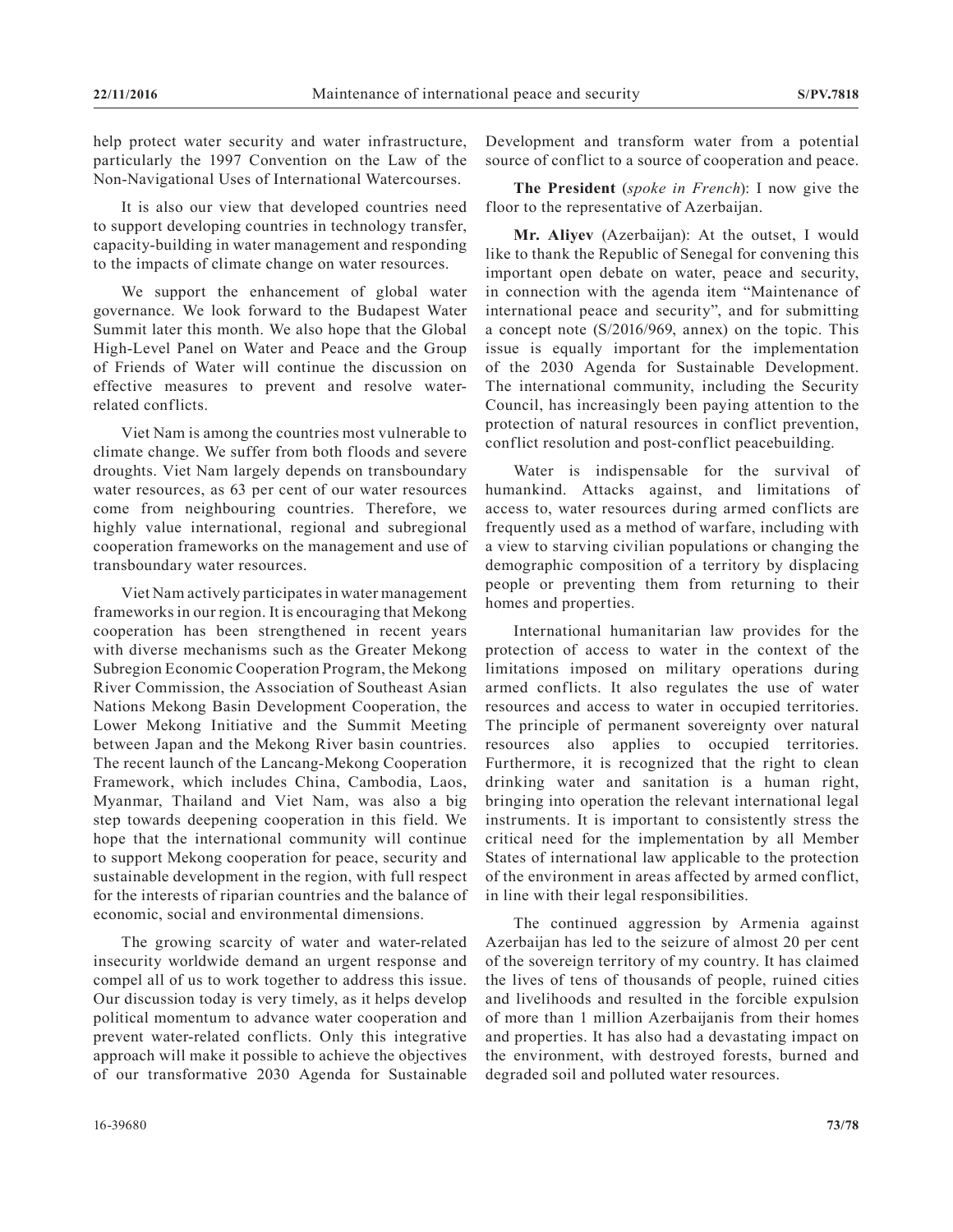help protect water security and water infrastructure, particularly the 1997 Convention on the Law of the Non-Navigational Uses of International Watercourses.

It is also our view that developed countries need to support developing countries in technology transfer, capacity-building in water management and responding to the impacts of climate change on water resources.

We support the enhancement of global water governance. We look forward to the Budapest Water Summit later this month. We also hope that the Global High-Level Panel on Water and Peace and the Group of Friends of Water will continue the discussion on effective measures to prevent and resolve water-related conflicts.

Viet Nam is among the countries most vulnerable to climate change. We suffer from both floods and severe droughts. Viet Nam largely depends on transboundary water resources, as 63 per cent of our water resources come from neighbouring countries. Therefore, we highly value international, regional and subregional cooperation frameworks on the management and use of transboundary water resources.

Viet Nam actively participates in water management frameworks in our region. It is encouraging that Mekong cooperation has been strengthened in recent years with diverse mechanisms such as the Greater Mekong Subregion Economic Cooperation Program, the Mekong River Commission, the Association of Southeast Asian Nations Mekong Basin Development Cooperation, the Lower Mekong Initiative and the Summit Meeting between Japan and the Mekong River basin countries. The recent launch of the Lancang-Mekong Cooperation Framework, which includes China, Cambodia, Laos, Myanmar, Thailand and Viet Nam, was also a big step towards deepening cooperation in this field. We hope that the international community will continue to support Mekong cooperation for peace, security and sustainable development in the region, with full respect for the interests of riparian countries and the balance of economic, social and environmental dimensions.

The growing scarcity of water and water-related insecurity worldwide demand an urgent response and compel all of us to work together to address this issue. Our discussion today is very timely, as it helps develop political momentum to advance water cooperation and prevent water-related conflicts. Only this integrative approach will make it possible to achieve the objectives of our transformative 2030 Agenda for Sustainable Development and transform water from a potential source of conflict to a source of cooperation and peace.

**The President** (*spoke in French*): I now give the floor to the representative of Azerbaijan.

**Mr. Aliyev** (Azerbaijan): At the outset, I would like to thank the Republic of Senegal for convening this important open debate on water, peace and security, in connection with the agenda item "Maintenance of international peace and security", and for submitting a concept note (S/2016/969, annex) on the topic. This issue is equally important for the implementation of the 2030 Agenda for Sustainable Development. The international community, including the Security Council, has increasingly been paying attention to the protection of natural resources in conflict prevention, conflict resolution and post-conflict peacebuilding.

Water is indispensable for the survival of humankind. Attacks against, and limitations of access to, water resources during armed conflicts are frequently used as a method of warfare, including with a view to starving civilian populations or changing the demographic composition of a territory by displacing people or preventing them from returning to their homes and properties.

International humanitarian law provides for the protection of access to water in the context of the limitations imposed on military operations during armed conflicts. It also regulates the use of water resources and access to water in occupied territories. The principle of permanent sovereignty over natural resources also applies to occupied territories. Furthermore, it is recognized that the right to clean drinking water and sanitation is a human right, bringing into operation the relevant international legal instruments. It is important to consistently stress the critical need for the implementation by all Member States of international law applicable to the protection of the environment in areas affected by armed conflict, in line with their legal responsibilities.

The continued aggression by Armenia against Azerbaijan has led to the seizure of almost 20 per cent of the sovereign territory of my country. It has claimed the lives of tens of thousands of people, ruined cities and livelihoods and resulted in the forcible expulsion of more than 1 million Azerbaijanis from their homes and properties. It has also had a devastating impact on the environment, with destroyed forests, burned and degraded soil and polluted water resources.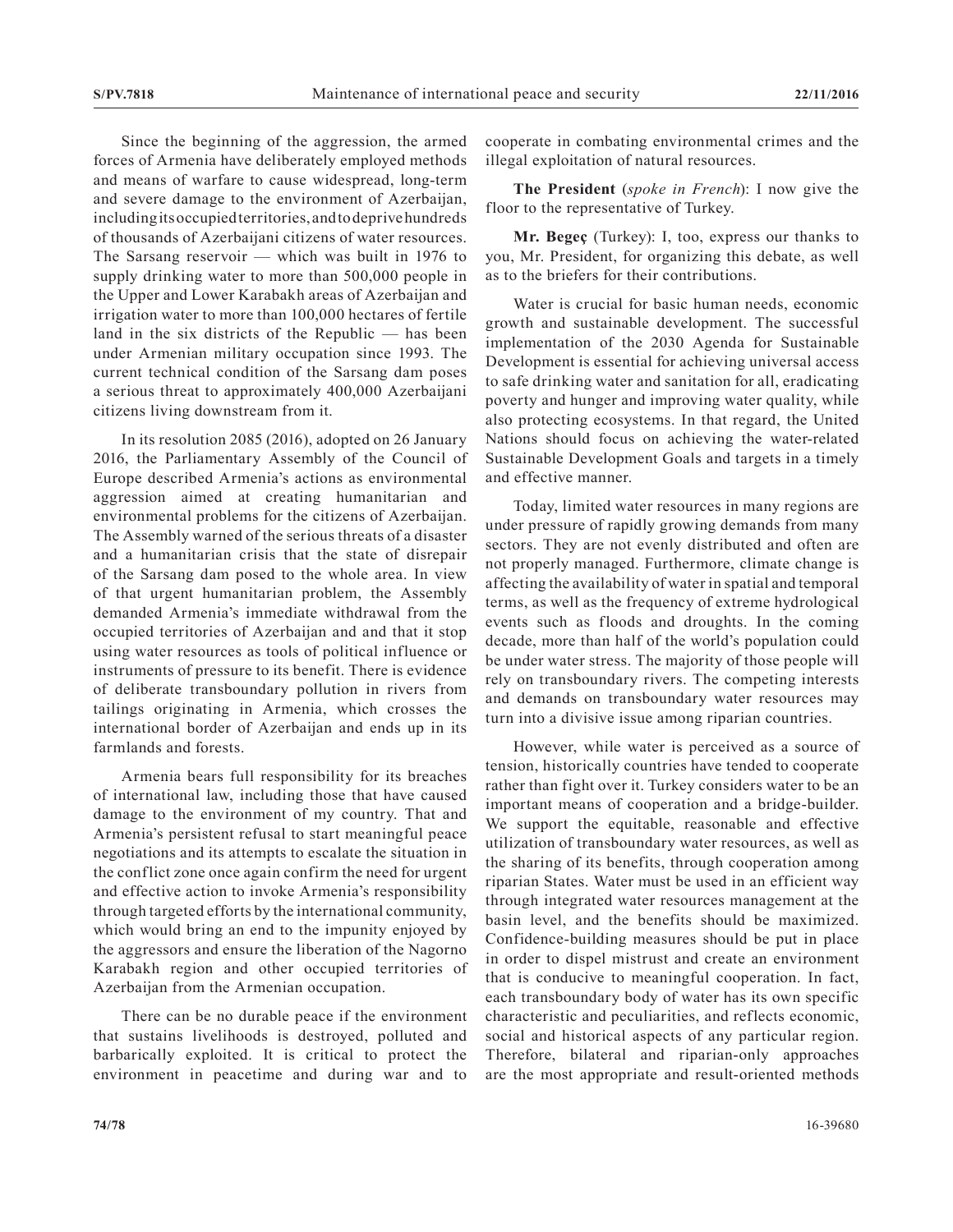Since the beginning of the aggression, the armed forces of Armenia have deliberately employed methods and means of warfare to cause widespread, long-term and severe damage to the environment of Azerbaijan, including its occupied territories, and to deprive hundreds of thousands of Azerbaijani citizens of water resources. The Sarsang reservoir — which was built in 1976 to supply drinking water to more than 500,000 people in the Upper and Lower Karabakh areas of Azerbaijan and irrigation water to more than 100,000 hectares of fertile land in the six districts of the Republic — has been under Armenian military occupation since 1993. The current technical condition of the Sarsang dam poses a serious threat to approximately 400,000 Azerbaijani citizens living downstream from it.

In its resolution 2085 (2016), adopted on 26 January 2016, the Parliamentary Assembly of the Council of Europe described Armenia's actions as environmental aggression aimed at creating humanitarian and environmental problems for the citizens of Azerbaijan. The Assembly warned of the serious threats of a disaster and a humanitarian crisis that the state of disrepair of the Sarsang dam posed to the whole area. In view of that urgent humanitarian problem, the Assembly demanded Armenia's immediate withdrawal from the occupied territories of Azerbaijan and and that it stop using water resources as tools of political influence or instruments of pressure to its benefit. There is evidence of deliberate transboundary pollution in rivers from tailings originating in Armenia, which crosses the international border of Azerbaijan and ends up in its farmlands and forests.

Armenia bears full responsibility for its breaches of international law, including those that have caused damage to the environment of my country. That and Armenia's persistent refusal to start meaningful peace negotiations and its attempts to escalate the situation in the conflict zone once again confirm the need for urgent and effective action to invoke Armenia's responsibility through targeted efforts by the international community, which would bring an end to the impunity enjoyed by the aggressors and ensure the liberation of the Nagorno Karabakh region and other occupied territories of Azerbaijan from the Armenian occupation.

There can be no durable peace if the environment that sustains livelihoods is destroyed, polluted and barbarically exploited. It is critical to protect the environment in peacetime and during war and to cooperate in combating environmental crimes and the illegal exploitation of natural resources.

**The President** (*spoke in French*): I now give the floor to the representative of Turkey.

**Mr. Begeç** (Turkey): I, too, express our thanks to you, Mr. President, for organizing this debate, as well as to the briefers for their contributions.

Water is crucial for basic human needs, economic growth and sustainable development. The successful implementation of the 2030 Agenda for Sustainable Development is essential for achieving universal access to safe drinking water and sanitation for all, eradicating poverty and hunger and improving water quality, while also protecting ecosystems. In that regard, the United Nations should focus on achieving the water-related Sustainable Development Goals and targets in a timely and effective manner.

Today, limited water resources in many regions are under pressure of rapidly growing demands from many sectors. They are not evenly distributed and often are not properly managed. Furthermore, climate change is affecting the availability of water in spatial and temporal terms, as well as the frequency of extreme hydrological events such as floods and droughts. In the coming decade, more than half of the world's population could be under water stress. The majority of those people will rely on transboundary rivers. The competing interests and demands on transboundary water resources may turn into a divisive issue among riparian countries.

However, while water is perceived as a source of tension, historically countries have tended to cooperate rather than fight over it. Turkey considers water to be an important means of cooperation and a bridge-builder. We support the equitable, reasonable and effective utilization of transboundary water resources, as well as the sharing of its benefits, through cooperation among riparian States. Water must be used in an efficient way through integrated water resources management at the basin level, and the benefits should be maximized. Confidence-building measures should be put in place in order to dispel mistrust and create an environment that is conducive to meaningful cooperation. In fact, each transboundary body of water has its own specific characteristic and peculiarities, and reflects economic, social and historical aspects of any particular region. Therefore, bilateral and riparian-only approaches are the most appropriate and result-oriented methods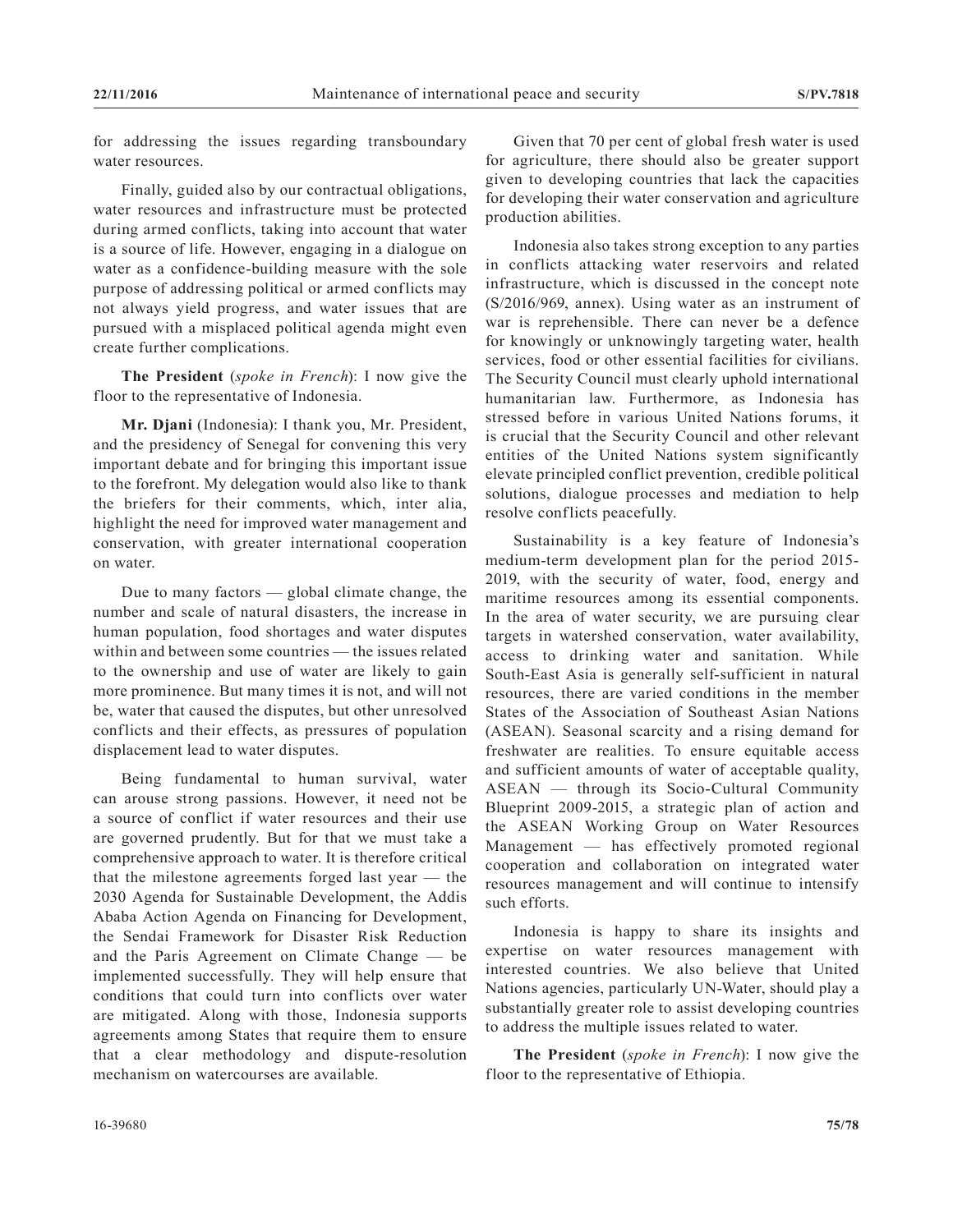for addressing the issues regarding transboundary water resources.

Finally, guided also by our contractual obligations, water resources and infrastructure must be protected during armed conflicts, taking into account that water is a source of life. However, engaging in a dialogue on water as a confidence-building measure with the sole purpose of addressing political or armed conflicts may not always yield progress, and water issues that are pursued with a misplaced political agenda might even create further complications.

**The President** (*spoke in French*): I now give the floor to the representative of Indonesia.

**Mr. Djani** (Indonesia): I thank you, Mr. President, and the presidency of Senegal for convening this very important debate and for bringing this important issue to the forefront. My delegation would also like to thank the briefers for their comments, which, inter alia, highlight the need for improved water management and conservation, with greater international cooperation on water.

Due to many factors — global climate change, the number and scale of natural disasters, the increase in human population, food shortages and water disputes within and between some countries — the issues related to the ownership and use of water are likely to gain more prominence. But many times it is not, and will not be, water that caused the disputes, but other unresolved conflicts and their effects, as pressures of population displacement lead to water disputes.

Being fundamental to human survival, water can arouse strong passions. However, it need not be a source of conflict if water resources and their use are governed prudently. But for that we must take a comprehensive approach to water. It is therefore critical that the milestone agreements forged last year — the 2030 Agenda for Sustainable Development, the Addis Ababa Action Agenda on Financing for Development, the Sendai Framework for Disaster Risk Reduction and the Paris Agreement on Climate Change — be implemented successfully. They will help ensure that conditions that could turn into conflicts over water are mitigated. Along with those, Indonesia supports agreements among States that require them to ensure that a clear methodology and dispute-resolution mechanism on watercourses are available.

Given that 70 per cent of global fresh water is used for agriculture, there should also be greater support given to developing countries that lack the capacities for developing their water conservation and agriculture production abilities.

Indonesia also takes strong exception to any parties in conflicts attacking water reservoirs and related infrastructure, which is discussed in the concept note (S/2016/969, annex). Using water as an instrument of war is reprehensible. There can never be a defence for knowingly or unknowingly targeting water, health services, food or other essential facilities for civilians. The Security Council must clearly uphold international humanitarian law. Furthermore, as Indonesia has stressed before in various United Nations forums, it is crucial that the Security Council and other relevant entities of the United Nations system significantly elevate principled conflict prevention, credible political solutions, dialogue processes and mediation to help resolve conflicts peacefully.

Sustainability is a key feature of Indonesia's medium-term development plan for the period 2015-2019, with the security of water, food, energy and maritime resources among its essential components. In the area of water security, we are pursuing clear targets in watershed conservation, water availability, access to drinking water and sanitation. While South-East Asia is generally self-sufficient in natural resources, there are varied conditions in the member States of the Association of Southeast Asian Nations (ASEAN). Seasonal scarcity and a rising demand for freshwater are realities. To ensure equitable access and sufficient amounts of water of acceptable quality, ASEAN — through its Socio-Cultural Community Blueprint 2009-2015, a strategic plan of action and the ASEAN Working Group on Water Resources Management — has effectively promoted regional cooperation and collaboration on integrated water resources management and will continue to intensify such efforts.

Indonesia is happy to share its insights and expertise on water resources management with interested countries. We also believe that United Nations agencies, particularly UN-Water, should play a substantially greater role to assist developing countries to address the multiple issues related to water.

**The President** (*spoke in French*): I now give the floor to the representative of Ethiopia.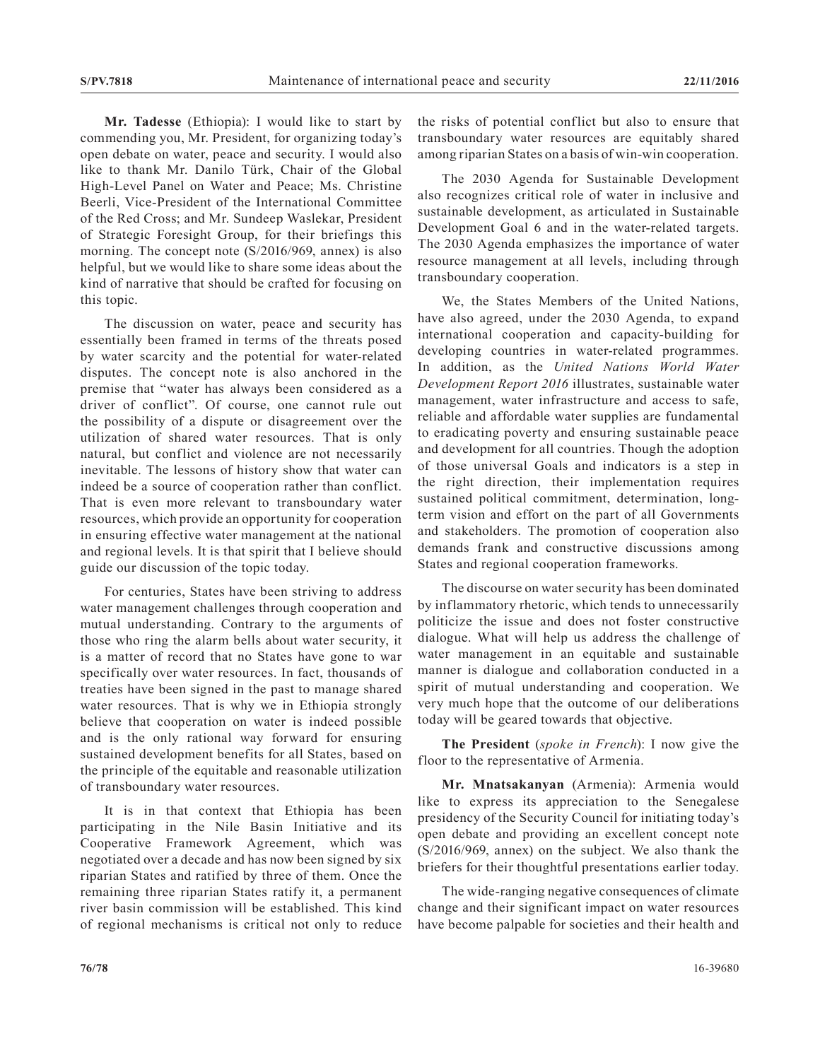**Mr. Tadesse** (Ethiopia): I would like to start by commending you, Mr. President, for organizing today's open debate on water, peace and security. I would also like to thank Mr. Danilo Türk, Chair of the Global High-Level Panel on Water and Peace; Ms. Christine Beerli, Vice-President of the International Committee of the Red Cross; and Mr. Sundeep Waslekar, President of Strategic Foresight Group, for their briefings this morning. The concept note (S/2016/969, annex) is also helpful, but we would like to share some ideas about the kind of narrative that should be crafted for focusing on this topic.

The discussion on water, peace and security has essentially been framed in terms of the threats posed by water scarcity and the potential for water-related disputes. The concept note is also anchored in the premise that "water has always been considered as a driver of conflict". Of course, one cannot rule out the possibility of a dispute or disagreement over the utilization of shared water resources. That is only natural, but conflict and violence are not necessarily inevitable. The lessons of history show that water can indeed be a source of cooperation rather than conflict. That is even more relevant to transboundary water resources, which provide an opportunity for cooperation in ensuring effective water management at the national and regional levels. It is that spirit that I believe should guide our discussion of the topic today.

For centuries, States have been striving to address water management challenges through cooperation and mutual understanding. Contrary to the arguments of those who ring the alarm bells about water security, it is a matter of record that no States have gone to war specifically over water resources. In fact, thousands of treaties have been signed in the past to manage shared water resources. That is why we in Ethiopia strongly believe that cooperation on water is indeed possible and is the only rational way forward for ensuring sustained development benefits for all States, based on the principle of the equitable and reasonable utilization of transboundary water resources.

It is in that context that Ethiopia has been participating in the Nile Basin Initiative and its Cooperative Framework Agreement, which was negotiated over a decade and has now been signed by six riparian States and ratified by three of them. Once the remaining three riparian States ratify it, a permanent river basin commission will be established. This kind of regional mechanisms is critical not only to reduce the risks of potential conflict but also to ensure that transboundary water resources are equitably shared among riparian States on a basis of win-win cooperation.

The 2030 Agenda for Sustainable Development also recognizes critical role of water in inclusive and sustainable development, as articulated in Sustainable Development Goal 6 and in the water-related targets. The 2030 Agenda emphasizes the importance of water resource management at all levels, including through transboundary cooperation.

We, the States Members of the United Nations, have also agreed, under the 2030 Agenda, to expand international cooperation and capacity-building for developing countries in water-related programmes. In addition, as the *United Nations World Water Development Report 2016* illustrates, sustainable water management, water infrastructure and access to safe, reliable and affordable water supplies are fundamental to eradicating poverty and ensuring sustainable peace and development for all countries. Though the adoption of those universal Goals and indicators is a step in the right direction, their implementation requires sustained political commitment, determination, long-term vision and effort on the part of all Governments and stakeholders. The promotion of cooperation also demands frank and constructive discussions among States and regional cooperation frameworks.

The discourse on water security has been dominated by inflammatory rhetoric, which tends to unnecessarily politicize the issue and does not foster constructive dialogue. What will help us address the challenge of water management in an equitable and sustainable manner is dialogue and collaboration conducted in a spirit of mutual understanding and cooperation. We very much hope that the outcome of our deliberations today will be geared towards that objective.

**The President** (*spoke in French*): I now give the floor to the representative of Armenia.

**Mr. Mnatsakanyan** (Armenia): Armenia would like to express its appreciation to the Senegalese presidency of the Security Council for initiating today's open debate and providing an excellent concept note (S/2016/969, annex) on the subject. We also thank the briefers for their thoughtful presentations earlier today.

The wide-ranging negative consequences of climate change and their significant impact on water resources have become palpable for societies and their health and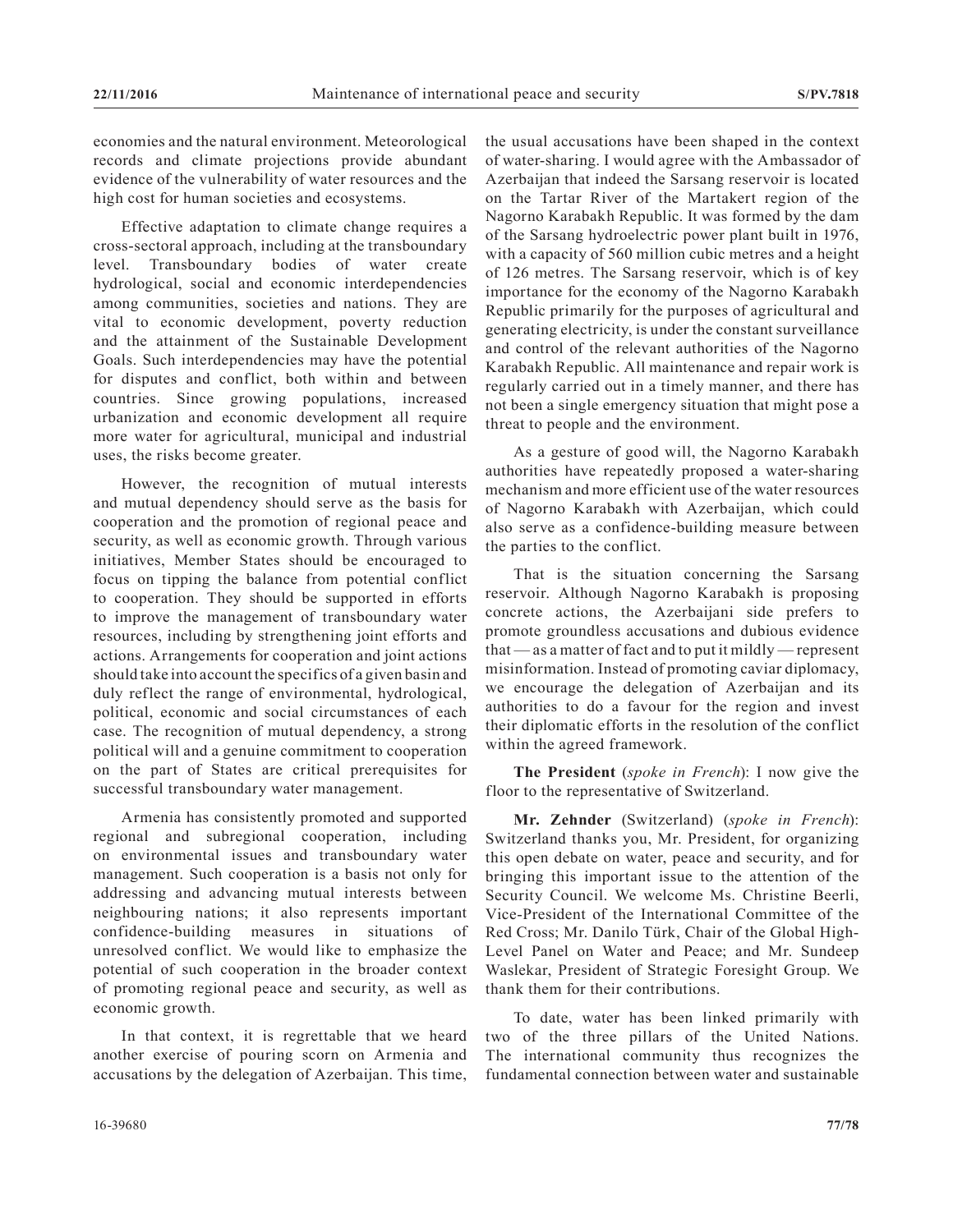economies and the natural environment. Meteorological records and climate projections provide abundant evidence of the vulnerability of water resources and the high cost for human societies and ecosystems.

Effective adaptation to climate change requires a cross-sectoral approach, including at the transboundary level. Transboundary bodies of water create hydrological, social and economic interdependencies among communities, societies and nations. They are vital to economic development, poverty reduction and the attainment of the Sustainable Development Goals. Such interdependencies may have the potential for disputes and conflict, both within and between countries. Since growing populations, increased urbanization and economic development all require more water for agricultural, municipal and industrial uses, the risks become greater.

However, the recognition of mutual interests and mutual dependency should serve as the basis for cooperation and the promotion of regional peace and security, as well as economic growth. Through various initiatives, Member States should be encouraged to focus on tipping the balance from potential conflict to cooperation. They should be supported in efforts to improve the management of transboundary water resources, including by strengthening joint efforts and actions. Arrangements for cooperation and joint actions should take into account the specifics of a given basin and duly reflect the range of environmental, hydrological, political, economic and social circumstances of each case. The recognition of mutual dependency, a strong political will and a genuine commitment to cooperation on the part of States are critical prerequisites for successful transboundary water management.

Armenia has consistently promoted and supported regional and subregional cooperation, including on environmental issues and transboundary water management. Such cooperation is a basis not only for addressing and advancing mutual interests between neighbouring nations; it also represents important confidence-building measures in situations of unresolved conflict. We would like to emphasize the potential of such cooperation in the broader context of promoting regional peace and security, as well as economic growth.

In that context, it is regrettable that we heard another exercise of pouring scorn on Armenia and accusations by the delegation of Azerbaijan. This time, the usual accusations have been shaped in the context of water-sharing. I would agree with the Ambassador of Azerbaijan that indeed the Sarsang reservoir is located on the Tartar River of the Martakert region of the Nagorno Karabakh Republic. It was formed by the dam of the Sarsang hydroelectric power plant built in 1976, with a capacity of 560 million cubic metres and a height of 126 metres. The Sarsang reservoir, which is of key importance for the economy of the Nagorno Karabakh Republic primarily for the purposes of agricultural and generating electricity, is under the constant surveillance and control of the relevant authorities of the Nagorno Karabakh Republic. All maintenance and repair work is regularly carried out in a timely manner, and there has not been a single emergency situation that might pose a threat to people and the environment.

As a gesture of good will, the Nagorno Karabakh authorities have repeatedly proposed a water-sharing mechanism and more efficient use of the water resources of Nagorno Karabakh with Azerbaijan, which could also serve as a confidence-building measure between the parties to the conflict.

That is the situation concerning the Sarsang reservoir. Although Nagorno Karabakh is proposing concrete actions, the Azerbaijani side prefers to promote groundless accusations and dubious evidence that — as a matter of fact and to put it mildly — represent misinformation. Instead of promoting caviar diplomacy, we encourage the delegation of Azerbaijan and its authorities to do a favour for the region and invest their diplomatic efforts in the resolution of the conflict within the agreed framework.

**The President** (*spoke in French*): I now give the floor to the representative of Switzerland.

**Mr. Zehnder** (Switzerland) (*spoke in French*): Switzerland thanks you, Mr. President, for organizing this open debate on water, peace and security, and for bringing this important issue to the attention of the Security Council. We welcome Ms. Christine Beerli, Vice-President of the International Committee of the Red Cross; Mr. Danilo Türk, Chair of the Global High-Level Panel on Water and Peace; and Mr. Sundeep Waslekar, President of Strategic Foresight Group. We thank them for their contributions.

To date, water has been linked primarily with two of the three pillars of the United Nations. The international community thus recognizes the fundamental connection between water and sustainable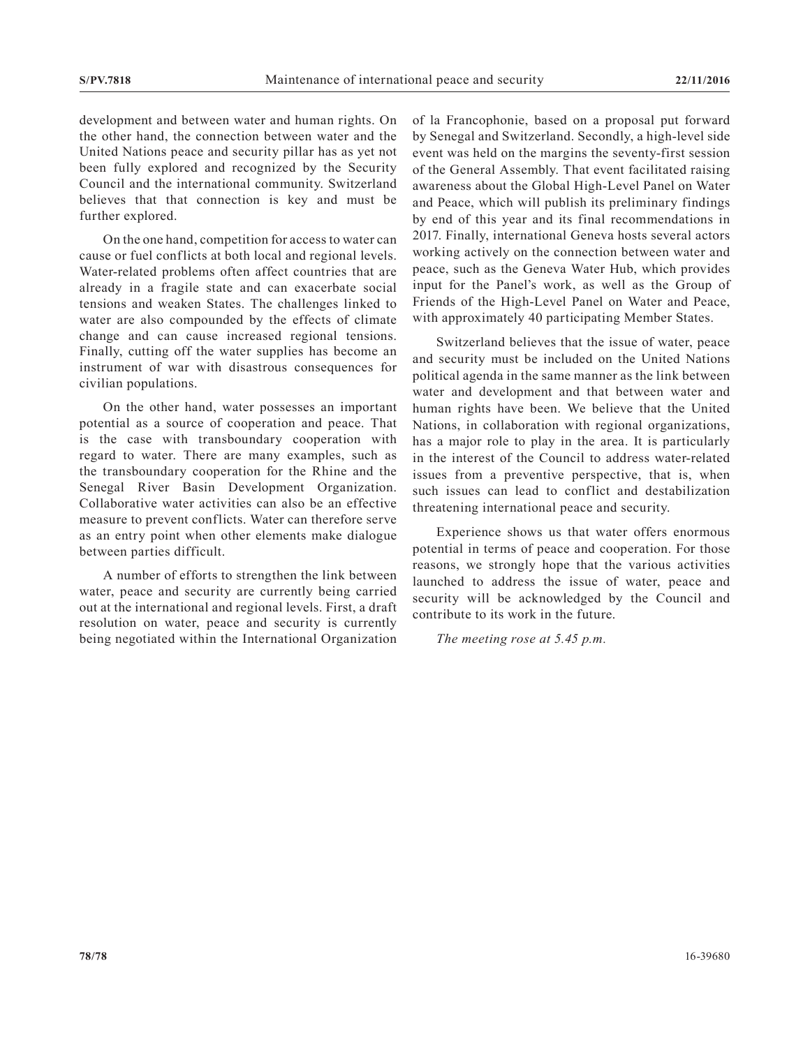development and between water and human rights. On the other hand, the connection between water and the United Nations peace and security pillar has as yet not been fully explored and recognized by the Security Council and the international community. Switzerland believes that that connection is key and must be further explored.

On the one hand, competition for access to water can cause or fuel conflicts at both local and regional levels. Water-related problems often affect countries that are already in a fragile state and can exacerbate social tensions and weaken States. The challenges linked to water are also compounded by the effects of climate change and can cause increased regional tensions. Finally, cutting off the water supplies has become an instrument of war with disastrous consequences for civilian populations.

On the other hand, water possesses an important potential as a source of cooperation and peace. That is the case with transboundary cooperation with regard to water. There are many examples, such as the transboundary cooperation for the Rhine and the Senegal River Basin Development Organization. Collaborative water activities can also be an effective measure to prevent conflicts. Water can therefore serve as an entry point when other elements make dialogue between parties difficult.

A number of efforts to strengthen the link between water, peace and security are currently being carried out at the international and regional levels. First, a draft resolution on water, peace and security is currently being negotiated within the International Organization of la Francophonie, based on a proposal put forward by Senegal and Switzerland. Secondly, a high-level side event was held on the margins the seventy-first session of the General Assembly. That event facilitated raising awareness about the Global High-Level Panel on Water and Peace, which will publish its preliminary findings by end of this year and its final recommendations in 2017. Finally, international Geneva hosts several actors working actively on the connection between water and peace, such as the Geneva Water Hub, which provides input for the Panel's work, as well as the Group of Friends of the High-Level Panel on Water and Peace, with approximately 40 participating Member States.

Switzerland believes that the issue of water, peace and security must be included on the United Nations political agenda in the same manner as the link between water and development and that between water and human rights have been. We believe that the United Nations, in collaboration with regional organizations, has a major role to play in the area. It is particularly in the interest of the Council to address water-related issues from a preventive perspective, that is, when such issues can lead to conflict and destabilization threatening international peace and security.

Experience shows us that water offers enormous potential in terms of peace and cooperation. For those reasons, we strongly hope that the various activities launched to address the issue of water, peace and security will be acknowledged by the Council and contribute to its work in the future.

*The meeting rose at 5.45 p.m.*